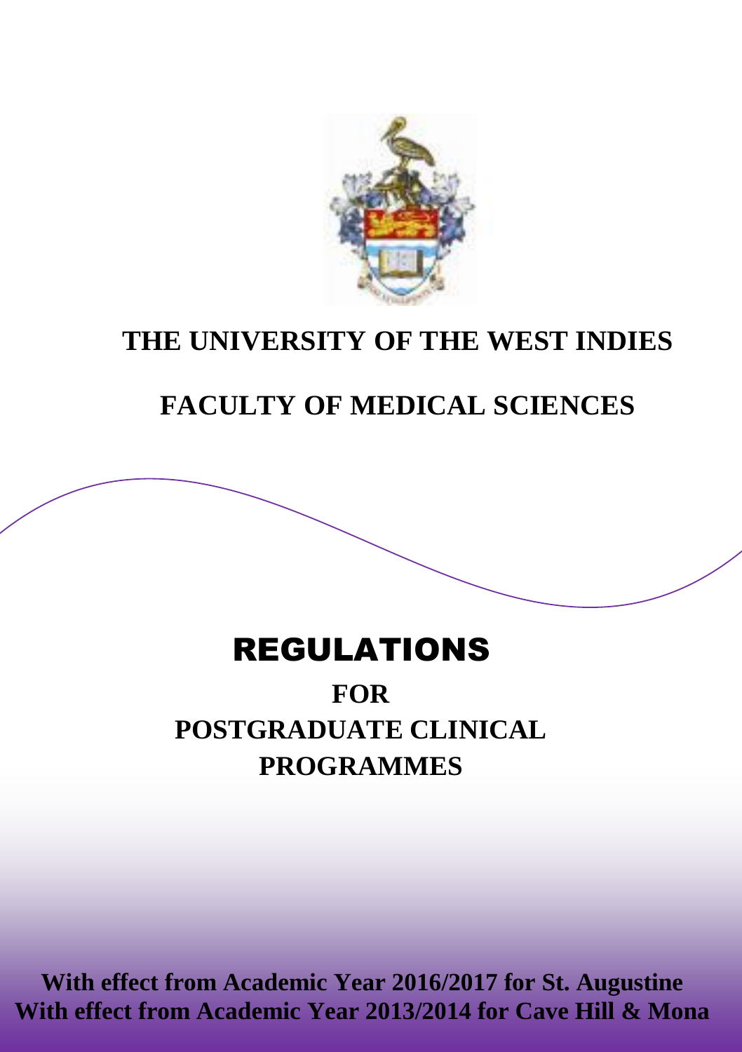# THE UNIVERSITY OF THE WEST INDIES

# FACULTY OF MEDICAL SCIENCES

# REGULATIONS

## FOR
## POSTGRADUATE CLINICAL PROGRAMMES

**With effect from Academic Year 2016/2017 for St. Augustine**
**With effect from Academic Year 2013/2014 for Cave Hill & Mona**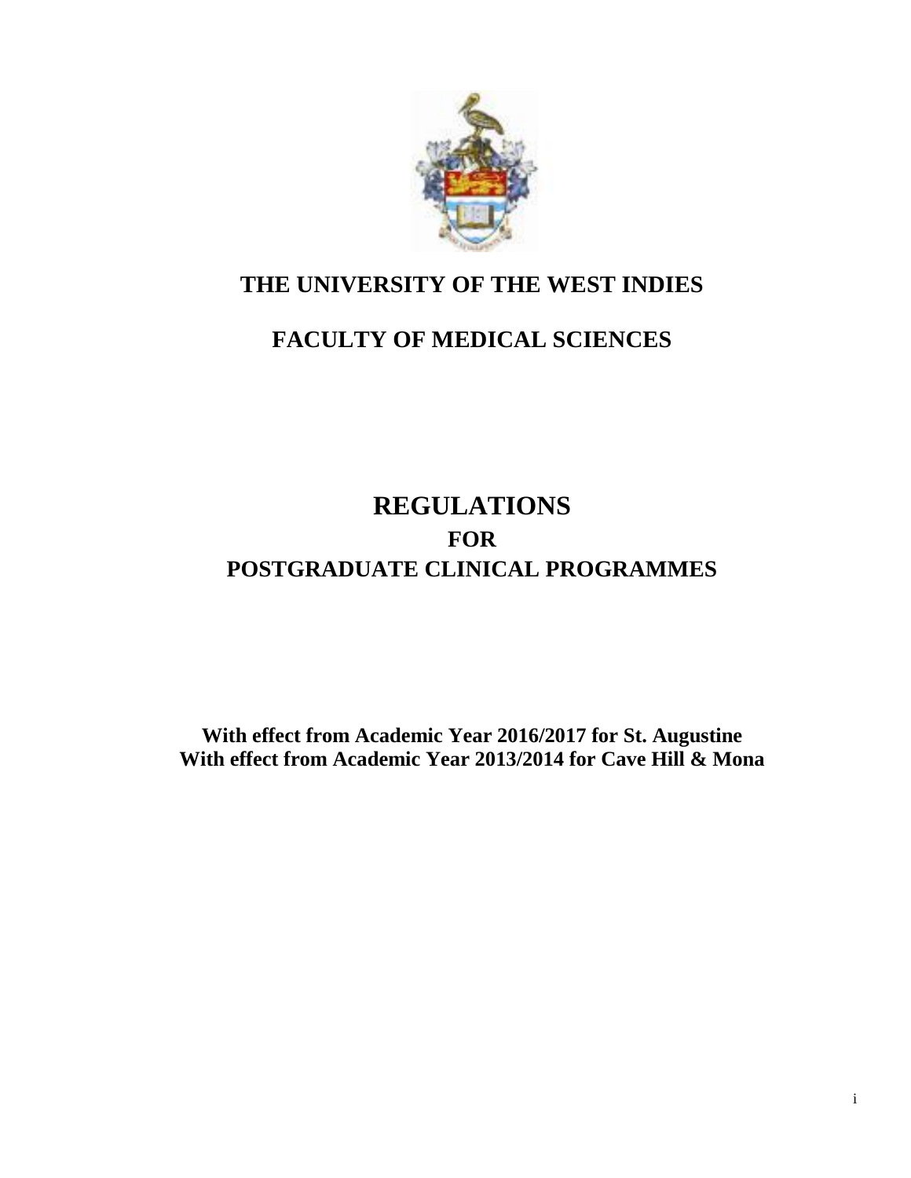# THE UNIVERSITY OF THE WEST INDIES

## FACULTY OF MEDICAL SCIENCES

# REGULATIONS
## FOR
## POSTGRADUATE CLINICAL PROGRAMMES

**With effect from Academic Year 2016/2017 for St. Augustine**
**With effect from Academic Year 2013/2014 for Cave Hill & Mona**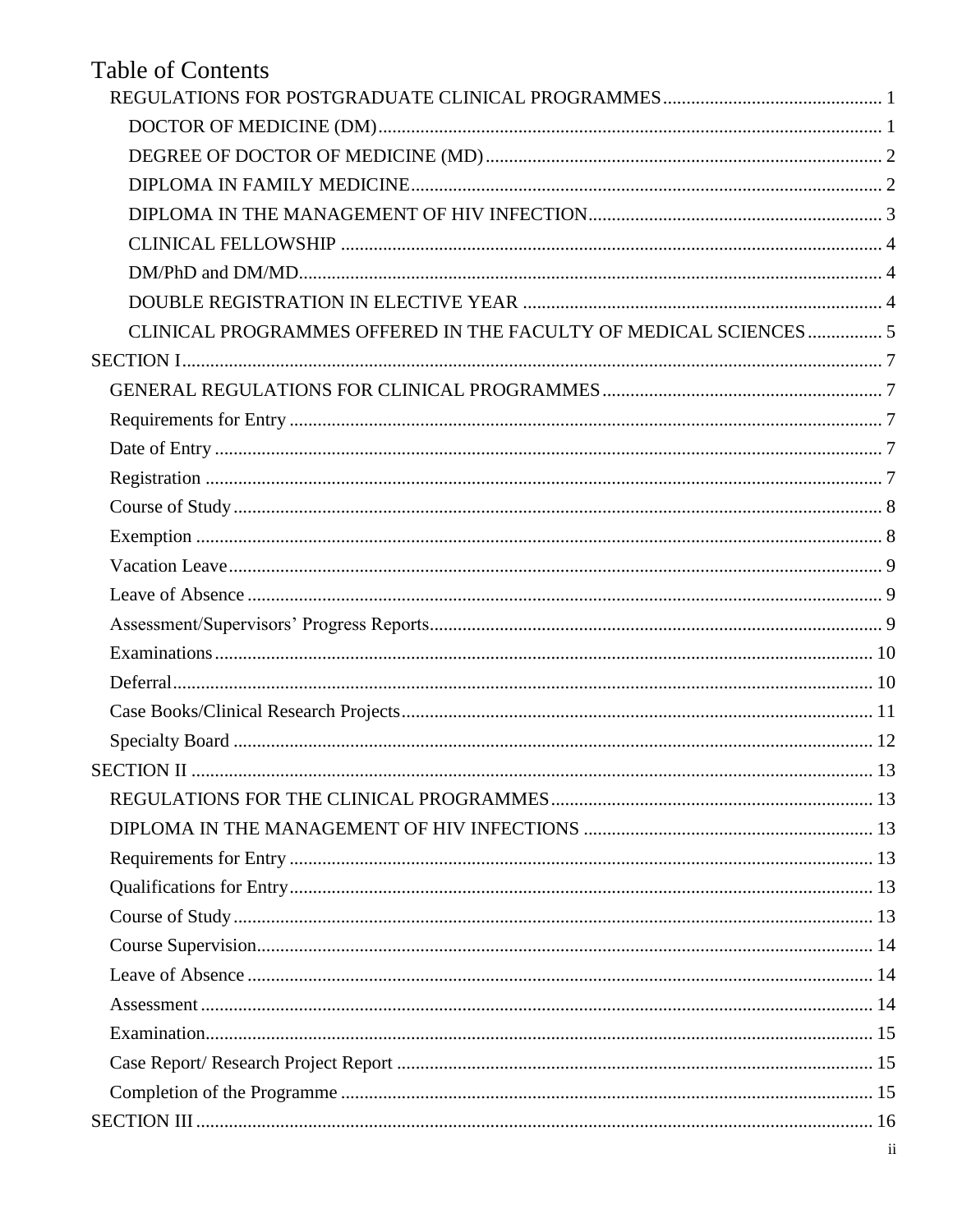# Table of Contents

- REGULATIONS FOR POSTGRADUATE CLINICAL PROGRAMMES .... 1
  - DOCTOR OF MEDICINE (DM) .... 1
  - DEGREE OF DOCTOR OF MEDICINE (MD) .... 2
  - DIPLOMA IN FAMILY MEDICINE .... 2
  - DIPLOMA IN THE MANAGEMENT OF HIV INFECTION .... 3
  - CLINICAL FELLOWSHIP .... 4
  - DM/PhD and DM/MD .... 4
  - DOUBLE REGISTRATION IN ELECTIVE YEAR .... 4
  - CLINICAL PROGRAMMES OFFERED IN THE FACULTY OF MEDICAL SCIENCES .... 5
- SECTION I .... 7
  - GENERAL REGULATIONS FOR CLINICAL PROGRAMMES .... 7
  - Requirements for Entry .... 7
  - Date of Entry .... 7
  - Registration .... 7
  - Course of Study .... 8
  - Exemption .... 8
  - Vacation Leave .... 9
  - Leave of Absence .... 9
  - Assessment/Supervisors' Progress Reports .... 9
  - Examinations .... 10
  - Deferral .... 10
  - Case Books/Clinical Research Projects .... 11
  - Specialty Board .... 12
- SECTION II .... 13
  - REGULATIONS FOR THE CLINICAL PROGRAMMES .... 13
  - DIPLOMA IN THE MANAGEMENT OF HIV INFECTIONS .... 13
  - Requirements for Entry .... 13
  - Qualifications for Entry .... 13
  - Course of Study .... 13
  - Course Supervision .... 14
  - Leave of Absence .... 14
  - Assessment .... 14
  - Examination .... 15
  - Case Report/ Research Project Report .... 15
  - Completion of the Programme .... 15
- SECTION III .... 16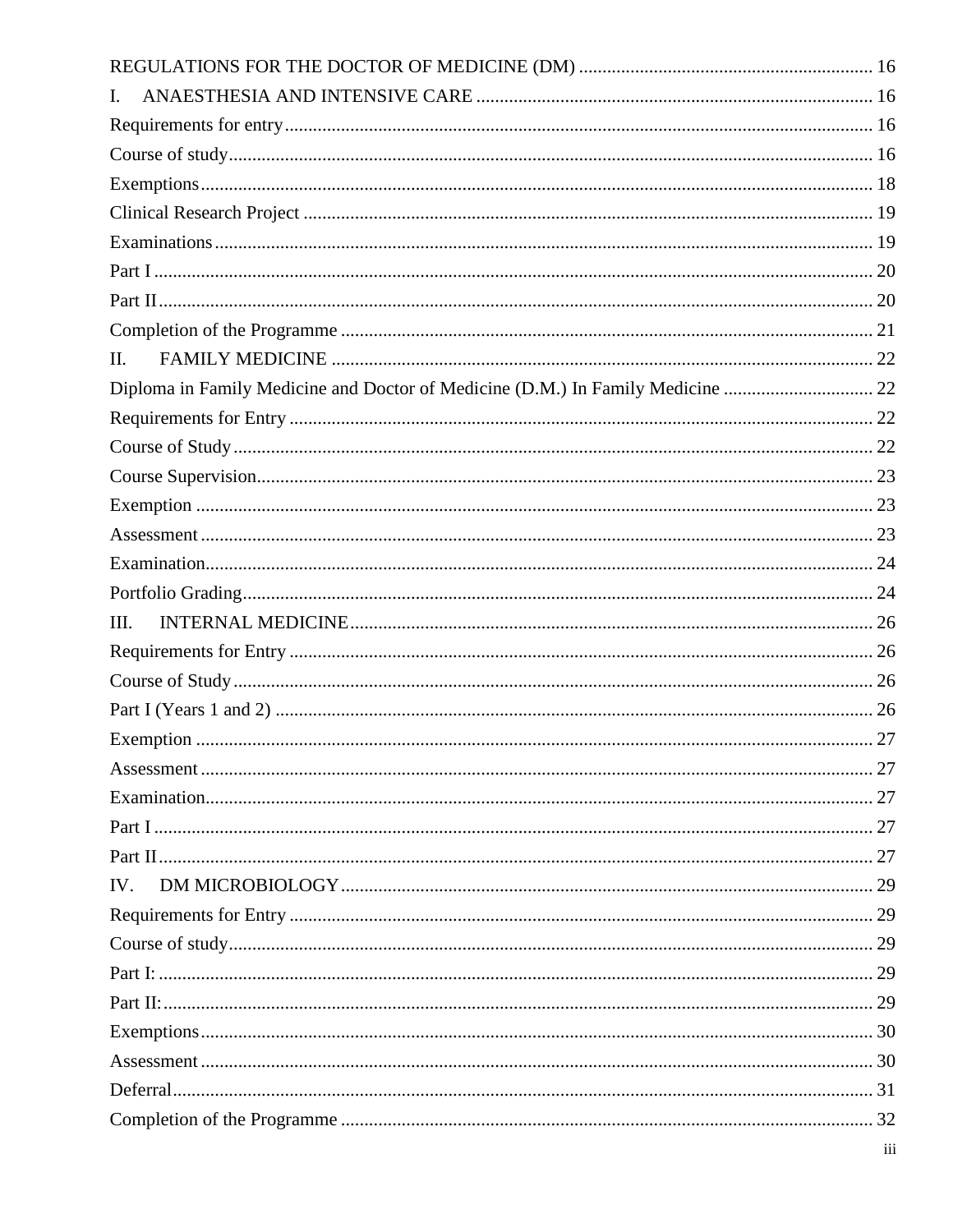REGULATIONS FOR THE DOCTOR OF MEDICINE (DM) .............................................................. 16

I. ANAESTHESIA AND INTENSIVE CARE .................................................................................... 16

Requirements for entry ............................................................................................................ 16

Course of study ......................................................................................................................... 16

Exemptions .............................................................................................................................. 18

Clinical Research Project ......................................................................................................... 19

Examinations ........................................................................................................................... 19

Part I ........................................................................................................................................ 20

Part II ....................................................................................................................................... 20

Completion of the Programme ................................................................................................. 21

II. FAMILY MEDICINE .................................................................................................................. 22

Diploma in Family Medicine and Doctor of Medicine (D.M.) In Family Medicine ................................ 22

Requirements for Entry ............................................................................................................ 22

Course of Study ....................................................................................................................... 22

Course Supervision .................................................................................................................. 23

Exemption ............................................................................................................................... 23

Assessment .............................................................................................................................. 23

Examination ............................................................................................................................. 24

Portfolio Grading ...................................................................................................................... 24

III. INTERNAL MEDICINE ............................................................................................................. 26

Requirements for Entry ............................................................................................................ 26

Course of Study ....................................................................................................................... 26

Part I (Years 1 and 2) .............................................................................................................. 26

Exemption ............................................................................................................................... 27

Assessment .............................................................................................................................. 27

Examination ............................................................................................................................. 27

Part I ........................................................................................................................................ 27

Part II ....................................................................................................................................... 27

IV. DM MICROBIOLOGY ................................................................................................................ 29

Requirements for Entry ............................................................................................................ 29

Course of study ......................................................................................................................... 29

Part I: ....................................................................................................................................... 29

Part II: ...................................................................................................................................... 29

Exemptions .............................................................................................................................. 30

Assessment .............................................................................................................................. 30

Deferral .................................................................................................................................... 31

Completion of the Programme ................................................................................................. 32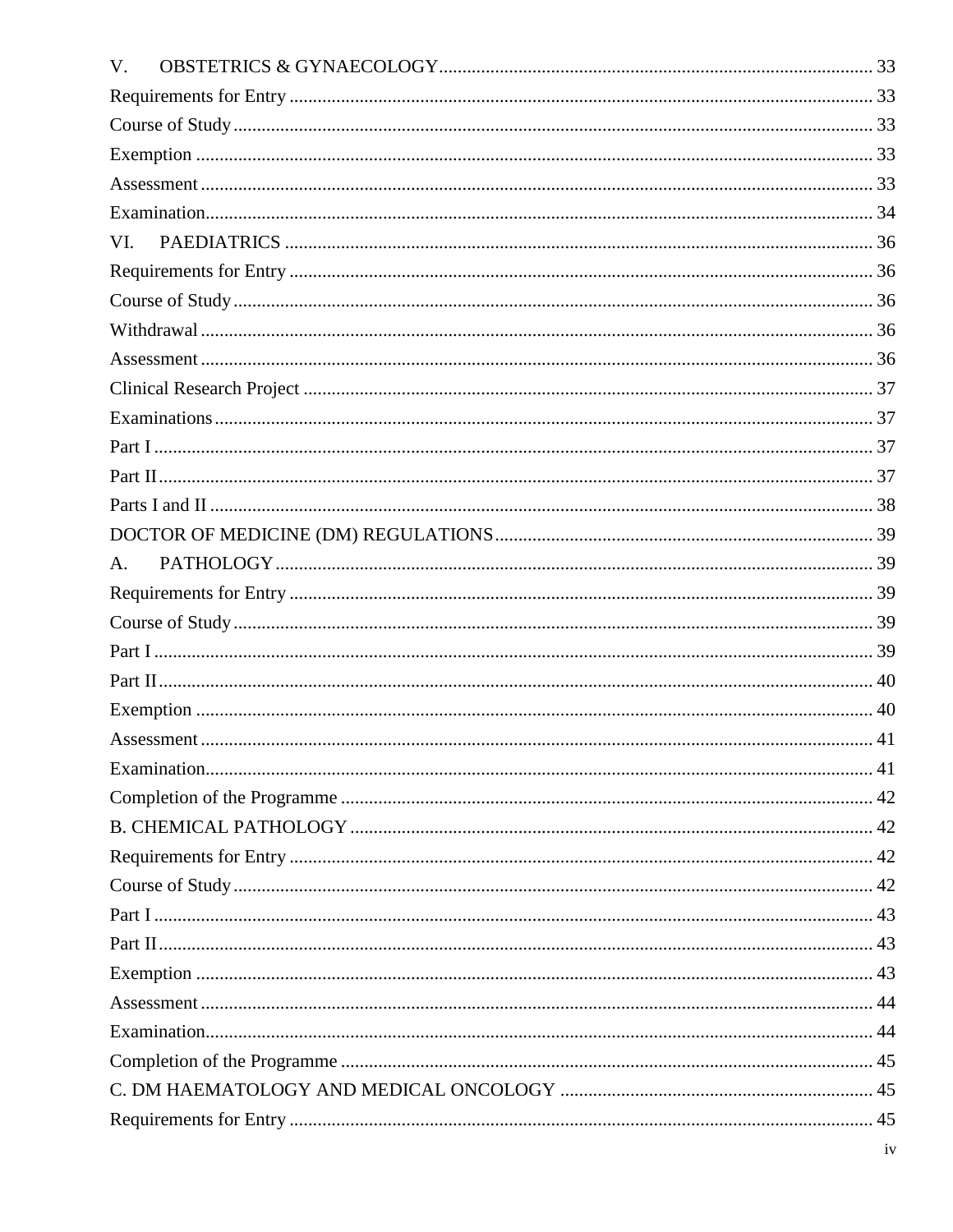V. OBSTETRICS & GYNAECOLOGY ........................................ 33
Requirements for Entry ........................................ 33
Course of Study ........................................ 33
Exemption ........................................ 33
Assessment ........................................ 33
Examination ........................................ 34
VI. PAEDIATRICS ........................................ 36
Requirements for Entry ........................................ 36
Course of Study ........................................ 36
Withdrawal ........................................ 36
Assessment ........................................ 36
Clinical Research Project ........................................ 37
Examinations ........................................ 37
Part I ........................................ 37
Part II ........................................ 37
Parts I and II ........................................ 38
DOCTOR OF MEDICINE (DM) REGULATIONS ........................................ 39
A. PATHOLOGY ........................................ 39
Requirements for Entry ........................................ 39
Course of Study ........................................ 39
Part I ........................................ 39
Part II ........................................ 40
Exemption ........................................ 40
Assessment ........................................ 41
Examination ........................................ 41
Completion of the Programme ........................................ 42
B. CHEMICAL PATHOLOGY ........................................ 42
Requirements for Entry ........................................ 42
Course of Study ........................................ 42
Part I ........................................ 43
Part II ........................................ 43
Exemption ........................................ 43
Assessment ........................................ 44
Examination ........................................ 44
Completion of the Programme ........................................ 45
C. DM HAEMATOLOGY AND MEDICAL ONCOLOGY ........................................ 45
Requirements for Entry ........................................ 45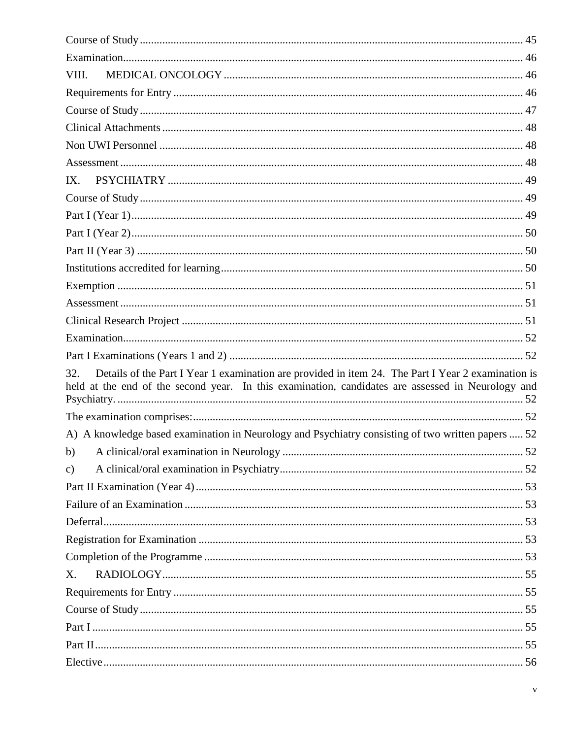Course of Study ........................................................................................................................ 45

Examination............................................................................................................................. 46

VIII. MEDICAL ONCOLOGY ........................................................................................... 46

Requirements for Entry ............................................................................................................ 46

Course of Study ........................................................................................................................ 47

Clinical Attachments ................................................................................................................ 48

Non UWI Personnel ................................................................................................................. 48

Assessment ............................................................................................................................... 48

IX. PSYCHIATRY ............................................................................................................ 49

Course of Study ........................................................................................................................ 49

Part I (Year 1)........................................................................................................................... 49

Part I (Year 2)........................................................................................................................... 50

Part II (Year 3) ......................................................................................................................... 50

Institutions accredited for learning ........................................................................................... 50

Exemption ................................................................................................................................ 51

Assessment ............................................................................................................................... 51

Clinical Research Project .......................................................................................................... 51

Examination.............................................................................................................................. 52

Part I Examinations (Years 1 and 2) ......................................................................................... 52

32. Details of the Part I Year 1 examination are provided in item 24. The Part I Year 2 examination is held at the end of the second year. In this examination, candidates are assessed in Neurology and Psychiatry. ................................................................................................................................ 52

The examination comprises:..................................................................................................... 52

A) A knowledge based examination in Neurology and Psychiatry consisting of two written papers ..... 52

b) A clinical/oral examination in Neurology ...................................................................... 52

c) A clinical/oral examination in Psychiatry....................................................................... 52

Part II Examination (Year 4) .................................................................................................... 53

Failure of an Examination ........................................................................................................ 53

Deferral..................................................................................................................................... 53

Registration for Examination ................................................................................................... 53

Completion of the Programme ................................................................................................. 53

X. RADIOLOGY................................................................................................................ 55

Requirements for Entry ............................................................................................................ 55

Course of Study ........................................................................................................................ 55

Part I ........................................................................................................................................ 55

Part II........................................................................................................................................ 55

Elective ..................................................................................................................................... 56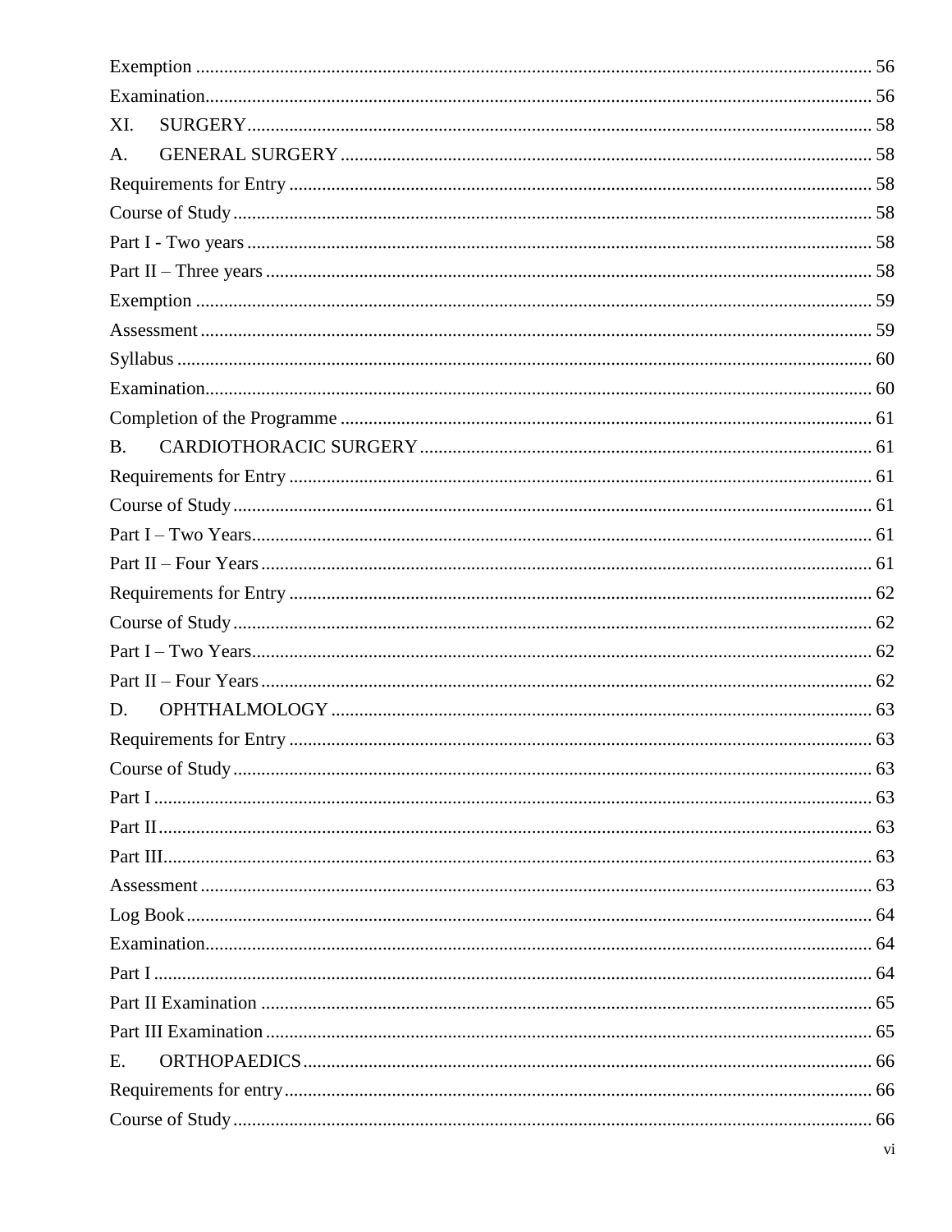Exemption ............................................................................................................................. 56
Examination........................................................................................................................... 56
XI. SURGERY........................................................................................................................ 58
A. GENERAL SURGERY ....................................................................................................... 58
Requirements for Entry .......................................................................................................... 58
Course of Study ...................................................................................................................... 58
Part I - Two years ................................................................................................................... 58
Part II – Three years ............................................................................................................... 58
Exemption ............................................................................................................................. 59
Assessment ............................................................................................................................ 59
Syllabus ................................................................................................................................. 60
Examination........................................................................................................................... 60
Completion of the Programme ............................................................................................... 61
B. CARDIOTHORACIC SURGERY ...................................................................................... 61
Requirements for Entry .......................................................................................................... 61
Course of Study ...................................................................................................................... 61
Part I – Two Years.................................................................................................................. 61
Part II – Four Years ................................................................................................................ 61
Requirements for Entry .......................................................................................................... 62
Course of Study ...................................................................................................................... 62
Part I – Two Years.................................................................................................................. 62
Part II – Four Years ................................................................................................................ 62
D. OPHTHALMOLOGY ......................................................................................................... 63
Requirements for Entry .......................................................................................................... 63
Course of Study ...................................................................................................................... 63
Part I ...................................................................................................................................... 63
Part II..................................................................................................................................... 63
Part III.................................................................................................................................... 63
Assessment ............................................................................................................................ 63
Log Book ............................................................................................................................... 64
Examination........................................................................................................................... 64
Part I ...................................................................................................................................... 64
Part II Examination ................................................................................................................ 65
Part III Examination ............................................................................................................... 65
E. ORTHOPAEDICS ............................................................................................................... 66
Requirements for entry........................................................................................................... 66
Course of Study ...................................................................................................................... 66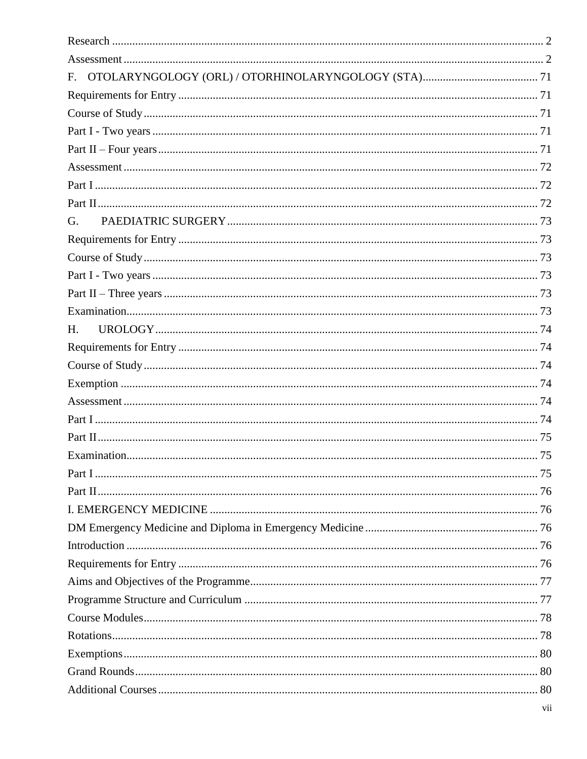Research .......... 2
Assessment .......... 2
F. OTOLARYNGOLOGY (ORL) / OTORHINOLARYNGOLOGY (STA) .......... 71
Requirements for Entry .......... 71
Course of Study .......... 71
Part I - Two years .......... 71
Part II – Four years .......... 71
Assessment .......... 72
Part I .......... 72
Part II .......... 72
G. PAEDIATRIC SURGERY .......... 73
Requirements for Entry .......... 73
Course of Study .......... 73
Part I - Two years .......... 73
Part II – Three years .......... 73
Examination .......... 73
H. UROLOGY .......... 74
Requirements for Entry .......... 74
Course of Study .......... 74
Exemption .......... 74
Assessment .......... 74
Part I .......... 74
Part II .......... 75
Examination .......... 75
Part I .......... 75
Part II .......... 76
I. EMERGENCY MEDICINE .......... 76
DM Emergency Medicine and Diploma in Emergency Medicine .......... 76
Introduction .......... 76
Requirements for Entry .......... 76
Aims and Objectives of the Programme .......... 77
Programme Structure and Curriculum .......... 77
Course Modules .......... 78
Rotations .......... 78
Exemptions .......... 80
Grand Rounds .......... 80
Additional Courses .......... 80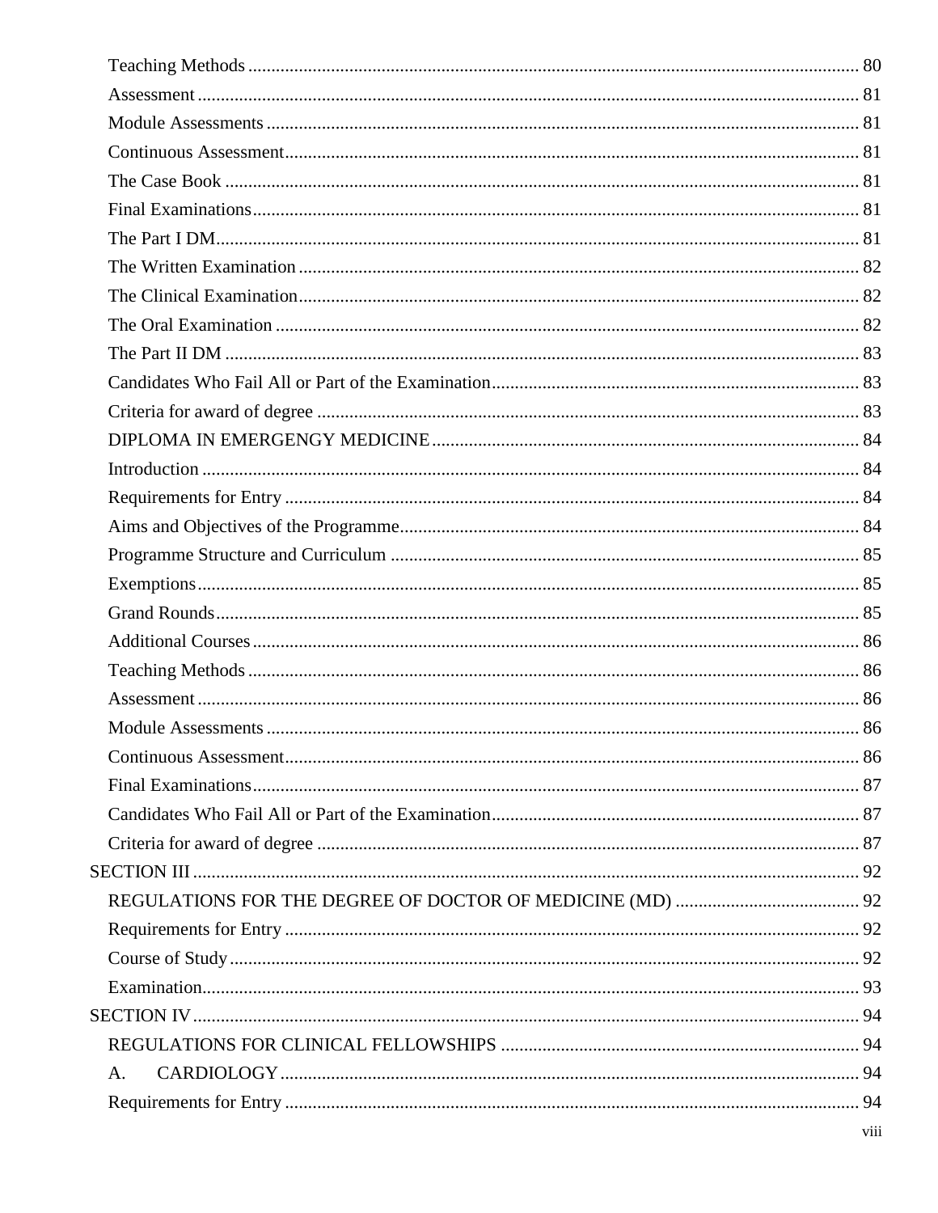Teaching Methods .................................................................................................................. 80
Assessment ............................................................................................................................ 81
Module Assessments ............................................................................................................. 81
Continuous Assessment......................................................................................................... 81
The Case Book ...................................................................................................................... 81
Final Examinations................................................................................................................ 81
The Part I DM........................................................................................................................ 81
The Written Examination ...................................................................................................... 82
The Clinical Examination...................................................................................................... 82
The Oral Examination ........................................................................................................... 82
The Part II DM ...................................................................................................................... 83
Candidates Who Fail All or Part of the Examination............................................................ 83
Criteria for award of degree .................................................................................................. 83
DIPLOMA IN EMERGENGY MEDICINE......................................................................... 84
Introduction ........................................................................................................................... 84
Requirements for Entry ......................................................................................................... 84
Aims and Objectives of the Programme................................................................................. 84
Programme Structure and Curriculum .................................................................................. 85
Exemptions............................................................................................................................ 85
Grand Rounds........................................................................................................................ 85
Additional Courses................................................................................................................ 86
Teaching Methods ................................................................................................................. 86
Assessment ........................................................................................................................... 86
Module Assessments ............................................................................................................. 86
Continuous Assessment......................................................................................................... 86
Final Examinations................................................................................................................ 87
Candidates Who Fail All or Part of the Examination............................................................ 87
Criteria for award of degree .................................................................................................. 87
SECTION III ............................................................................................................................ 92
REGULATIONS FOR THE DEGREE OF DOCTOR OF MEDICINE (MD) ....................................... 92
Requirements for Entry ......................................................................................................... 92
Course of Study..................................................................................................................... 92
Examination........................................................................................................................... 93
SECTION IV............................................................................................................................. 94
REGULATIONS FOR CLINICAL FELLOWSHIPS ........................................................................... 94
A. CARDIOLOGY.................................................................................................................. 94
Requirements for Entry ......................................................................................................... 94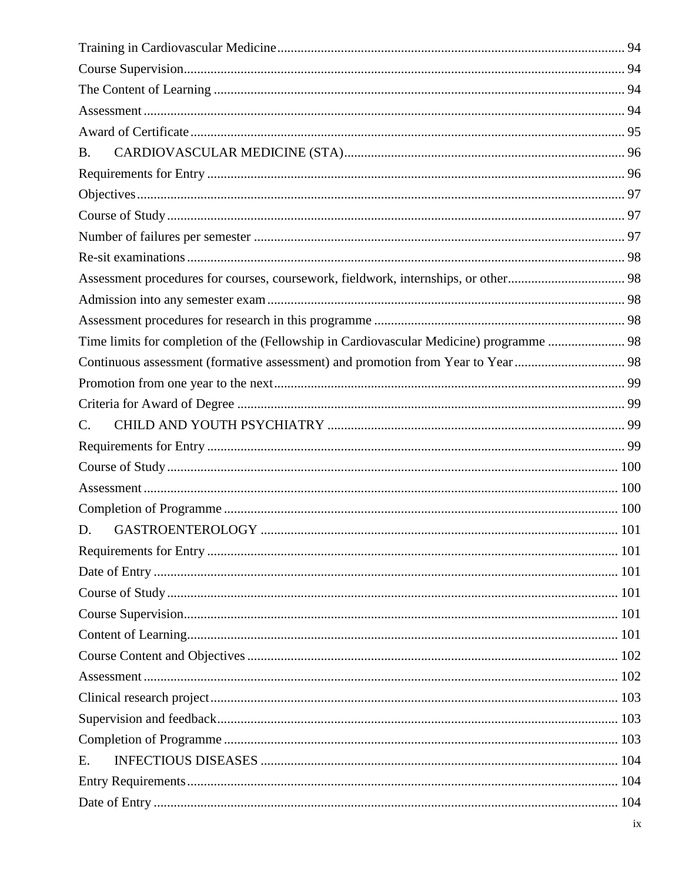Training in Cardiovascular Medicine ..... 94
Course Supervision ..... 94
The Content of Learning ..... 94
Assessment ..... 94
Award of Certificate ..... 95
B. CARDIOVASCULAR MEDICINE (STA) ..... 96
Requirements for Entry ..... 96
Objectives ..... 97
Course of Study ..... 97
Number of failures per semester ..... 97
Re-sit examinations ..... 98
Assessment procedures for courses, coursework, fieldwork, internships, or other ..... 98
Admission into any semester exam ..... 98
Assessment procedures for research in this programme ..... 98
Time limits for completion of the (Fellowship in Cardiovascular Medicine) programme ..... 98
Continuous assessment (formative assessment) and promotion from Year to Year ..... 98
Promotion from one year to the next ..... 99
Criteria for Award of Degree ..... 99
C. CHILD AND YOUTH PSYCHIATRY ..... 99
Requirements for Entry ..... 99
Course of Study ..... 100
Assessment ..... 100
Completion of Programme ..... 100
D. GASTROENTEROLOGY ..... 101
Requirements for Entry ..... 101
Date of Entry ..... 101
Course of Study ..... 101
Course Supervision ..... 101
Content of Learning ..... 101
Course Content and Objectives ..... 102
Assessment ..... 102
Clinical research project ..... 103
Supervision and feedback ..... 103
Completion of Programme ..... 103
E. INFECTIOUS DISEASES ..... 104
Entry Requirements ..... 104
Date of Entry ..... 104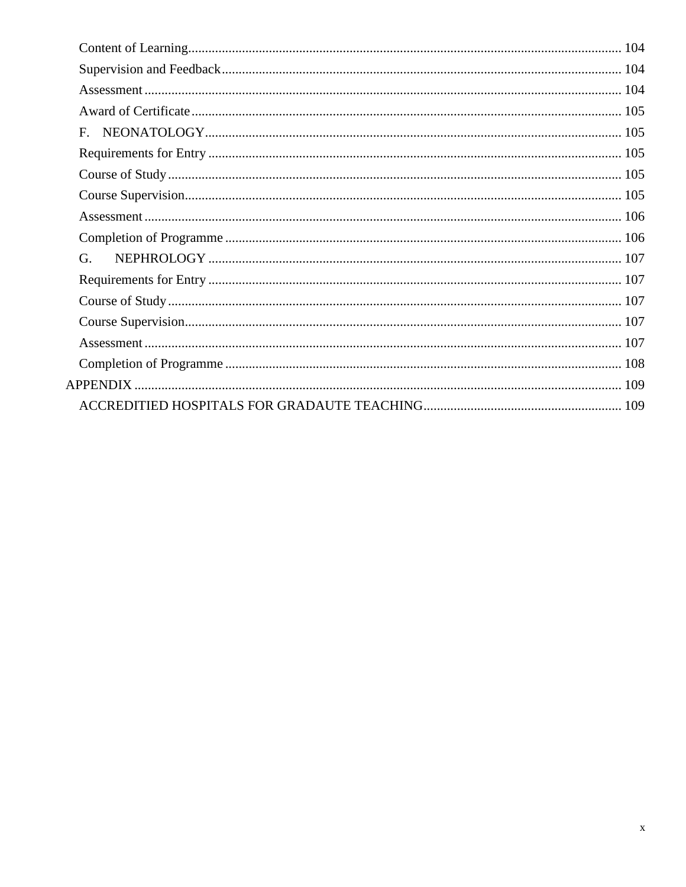Content of Learning ... 104
Supervision and Feedback ... 104
Assessment ... 104
Award of Certificate ... 105
F. NEONATOLOGY ... 105
Requirements for Entry ... 105
Course of Study ... 105
Course Supervision ... 105
Assessment ... 106
Completion of Programme ... 106
G. NEPHROLOGY ... 107
Requirements for Entry ... 107
Course of Study ... 107
Course Supervision ... 107
Assessment ... 107
Completion of Programme ... 108
APPENDIX ... 109
ACCREDITIED HOSPITALS FOR GRADAUTE TEACHING ... 109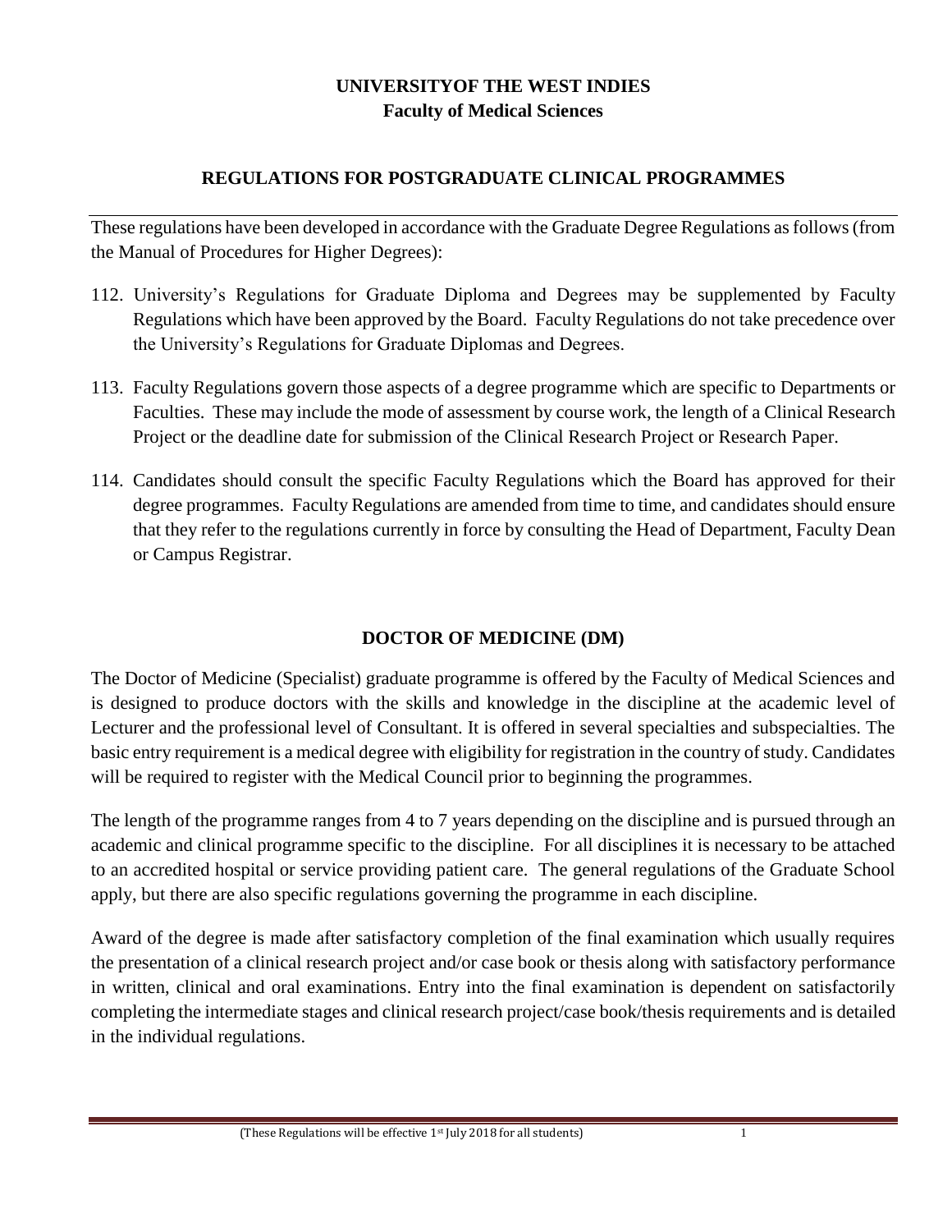**UNIVERSITYOF THE WEST INDIES**
**Faculty of Medical Sciences**

## REGULATIONS FOR POSTGRADUATE CLINICAL PROGRAMMES

These regulations have been developed in accordance with the Graduate Degree Regulations as follows (from the Manual of Procedures for Higher Degrees):

112. University's Regulations for Graduate Diploma and Degrees may be supplemented by Faculty Regulations which have been approved by the Board. Faculty Regulations do not take precedence over the University's Regulations for Graduate Diplomas and Degrees.

113. Faculty Regulations govern those aspects of a degree programme which are specific to Departments or Faculties. These may include the mode of assessment by course work, the length of a Clinical Research Project or the deadline date for submission of the Clinical Research Project or Research Paper.

114. Candidates should consult the specific Faculty Regulations which the Board has approved for their degree programmes. Faculty Regulations are amended from time to time, and candidates should ensure that they refer to the regulations currently in force by consulting the Head of Department, Faculty Dean or Campus Registrar.

## DOCTOR OF MEDICINE (DM)

The Doctor of Medicine (Specialist) graduate programme is offered by the Faculty of Medical Sciences and is designed to produce doctors with the skills and knowledge in the discipline at the academic level of Lecturer and the professional level of Consultant. It is offered in several specialties and subspecialties. The basic entry requirement is a medical degree with eligibility for registration in the country of study. Candidates will be required to register with the Medical Council prior to beginning the programmes.

The length of the programme ranges from 4 to 7 years depending on the discipline and is pursued through an academic and clinical programme specific to the discipline. For all disciplines it is necessary to be attached to an accredited hospital or service providing patient care. The general regulations of the Graduate School apply, but there are also specific regulations governing the programme in each discipline.

Award of the degree is made after satisfactory completion of the final examination which usually requires the presentation of a clinical research project and/or case book or thesis along with satisfactory performance in written, clinical and oral examinations. Entry into the final examination is dependent on satisfactorily completing the intermediate stages and clinical research project/case book/thesis requirements and is detailed in the individual regulations.

(These Regulations will be effective 1st July 2018 for all students)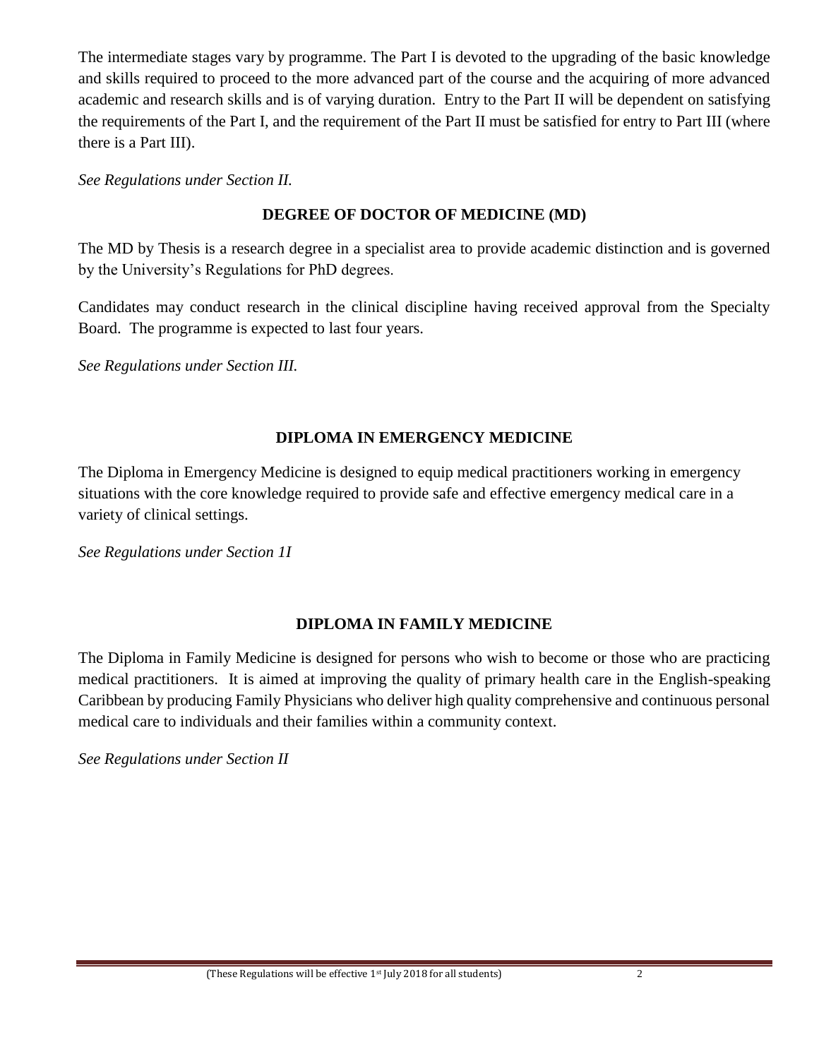The intermediate stages vary by programme. The Part I is devoted to the upgrading of the basic knowledge and skills required to proceed to the more advanced part of the course and the acquiring of more advanced academic and research skills and is of varying duration. Entry to the Part II will be dependent on satisfying the requirements of the Part I, and the requirement of the Part II must be satisfied for entry to Part III (where there is a Part III).

*See Regulations under Section II.*

## DEGREE OF DOCTOR OF MEDICINE (MD)

The MD by Thesis is a research degree in a specialist area to provide academic distinction and is governed by the University's Regulations for PhD degrees.

Candidates may conduct research in the clinical discipline having received approval from the Specialty Board. The programme is expected to last four years.

*See Regulations under Section III.*

## DIPLOMA IN EMERGENCY MEDICINE

The Diploma in Emergency Medicine is designed to equip medical practitioners working in emergency situations with the core knowledge required to provide safe and effective emergency medical care in a variety of clinical settings.

*See Regulations under Section 1I*

## DIPLOMA IN FAMILY MEDICINE

The Diploma in Family Medicine is designed for persons who wish to become or those who are practicing medical practitioners. It is aimed at improving the quality of primary health care in the English-speaking Caribbean by producing Family Physicians who deliver high quality comprehensive and continuous personal medical care to individuals and their families within a community context.

*See Regulations under Section II*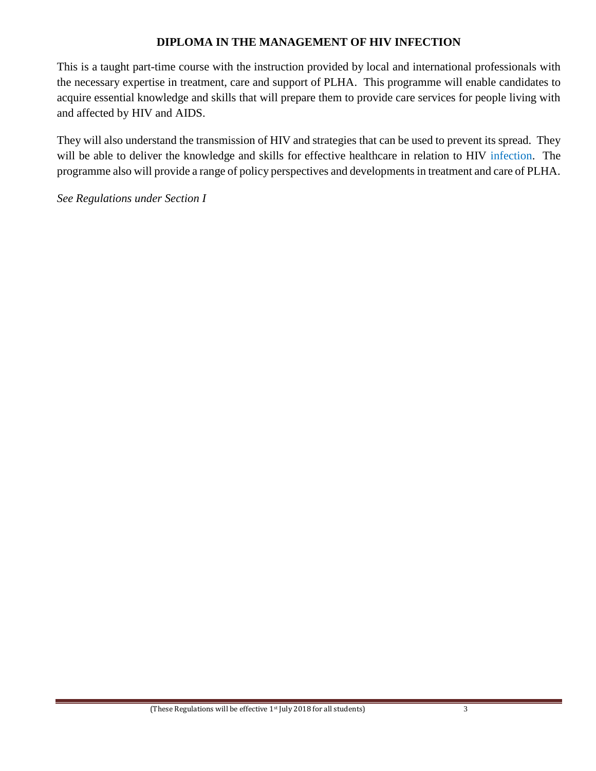# DIPLOMA IN THE MANAGEMENT OF HIV INFECTION

This is a taught part-time course with the instruction provided by local and international professionals with the necessary expertise in treatment, care and support of PLHA. This programme will enable candidates to acquire essential knowledge and skills that will prepare them to provide care services for people living with and affected by HIV and AIDS.

They will also understand the transmission of HIV and strategies that can be used to prevent its spread. They will be able to deliver the knowledge and skills for effective healthcare in relation to HIV infection. The programme also will provide a range of policy perspectives and developments in treatment and care of PLHA.

*See Regulations under Section I*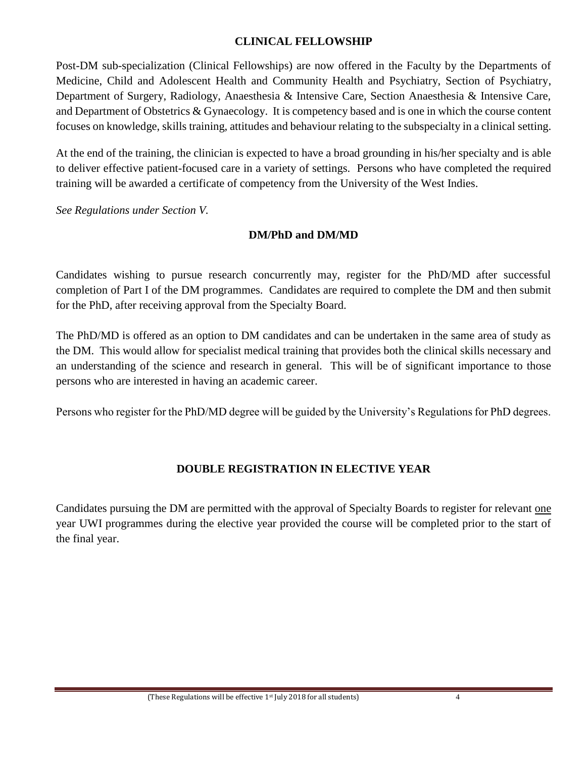## CLINICAL FELLOWSHIP

Post-DM sub-specialization (Clinical Fellowships) are now offered in the Faculty by the Departments of Medicine, Child and Adolescent Health and Community Health and Psychiatry, Section of Psychiatry, Department of Surgery, Radiology, Anaesthesia & Intensive Care, Section Anaesthesia & Intensive Care, and Department of Obstetrics & Gynaecology. It is competency based and is one in which the course content focuses on knowledge, skills training, attitudes and behaviour relating to the subspecialty in a clinical setting.

At the end of the training, the clinician is expected to have a broad grounding in his/her specialty and is able to deliver effective patient-focused care in a variety of settings. Persons who have completed the required training will be awarded a certificate of competency from the University of the West Indies.

*See Regulations under Section V.*

## DM/PhD and DM/MD

Candidates wishing to pursue research concurrently may, register for the PhD/MD after successful completion of Part I of the DM programmes. Candidates are required to complete the DM and then submit for the PhD, after receiving approval from the Specialty Board.

The PhD/MD is offered as an option to DM candidates and can be undertaken in the same area of study as the DM. This would allow for specialist medical training that provides both the clinical skills necessary and an understanding of the science and research in general. This will be of significant importance to those persons who are interested in having an academic career.

Persons who register for the PhD/MD degree will be guided by the University's Regulations for PhD degrees.

## DOUBLE REGISTRATION IN ELECTIVE YEAR

Candidates pursuing the DM are permitted with the approval of Specialty Boards to register for relevant <u>one</u> year UWI programmes during the elective year provided the course will be completed prior to the start of the final year.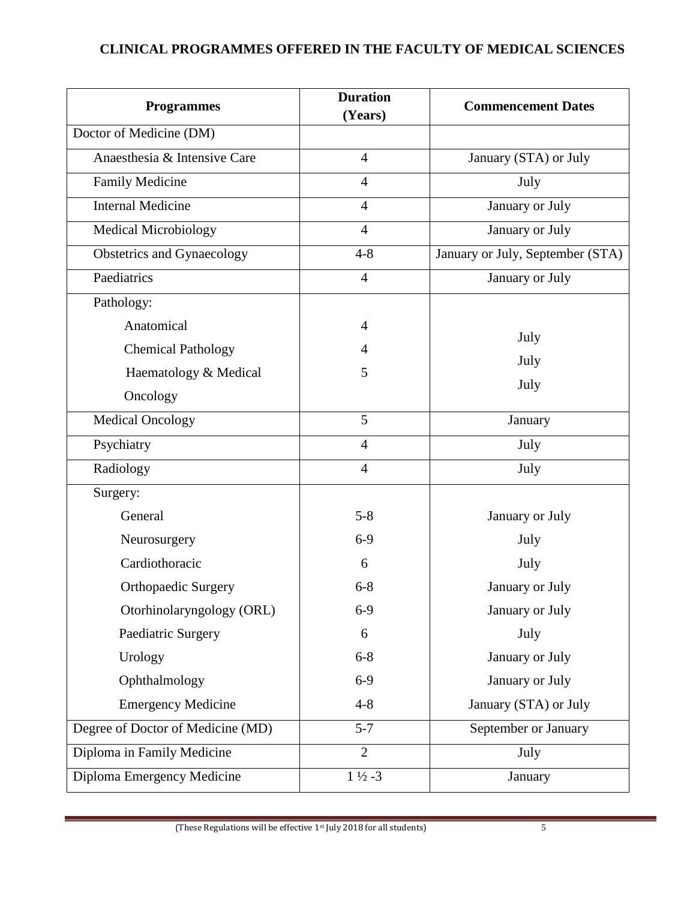## CLINICAL PROGRAMMES OFFERED IN THE FACULTY OF MEDICAL SCIENCES

| Programmes | Duration (Years) | Commencement Dates |
|---|---|---|
| Doctor of Medicine (DM) | | |
| Anaesthesia & Intensive Care | 4 | January (STA) or July |
| Family Medicine | 4 | July |
| Internal Medicine | 4 | January or July |
| Medical Microbiology | 4 | January or July |
| Obstetrics and Gynaecology | 4-8 | January or July, September (STA) |
| Paediatrics | 4 | January or July |
| Pathology: | | |
| Anatomical | 4 | July |
| Chemical Pathology | 4 | July |
| Haematology & Medical Oncology | 5 | July |
| Medical Oncology | 5 | January |
| Psychiatry | 4 | July |
| Radiology | 4 | July |
| Surgery: | | |
| General | 5-8 | January or July |
| Neurosurgery | 6-9 | July |
| Cardiothoracic | 6 | July |
| Orthopaedic Surgery | 6-8 | January or July |
| Otorhinolaryngology (ORL) | 6-9 | January or July |
| Paediatric Surgery | 6 | July |
| Urology | 6-8 | January or July |
| Ophthalmology | 6-9 | January or July |
| Emergency Medicine | 4-8 | January (STA) or July |
| Degree of Doctor of Medicine (MD) | 5-7 | September or January |
| Diploma in Family Medicine | 2 | July |
| Diploma Emergency Medicine | 1 ½ -3 | January |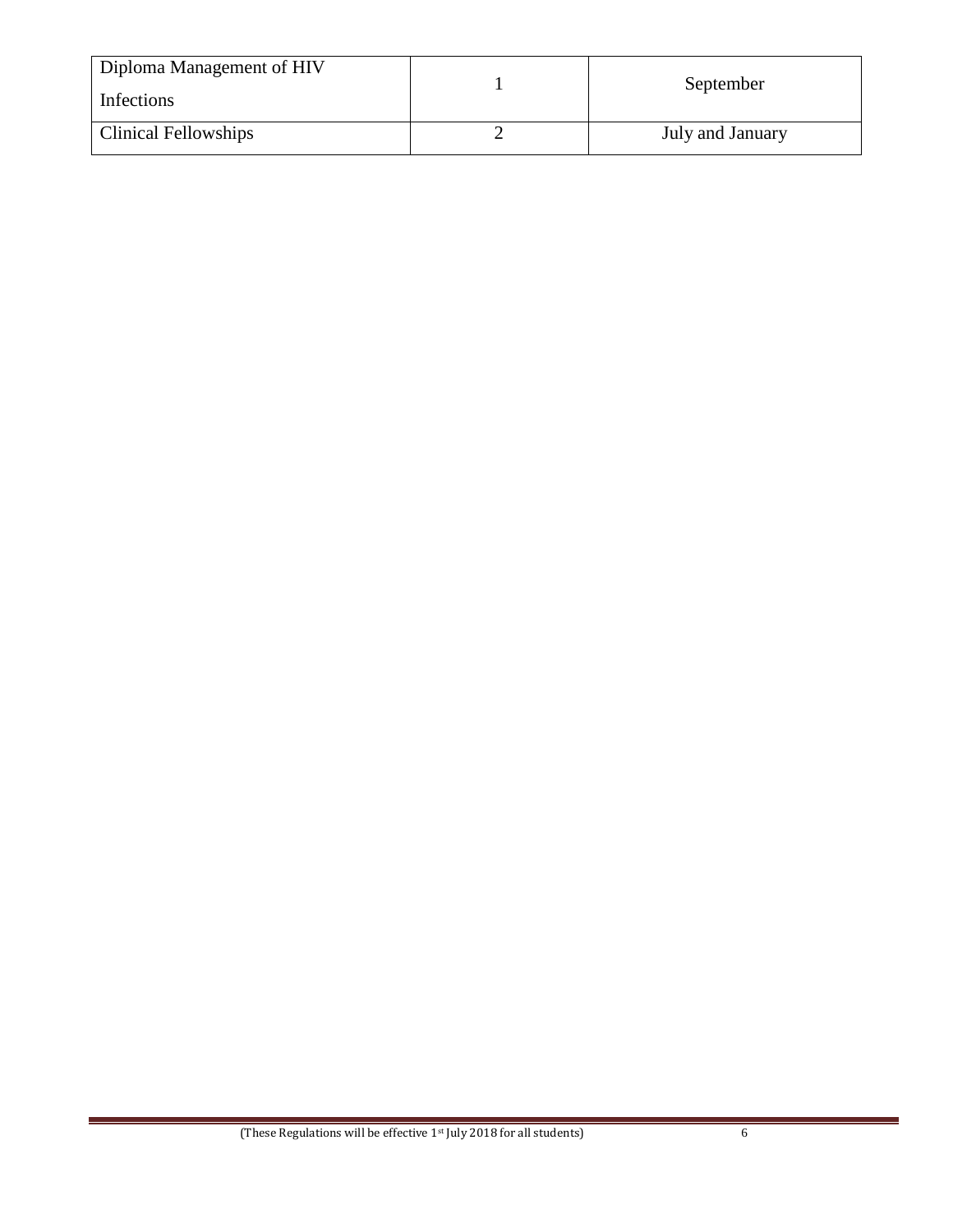| Diploma Management of HIV Infections | 1 | September |
| --- | --- | --- |
| Clinical Fellowships | 2 | July and January |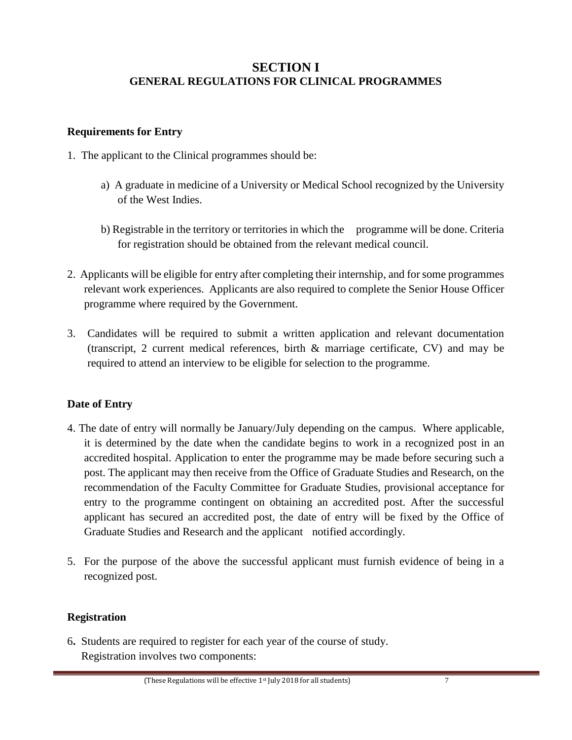# SECTION I
## GENERAL REGULATIONS FOR CLINICAL PROGRAMMES

### Requirements for Entry

1. The applicant to the Clinical programmes should be:

   a) A graduate in medicine of a University or Medical School recognized by the University of the West Indies.

   b) Registrable in the territory or territories in which the programme will be done. Criteria for registration should be obtained from the relevant medical council.

2. Applicants will be eligible for entry after completing their internship, and for some programmes relevant work experiences. Applicants are also required to complete the Senior House Officer programme where required by the Government.

3. Candidates will be required to submit a written application and relevant documentation (transcript, 2 current medical references, birth & marriage certificate, CV) and may be required to attend an interview to be eligible for selection to the programme.

### Date of Entry

4. The date of entry will normally be January/July depending on the campus. Where applicable, it is determined by the date when the candidate begins to work in a recognized post in an accredited hospital. Application to enter the programme may be made before securing such a post. The applicant may then receive from the Office of Graduate Studies and Research, on the recommendation of the Faculty Committee for Graduate Studies, provisional acceptance for entry to the programme contingent on obtaining an accredited post. After the successful applicant has secured an accredited post, the date of entry will be fixed by the Office of Graduate Studies and Research and the applicant notified accordingly.

5. For the purpose of the above the successful applicant must furnish evidence of being in a recognized post.

### Registration

6. Students are required to register for each year of the course of study. Registration involves two components: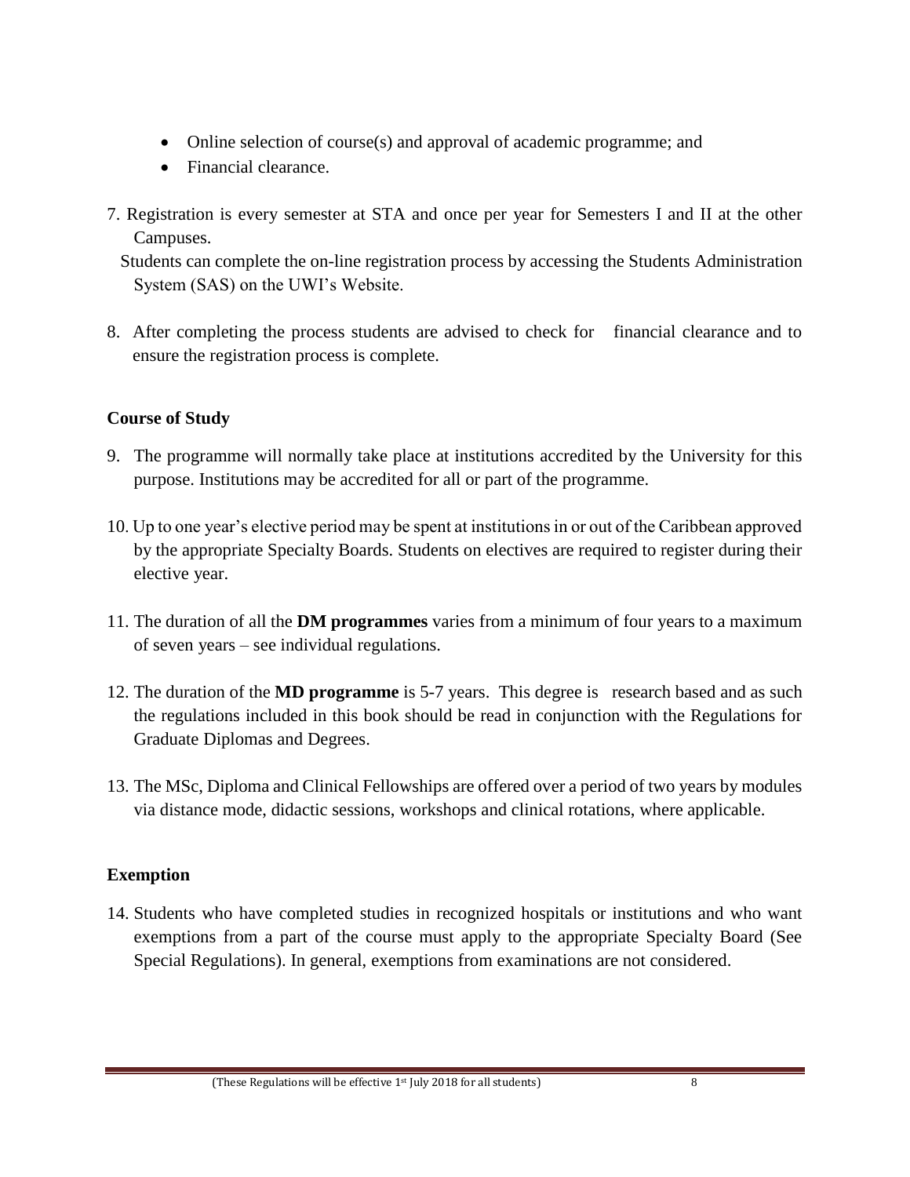- Online selection of course(s) and approval of academic programme; and
- Financial clearance.

7. Registration is every semester at STA and once per year for Semesters I and II at the other Campuses.

   Students can complete the on-line registration process by accessing the Students Administration System (SAS) on the UWI's Website.

8. After completing the process students are advised to check for financial clearance and to ensure the registration process is complete.

**Course of Study**

9. The programme will normally take place at institutions accredited by the University for this purpose. Institutions may be accredited for all or part of the programme.

10. Up to one year's elective period may be spent at institutions in or out of the Caribbean approved by the appropriate Specialty Boards. Students on electives are required to register during their elective year.

11. The duration of all the **DM programmes** varies from a minimum of four years to a maximum of seven years – see individual regulations.

12. The duration of the **MD programme** is 5-7 years. This degree is research based and as such the regulations included in this book should be read in conjunction with the Regulations for Graduate Diplomas and Degrees.

13. The MSc, Diploma and Clinical Fellowships are offered over a period of two years by modules via distance mode, didactic sessions, workshops and clinical rotations, where applicable.

**Exemption**

14. Students who have completed studies in recognized hospitals or institutions and who want exemptions from a part of the course must apply to the appropriate Specialty Board (See Special Regulations). In general, exemptions from examinations are not considered.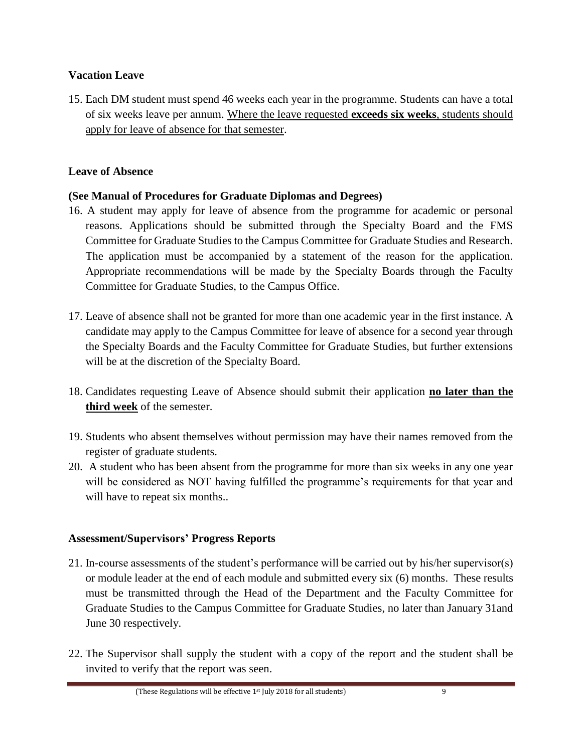**Vacation Leave**

15. Each DM student must spend 46 weeks each year in the programme. Students can have a total of six weeks leave per annum. Where the leave requested **exceeds six weeks**, students should apply for leave of absence for that semester.

**Leave of Absence**

**(See Manual of Procedures for Graduate Diplomas and Degrees)**

16. A student may apply for leave of absence from the programme for academic or personal reasons. Applications should be submitted through the Specialty Board and the FMS Committee for Graduate Studies to the Campus Committee for Graduate Studies and Research. The application must be accompanied by a statement of the reason for the application. Appropriate recommendations will be made by the Specialty Boards through the Faculty Committee for Graduate Studies, to the Campus Office.

17. Leave of absence shall not be granted for more than one academic year in the first instance. A candidate may apply to the Campus Committee for leave of absence for a second year through the Specialty Boards and the Faculty Committee for Graduate Studies, but further extensions will be at the discretion of the Specialty Board.

18. Candidates requesting Leave of Absence should submit their application **no later than the third week** of the semester.

19. Students who absent themselves without permission may have their names removed from the register of graduate students.
20. A student who has been absent from the programme for more than six weeks in any one year will be considered as NOT having fulfilled the programme's requirements for that year and will have to repeat six months..

**Assessment/Supervisors' Progress Reports**

21. In-course assessments of the student's performance will be carried out by his/her supervisor(s) or module leader at the end of each module and submitted every six (6) months. These results must be transmitted through the Head of the Department and the Faculty Committee for Graduate Studies to the Campus Committee for Graduate Studies, no later than January 31and June 30 respectively.

22. The Supervisor shall supply the student with a copy of the report and the student shall be invited to verify that the report was seen.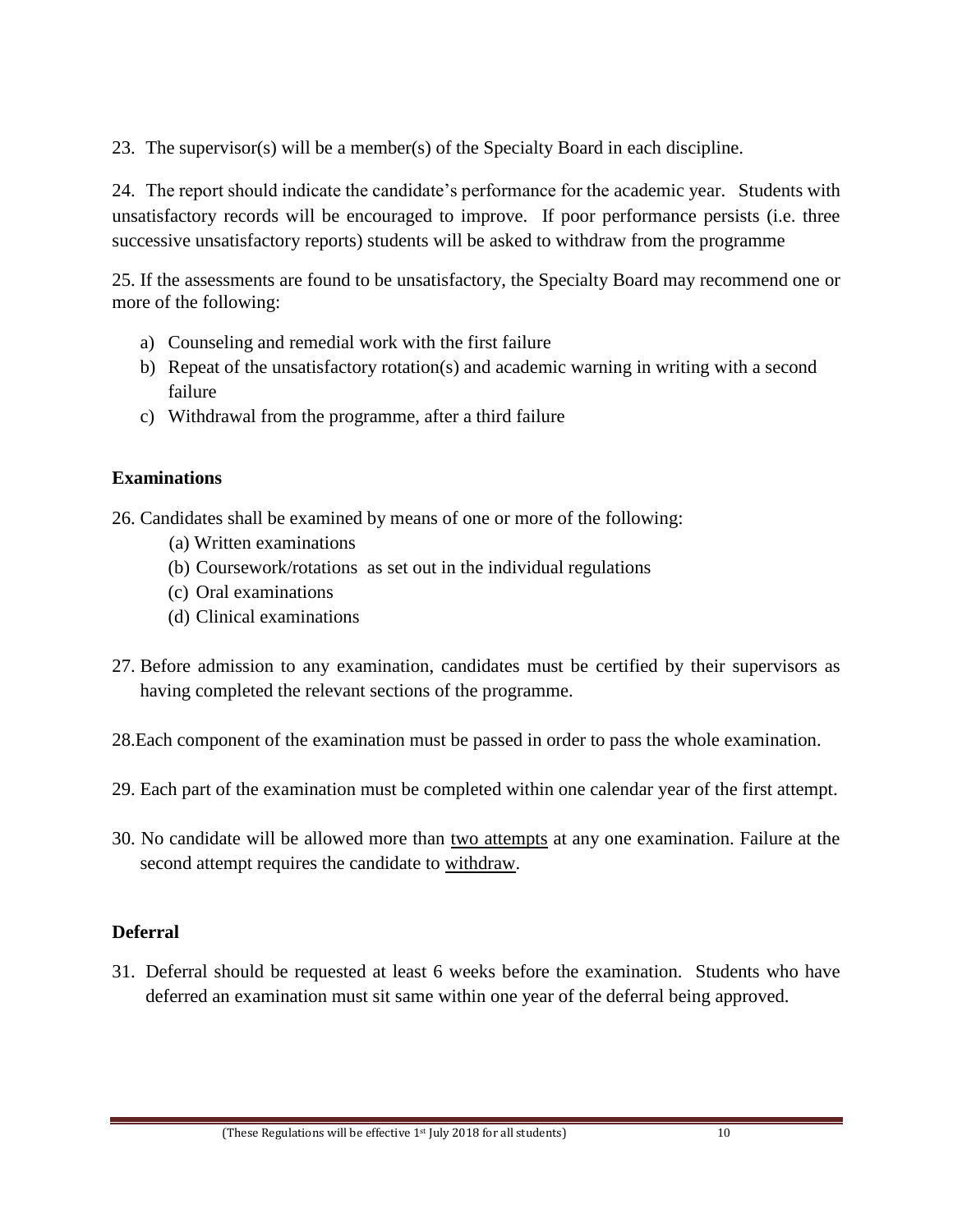23. The supervisor(s) will be a member(s) of the Specialty Board in each discipline.

24. The report should indicate the candidate's performance for the academic year. Students with unsatisfactory records will be encouraged to improve. If poor performance persists (i.e. three successive unsatisfactory reports) students will be asked to withdraw from the programme

25. If the assessments are found to be unsatisfactory, the Specialty Board may recommend one or more of the following:

a) Counseling and remedial work with the first failure
b) Repeat of the unsatisfactory rotation(s) and academic warning in writing with a second failure
c) Withdrawal from the programme, after a third failure

**Examinations**

26. Candidates shall be examined by means of one or more of the following:
   (a) Written examinations
   (b) Coursework/rotations as set out in the individual regulations
   (c) Oral examinations
   (d) Clinical examinations

27. Before admission to any examination, candidates must be certified by their supervisors as having completed the relevant sections of the programme.

28. Each component of the examination must be passed in order to pass the whole examination.

29. Each part of the examination must be completed within one calendar year of the first attempt.

30. No candidate will be allowed more than <u>two attempts</u> at any one examination. Failure at the second attempt requires the candidate to <u>withdraw</u>.

**Deferral**

31. Deferral should be requested at least 6 weeks before the examination. Students who have deferred an examination must sit same within one year of the deferral being approved.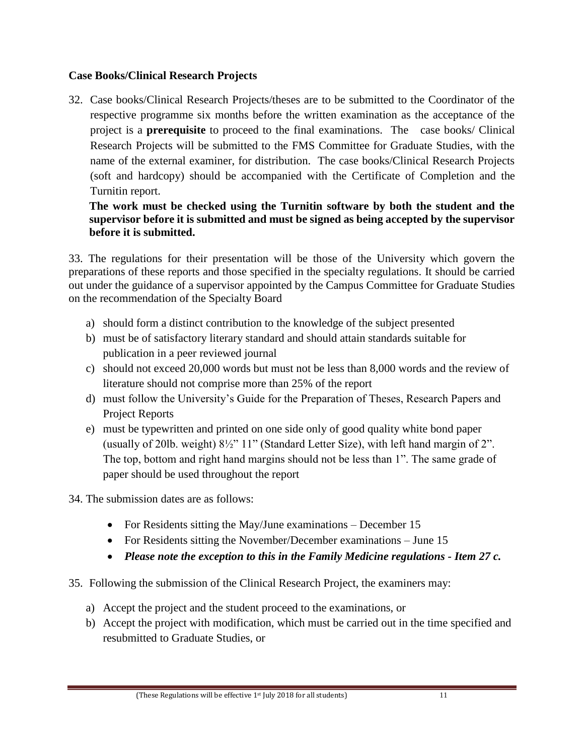**Case Books/Clinical Research Projects**

32. Case books/Clinical Research Projects/theses are to be submitted to the Coordinator of the respective programme six months before the written examination as the acceptance of the project is a **prerequisite** to proceed to the final examinations. The case books/ Clinical Research Projects will be submitted to the FMS Committee for Graduate Studies, with the name of the external examiner, for distribution. The case books/Clinical Research Projects (soft and hardcopy) should be accompanied with the Certificate of Completion and the Turnitin report.

    **The work must be checked using the Turnitin software by both the student and the supervisor before it is submitted and must be signed as being accepted by the supervisor before it is submitted.**

33. The regulations for their presentation will be those of the University which govern the preparations of these reports and those specified in the specialty regulations. It should be carried out under the guidance of a supervisor appointed by the Campus Committee for Graduate Studies on the recommendation of the Specialty Board

    a) should form a distinct contribution to the knowledge of the subject presented
    b) must be of satisfactory literary standard and should attain standards suitable for publication in a peer reviewed journal
    c) should not exceed 20,000 words but must not be less than 8,000 words and the review of literature should not comprise more than 25% of the report
    d) must follow the University's Guide for the Preparation of Theses, Research Papers and Project Reports
    e) must be typewritten and printed on one side only of good quality white bond paper (usually of 20lb. weight) 8½" 11" (Standard Letter Size), with left hand margin of 2". The top, bottom and right hand margins should not be less than 1". The same grade of paper should be used throughout the report

34. The submission dates are as follows:

    - For Residents sitting the May/June examinations – December 15
    - For Residents sitting the November/December examinations – June 15
    - ***Please note the exception to this in the Family Medicine regulations - Item 27 c.***

35. Following the submission of the Clinical Research Project, the examiners may:

    a) Accept the project and the student proceed to the examinations, or
    b) Accept the project with modification, which must be carried out in the time specified and resubmitted to Graduate Studies, or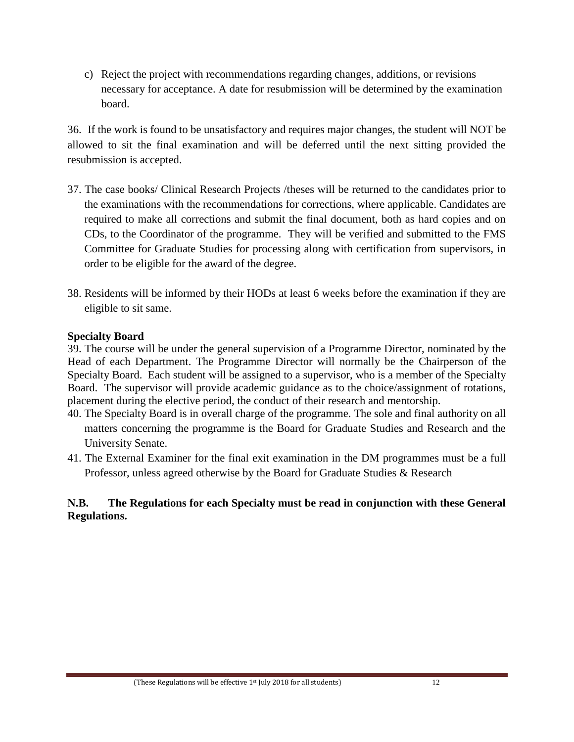c) Reject the project with recommendations regarding changes, additions, or revisions necessary for acceptance. A date for resubmission will be determined by the examination board.

36. If the work is found to be unsatisfactory and requires major changes, the student will NOT be allowed to sit the final examination and will be deferred until the next sitting provided the resubmission is accepted.

37. The case books/ Clinical Research Projects /theses will be returned to the candidates prior to the examinations with the recommendations for corrections, where applicable. Candidates are required to make all corrections and submit the final document, both as hard copies and on CDs, to the Coordinator of the programme. They will be verified and submitted to the FMS Committee for Graduate Studies for processing along with certification from supervisors, in order to be eligible for the award of the degree.

38. Residents will be informed by their HODs at least 6 weeks before the examination if they are eligible to sit same.

**Specialty Board**

39. The course will be under the general supervision of a Programme Director, nominated by the Head of each Department. The Programme Director will normally be the Chairperson of the Specialty Board. Each student will be assigned to a supervisor, who is a member of the Specialty Board. The supervisor will provide academic guidance as to the choice/assignment of rotations, placement during the elective period, the conduct of their research and mentorship.

40. The Specialty Board is in overall charge of the programme. The sole and final authority on all matters concerning the programme is the Board for Graduate Studies and Research and the University Senate.

41. The External Examiner for the final exit examination in the DM programmes must be a full Professor, unless agreed otherwise by the Board for Graduate Studies & Research

**N.B. The Regulations for each Specialty must be read in conjunction with these General Regulations.**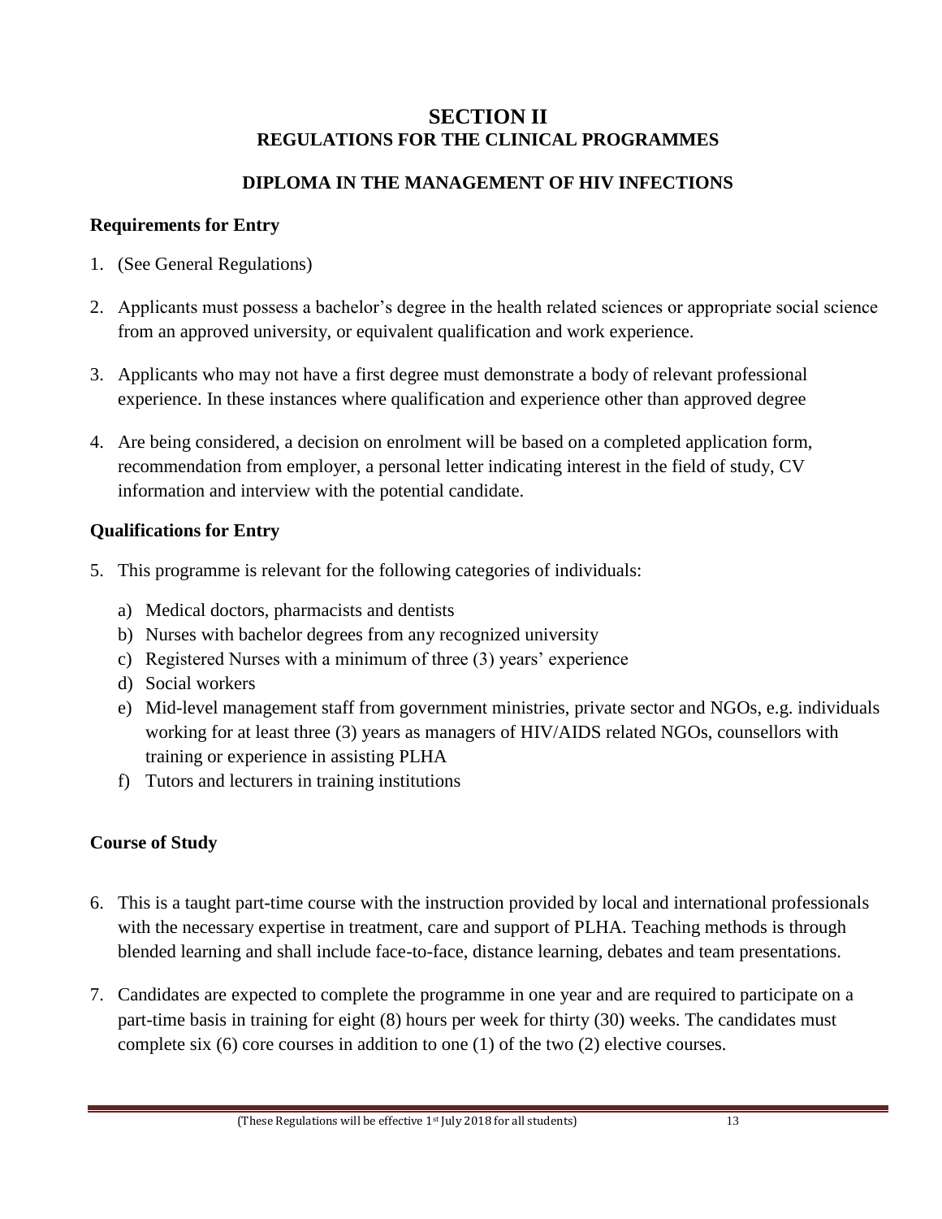# SECTION II
## REGULATIONS FOR THE CLINICAL PROGRAMMES

### DIPLOMA IN THE MANAGEMENT OF HIV INFECTIONS

**Requirements for Entry**

1. (See General Regulations)

2. Applicants must possess a bachelor's degree in the health related sciences or appropriate social science from an approved university, or equivalent qualification and work experience.

3. Applicants who may not have a first degree must demonstrate a body of relevant professional experience. In these instances where qualification and experience other than approved degree

4. Are being considered, a decision on enrolment will be based on a completed application form, recommendation from employer, a personal letter indicating interest in the field of study, CV information and interview with the potential candidate.

**Qualifications for Entry**

5. This programme is relevant for the following categories of individuals:

   a) Medical doctors, pharmacists and dentists
   b) Nurses with bachelor degrees from any recognized university
   c) Registered Nurses with a minimum of three (3) years' experience
   d) Social workers
   e) Mid-level management staff from government ministries, private sector and NGOs, e.g. individuals working for at least three (3) years as managers of HIV/AIDS related NGOs, counsellors with training or experience in assisting PLHA
   f) Tutors and lecturers in training institutions

**Course of Study**

6. This is a taught part-time course with the instruction provided by local and international professionals with the necessary expertise in treatment, care and support of PLHA. Teaching methods is through blended learning and shall include face-to-face, distance learning, debates and team presentations.

7. Candidates are expected to complete the programme in one year and are required to participate on a part-time basis in training for eight (8) hours per week for thirty (30) weeks. The candidates must complete six (6) core courses in addition to one (1) of the two (2) elective courses.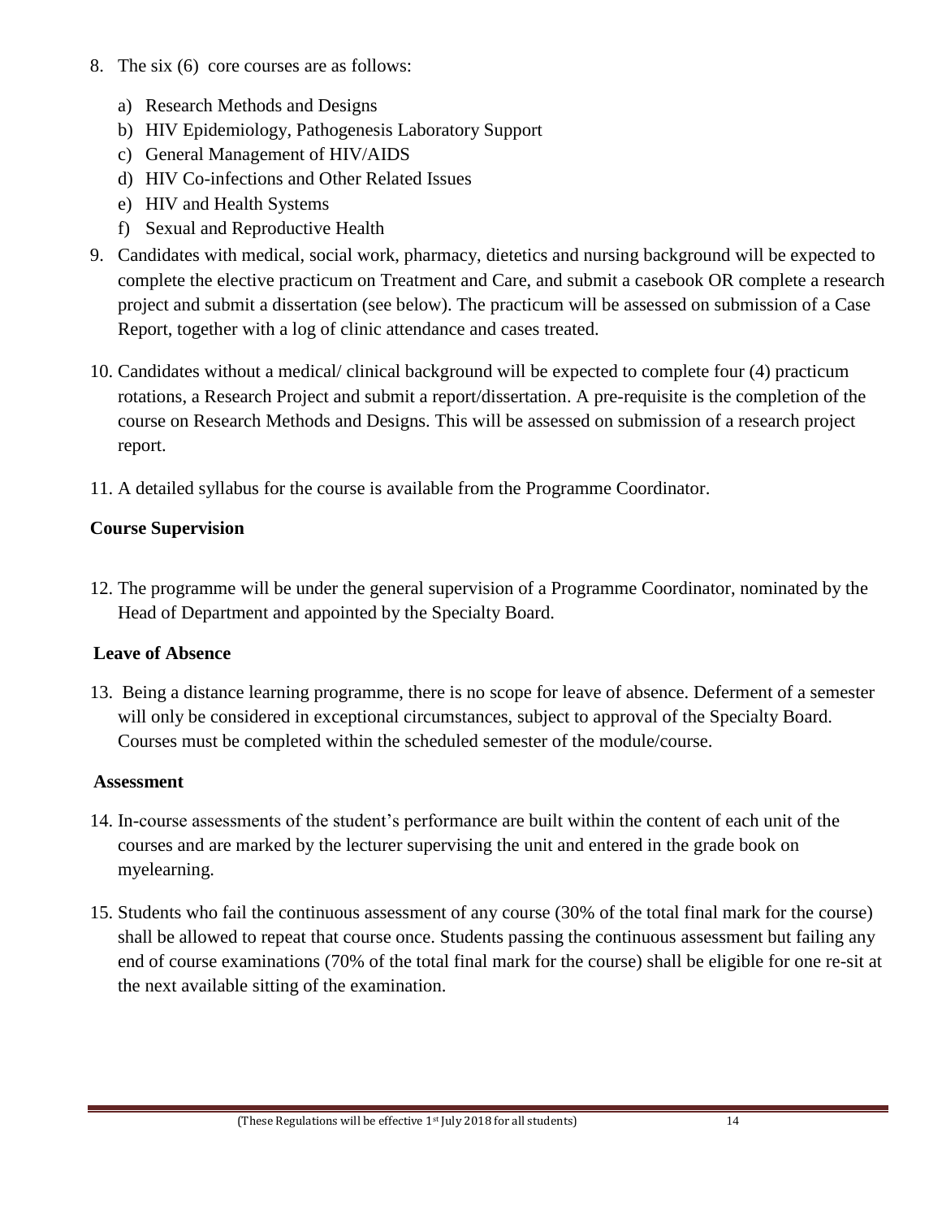8. The six (6) core courses are as follows:
   a) Research Methods and Designs
   b) HIV Epidemiology, Pathogenesis Laboratory Support
   c) General Management of HIV/AIDS
   d) HIV Co-infections and Other Related Issues
   e) HIV and Health Systems
   f) Sexual and Reproductive Health

9. Candidates with medical, social work, pharmacy, dietetics and nursing background will be expected to complete the elective practicum on Treatment and Care, and submit a casebook OR complete a research project and submit a dissertation (see below). The practicum will be assessed on submission of a Case Report, together with a log of clinic attendance and cases treated.

10. Candidates without a medical/ clinical background will be expected to complete four (4) practicum rotations, a Research Project and submit a report/dissertation. A pre-requisite is the completion of the course on Research Methods and Designs. This will be assessed on submission of a research project report.

11. A detailed syllabus for the course is available from the Programme Coordinator.

**Course Supervision**

12. The programme will be under the general supervision of a Programme Coordinator, nominated by the Head of Department and appointed by the Specialty Board.

**Leave of Absence**

13. Being a distance learning programme, there is no scope for leave of absence. Deferment of a semester will only be considered in exceptional circumstances, subject to approval of the Specialty Board. Courses must be completed within the scheduled semester of the module/course.

**Assessment**

14. In-course assessments of the student's performance are built within the content of each unit of the courses and are marked by the lecturer supervising the unit and entered in the grade book on myelearning.

15. Students who fail the continuous assessment of any course (30% of the total final mark for the course) shall be allowed to repeat that course once. Students passing the continuous assessment but failing any end of course examinations (70% of the total final mark for the course) shall be eligible for one re-sit at the next available sitting of the examination.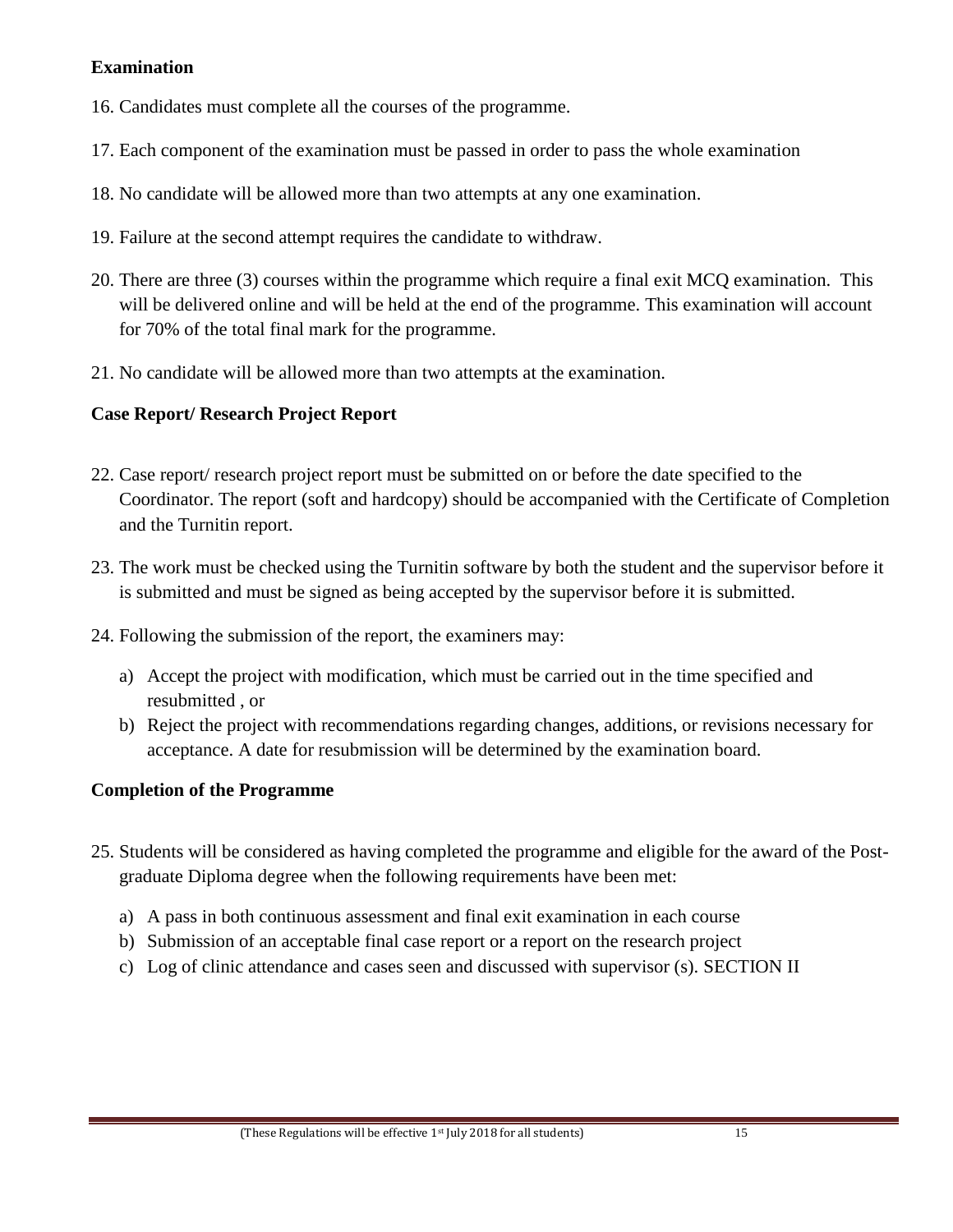**Examination**

16. Candidates must complete all the courses of the programme.

17. Each component of the examination must be passed in order to pass the whole examination

18. No candidate will be allowed more than two attempts at any one examination.

19. Failure at the second attempt requires the candidate to withdraw.

20. There are three (3) courses within the programme which require a final exit MCQ examination. This will be delivered online and will be held at the end of the programme. This examination will account for 70% of the total final mark for the programme.

21. No candidate will be allowed more than two attempts at the examination.

**Case Report/ Research Project Report**

22. Case report/ research project report must be submitted on or before the date specified to the Coordinator. The report (soft and hardcopy) should be accompanied with the Certificate of Completion and the Turnitin report.

23. The work must be checked using the Turnitin software by both the student and the supervisor before it is submitted and must be signed as being accepted by the supervisor before it is submitted.

24. Following the submission of the report, the examiners may:

    a) Accept the project with modification, which must be carried out in the time specified and resubmitted , or
    b) Reject the project with recommendations regarding changes, additions, or revisions necessary for acceptance. A date for resubmission will be determined by the examination board.

**Completion of the Programme**

25. Students will be considered as having completed the programme and eligible for the award of the Post-graduate Diploma degree when the following requirements have been met:

    a) A pass in both continuous assessment and final exit examination in each course
    b) Submission of an acceptable final case report or a report on the research project
    c) Log of clinic attendance and cases seen and discussed with supervisor (s). SECTION II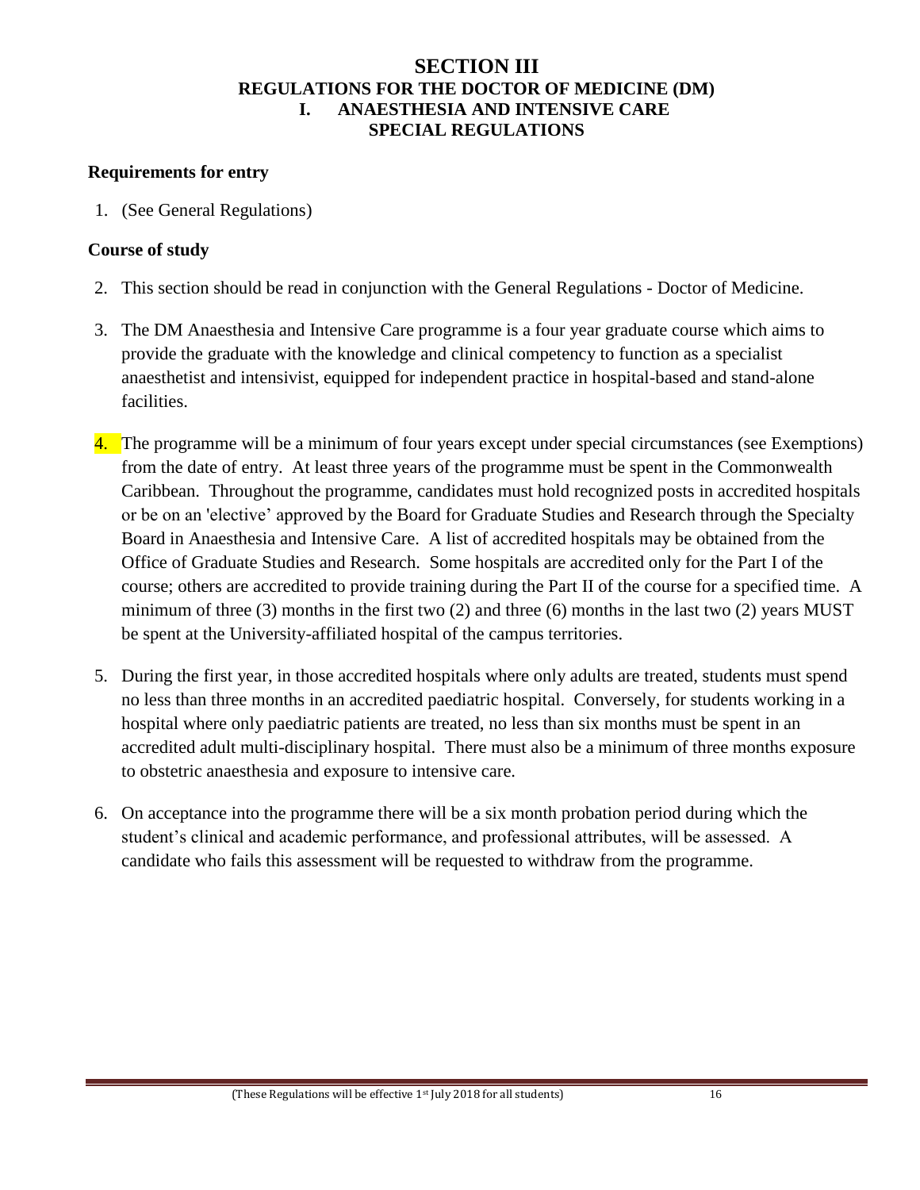# SECTION III
## REGULATIONS FOR THE DOCTOR OF MEDICINE (DM)
## I. ANAESTHESIA AND INTENSIVE CARE
## SPECIAL REGULATIONS

### Requirements for entry

1. (See General Regulations)

### Course of study

2. This section should be read in conjunction with the General Regulations - Doctor of Medicine.

3. The DM Anaesthesia and Intensive Care programme is a four year graduate course which aims to provide the graduate with the knowledge and clinical competency to function as a specialist anaesthetist and intensivist, equipped for independent practice in hospital-based and stand-alone facilities.

4. The programme will be a minimum of four years except under special circumstances (see Exemptions) from the date of entry. At least three years of the programme must be spent in the Commonwealth Caribbean. Throughout the programme, candidates must hold recognized posts in accredited hospitals or be on an 'elective' approved by the Board for Graduate Studies and Research through the Specialty Board in Anaesthesia and Intensive Care. A list of accredited hospitals may be obtained from the Office of Graduate Studies and Research. Some hospitals are accredited only for the Part I of the course; others are accredited to provide training during the Part II of the course for a specified time. A minimum of three (3) months in the first two (2) and three (6) months in the last two (2) years MUST be spent at the University-affiliated hospital of the campus territories.

5. During the first year, in those accredited hospitals where only adults are treated, students must spend no less than three months in an accredited paediatric hospital. Conversely, for students working in a hospital where only paediatric patients are treated, no less than six months must be spent in an accredited adult multi-disciplinary hospital. There must also be a minimum of three months exposure to obstetric anaesthesia and exposure to intensive care.

6. On acceptance into the programme there will be a six month probation period during which the student's clinical and academic performance, and professional attributes, will be assessed. A candidate who fails this assessment will be requested to withdraw from the programme.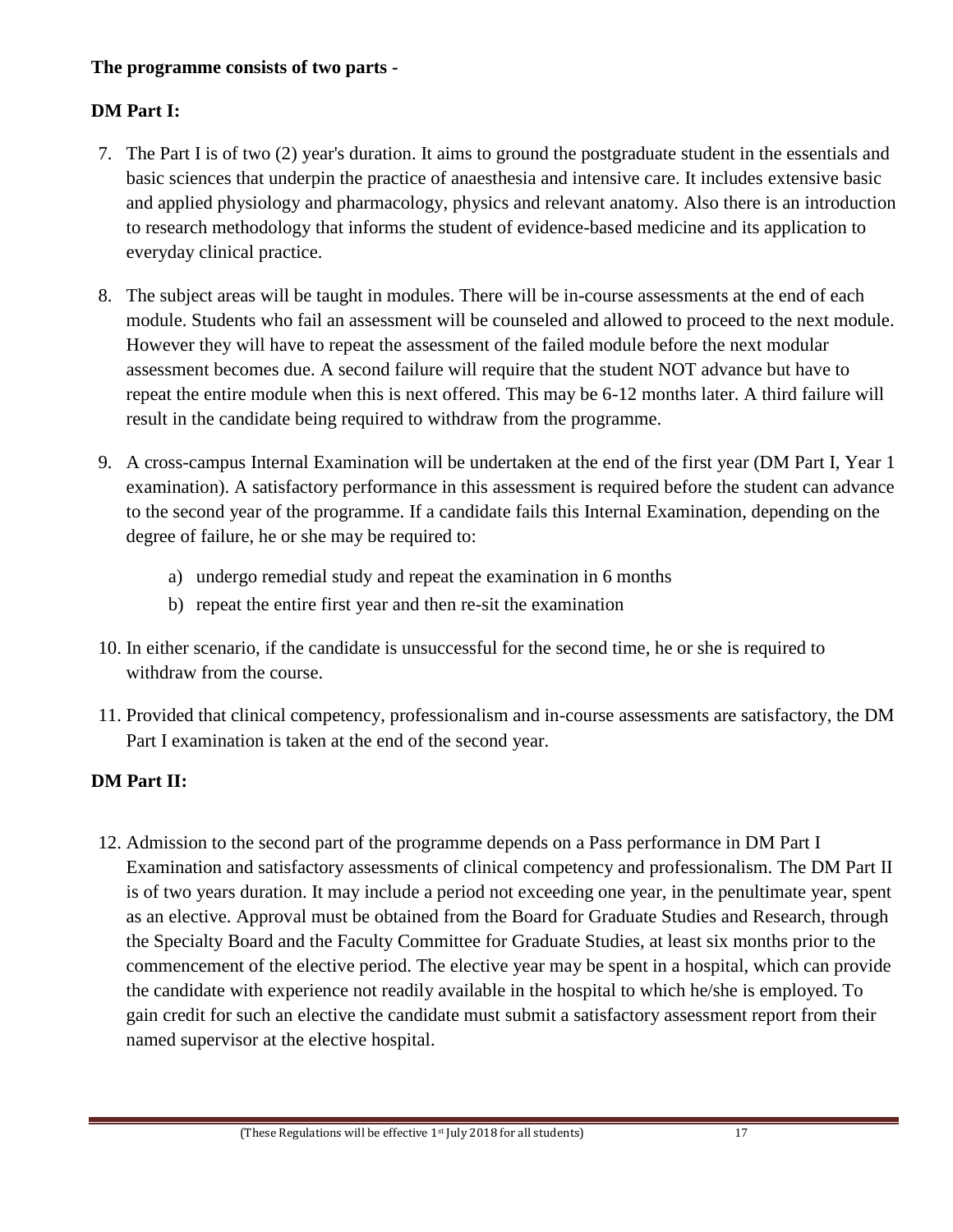**The programme consists of two parts -**

**DM Part I:**

7. The Part I is of two (2) year's duration. It aims to ground the postgraduate student in the essentials and basic sciences that underpin the practice of anaesthesia and intensive care. It includes extensive basic and applied physiology and pharmacology, physics and relevant anatomy. Also there is an introduction to research methodology that informs the student of evidence-based medicine and its application to everyday clinical practice.

8. The subject areas will be taught in modules. There will be in-course assessments at the end of each module. Students who fail an assessment will be counseled and allowed to proceed to the next module. However they will have to repeat the assessment of the failed module before the next modular assessment becomes due. A second failure will require that the student NOT advance but have to repeat the entire module when this is next offered. This may be 6-12 months later. A third failure will result in the candidate being required to withdraw from the programme.

9. A cross-campus Internal Examination will be undertaken at the end of the first year (DM Part I, Year 1 examination). A satisfactory performance in this assessment is required before the student can advance to the second year of the programme. If a candidate fails this Internal Examination, depending on the degree of failure, he or she may be required to:

    a) undergo remedial study and repeat the examination in 6 months
    b) repeat the entire first year and then re-sit the examination

10. In either scenario, if the candidate is unsuccessful for the second time, he or she is required to withdraw from the course.

11. Provided that clinical competency, professionalism and in-course assessments are satisfactory, the DM Part I examination is taken at the end of the second year.

**DM Part II:**

12. Admission to the second part of the programme depends on a Pass performance in DM Part I Examination and satisfactory assessments of clinical competency and professionalism. The DM Part II is of two years duration. It may include a period not exceeding one year, in the penultimate year, spent as an elective. Approval must be obtained from the Board for Graduate Studies and Research, through the Specialty Board and the Faculty Committee for Graduate Studies, at least six months prior to the commencement of the elective period. The elective year may be spent in a hospital, which can provide the candidate with experience not readily available in the hospital to which he/she is employed. To gain credit for such an elective the candidate must submit a satisfactory assessment report from their named supervisor at the elective hospital.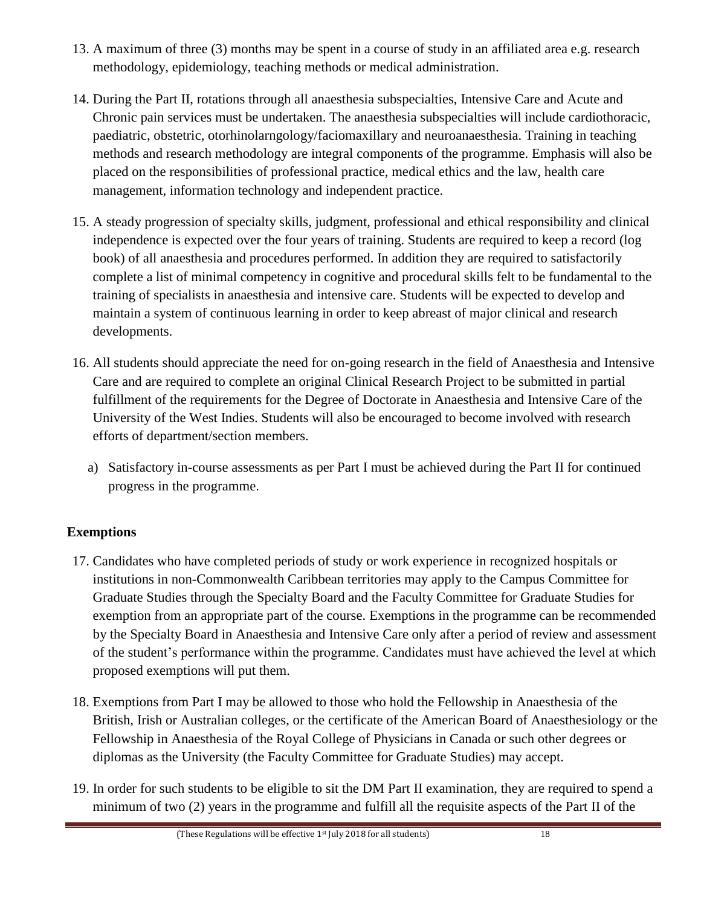13. A maximum of three (3) months may be spent in a course of study in an affiliated area e.g. research methodology, epidemiology, teaching methods or medical administration.

14. During the Part II, rotations through all anaesthesia subspecialties, Intensive Care and Acute and Chronic pain services must be undertaken. The anaesthesia subspecialties will include cardiothoracic, paediatric, obstetric, otorhinolarngology/faciomaxillary and neuroanaesthesia. Training in teaching methods and research methodology are integral components of the programme. Emphasis will also be placed on the responsibilities of professional practice, medical ethics and the law, health care management, information technology and independent practice.

15. A steady progression of specialty skills, judgment, professional and ethical responsibility and clinical independence is expected over the four years of training. Students are required to keep a record (log book) of all anaesthesia and procedures performed. In addition they are required to satisfactorily complete a list of minimal competency in cognitive and procedural skills felt to be fundamental to the training of specialists in anaesthesia and intensive care. Students will be expected to develop and maintain a system of continuous learning in order to keep abreast of major clinical and research developments.

16. All students should appreciate the need for on-going research in the field of Anaesthesia and Intensive Care and are required to complete an original Clinical Research Project to be submitted in partial fulfillment of the requirements for the Degree of Doctorate in Anaesthesia and Intensive Care of the University of the West Indies. Students will also be encouraged to become involved with research efforts of department/section members.

    a) Satisfactory in-course assessments as per Part I must be achieved during the Part II for continued progress in the programme.

## Exemptions

17. Candidates who have completed periods of study or work experience in recognized hospitals or institutions in non-Commonwealth Caribbean territories may apply to the Campus Committee for Graduate Studies through the Specialty Board and the Faculty Committee for Graduate Studies for exemption from an appropriate part of the course. Exemptions in the programme can be recommended by the Specialty Board in Anaesthesia and Intensive Care only after a period of review and assessment of the student's performance within the programme. Candidates must have achieved the level at which proposed exemptions will put them.

18. Exemptions from Part I may be allowed to those who hold the Fellowship in Anaesthesia of the British, Irish or Australian colleges, or the certificate of the American Board of Anaesthesiology or the Fellowship in Anaesthesia of the Royal College of Physicians in Canada or such other degrees or diplomas as the University (the Faculty Committee for Graduate Studies) may accept.

19. In order for such students to be eligible to sit the DM Part II examination, they are required to spend a minimum of two (2) years in the programme and fulfill all the requisite aspects of the Part II of the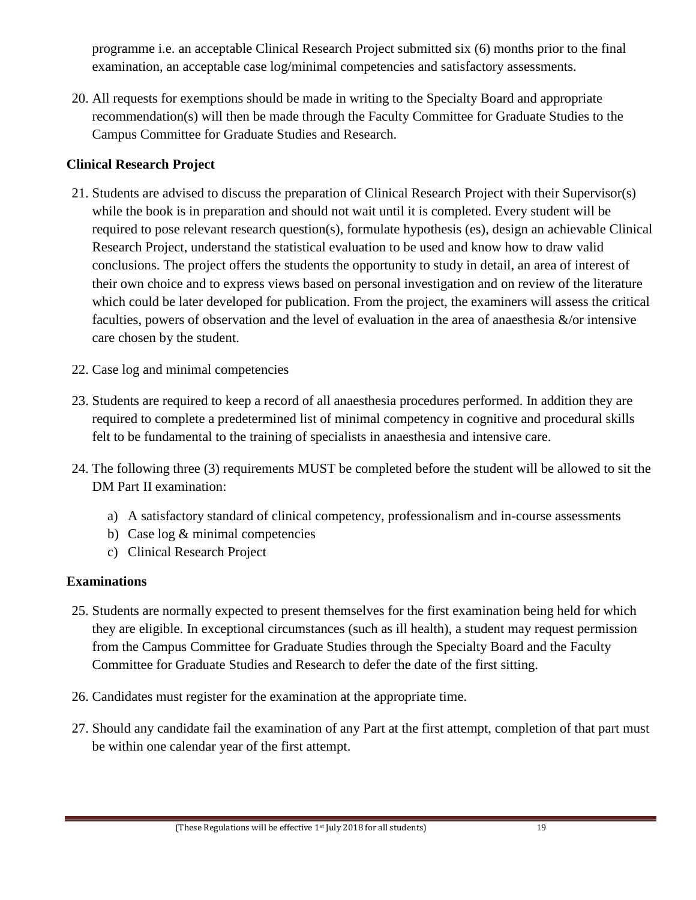programme i.e. an acceptable Clinical Research Project submitted six (6) months prior to the final examination, an acceptable case log/minimal competencies and satisfactory assessments.

20. All requests for exemptions should be made in writing to the Specialty Board and appropriate recommendation(s) will then be made through the Faculty Committee for Graduate Studies to the Campus Committee for Graduate Studies and Research.

**Clinical Research Project**

21. Students are advised to discuss the preparation of Clinical Research Project with their Supervisor(s) while the book is in preparation and should not wait until it is completed. Every student will be required to pose relevant research question(s), formulate hypothesis (es), design an achievable Clinical Research Project, understand the statistical evaluation to be used and know how to draw valid conclusions. The project offers the students the opportunity to study in detail, an area of interest of their own choice and to express views based on personal investigation and on review of the literature which could be later developed for publication. From the project, the examiners will assess the critical faculties, powers of observation and the level of evaluation in the area of anaesthesia &/or intensive care chosen by the student.

22. Case log and minimal competencies

23. Students are required to keep a record of all anaesthesia procedures performed. In addition they are required to complete a predetermined list of minimal competency in cognitive and procedural skills felt to be fundamental to the training of specialists in anaesthesia and intensive care.

24. The following three (3) requirements MUST be completed before the student will be allowed to sit the DM Part II examination:

    a) A satisfactory standard of clinical competency, professionalism and in-course assessments
    b) Case log & minimal competencies
    c) Clinical Research Project

**Examinations**

25. Students are normally expected to present themselves for the first examination being held for which they are eligible. In exceptional circumstances (such as ill health), a student may request permission from the Campus Committee for Graduate Studies through the Specialty Board and the Faculty Committee for Graduate Studies and Research to defer the date of the first sitting.

26. Candidates must register for the examination at the appropriate time.

27. Should any candidate fail the examination of any Part at the first attempt, completion of that part must be within one calendar year of the first attempt.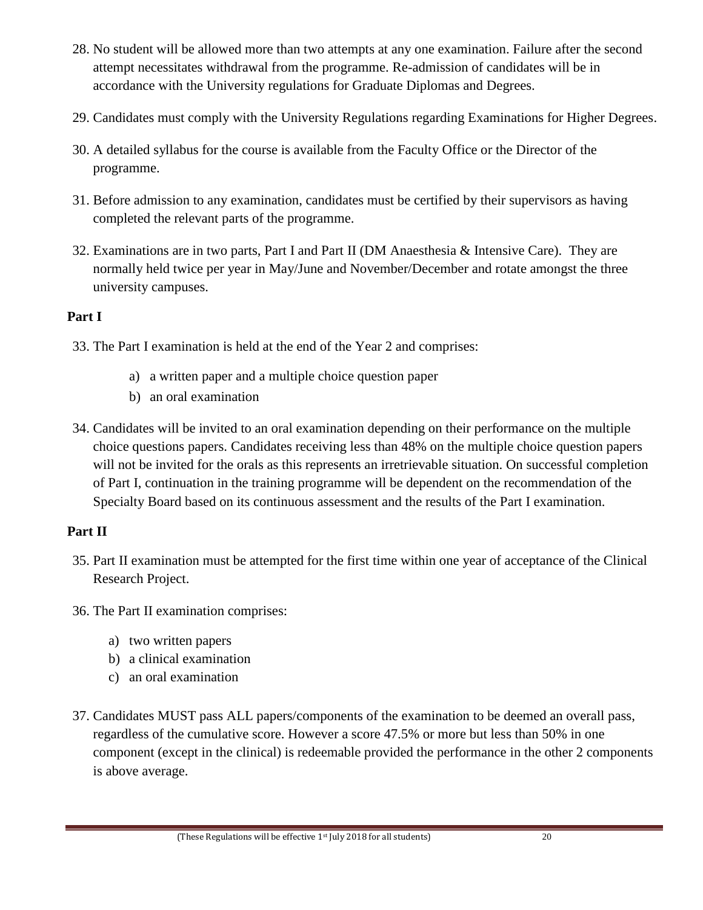28. No student will be allowed more than two attempts at any one examination. Failure after the second attempt necessitates withdrawal from the programme. Re-admission of candidates will be in accordance with the University regulations for Graduate Diplomas and Degrees.

29. Candidates must comply with the University Regulations regarding Examinations for Higher Degrees.

30. A detailed syllabus for the course is available from the Faculty Office or the Director of the programme.

31. Before admission to any examination, candidates must be certified by their supervisors as having completed the relevant parts of the programme.

32. Examinations are in two parts, Part I and Part II (DM Anaesthesia & Intensive Care). They are normally held twice per year in May/June and November/December and rotate amongst the three university campuses.

**Part I**

33. The Part I examination is held at the end of the Year 2 and comprises:

    a) a written paper and a multiple choice question paper
    b) an oral examination

34. Candidates will be invited to an oral examination depending on their performance on the multiple choice questions papers. Candidates receiving less than 48% on the multiple choice question papers will not be invited for the orals as this represents an irretrievable situation. On successful completion of Part I, continuation in the training programme will be dependent on the recommendation of the Specialty Board based on its continuous assessment and the results of the Part I examination.

**Part II**

35. Part II examination must be attempted for the first time within one year of acceptance of the Clinical Research Project.

36. The Part II examination comprises:

    a) two written papers
    b) a clinical examination
    c) an oral examination

37. Candidates MUST pass ALL papers/components of the examination to be deemed an overall pass, regardless of the cumulative score. However a score 47.5% or more but less than 50% in one component (except in the clinical) is redeemable provided the performance in the other 2 components is above average.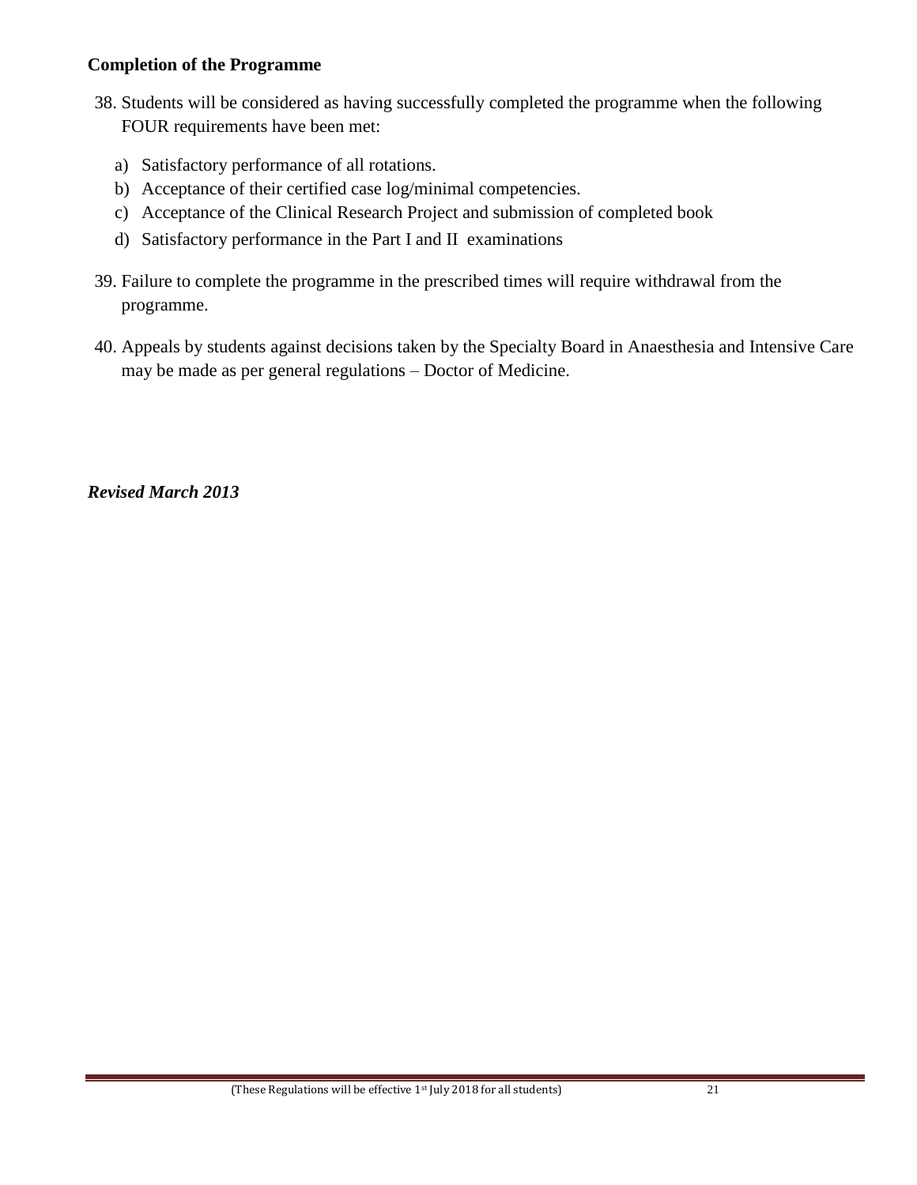**Completion of the Programme**

38. Students will be considered as having successfully completed the programme when the following FOUR requirements have been met:

    a) Satisfactory performance of all rotations.
    b) Acceptance of their certified case log/minimal competencies.
    c) Acceptance of the Clinical Research Project and submission of completed book
    d) Satisfactory performance in the Part I and II examinations

39. Failure to complete the programme in the prescribed times will require withdrawal from the programme.

40. Appeals by students against decisions taken by the Specialty Board in Anaesthesia and Intensive Care may be made as per general regulations – Doctor of Medicine.

***Revised March 2013***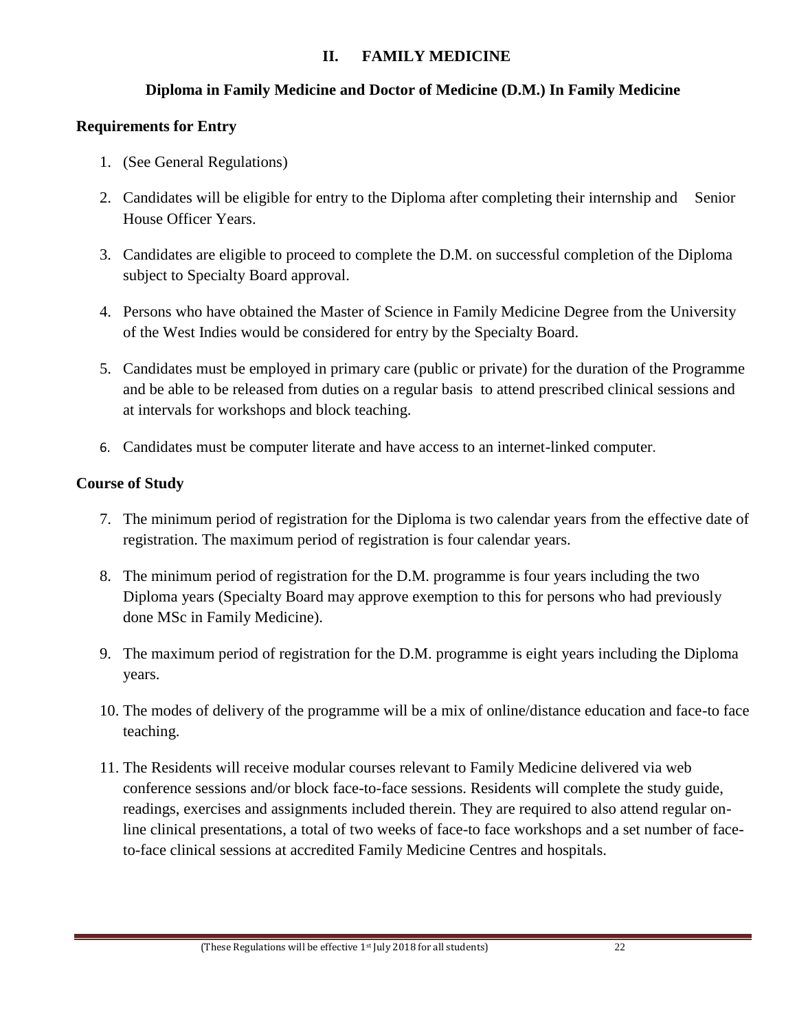## II. FAMILY MEDICINE

### Diploma in Family Medicine and Doctor of Medicine (D.M.) In Family Medicine

**Requirements for Entry**

1. (See General Regulations)
2. Candidates will be eligible for entry to the Diploma after completing their internship and Senior House Officer Years.
3. Candidates are eligible to proceed to complete the D.M. on successful completion of the Diploma subject to Specialty Board approval.
4. Persons who have obtained the Master of Science in Family Medicine Degree from the University of the West Indies would be considered for entry by the Specialty Board.
5. Candidates must be employed in primary care (public or private) for the duration of the Programme and be able to be released from duties on a regular basis to attend prescribed clinical sessions and at intervals for workshops and block teaching.
6. Candidates must be computer literate and have access to an internet-linked computer.

**Course of Study**

7. The minimum period of registration for the Diploma is two calendar years from the effective date of registration. The maximum period of registration is four calendar years.
8. The minimum period of registration for the D.M. programme is four years including the two Diploma years (Specialty Board may approve exemption to this for persons who had previously done MSc in Family Medicine).
9. The maximum period of registration for the D.M. programme is eight years including the Diploma years.
10. The modes of delivery of the programme will be a mix of online/distance education and face-to face teaching.
11. The Residents will receive modular courses relevant to Family Medicine delivered via web conference sessions and/or block face-to-face sessions. Residents will complete the study guide, readings, exercises and assignments included therein. They are required to also attend regular on-line clinical presentations, a total of two weeks of face-to face workshops and a set number of face-to-face clinical sessions at accredited Family Medicine Centres and hospitals.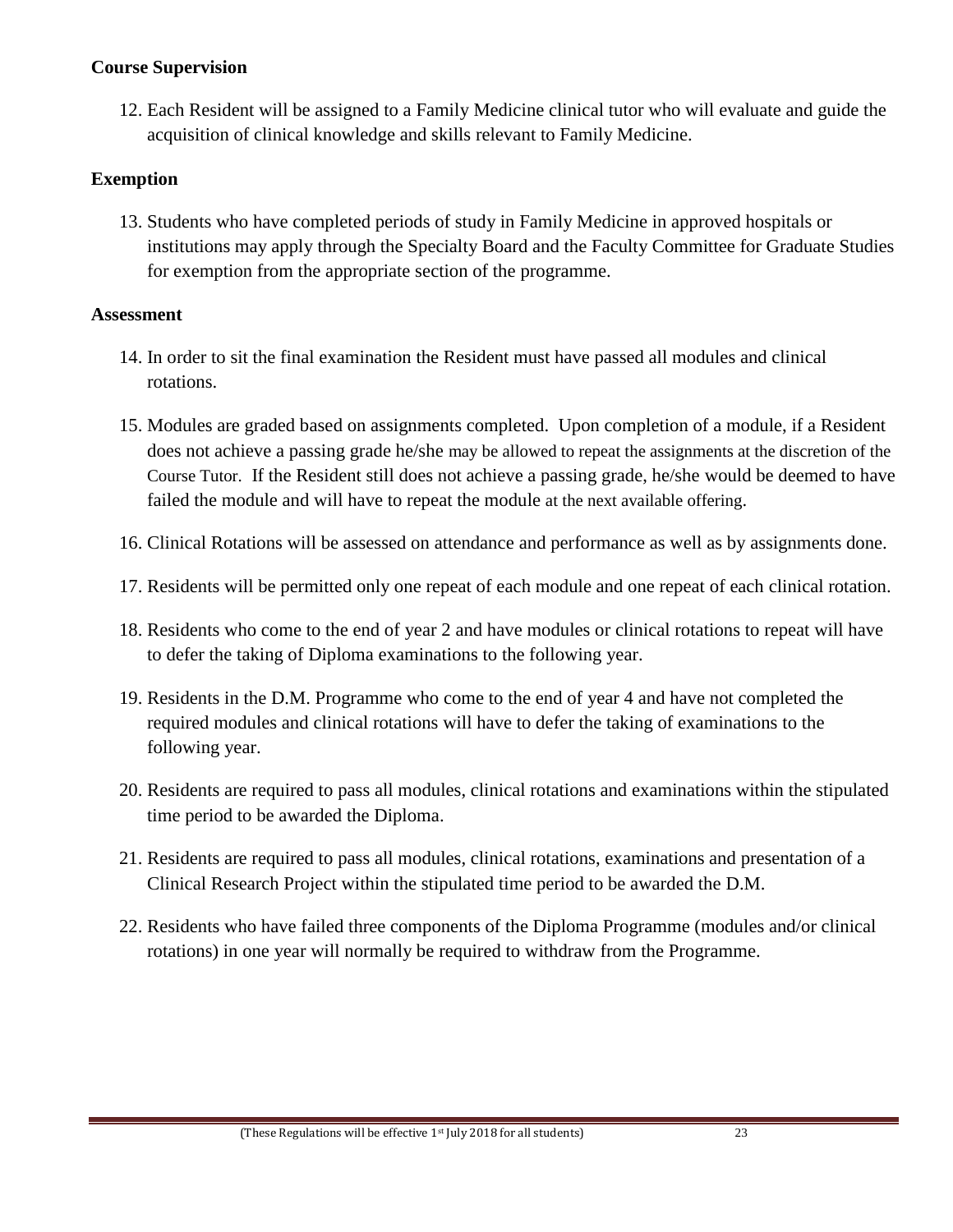**Course Supervision**

12. Each Resident will be assigned to a Family Medicine clinical tutor who will evaluate and guide the acquisition of clinical knowledge and skills relevant to Family Medicine.

**Exemption**

13. Students who have completed periods of study in Family Medicine in approved hospitals or institutions may apply through the Specialty Board and the Faculty Committee for Graduate Studies for exemption from the appropriate section of the programme.

**Assessment**

14. In order to sit the final examination the Resident must have passed all modules and clinical rotations.

15. Modules are graded based on assignments completed. Upon completion of a module, if a Resident does not achieve a passing grade he/she may be allowed to repeat the assignments at the discretion of the Course Tutor. If the Resident still does not achieve a passing grade, he/she would be deemed to have failed the module and will have to repeat the module at the next available offering.

16. Clinical Rotations will be assessed on attendance and performance as well as by assignments done.

17. Residents will be permitted only one repeat of each module and one repeat of each clinical rotation.

18. Residents who come to the end of year 2 and have modules or clinical rotations to repeat will have to defer the taking of Diploma examinations to the following year.

19. Residents in the D.M. Programme who come to the end of year 4 and have not completed the required modules and clinical rotations will have to defer the taking of examinations to the following year.

20. Residents are required to pass all modules, clinical rotations and examinations within the stipulated time period to be awarded the Diploma.

21. Residents are required to pass all modules, clinical rotations, examinations and presentation of a Clinical Research Project within the stipulated time period to be awarded the D.M.

22. Residents who have failed three components of the Diploma Programme (modules and/or clinical rotations) in one year will normally be required to withdraw from the Programme.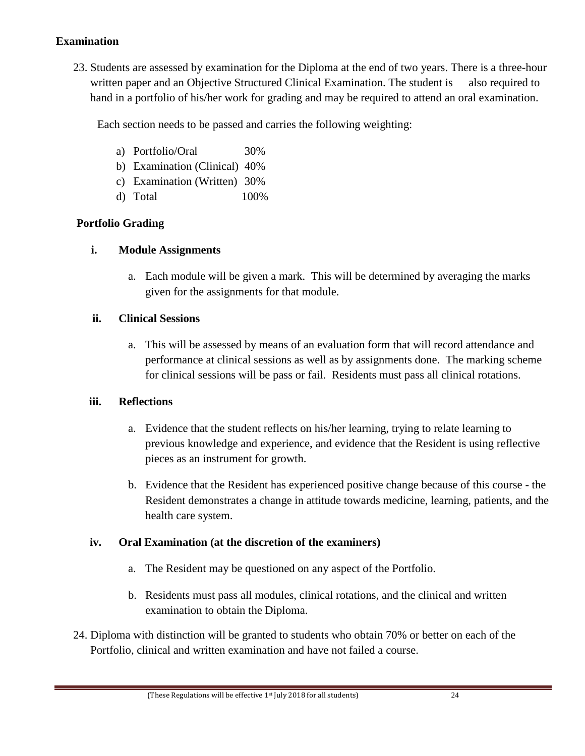**Examination**

23. Students are assessed by examination for the Diploma at the end of two years. There is a three-hour written paper and an Objective Structured Clinical Examination. The student is also required to hand in a portfolio of his/her work for grading and may be required to attend an oral examination.

    Each section needs to be passed and carries the following weighting:

    a) Portfolio/Oral 30%
    b) Examination (Clinical) 40%
    c) Examination (Written) 30%
    d) Total 100%

**Portfolio Grading**

i. **Module Assignments**

   a. Each module will be given a mark. This will be determined by averaging the marks given for the assignments for that module.

ii. **Clinical Sessions**

   a. This will be assessed by means of an evaluation form that will record attendance and performance at clinical sessions as well as by assignments done. The marking scheme for clinical sessions will be pass or fail. Residents must pass all clinical rotations.

iii. **Reflections**

   a. Evidence that the student reflects on his/her learning, trying to relate learning to previous knowledge and experience, and evidence that the Resident is using reflective pieces as an instrument for growth.

   b. Evidence that the Resident has experienced positive change because of this course - the Resident demonstrates a change in attitude towards medicine, learning, patients, and the health care system.

iv. **Oral Examination (at the discretion of the examiners)**

   a. The Resident may be questioned on any aspect of the Portfolio.

   b. Residents must pass all modules, clinical rotations, and the clinical and written examination to obtain the Diploma.

24. Diploma with distinction will be granted to students who obtain 70% or better on each of the Portfolio, clinical and written examination and have not failed a course.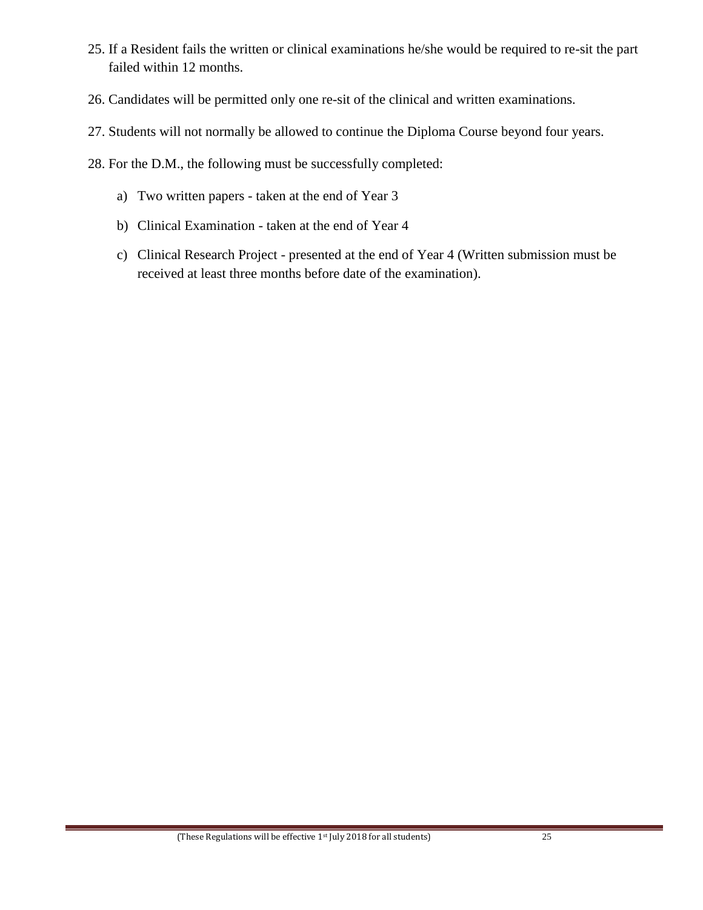25. If a Resident fails the written or clinical examinations he/she would be required to re-sit the part failed within 12 months.

26. Candidates will be permitted only one re-sit of the clinical and written examinations.

27. Students will not normally be allowed to continue the Diploma Course beyond four years.

28. For the D.M., the following must be successfully completed:

    a) Two written papers - taken at the end of Year 3

    b) Clinical Examination - taken at the end of Year 4

    c) Clinical Research Project - presented at the end of Year 4 (Written submission must be received at least three months before date of the examination).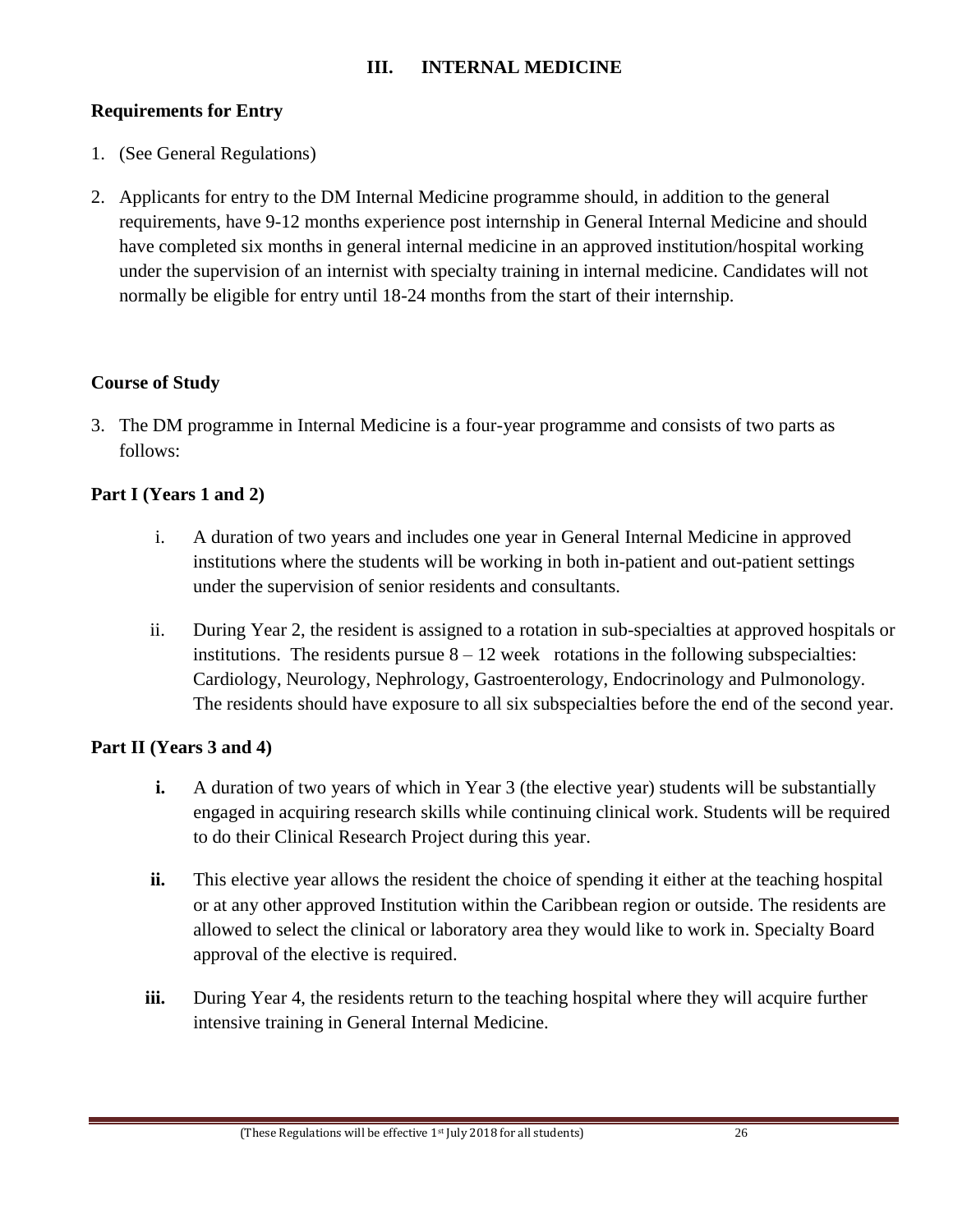## III. INTERNAL MEDICINE

### Requirements for Entry

1. (See General Regulations)

2. Applicants for entry to the DM Internal Medicine programme should, in addition to the general requirements, have 9-12 months experience post internship in General Internal Medicine and should have completed six months in general internal medicine in an approved institution/hospital working under the supervision of an internist with specialty training in internal medicine. Candidates will not normally be eligible for entry until 18-24 months from the start of their internship.

### Course of Study

3. The DM programme in Internal Medicine is a four-year programme and consists of two parts as follows:

#### Part I (Years 1 and 2)

i. A duration of two years and includes one year in General Internal Medicine in approved institutions where the students will be working in both in-patient and out-patient settings under the supervision of senior residents and consultants.

ii. During Year 2, the resident is assigned to a rotation in sub-specialties at approved hospitals or institutions. The residents pursue 8 – 12 week rotations in the following subspecialties: Cardiology, Neurology, Nephrology, Gastroenterology, Endocrinology and Pulmonology. The residents should have exposure to all six subspecialties before the end of the second year.

#### Part II (Years 3 and 4)

**i.** A duration of two years of which in Year 3 (the elective year) students will be substantially engaged in acquiring research skills while continuing clinical work. Students will be required to do their Clinical Research Project during this year.

**ii.** This elective year allows the resident the choice of spending it either at the teaching hospital or at any other approved Institution within the Caribbean region or outside. The residents are allowed to select the clinical or laboratory area they would like to work in. Specialty Board approval of the elective is required.

**iii.** During Year 4, the residents return to the teaching hospital where they will acquire further intensive training in General Internal Medicine.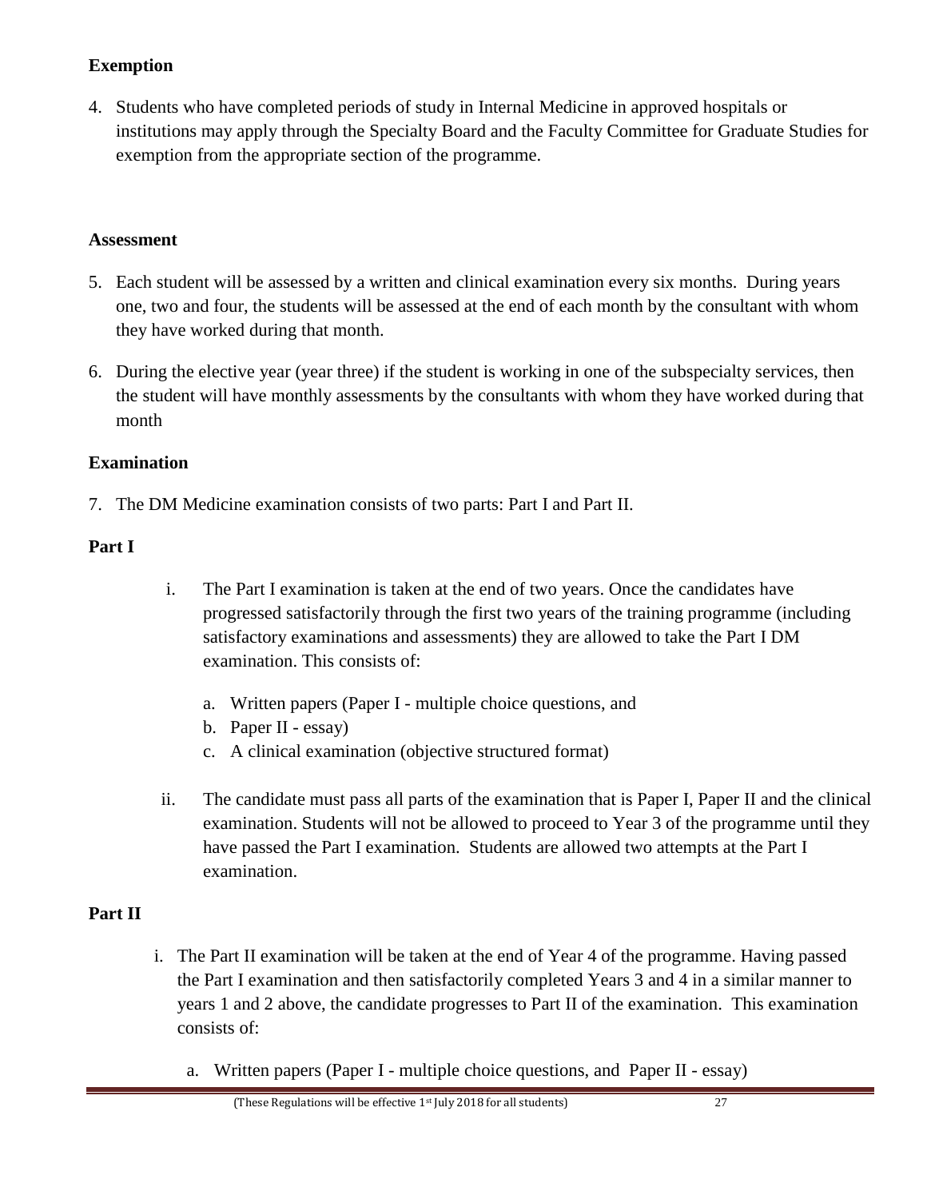**Exemption**

4. Students who have completed periods of study in Internal Medicine in approved hospitals or institutions may apply through the Specialty Board and the Faculty Committee for Graduate Studies for exemption from the appropriate section of the programme.

**Assessment**

5. Each student will be assessed by a written and clinical examination every six months. During years one, two and four, the students will be assessed at the end of each month by the consultant with whom they have worked during that month.

6. During the elective year (year three) if the student is working in one of the subspecialty services, then the student will have monthly assessments by the consultants with whom they have worked during that month

**Examination**

7. The DM Medicine examination consists of two parts: Part I and Part II.

**Part I**

i. The Part I examination is taken at the end of two years. Once the candidates have progressed satisfactorily through the first two years of the training programme (including satisfactory examinations and assessments) they are allowed to take the Part I DM examination. This consists of:

   a. Written papers (Paper I - multiple choice questions, and
   b. Paper II - essay)
   c. A clinical examination (objective structured format)

ii. The candidate must pass all parts of the examination that is Paper I, Paper II and the clinical examination. Students will not be allowed to proceed to Year 3 of the programme until they have passed the Part I examination. Students are allowed two attempts at the Part I examination.

**Part II**

i. The Part II examination will be taken at the end of Year 4 of the programme. Having passed the Part I examination and then satisfactorily completed Years 3 and 4 in a similar manner to years 1 and 2 above, the candidate progresses to Part II of the examination. This examination consists of:

   a. Written papers (Paper I - multiple choice questions, and Paper II - essay)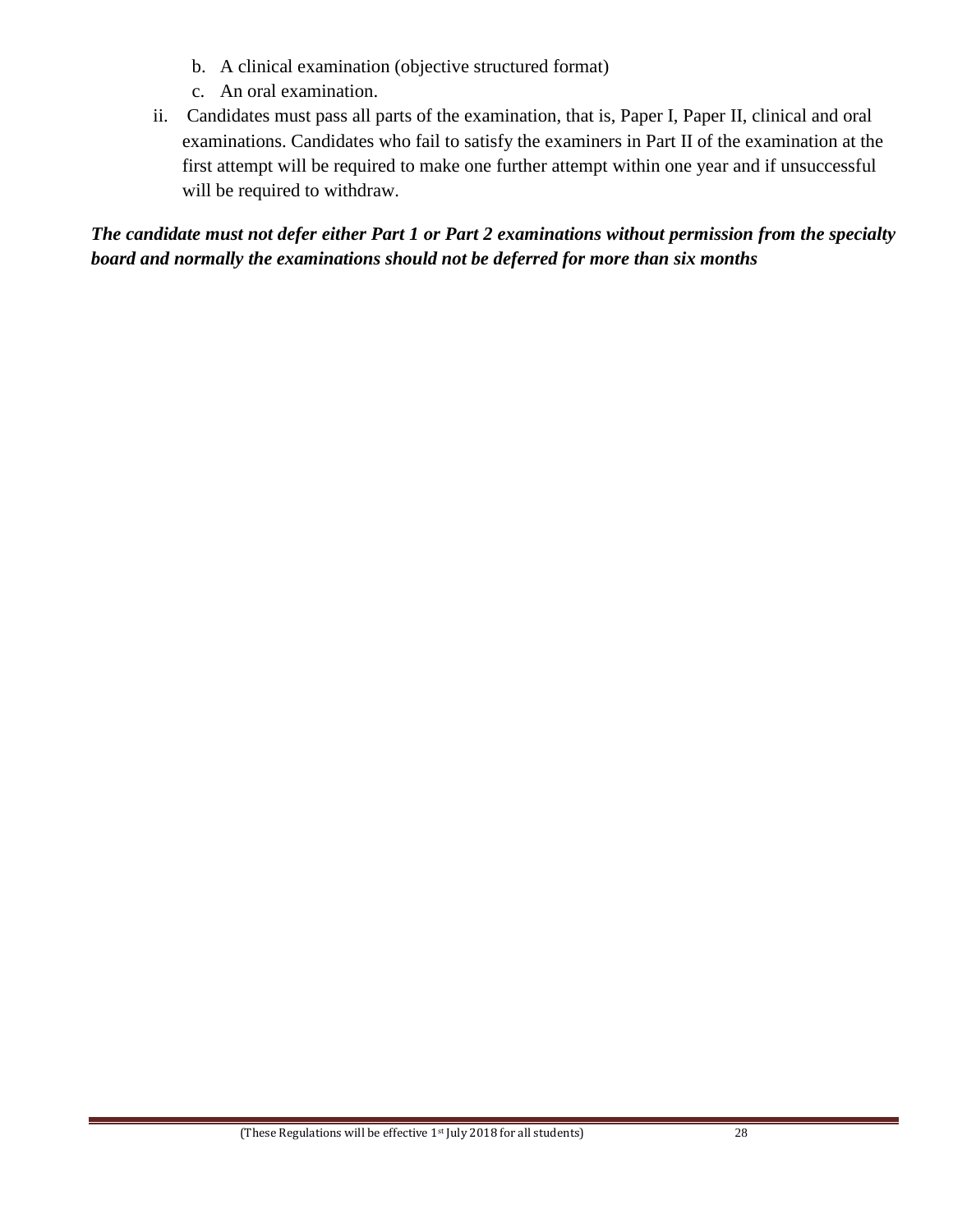b. A clinical examination (objective structured format)
c. An oral examination.

ii. Candidates must pass all parts of the examination, that is, Paper I, Paper II, clinical and oral examinations. Candidates who fail to satisfy the examiners in Part II of the examination at the first attempt will be required to make one further attempt within one year and if unsuccessful will be required to withdraw.

***The candidate must not defer either Part 1 or Part 2 examinations without permission from the specialty board and normally the examinations should not be deferred for more than six months***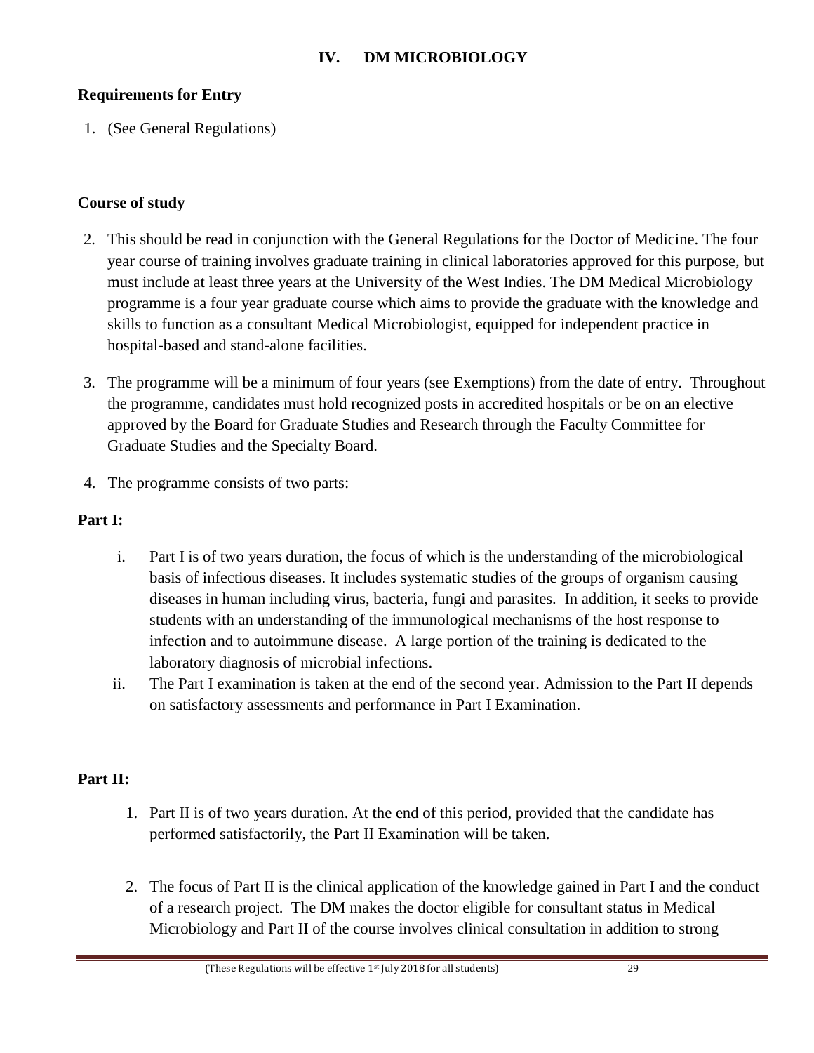## IV. DM MICROBIOLOGY

### Requirements for Entry

1. (See General Regulations)

### Course of study

2. This should be read in conjunction with the General Regulations for the Doctor of Medicine. The four year course of training involves graduate training in clinical laboratories approved for this purpose, but must include at least three years at the University of the West Indies. The DM Medical Microbiology programme is a four year graduate course which aims to provide the graduate with the knowledge and skills to function as a consultant Medical Microbiologist, equipped for independent practice in hospital-based and stand-alone facilities.

3. The programme will be a minimum of four years (see Exemptions) from the date of entry. Throughout the programme, candidates must hold recognized posts in accredited hospitals or be on an elective approved by the Board for Graduate Studies and Research through the Faculty Committee for Graduate Studies and the Specialty Board.

4. The programme consists of two parts:

### Part I:

i. Part I is of two years duration, the focus of which is the understanding of the microbiological basis of infectious diseases. It includes systematic studies of the groups of organism causing diseases in human including virus, bacteria, fungi and parasites. In addition, it seeks to provide students with an understanding of the immunological mechanisms of the host response to infection and to autoimmune disease. A large portion of the training is dedicated to the laboratory diagnosis of microbial infections.

ii. The Part I examination is taken at the end of the second year. Admission to the Part II depends on satisfactory assessments and performance in Part I Examination.

### Part II:

1. Part II is of two years duration. At the end of this period, provided that the candidate has performed satisfactorily, the Part II Examination will be taken.

2. The focus of Part II is the clinical application of the knowledge gained in Part I and the conduct of a research project. The DM makes the doctor eligible for consultant status in Medical Microbiology and Part II of the course involves clinical consultation in addition to strong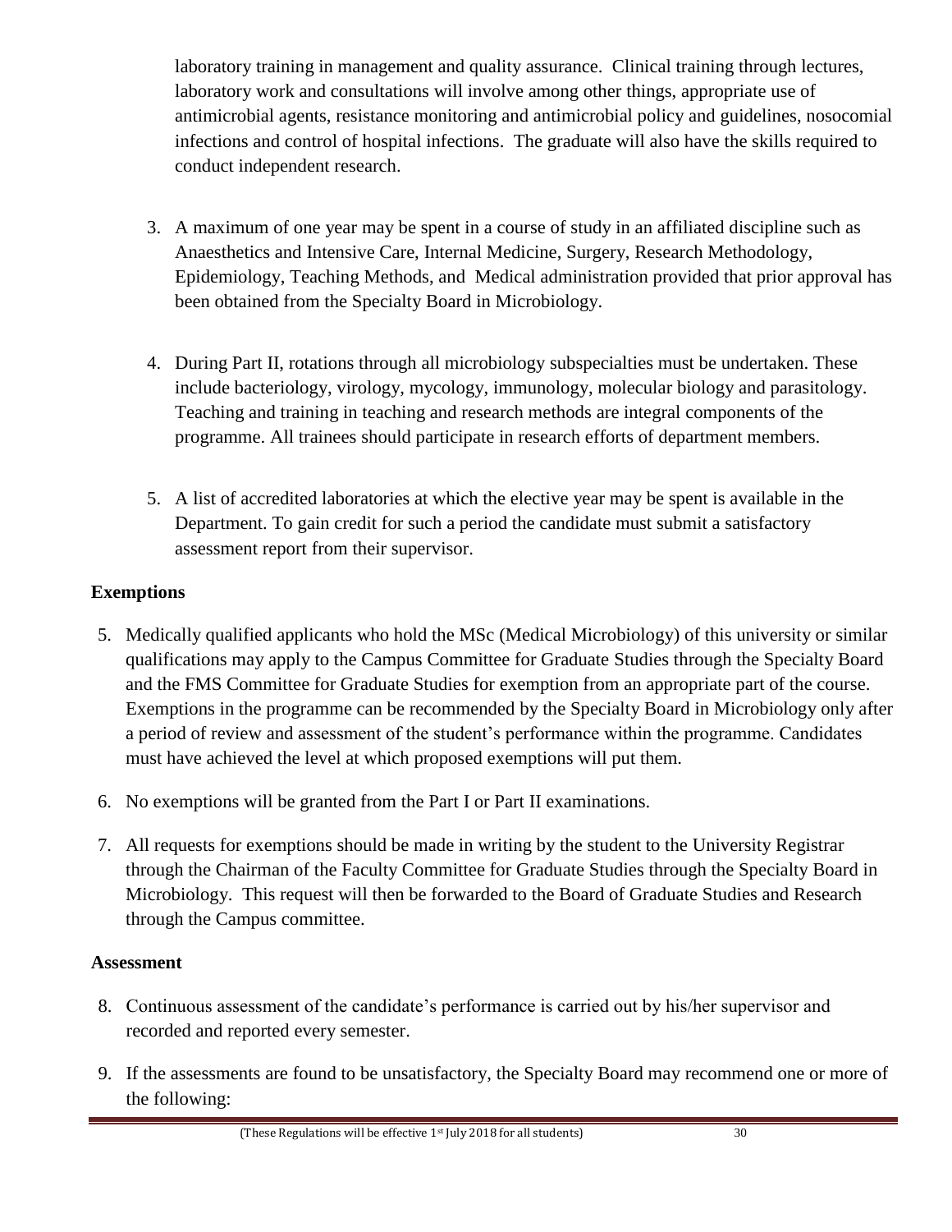laboratory training in management and quality assurance. Clinical training through lectures, laboratory work and consultations will involve among other things, appropriate use of antimicrobial agents, resistance monitoring and antimicrobial policy and guidelines, nosocomial infections and control of hospital infections. The graduate will also have the skills required to conduct independent research.

3. A maximum of one year may be spent in a course of study in an affiliated discipline such as Anaesthetics and Intensive Care, Internal Medicine, Surgery, Research Methodology, Epidemiology, Teaching Methods, and Medical administration provided that prior approval has been obtained from the Specialty Board in Microbiology.

4. During Part II, rotations through all microbiology subspecialties must be undertaken. These include bacteriology, virology, mycology, immunology, molecular biology and parasitology. Teaching and training in teaching and research methods are integral components of the programme. All trainees should participate in research efforts of department members.

5. A list of accredited laboratories at which the elective year may be spent is available in the Department. To gain credit for such a period the candidate must submit a satisfactory assessment report from their supervisor.

**Exemptions**

5. Medically qualified applicants who hold the MSc (Medical Microbiology) of this university or similar qualifications may apply to the Campus Committee for Graduate Studies through the Specialty Board and the FMS Committee for Graduate Studies for exemption from an appropriate part of the course. Exemptions in the programme can be recommended by the Specialty Board in Microbiology only after a period of review and assessment of the student's performance within the programme. Candidates must have achieved the level at which proposed exemptions will put them.

6. No exemptions will be granted from the Part I or Part II examinations.

7. All requests for exemptions should be made in writing by the student to the University Registrar through the Chairman of the Faculty Committee for Graduate Studies through the Specialty Board in Microbiology. This request will then be forwarded to the Board of Graduate Studies and Research through the Campus committee.

**Assessment**

8. Continuous assessment of the candidate's performance is carried out by his/her supervisor and recorded and reported every semester.

9. If the assessments are found to be unsatisfactory, the Specialty Board may recommend one or more of the following: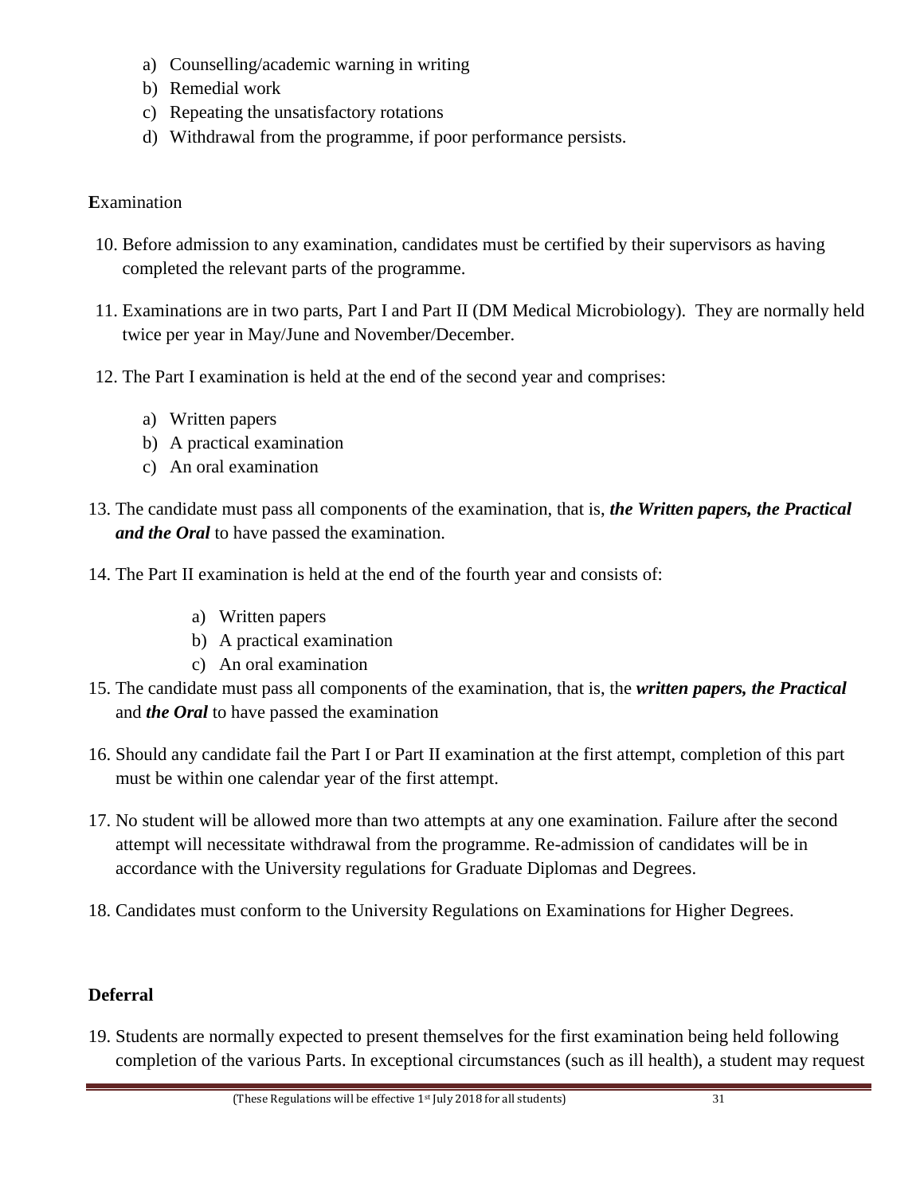a) Counselling/academic warning in writing
b) Remedial work
c) Repeating the unsatisfactory rotations
d) Withdrawal from the programme, if poor performance persists.

**E**xamination

10. Before admission to any examination, candidates must be certified by their supervisors as having completed the relevant parts of the programme.

11. Examinations are in two parts, Part I and Part II (DM Medical Microbiology). They are normally held twice per year in May/June and November/December.

12. The Part I examination is held at the end of the second year and comprises:

    a) Written papers
    b) A practical examination
    c) An oral examination

13. The candidate must pass all components of the examination, that is, ***the Written papers, the Practical and the Oral*** to have passed the examination.

14. The Part II examination is held at the end of the fourth year and consists of:

    a) Written papers
    b) A practical examination
    c) An oral examination

15. The candidate must pass all components of the examination, that is, the ***written papers, the Practical*** and ***the Oral*** to have passed the examination

16. Should any candidate fail the Part I or Part II examination at the first attempt, completion of this part must be within one calendar year of the first attempt.

17. No student will be allowed more than two attempts at any one examination. Failure after the second attempt will necessitate withdrawal from the programme. Re-admission of candidates will be in accordance with the University regulations for Graduate Diplomas and Degrees.

18. Candidates must conform to the University Regulations on Examinations for Higher Degrees.

**Deferral**

19. Students are normally expected to present themselves for the first examination being held following completion of the various Parts. In exceptional circumstances (such as ill health), a student may request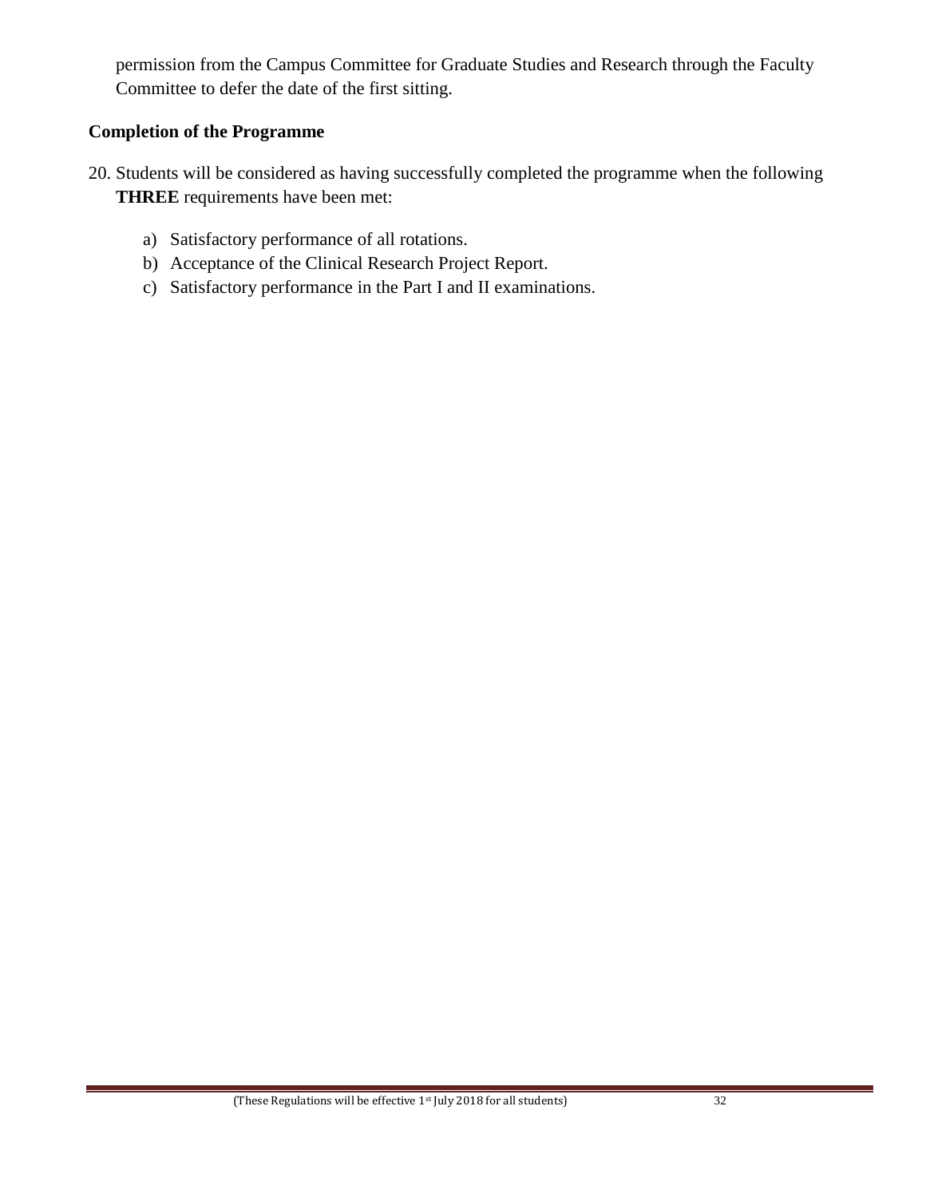permission from the Campus Committee for Graduate Studies and Research through the Faculty Committee to defer the date of the first sitting.

**Completion of the Programme**

20. Students will be considered as having successfully completed the programme when the following **THREE** requirements have been met:

    a) Satisfactory performance of all rotations.
    b) Acceptance of the Clinical Research Project Report.
    c) Satisfactory performance in the Part I and II examinations.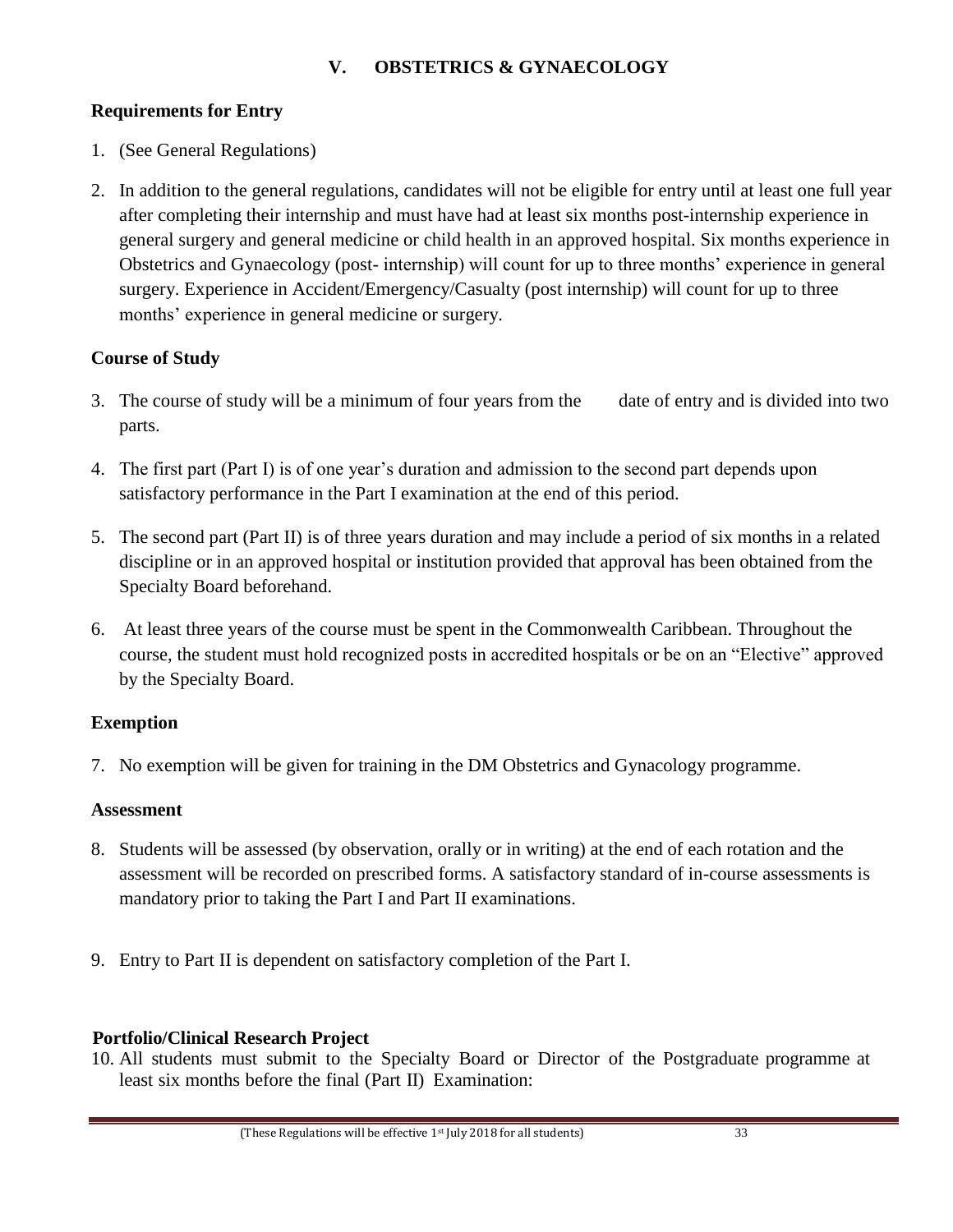## V. OBSTETRICS & GYNAECOLOGY

### Requirements for Entry

1. (See General Regulations)
2. In addition to the general regulations, candidates will not be eligible for entry until at least one full year after completing their internship and must have had at least six months post-internship experience in general surgery and general medicine or child health in an approved hospital. Six months experience in Obstetrics and Gynaecology (post- internship) will count for up to three months' experience in general surgery. Experience in Accident/Emergency/Casualty (post internship) will count for up to three months' experience in general medicine or surgery.

### Course of Study

3. The course of study will be a minimum of four years from the date of entry and is divided into two parts.
4. The first part (Part I) is of one year's duration and admission to the second part depends upon satisfactory performance in the Part I examination at the end of this period.
5. The second part (Part II) is of three years duration and may include a period of six months in a related discipline or in an approved hospital or institution provided that approval has been obtained from the Specialty Board beforehand.
6. At least three years of the course must be spent in the Commonwealth Caribbean. Throughout the course, the student must hold recognized posts in accredited hospitals or be on an "Elective" approved by the Specialty Board.

### Exemption

7. No exemption will be given for training in the DM Obstetrics and Gynacology programme.

### Assessment

8. Students will be assessed (by observation, orally or in writing) at the end of each rotation and the assessment will be recorded on prescribed forms. A satisfactory standard of in-course assessments is mandatory prior to taking the Part I and Part II examinations.
9. Entry to Part II is dependent on satisfactory completion of the Part I.

### Portfolio/Clinical Research Project

10. All students must submit to the Specialty Board or Director of the Postgraduate programme at least six months before the final (Part II) Examination: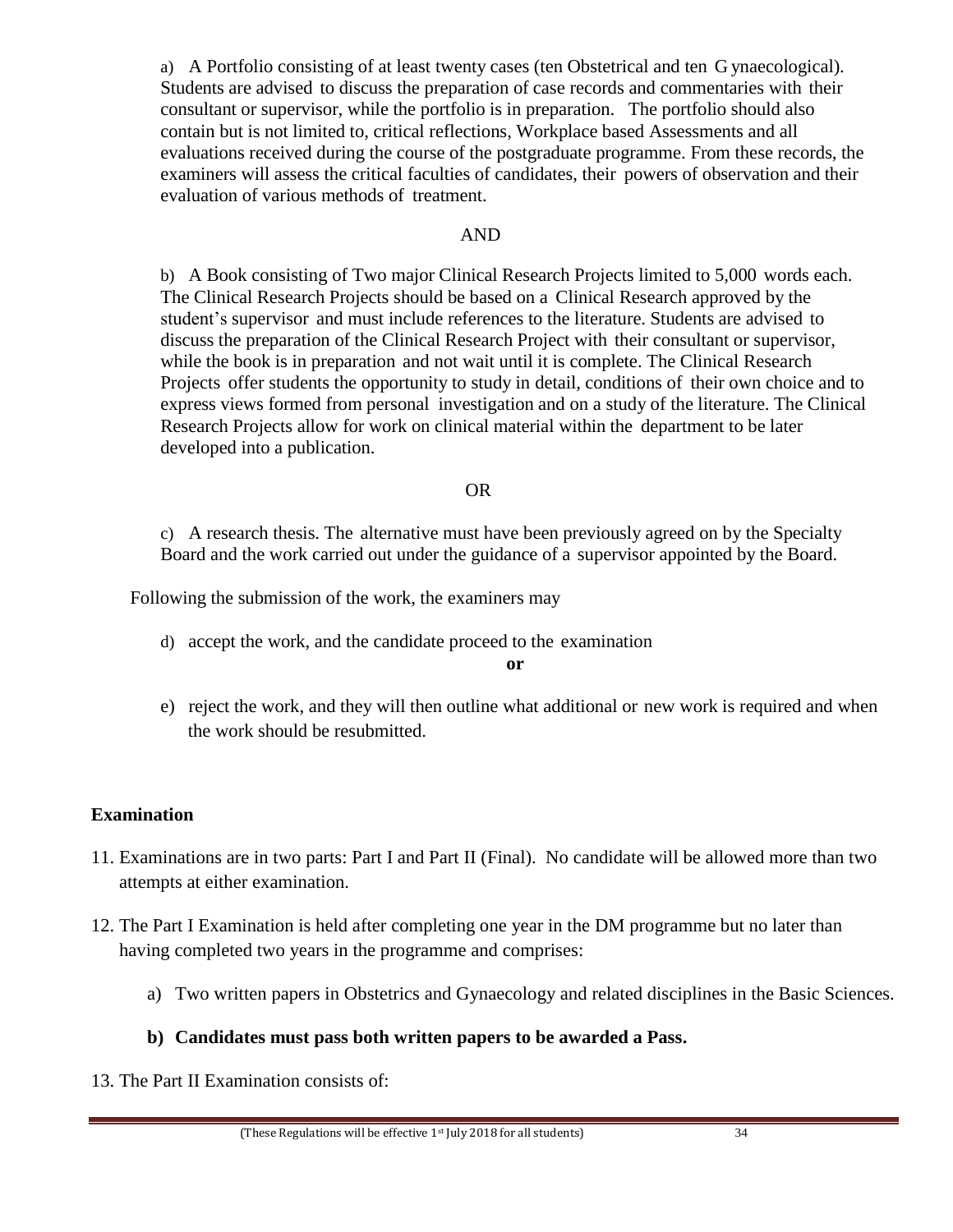a) A Portfolio consisting of at least twenty cases (ten Obstetrical and ten Gynaecological). Students are advised to discuss the preparation of case records and commentaries with their consultant or supervisor, while the portfolio is in preparation. The portfolio should also contain but is not limited to, critical reflections, Workplace based Assessments and all evaluations received during the course of the postgraduate programme. From these records, the examiners will assess the critical faculties of candidates, their powers of observation and their evaluation of various methods of treatment.

AND

b) A Book consisting of Two major Clinical Research Projects limited to 5,000 words each. The Clinical Research Projects should be based on a Clinical Research approved by the student's supervisor and must include references to the literature. Students are advised to discuss the preparation of the Clinical Research Project with their consultant or supervisor, while the book is in preparation and not wait until it is complete. The Clinical Research Projects offer students the opportunity to study in detail, conditions of their own choice and to express views formed from personal investigation and on a study of the literature. The Clinical Research Projects allow for work on clinical material within the department to be later developed into a publication.

OR

c) A research thesis. The alternative must have been previously agreed on by the Specialty Board and the work carried out under the guidance of a supervisor appointed by the Board.

Following the submission of the work, the examiners may

d) accept the work, and the candidate proceed to the examination

**or**

e) reject the work, and they will then outline what additional or new work is required and when the work should be resubmitted.

**Examination**

11. Examinations are in two parts: Part I and Part II (Final). No candidate will be allowed more than two attempts at either examination.

12. The Part I Examination is held after completing one year in the DM programme but no later than having completed two years in the programme and comprises:

    a) Two written papers in Obstetrics and Gynaecology and related disciplines in the Basic Sciences.

    **b) Candidates must pass both written papers to be awarded a Pass.**

13. The Part II Examination consists of: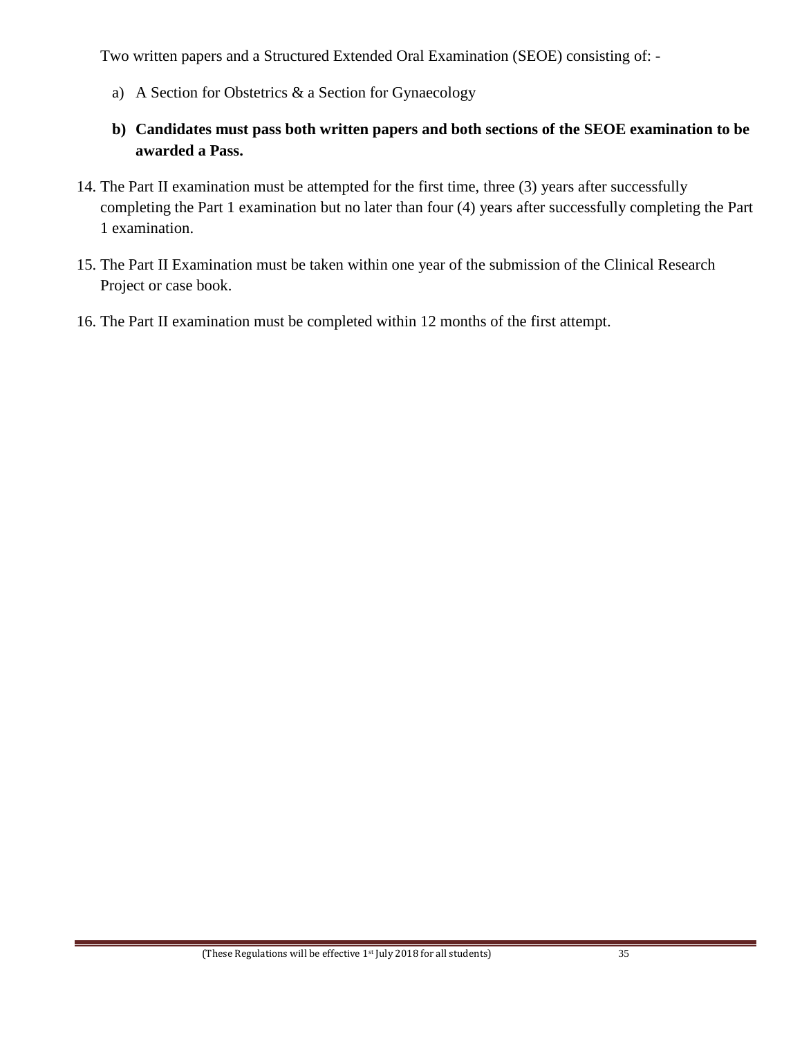Two written papers and a Structured Extended Oral Examination (SEOE) consisting of: -

a) A Section for Obstetrics & a Section for Gynaecology

**b) Candidates must pass both written papers and both sections of the SEOE examination to be awarded a Pass.**

14. The Part II examination must be attempted for the first time, three (3) years after successfully completing the Part 1 examination but no later than four (4) years after successfully completing the Part 1 examination.

15. The Part II Examination must be taken within one year of the submission of the Clinical Research Project or case book.

16. The Part II examination must be completed within 12 months of the first attempt.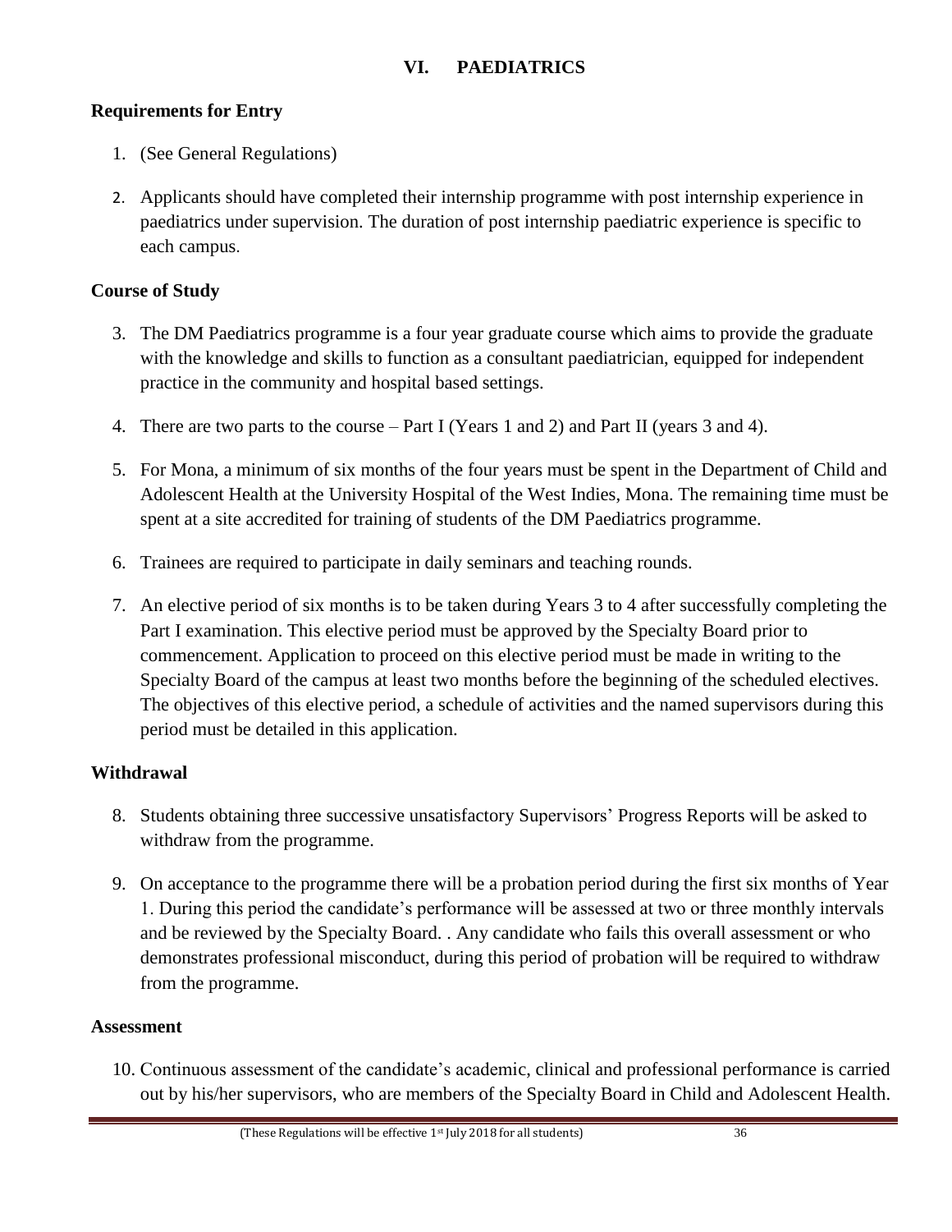## VI. PAEDIATRICS

### Requirements for Entry

1. (See General Regulations)
2. Applicants should have completed their internship programme with post internship experience in paediatrics under supervision. The duration of post internship paediatric experience is specific to each campus.

### Course of Study

3. The DM Paediatrics programme is a four year graduate course which aims to provide the graduate with the knowledge and skills to function as a consultant paediatrician, equipped for independent practice in the community and hospital based settings.
4. There are two parts to the course – Part I (Years 1 and 2) and Part II (years 3 and 4).
5. For Mona, a minimum of six months of the four years must be spent in the Department of Child and Adolescent Health at the University Hospital of the West Indies, Mona. The remaining time must be spent at a site accredited for training of students of the DM Paediatrics programme.
6. Trainees are required to participate in daily seminars and teaching rounds.
7. An elective period of six months is to be taken during Years 3 to 4 after successfully completing the Part I examination. This elective period must be approved by the Specialty Board prior to commencement. Application to proceed on this elective period must be made in writing to the Specialty Board of the campus at least two months before the beginning of the scheduled electives. The objectives of this elective period, a schedule of activities and the named supervisors during this period must be detailed in this application.

### Withdrawal

8. Students obtaining three successive unsatisfactory Supervisors' Progress Reports will be asked to withdraw from the programme.
9. On acceptance to the programme there will be a probation period during the first six months of Year 1. During this period the candidate's performance will be assessed at two or three monthly intervals and be reviewed by the Specialty Board. . Any candidate who fails this overall assessment or who demonstrates professional misconduct, during this period of probation will be required to withdraw from the programme.

### Assessment

10. Continuous assessment of the candidate's academic, clinical and professional performance is carried out by his/her supervisors, who are members of the Specialty Board in Child and Adolescent Health.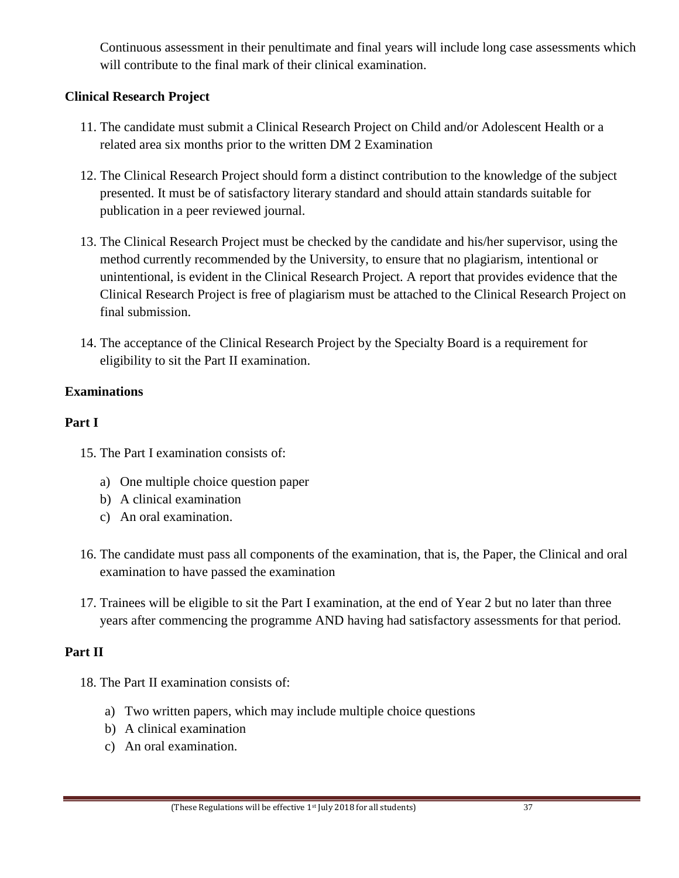Continuous assessment in their penultimate and final years will include long case assessments which will contribute to the final mark of their clinical examination.

**Clinical Research Project**

11. The candidate must submit a Clinical Research Project on Child and/or Adolescent Health or a related area six months prior to the written DM 2 Examination

12. The Clinical Research Project should form a distinct contribution to the knowledge of the subject presented. It must be of satisfactory literary standard and should attain standards suitable for publication in a peer reviewed journal.

13. The Clinical Research Project must be checked by the candidate and his/her supervisor, using the method currently recommended by the University, to ensure that no plagiarism, intentional or unintentional, is evident in the Clinical Research Project. A report that provides evidence that the Clinical Research Project is free of plagiarism must be attached to the Clinical Research Project on final submission.

14. The acceptance of the Clinical Research Project by the Specialty Board is a requirement for eligibility to sit the Part II examination.

**Examinations**

**Part I**

15. The Part I examination consists of:

    a) One multiple choice question paper
    b) A clinical examination
    c) An oral examination.

16. The candidate must pass all components of the examination, that is, the Paper, the Clinical and oral examination to have passed the examination

17. Trainees will be eligible to sit the Part I examination, at the end of Year 2 but no later than three years after commencing the programme AND having had satisfactory assessments for that period.

**Part II**

18. The Part II examination consists of:

    a) Two written papers, which may include multiple choice questions
    b) A clinical examination
    c) An oral examination.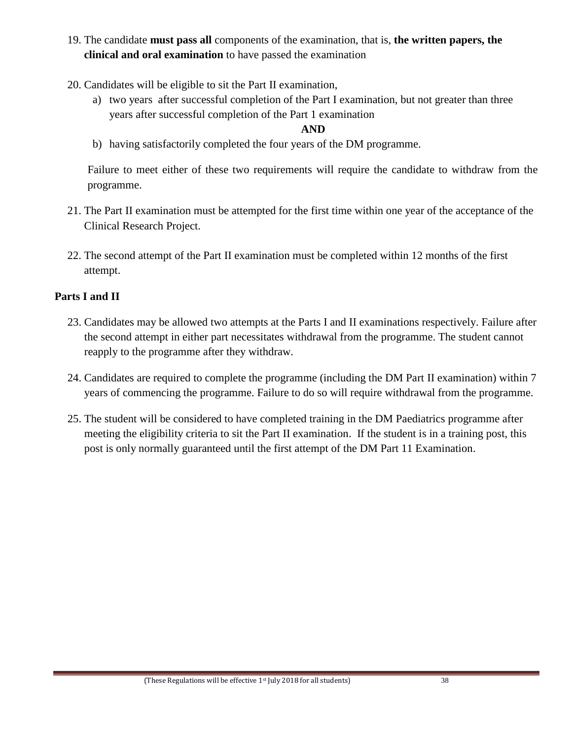19. The candidate **must pass all** components of the examination, that is, **the written papers, the clinical and oral examination** to have passed the examination

20. Candidates will be eligible to sit the Part II examination,
    a) two years after successful completion of the Part I examination, but not greater than three years after successful completion of the Part 1 examination

    **AND**

    b) having satisfactorily completed the four years of the DM programme.

    Failure to meet either of these two requirements will require the candidate to withdraw from the programme.

21. The Part II examination must be attempted for the first time within one year of the acceptance of the Clinical Research Project.

22. The second attempt of the Part II examination must be completed within 12 months of the first attempt.

**Parts I and II**

23. Candidates may be allowed two attempts at the Parts I and II examinations respectively. Failure after the second attempt in either part necessitates withdrawal from the programme. The student cannot reapply to the programme after they withdraw.

24. Candidates are required to complete the programme (including the DM Part II examination) within 7 years of commencing the programme. Failure to do so will require withdrawal from the programme.

25. The student will be considered to have completed training in the DM Paediatrics programme after meeting the eligibility criteria to sit the Part II examination. If the student is in a training post, this post is only normally guaranteed until the first attempt of the DM Part 11 Examination.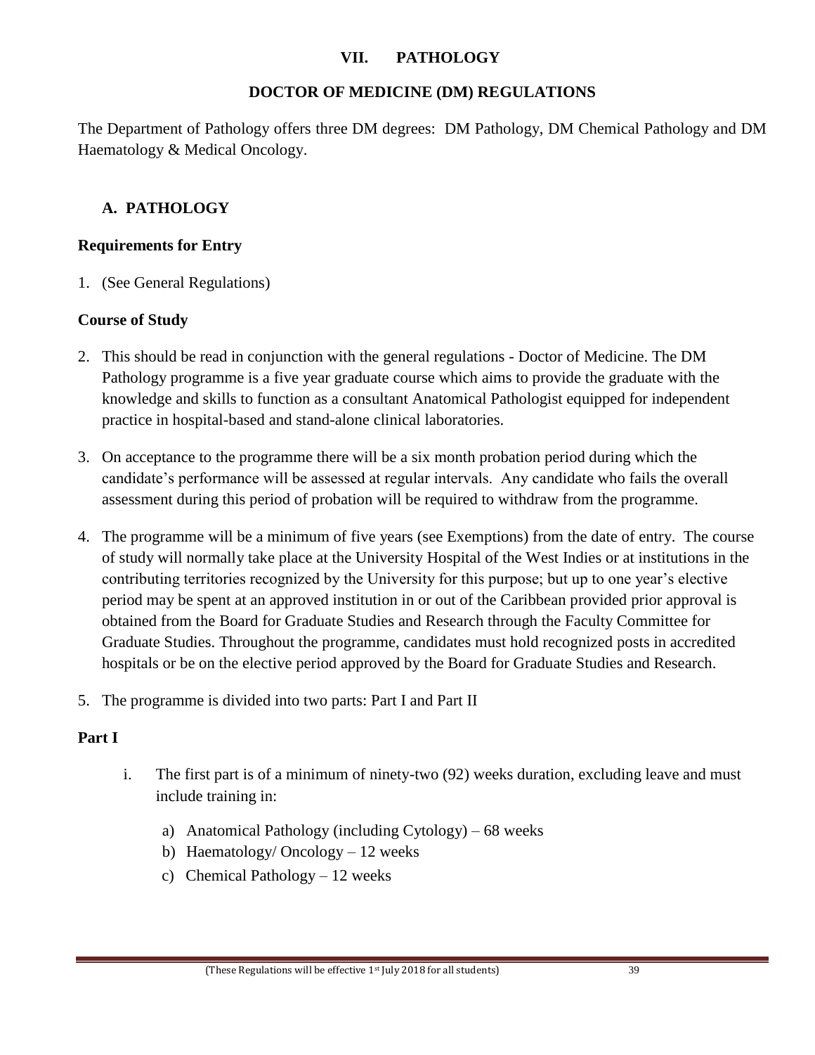## VII. PATHOLOGY

### DOCTOR OF MEDICINE (DM) REGULATIONS

The Department of Pathology offers three DM degrees: DM Pathology, DM Chemical Pathology and DM Haematology & Medical Oncology.

### A. PATHOLOGY

**Requirements for Entry**

1. (See General Regulations)

**Course of Study**

2. This should be read in conjunction with the general regulations - Doctor of Medicine. The DM Pathology programme is a five year graduate course which aims to provide the graduate with the knowledge and skills to function as a consultant Anatomical Pathologist equipped for independent practice in hospital-based and stand-alone clinical laboratories.

3. On acceptance to the programme there will be a six month probation period during which the candidate's performance will be assessed at regular intervals. Any candidate who fails the overall assessment during this period of probation will be required to withdraw from the programme.

4. The programme will be a minimum of five years (see Exemptions) from the date of entry. The course of study will normally take place at the University Hospital of the West Indies or at institutions in the contributing territories recognized by the University for this purpose; but up to one year's elective period may be spent at an approved institution in or out of the Caribbean provided prior approval is obtained from the Board for Graduate Studies and Research through the Faculty Committee for Graduate Studies. Throughout the programme, candidates must hold recognized posts in accredited hospitals or be on the elective period approved by the Board for Graduate Studies and Research.

5. The programme is divided into two parts: Part I and Part II

**Part I**

i. The first part is of a minimum of ninety-two (92) weeks duration, excluding leave and must include training in:

   a) Anatomical Pathology (including Cytology) – 68 weeks
   b) Haematology/ Oncology – 12 weeks
   c) Chemical Pathology – 12 weeks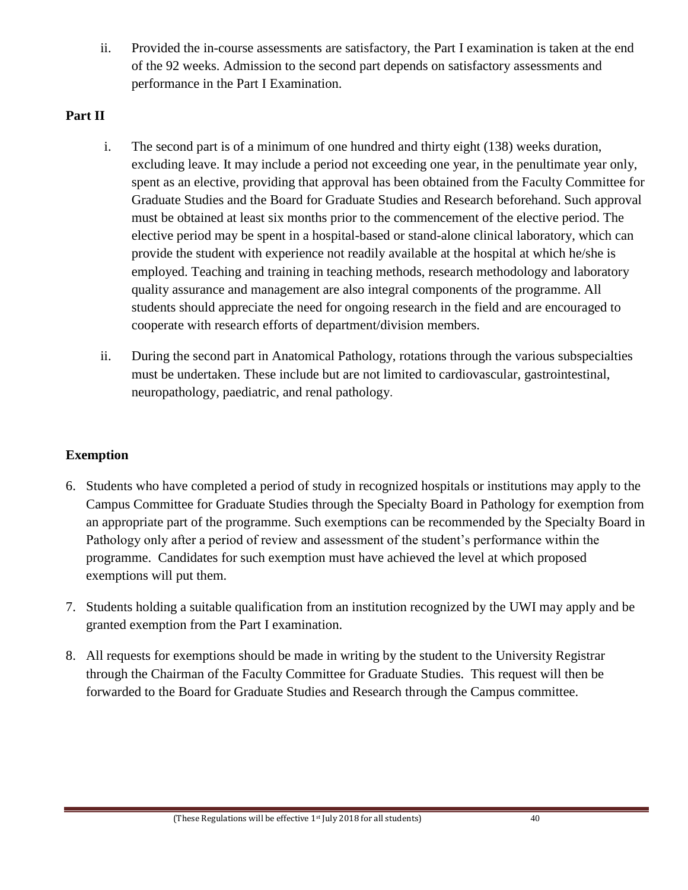ii. Provided the in-course assessments are satisfactory, the Part I examination is taken at the end of the 92 weeks. Admission to the second part depends on satisfactory assessments and performance in the Part I Examination.

**Part II**

i. The second part is of a minimum of one hundred and thirty eight (138) weeks duration, excluding leave. It may include a period not exceeding one year, in the penultimate year only, spent as an elective, providing that approval has been obtained from the Faculty Committee for Graduate Studies and the Board for Graduate Studies and Research beforehand. Such approval must be obtained at least six months prior to the commencement of the elective period. The elective period may be spent in a hospital-based or stand-alone clinical laboratory, which can provide the student with experience not readily available at the hospital at which he/she is employed. Teaching and training in teaching methods, research methodology and laboratory quality assurance and management are also integral components of the programme. All students should appreciate the need for ongoing research in the field and are encouraged to cooperate with research efforts of department/division members.

ii. During the second part in Anatomical Pathology, rotations through the various subspecialties must be undertaken. These include but are not limited to cardiovascular, gastrointestinal, neuropathology, paediatric, and renal pathology.

**Exemption**

6. Students who have completed a period of study in recognized hospitals or institutions may apply to the Campus Committee for Graduate Studies through the Specialty Board in Pathology for exemption from an appropriate part of the programme. Such exemptions can be recommended by the Specialty Board in Pathology only after a period of review and assessment of the student's performance within the programme. Candidates for such exemption must have achieved the level at which proposed exemptions will put them.

7. Students holding a suitable qualification from an institution recognized by the UWI may apply and be granted exemption from the Part I examination.

8. All requests for exemptions should be made in writing by the student to the University Registrar through the Chairman of the Faculty Committee for Graduate Studies. This request will then be forwarded to the Board for Graduate Studies and Research through the Campus committee.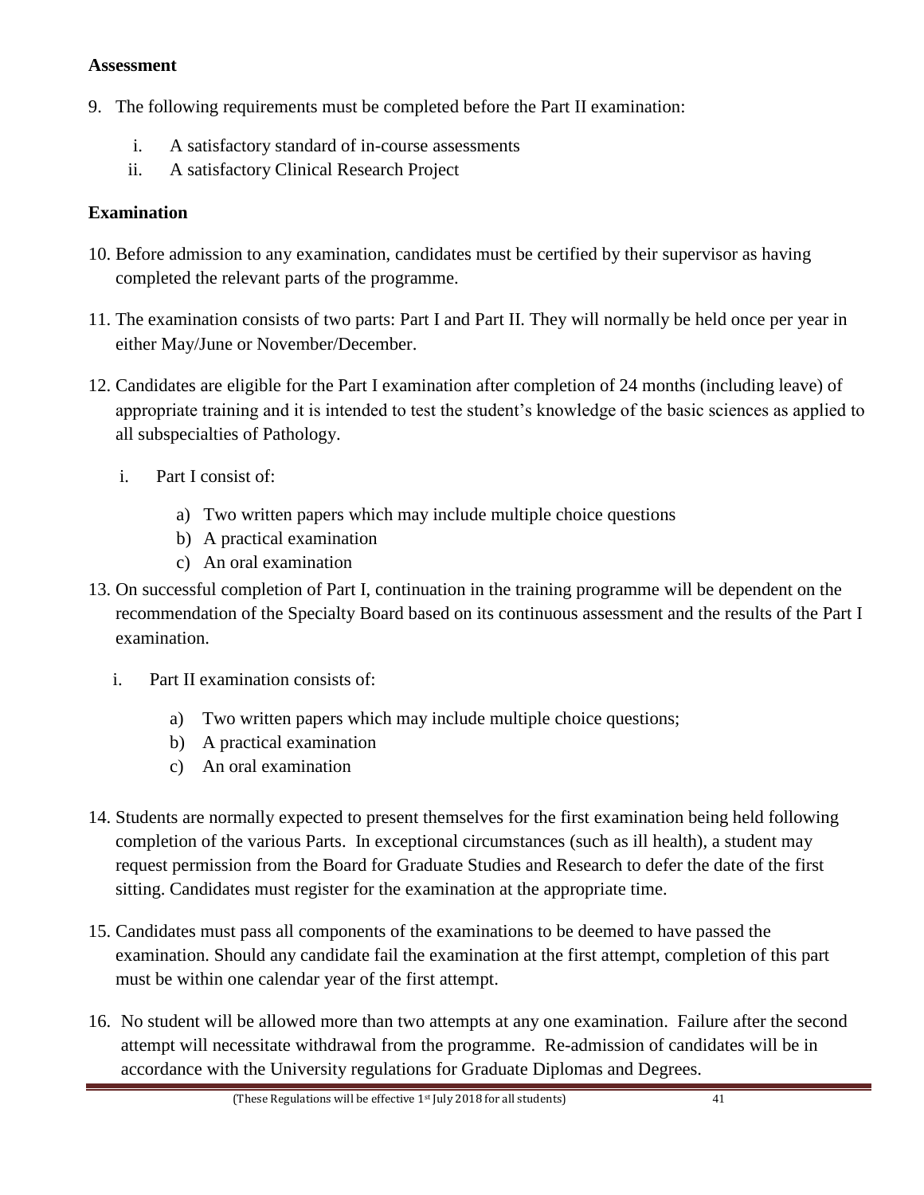**Assessment**

9. The following requirements must be completed before the Part II examination:

   i. A satisfactory standard of in-course assessments
   ii. A satisfactory Clinical Research Project

**Examination**

10. Before admission to any examination, candidates must be certified by their supervisor as having completed the relevant parts of the programme.

11. The examination consists of two parts: Part I and Part II. They will normally be held once per year in either May/June or November/December.

12. Candidates are eligible for the Part I examination after completion of 24 months (including leave) of appropriate training and it is intended to test the student's knowledge of the basic sciences as applied to all subspecialties of Pathology.

    i. Part I consist of:

       a) Two written papers which may include multiple choice questions
       b) A practical examination
       c) An oral examination

13. On successful completion of Part I, continuation in the training programme will be dependent on the recommendation of the Specialty Board based on its continuous assessment and the results of the Part I examination.

    i. Part II examination consists of:

       a) Two written papers which may include multiple choice questions;
       b) A practical examination
       c) An oral examination

14. Students are normally expected to present themselves for the first examination being held following completion of the various Parts. In exceptional circumstances (such as ill health), a student may request permission from the Board for Graduate Studies and Research to defer the date of the first sitting. Candidates must register for the examination at the appropriate time.

15. Candidates must pass all components of the examinations to be deemed to have passed the examination. Should any candidate fail the examination at the first attempt, completion of this part must be within one calendar year of the first attempt.

16. No student will be allowed more than two attempts at any one examination. Failure after the second attempt will necessitate withdrawal from the programme. Re-admission of candidates will be in accordance with the University regulations for Graduate Diplomas and Degrees.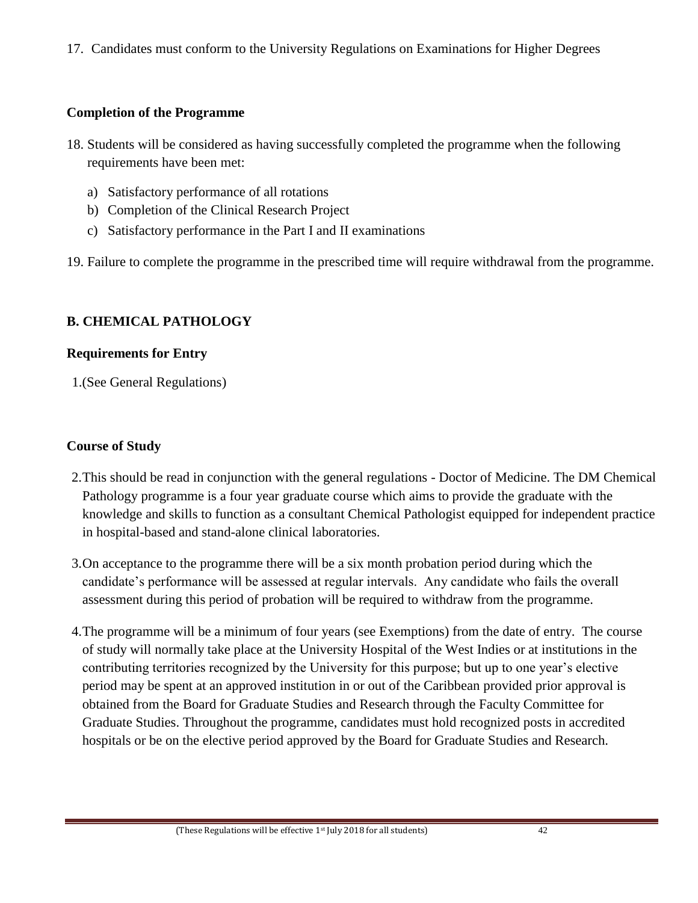17. Candidates must conform to the University Regulations on Examinations for Higher Degrees

### Completion of the Programme

18. Students will be considered as having successfully completed the programme when the following requirements have been met:
    a) Satisfactory performance of all rotations
    b) Completion of the Clinical Research Project
    c) Satisfactory performance in the Part I and II examinations

19. Failure to complete the programme in the prescribed time will require withdrawal from the programme.

## B. CHEMICAL PATHOLOGY

### Requirements for Entry

1. (See General Regulations)

### Course of Study

2. This should be read in conjunction with the general regulations - Doctor of Medicine. The DM Chemical Pathology programme is a four year graduate course which aims to provide the graduate with the knowledge and skills to function as a consultant Chemical Pathologist equipped for independent practice in hospital-based and stand-alone clinical laboratories.

3. On acceptance to the programme there will be a six month probation period during which the candidate's performance will be assessed at regular intervals. Any candidate who fails the overall assessment during this period of probation will be required to withdraw from the programme.

4. The programme will be a minimum of four years (see Exemptions) from the date of entry. The course of study will normally take place at the University Hospital of the West Indies or at institutions in the contributing territories recognized by the University for this purpose; but up to one year's elective period may be spent at an approved institution in or out of the Caribbean provided prior approval is obtained from the Board for Graduate Studies and Research through the Faculty Committee for Graduate Studies. Throughout the programme, candidates must hold recognized posts in accredited hospitals or be on the elective period approved by the Board for Graduate Studies and Research.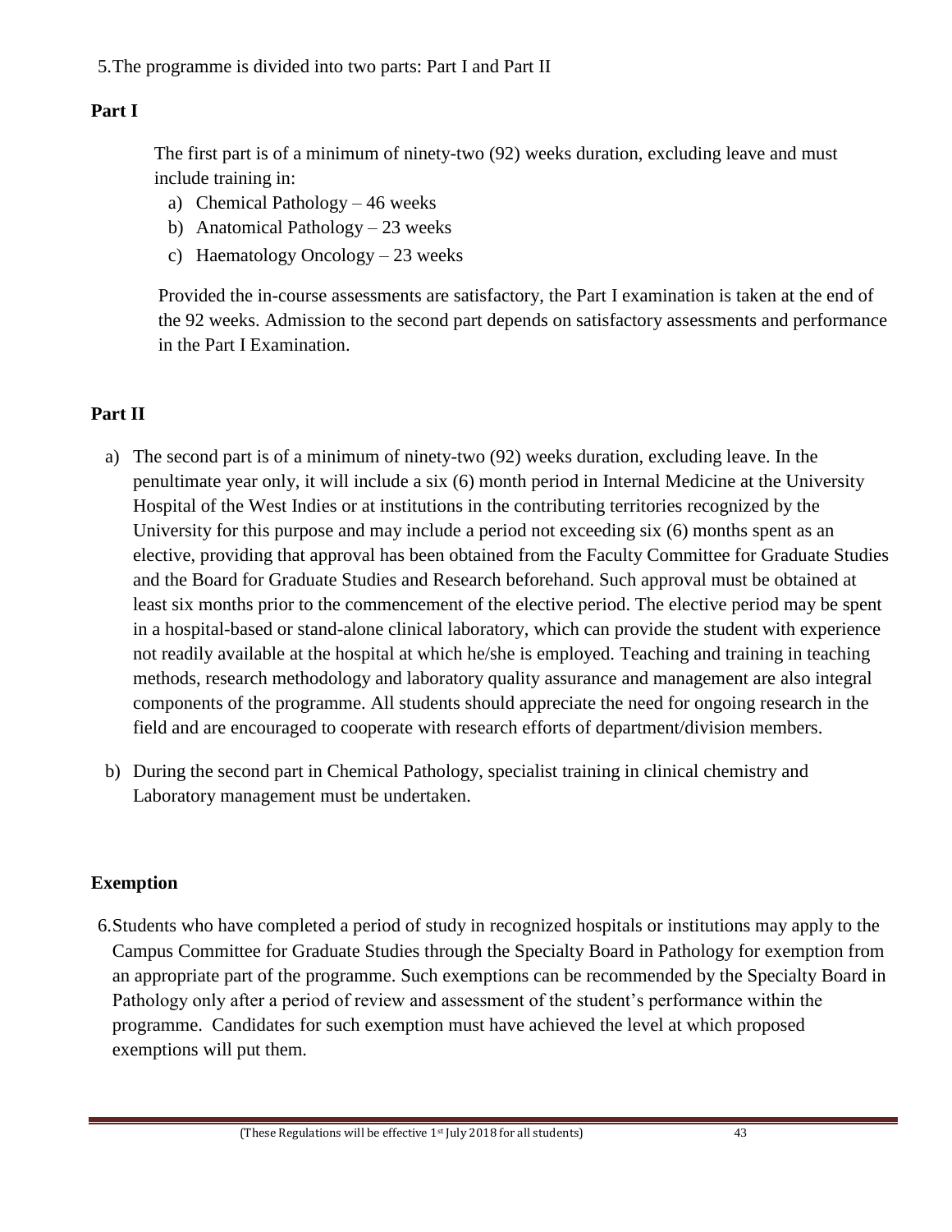5. The programme is divided into two parts: Part I and Part II

**Part I**

The first part is of a minimum of ninety-two (92) weeks duration, excluding leave and must include training in:

a) Chemical Pathology – 46 weeks
b) Anatomical Pathology – 23 weeks
c) Haematology Oncology – 23 weeks

Provided the in-course assessments are satisfactory, the Part I examination is taken at the end of the 92 weeks. Admission to the second part depends on satisfactory assessments and performance in the Part I Examination.

**Part II**

a) The second part is of a minimum of ninety-two (92) weeks duration, excluding leave. In the penultimate year only, it will include a six (6) month period in Internal Medicine at the University Hospital of the West Indies or at institutions in the contributing territories recognized by the University for this purpose and may include a period not exceeding six (6) months spent as an elective, providing that approval has been obtained from the Faculty Committee for Graduate Studies and the Board for Graduate Studies and Research beforehand. Such approval must be obtained at least six months prior to the commencement of the elective period. The elective period may be spent in a hospital-based or stand-alone clinical laboratory, which can provide the student with experience not readily available at the hospital at which he/she is employed. Teaching and training in teaching methods, research methodology and laboratory quality assurance and management are also integral components of the programme. All students should appreciate the need for ongoing research in the field and are encouraged to cooperate with research efforts of department/division members.

b) During the second part in Chemical Pathology, specialist training in clinical chemistry and Laboratory management must be undertaken.

**Exemption**

6. Students who have completed a period of study in recognized hospitals or institutions may apply to the Campus Committee for Graduate Studies through the Specialty Board in Pathology for exemption from an appropriate part of the programme. Such exemptions can be recommended by the Specialty Board in Pathology only after a period of review and assessment of the student's performance within the programme. Candidates for such exemption must have achieved the level at which proposed exemptions will put them.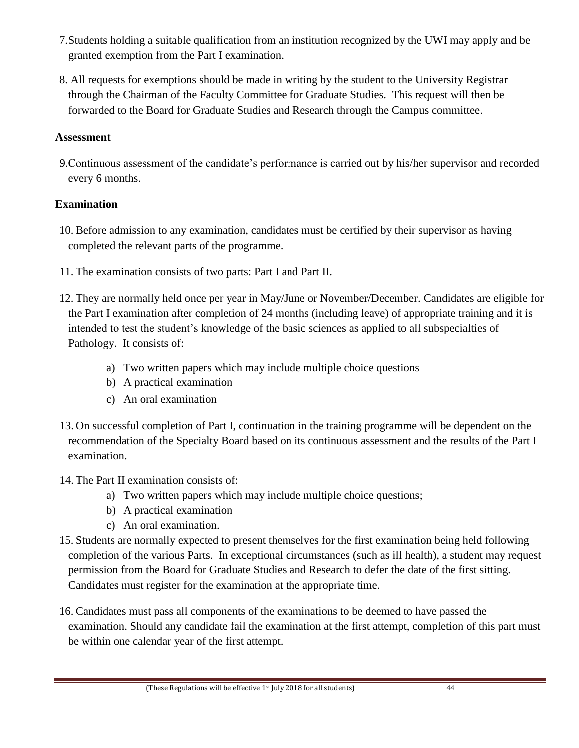7. Students holding a suitable qualification from an institution recognized by the UWI may apply and be granted exemption from the Part I examination.

8. All requests for exemptions should be made in writing by the student to the University Registrar through the Chairman of the Faculty Committee for Graduate Studies. This request will then be forwarded to the Board for Graduate Studies and Research through the Campus committee.

**Assessment**

9. Continuous assessment of the candidate's performance is carried out by his/her supervisor and recorded every 6 months.

**Examination**

10. Before admission to any examination, candidates must be certified by their supervisor as having completed the relevant parts of the programme.

11. The examination consists of two parts: Part I and Part II.

12. They are normally held once per year in May/June or November/December. Candidates are eligible for the Part I examination after completion of 24 months (including leave) of appropriate training and it is intended to test the student's knowledge of the basic sciences as applied to all subspecialties of Pathology. It consists of:

    a) Two written papers which may include multiple choice questions
    b) A practical examination
    c) An oral examination

13. On successful completion of Part I, continuation in the training programme will be dependent on the recommendation of the Specialty Board based on its continuous assessment and the results of the Part I examination.

14. The Part II examination consists of:
    a) Two written papers which may include multiple choice questions;
    b) A practical examination
    c) An oral examination.

15. Students are normally expected to present themselves for the first examination being held following completion of the various Parts. In exceptional circumstances (such as ill health), a student may request permission from the Board for Graduate Studies and Research to defer the date of the first sitting. Candidates must register for the examination at the appropriate time.

16. Candidates must pass all components of the examinations to be deemed to have passed the examination. Should any candidate fail the examination at the first attempt, completion of this part must be within one calendar year of the first attempt.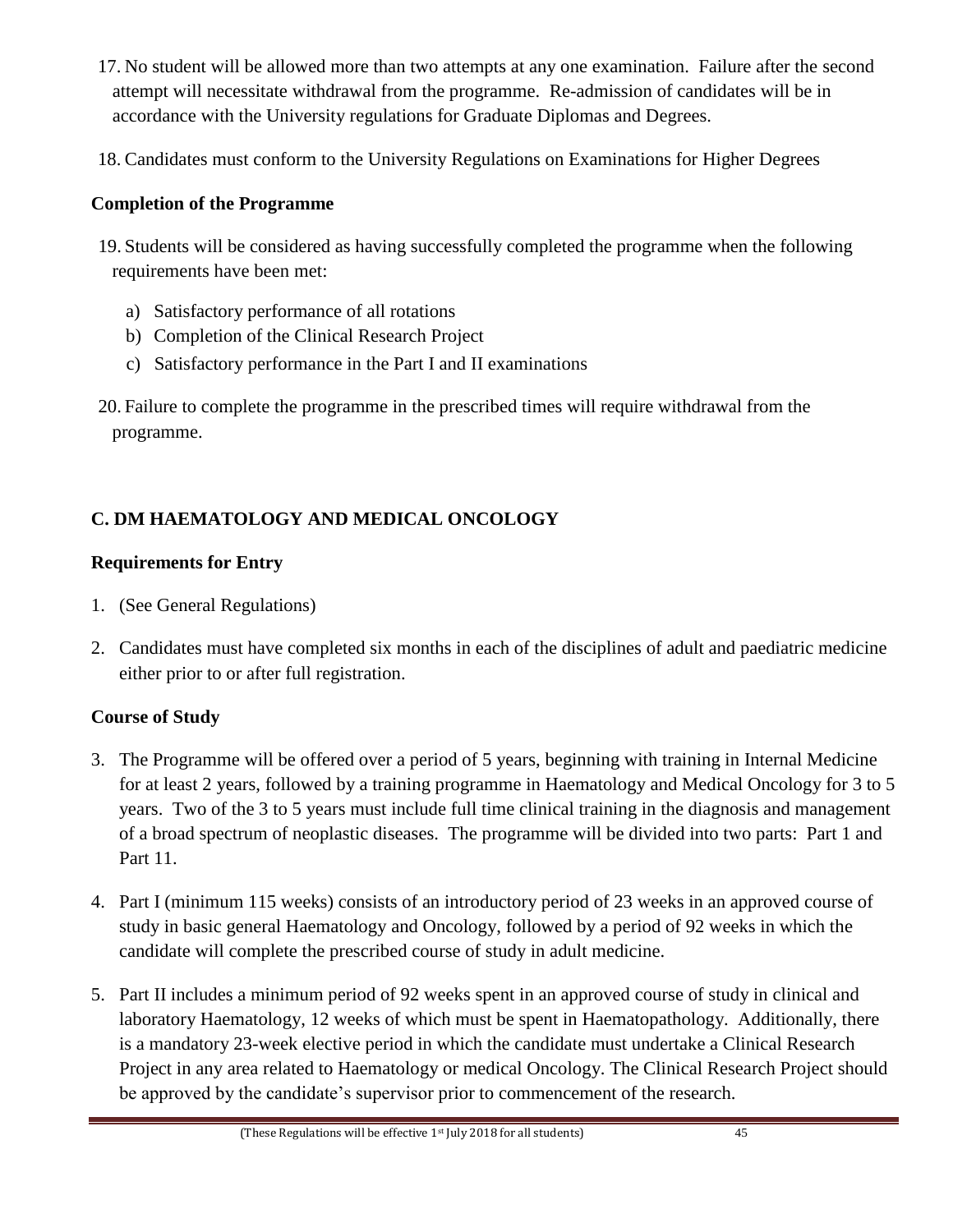17. No student will be allowed more than two attempts at any one examination. Failure after the second attempt will necessitate withdrawal from the programme. Re-admission of candidates will be in accordance with the University regulations for Graduate Diplomas and Degrees.

18. Candidates must conform to the University Regulations on Examinations for Higher Degrees

### Completion of the Programme

19. Students will be considered as having successfully completed the programme when the following requirements have been met:

    a) Satisfactory performance of all rotations
    b) Completion of the Clinical Research Project
    c) Satisfactory performance in the Part I and II examinations

20. Failure to complete the programme in the prescribed times will require withdrawal from the programme.

## C. DM HAEMATOLOGY AND MEDICAL ONCOLOGY

### Requirements for Entry

1. (See General Regulations)

2. Candidates must have completed six months in each of the disciplines of adult and paediatric medicine either prior to or after full registration.

### Course of Study

3. The Programme will be offered over a period of 5 years, beginning with training in Internal Medicine for at least 2 years, followed by a training programme in Haematology and Medical Oncology for 3 to 5 years. Two of the 3 to 5 years must include full time clinical training in the diagnosis and management of a broad spectrum of neoplastic diseases. The programme will be divided into two parts: Part 1 and Part 11.

4. Part I (minimum 115 weeks) consists of an introductory period of 23 weeks in an approved course of study in basic general Haematology and Oncology, followed by a period of 92 weeks in which the candidate will complete the prescribed course of study in adult medicine.

5. Part II includes a minimum period of 92 weeks spent in an approved course of study in clinical and laboratory Haematology, 12 weeks of which must be spent in Haematopathology. Additionally, there is a mandatory 23-week elective period in which the candidate must undertake a Clinical Research Project in any area related to Haematology or medical Oncology. The Clinical Research Project should be approved by the candidate's supervisor prior to commencement of the research.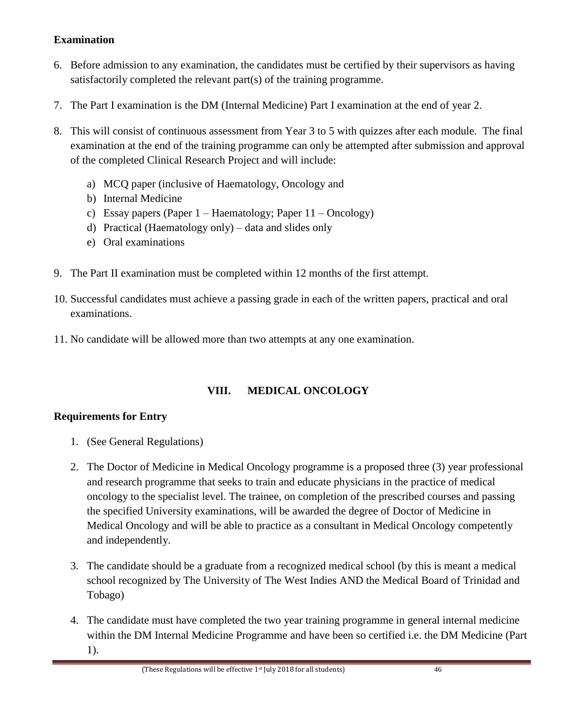**Examination**

6. Before admission to any examination, the candidates must be certified by their supervisors as having satisfactorily completed the relevant part(s) of the training programme.

7. The Part I examination is the DM (Internal Medicine) Part I examination at the end of year 2.

8. This will consist of continuous assessment from Year 3 to 5 with quizzes after each module. The final examination at the end of the training programme can only be attempted after submission and approval of the completed Clinical Research Project and will include:

   a) MCQ paper (inclusive of Haematology, Oncology and
   b) Internal Medicine
   c) Essay papers (Paper 1 – Haematology; Paper 11 – Oncology)
   d) Practical (Haematology only) – data and slides only
   e) Oral examinations

9. The Part II examination must be completed within 12 months of the first attempt.

10. Successful candidates must achieve a passing grade in each of the written papers, practical and oral examinations.

11. No candidate will be allowed more than two attempts at any one examination.

## VIII. MEDICAL ONCOLOGY

**Requirements for Entry**

1. (See General Regulations)

2. The Doctor of Medicine in Medical Oncology programme is a proposed three (3) year professional and research programme that seeks to train and educate physicians in the practice of medical oncology to the specialist level. The trainee, on completion of the prescribed courses and passing the specified University examinations, will be awarded the degree of Doctor of Medicine in Medical Oncology and will be able to practice as a consultant in Medical Oncology competently and independently.

3. The candidate should be a graduate from a recognized medical school (by this is meant a medical school recognized by The University of The West Indies AND the Medical Board of Trinidad and Tobago)

4. The candidate must have completed the two year training programme in general internal medicine within the DM Internal Medicine Programme and have been so certified i.e. the DM Medicine (Part 1).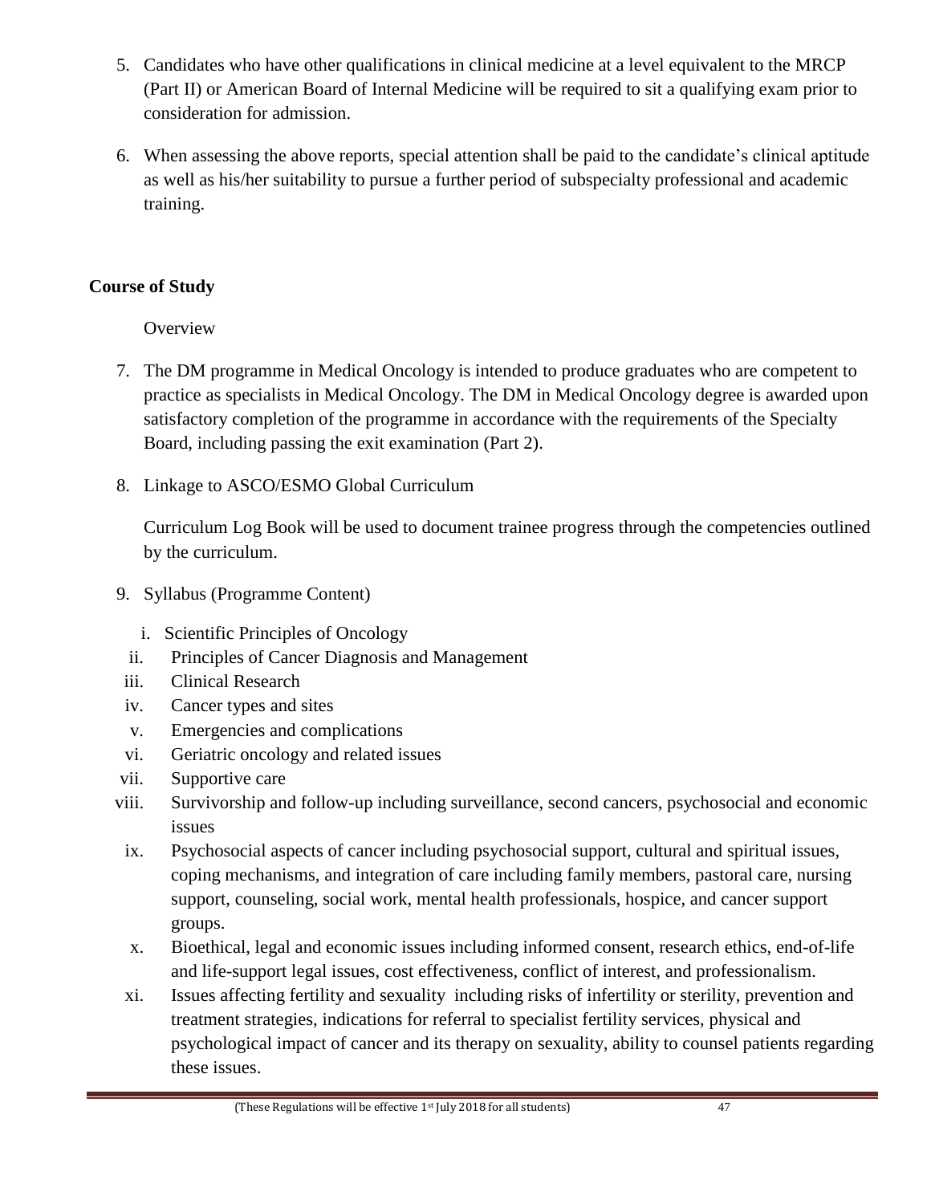5. Candidates who have other qualifications in clinical medicine at a level equivalent to the MRCP (Part II) or American Board of Internal Medicine will be required to sit a qualifying exam prior to consideration for admission.

6. When assessing the above reports, special attention shall be paid to the candidate's clinical aptitude as well as his/her suitability to pursue a further period of subspecialty professional and academic training.

## Course of Study

Overview

7. The DM programme in Medical Oncology is intended to produce graduates who are competent to practice as specialists in Medical Oncology. The DM in Medical Oncology degree is awarded upon satisfactory completion of the programme in accordance with the requirements of the Specialty Board, including passing the exit examination (Part 2).

8. Linkage to ASCO/ESMO Global Curriculum

   Curriculum Log Book will be used to document trainee progress through the competencies outlined by the curriculum.

9. Syllabus (Programme Content)

   i. Scientific Principles of Oncology
   ii. Principles of Cancer Diagnosis and Management
   iii. Clinical Research
   iv. Cancer types and sites
   v. Emergencies and complications
   vi. Geriatric oncology and related issues
   vii. Supportive care
   viii. Survivorship and follow-up including surveillance, second cancers, psychosocial and economic issues
   ix. Psychosocial aspects of cancer including psychosocial support, cultural and spiritual issues, coping mechanisms, and integration of care including family members, pastoral care, nursing support, counseling, social work, mental health professionals, hospice, and cancer support groups.
   x. Bioethical, legal and economic issues including informed consent, research ethics, end-of-life and life-support legal issues, cost effectiveness, conflict of interest, and professionalism.
   xi. Issues affecting fertility and sexuality including risks of infertility or sterility, prevention and treatment strategies, indications for referral to specialist fertility services, physical and psychological impact of cancer and its therapy on sexuality, ability to counsel patients regarding these issues.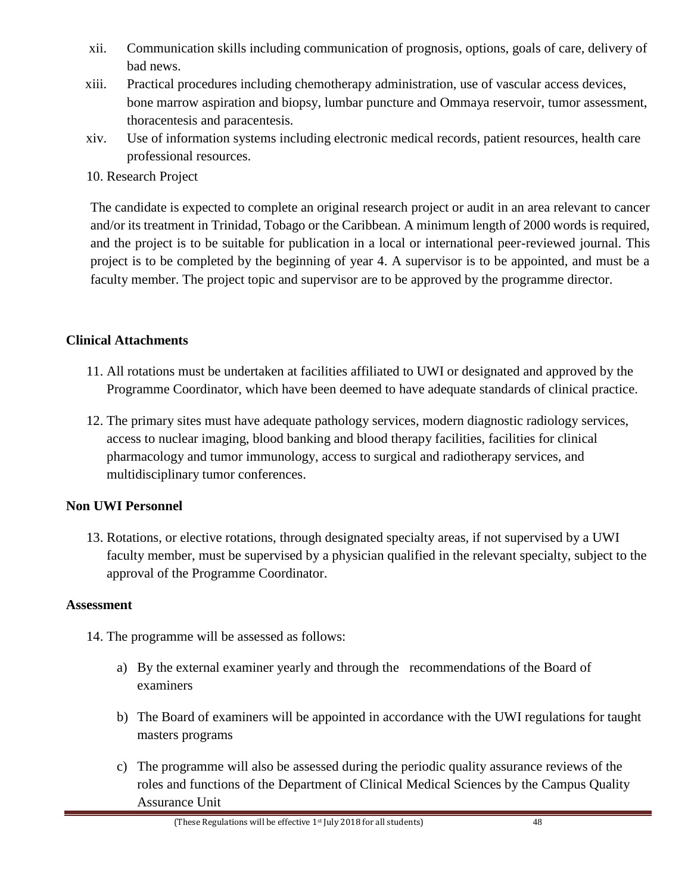- xii. Communication skills including communication of prognosis, options, goals of care, delivery of bad news.
- xiii. Practical procedures including chemotherapy administration, use of vascular access devices, bone marrow aspiration and biopsy, lumbar puncture and Ommaya reservoir, tumor assessment, thoracentesis and paracentesis.
- xiv. Use of information systems including electronic medical records, patient resources, health care professional resources.

10. Research Project

The candidate is expected to complete an original research project or audit in an area relevant to cancer and/or its treatment in Trinidad, Tobago or the Caribbean. A minimum length of 2000 words is required, and the project is to be suitable for publication in a local or international peer-reviewed journal. This project is to be completed by the beginning of year 4. A supervisor is to be appointed, and must be a faculty member. The project topic and supervisor are to be approved by the programme director.

**Clinical Attachments**

11. All rotations must be undertaken at facilities affiliated to UWI or designated and approved by the Programme Coordinator, which have been deemed to have adequate standards of clinical practice.

12. The primary sites must have adequate pathology services, modern diagnostic radiology services, access to nuclear imaging, blood banking and blood therapy facilities, facilities for clinical pharmacology and tumor immunology, access to surgical and radiotherapy services, and multidisciplinary tumor conferences.

**Non UWI Personnel**

13. Rotations, or elective rotations, through designated specialty areas, if not supervised by a UWI faculty member, must be supervised by a physician qualified in the relevant specialty, subject to the approval of the Programme Coordinator.

**Assessment**

14. The programme will be assessed as follows:

    a) By the external examiner yearly and through the recommendations of the Board of examiners

    b) The Board of examiners will be appointed in accordance with the UWI regulations for taught masters programs

    c) The programme will also be assessed during the periodic quality assurance reviews of the roles and functions of the Department of Clinical Medical Sciences by the Campus Quality Assurance Unit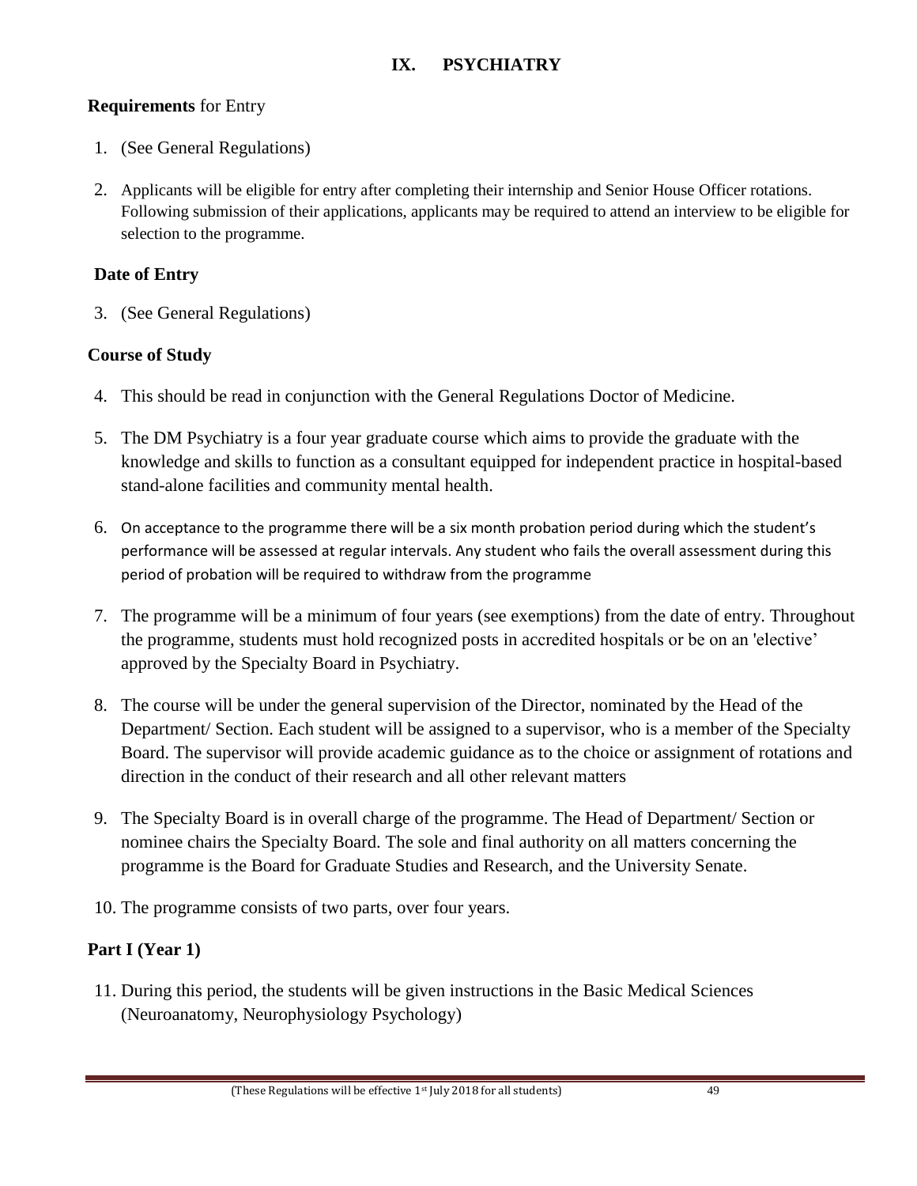## IX. PSYCHIATRY

**Requirements** for Entry

1. (See General Regulations)
2. Applicants will be eligible for entry after completing their internship and Senior House Officer rotations. Following submission of their applications, applicants may be required to attend an interview to be eligible for selection to the programme.

### Date of Entry

3. (See General Regulations)

### Course of Study

4. This should be read in conjunction with the General Regulations Doctor of Medicine.
5. The DM Psychiatry is a four year graduate course which aims to provide the graduate with the knowledge and skills to function as a consultant equipped for independent practice in hospital-based stand-alone facilities and community mental health.
6. On acceptance to the programme there will be a six month probation period during which the student's performance will be assessed at regular intervals. Any student who fails the overall assessment during this period of probation will be required to withdraw from the programme
7. The programme will be a minimum of four years (see exemptions) from the date of entry. Throughout the programme, students must hold recognized posts in accredited hospitals or be on an 'elective' approved by the Specialty Board in Psychiatry.
8. The course will be under the general supervision of the Director, nominated by the Head of the Department/ Section. Each student will be assigned to a supervisor, who is a member of the Specialty Board. The supervisor will provide academic guidance as to the choice or assignment of rotations and direction in the conduct of their research and all other relevant matters
9. The Specialty Board is in overall charge of the programme. The Head of Department/ Section or nominee chairs the Specialty Board. The sole and final authority on all matters concerning the programme is the Board for Graduate Studies and Research, and the University Senate.
10. The programme consists of two parts, over four years.

### Part I (Year 1)

11. During this period, the students will be given instructions in the Basic Medical Sciences (Neuroanatomy, Neurophysiology Psychology)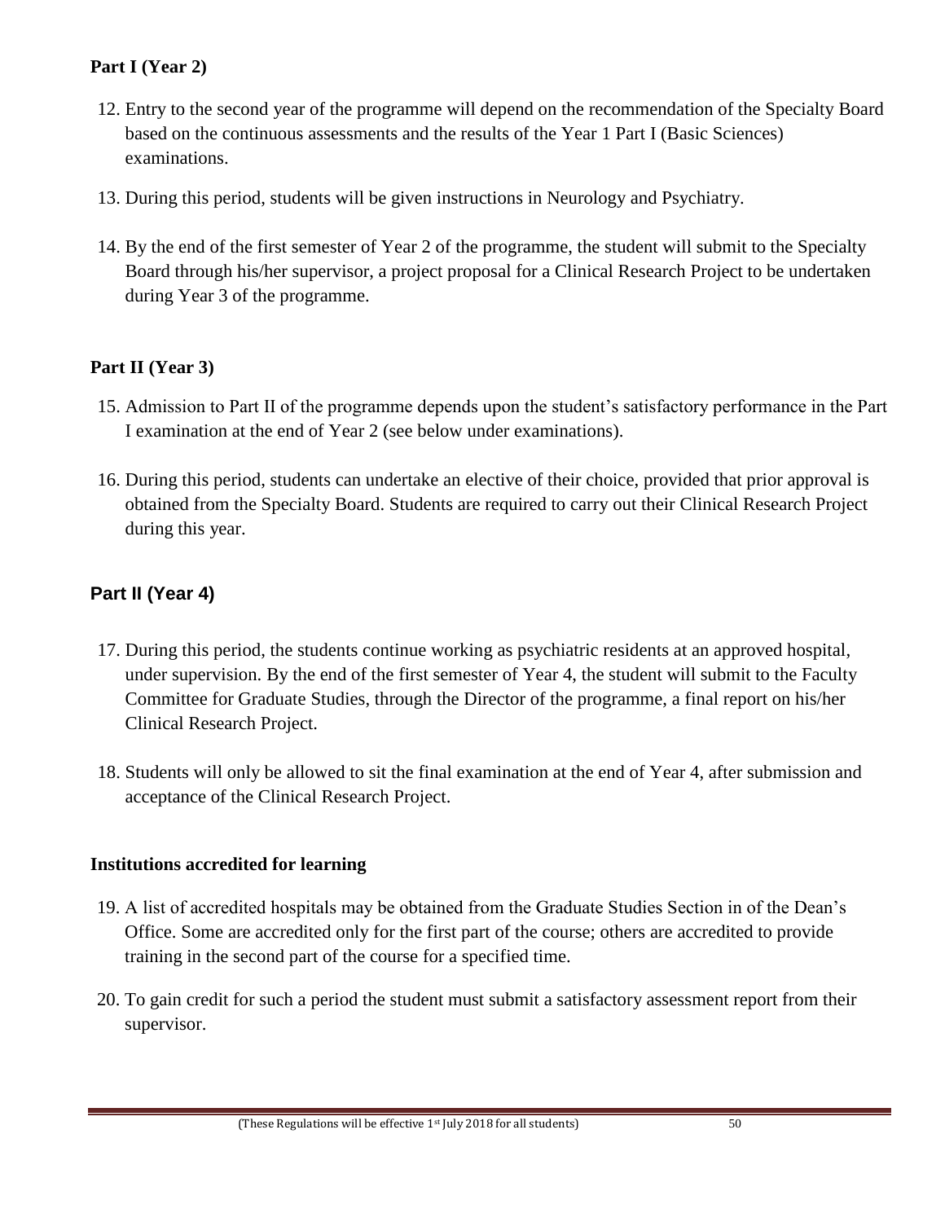### Part I (Year 2)

12. Entry to the second year of the programme will depend on the recommendation of the Specialty Board based on the continuous assessments and the results of the Year 1 Part I (Basic Sciences) examinations.

13. During this period, students will be given instructions in Neurology and Psychiatry.

14. By the end of the first semester of Year 2 of the programme, the student will submit to the Specialty Board through his/her supervisor, a project proposal for a Clinical Research Project to be undertaken during Year 3 of the programme.

### Part II (Year 3)

15. Admission to Part II of the programme depends upon the student's satisfactory performance in the Part I examination at the end of Year 2 (see below under examinations).

16. During this period, students can undertake an elective of their choice, provided that prior approval is obtained from the Specialty Board. Students are required to carry out their Clinical Research Project during this year.

### Part II (Year 4)

17. During this period, the students continue working as psychiatric residents at an approved hospital, under supervision. By the end of the first semester of Year 4, the student will submit to the Faculty Committee for Graduate Studies, through the Director of the programme, a final report on his/her Clinical Research Project.

18. Students will only be allowed to sit the final examination at the end of Year 4, after submission and acceptance of the Clinical Research Project.

### Institutions accredited for learning

19. A list of accredited hospitals may be obtained from the Graduate Studies Section in of the Dean's Office. Some are accredited only for the first part of the course; others are accredited to provide training in the second part of the course for a specified time.

20. To gain credit for such a period the student must submit a satisfactory assessment report from their supervisor.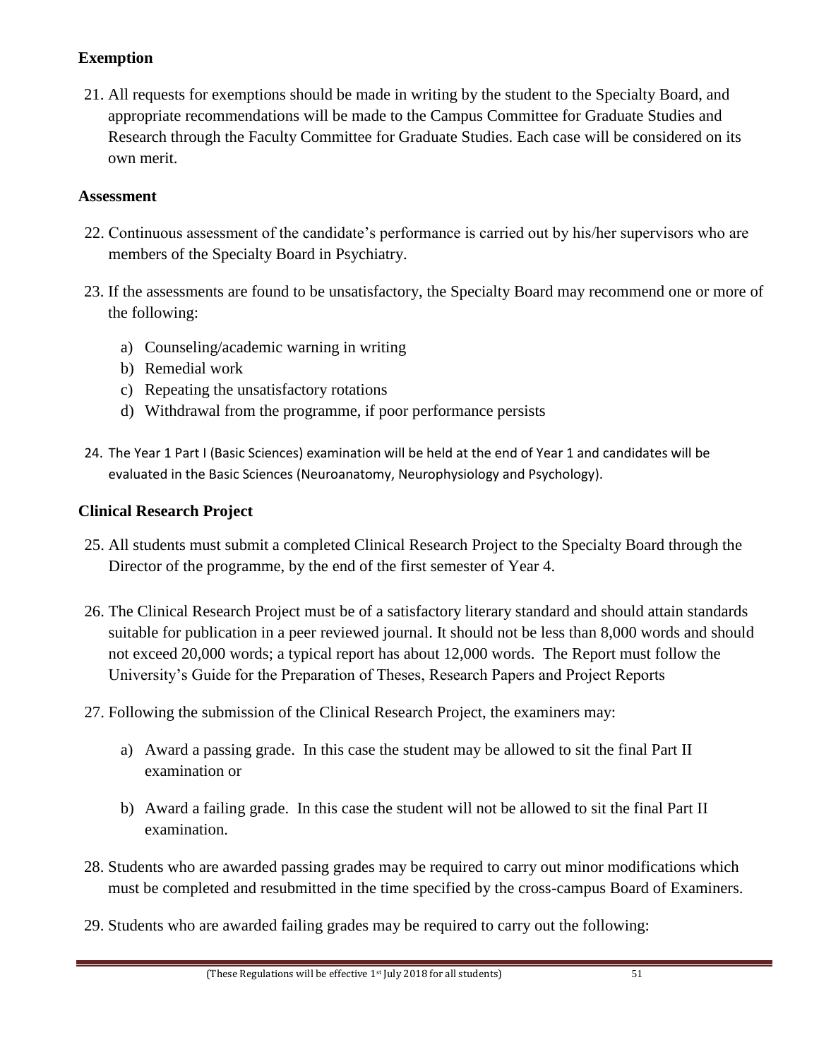### Exemption

21. All requests for exemptions should be made in writing by the student to the Specialty Board, and appropriate recommendations will be made to the Campus Committee for Graduate Studies and Research through the Faculty Committee for Graduate Studies. Each case will be considered on its own merit.

### Assessment

22. Continuous assessment of the candidate's performance is carried out by his/her supervisors who are members of the Specialty Board in Psychiatry.

23. If the assessments are found to be unsatisfactory, the Specialty Board may recommend one or more of the following:

    a) Counseling/academic warning in writing
    b) Remedial work
    c) Repeating the unsatisfactory rotations
    d) Withdrawal from the programme, if poor performance persists

24. The Year 1 Part I (Basic Sciences) examination will be held at the end of Year 1 and candidates will be evaluated in the Basic Sciences (Neuroanatomy, Neurophysiology and Psychology).

### Clinical Research Project

25. All students must submit a completed Clinical Research Project to the Specialty Board through the Director of the programme, by the end of the first semester of Year 4.

26. The Clinical Research Project must be of a satisfactory literary standard and should attain standards suitable for publication in a peer reviewed journal. It should not be less than 8,000 words and should not exceed 20,000 words; a typical report has about 12,000 words. The Report must follow the University's Guide for the Preparation of Theses, Research Papers and Project Reports

27. Following the submission of the Clinical Research Project, the examiners may:

    a) Award a passing grade. In this case the student may be allowed to sit the final Part II examination or

    b) Award a failing grade. In this case the student will not be allowed to sit the final Part II examination.

28. Students who are awarded passing grades may be required to carry out minor modifications which must be completed and resubmitted in the time specified by the cross-campus Board of Examiners.

29. Students who are awarded failing grades may be required to carry out the following: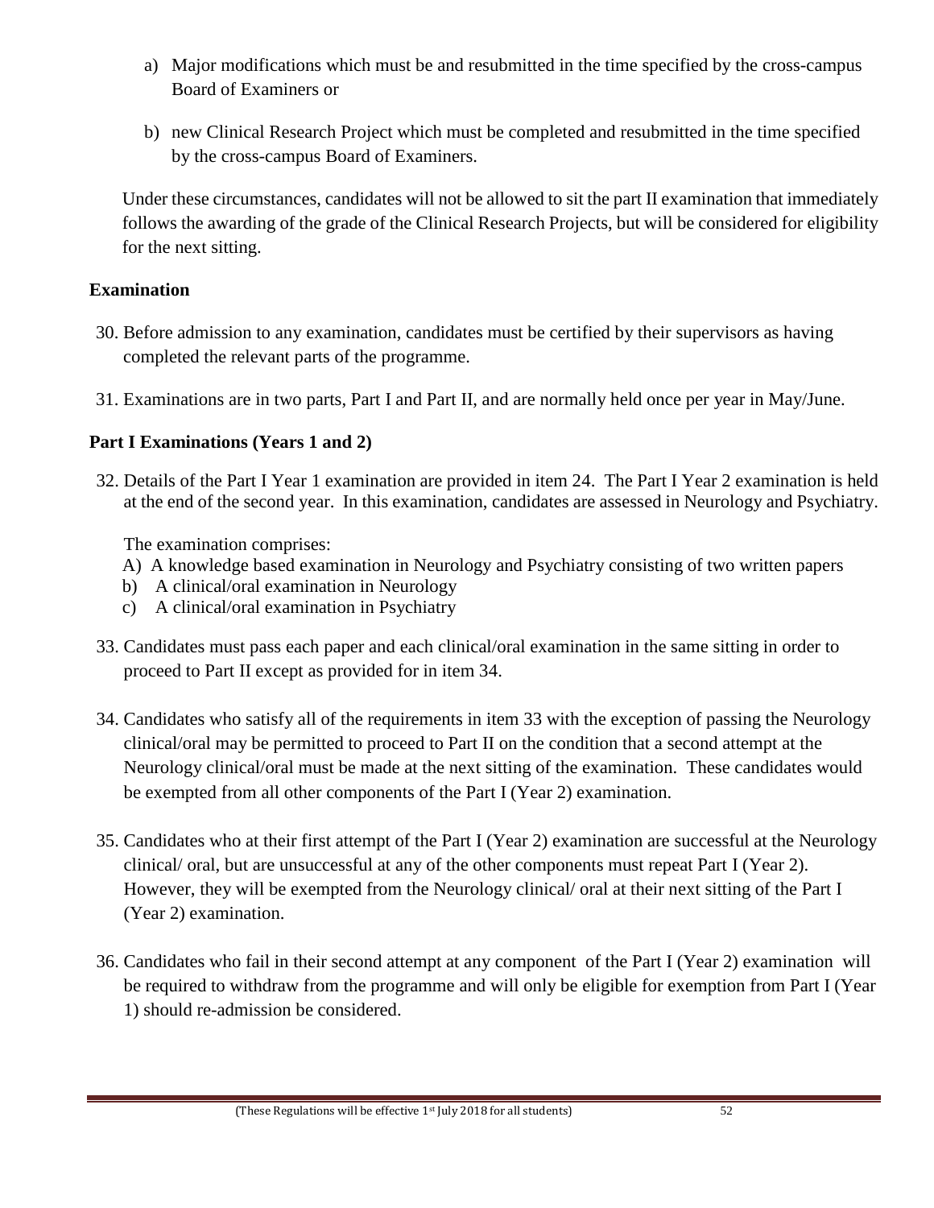a) Major modifications which must be and resubmitted in the time specified by the cross-campus Board of Examiners or

b) new Clinical Research Project which must be completed and resubmitted in the time specified by the cross-campus Board of Examiners.

Under these circumstances, candidates will not be allowed to sit the part II examination that immediately follows the awarding of the grade of the Clinical Research Projects, but will be considered for eligibility for the next sitting.

## Examination

30. Before admission to any examination, candidates must be certified by their supervisors as having completed the relevant parts of the programme.

31. Examinations are in two parts, Part I and Part II, and are normally held once per year in May/June.

## Part I Examinations (Years 1 and 2)

32. Details of the Part I Year 1 examination are provided in item 24. The Part I Year 2 examination is held at the end of the second year. In this examination, candidates are assessed in Neurology and Psychiatry.

    The examination comprises:
    A) A knowledge based examination in Neurology and Psychiatry consisting of two written papers
    b) A clinical/oral examination in Neurology
    c) A clinical/oral examination in Psychiatry

33. Candidates must pass each paper and each clinical/oral examination in the same sitting in order to proceed to Part II except as provided for in item 34.

34. Candidates who satisfy all of the requirements in item 33 with the exception of passing the Neurology clinical/oral may be permitted to proceed to Part II on the condition that a second attempt at the Neurology clinical/oral must be made at the next sitting of the examination. These candidates would be exempted from all other components of the Part I (Year 2) examination.

35. Candidates who at their first attempt of the Part I (Year 2) examination are successful at the Neurology clinical/ oral, but are unsuccessful at any of the other components must repeat Part I (Year 2). However, they will be exempted from the Neurology clinical/ oral at their next sitting of the Part I (Year 2) examination.

36. Candidates who fail in their second attempt at any component of the Part I (Year 2) examination will be required to withdraw from the programme and will only be eligible for exemption from Part I (Year 1) should re-admission be considered.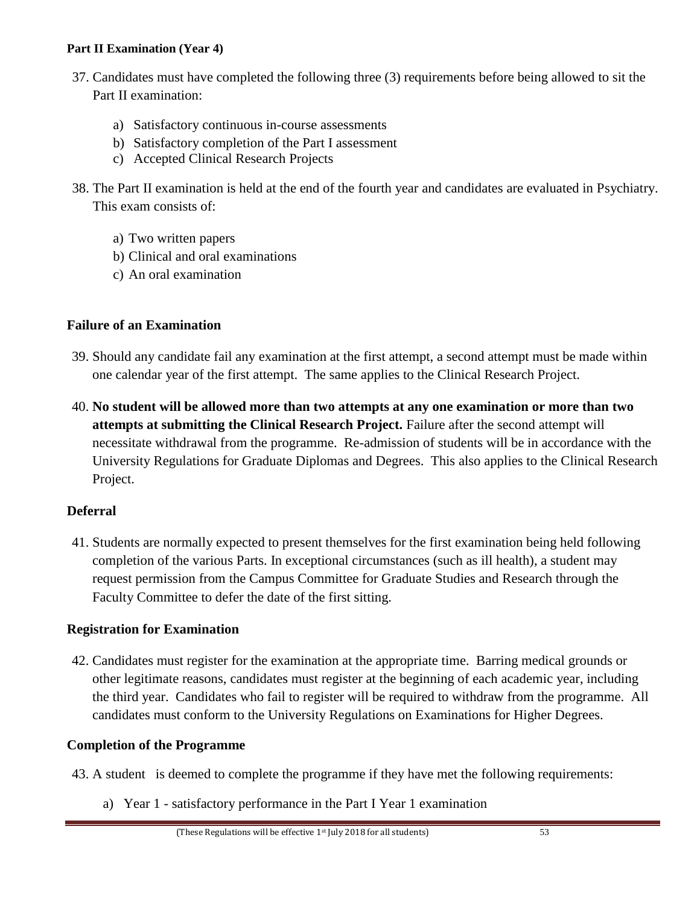**Part II Examination (Year 4)**

37. Candidates must have completed the following three (3) requirements before being allowed to sit the Part II examination:

    a) Satisfactory continuous in-course assessments
    b) Satisfactory completion of the Part I assessment
    c) Accepted Clinical Research Projects

38. The Part II examination is held at the end of the fourth year and candidates are evaluated in Psychiatry. This exam consists of:

    a) Two written papers
    b) Clinical and oral examinations
    c) An oral examination

### Failure of an Examination

39. Should any candidate fail any examination at the first attempt, a second attempt must be made within one calendar year of the first attempt. The same applies to the Clinical Research Project.

40. **No student will be allowed more than two attempts at any one examination or more than two attempts at submitting the Clinical Research Project.** Failure after the second attempt will necessitate withdrawal from the programme. Re-admission of students will be in accordance with the University Regulations for Graduate Diplomas and Degrees. This also applies to the Clinical Research Project.

### Deferral

41. Students are normally expected to present themselves for the first examination being held following completion of the various Parts. In exceptional circumstances (such as ill health), a student may request permission from the Campus Committee for Graduate Studies and Research through the Faculty Committee to defer the date of the first sitting.

### Registration for Examination

42. Candidates must register for the examination at the appropriate time. Barring medical grounds or other legitimate reasons, candidates must register at the beginning of each academic year, including the third year. Candidates who fail to register will be required to withdraw from the programme. All candidates must conform to the University Regulations on Examinations for Higher Degrees.

### Completion of the Programme

43. A student is deemed to complete the programme if they have met the following requirements:

    a) Year 1 - satisfactory performance in the Part I Year 1 examination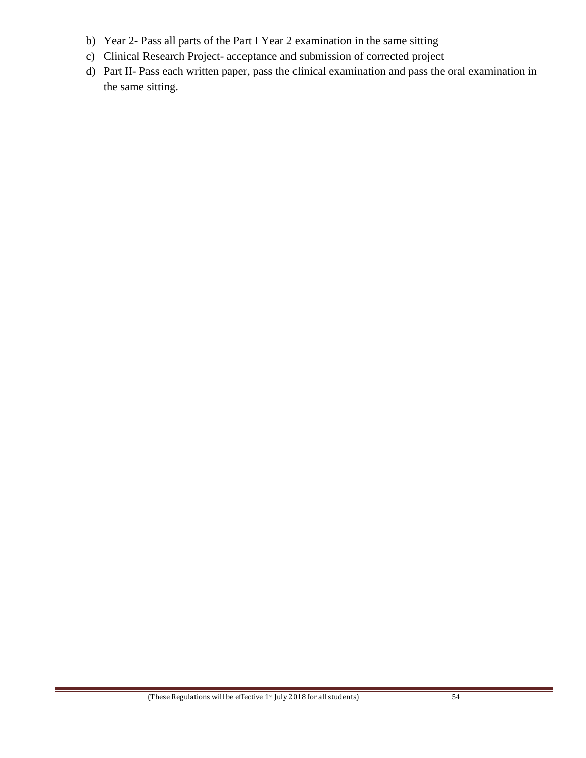b) Year 2- Pass all parts of the Part I Year 2 examination in the same sitting
c) Clinical Research Project- acceptance and submission of corrected project
d) Part II- Pass each written paper, pass the clinical examination and pass the oral examination in the same sitting.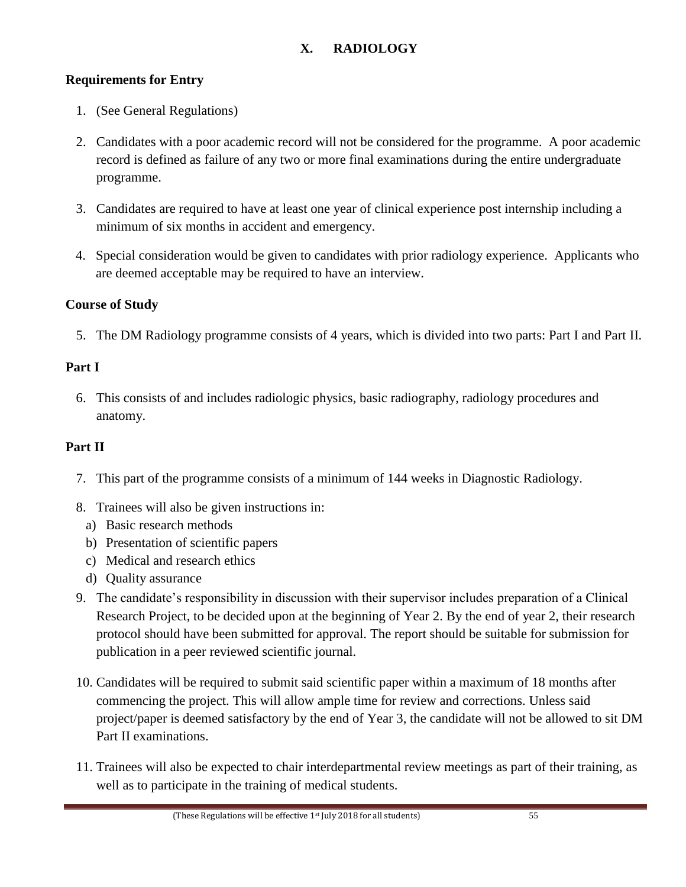## X. RADIOLOGY

### Requirements for Entry

1. (See General Regulations)
2. Candidates with a poor academic record will not be considered for the programme. A poor academic record is defined as failure of any two or more final examinations during the entire undergraduate programme.
3. Candidates are required to have at least one year of clinical experience post internship including a minimum of six months in accident and emergency.
4. Special consideration would be given to candidates with prior radiology experience. Applicants who are deemed acceptable may be required to have an interview.

### Course of Study

5. The DM Radiology programme consists of 4 years, which is divided into two parts: Part I and Part II.

### Part I

6. This consists of and includes radiologic physics, basic radiography, radiology procedures and anatomy.

### Part II

7. This part of the programme consists of a minimum of 144 weeks in Diagnostic Radiology.
8. Trainees will also be given instructions in:
   a) Basic research methods
   b) Presentation of scientific papers
   c) Medical and research ethics
   d) Quality assurance
9. The candidate's responsibility in discussion with their supervisor includes preparation of a Clinical Research Project, to be decided upon at the beginning of Year 2. By the end of year 2, their research protocol should have been submitted for approval. The report should be suitable for submission for publication in a peer reviewed scientific journal.
10. Candidates will be required to submit said scientific paper within a maximum of 18 months after commencing the project. This will allow ample time for review and corrections. Unless said project/paper is deemed satisfactory by the end of Year 3, the candidate will not be allowed to sit DM Part II examinations.
11. Trainees will also be expected to chair interdepartmental review meetings as part of their training, as well as to participate in the training of medical students.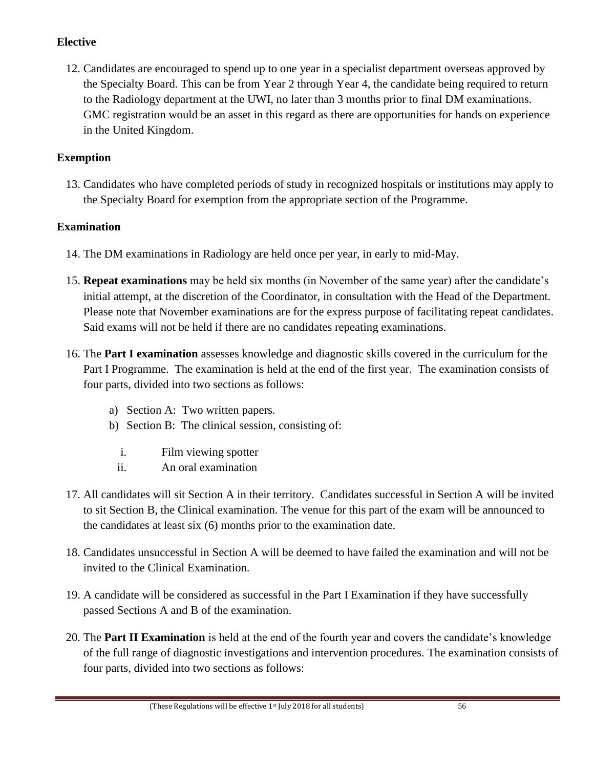### Elective

12. Candidates are encouraged to spend up to one year in a specialist department overseas approved by the Specialty Board. This can be from Year 2 through Year 4, the candidate being required to return to the Radiology department at the UWI, no later than 3 months prior to final DM examinations. GMC registration would be an asset in this regard as there are opportunities for hands on experience in the United Kingdom.

### Exemption

13. Candidates who have completed periods of study in recognized hospitals or institutions may apply to the Specialty Board for exemption from the appropriate section of the Programme.

### Examination

14. The DM examinations in Radiology are held once per year, in early to mid-May.

15. **Repeat examinations** may be held six months (in November of the same year) after the candidate's initial attempt, at the discretion of the Coordinator, in consultation with the Head of the Department. Please note that November examinations are for the express purpose of facilitating repeat candidates. Said exams will not be held if there are no candidates repeating examinations.

16. The **Part I examination** assesses knowledge and diagnostic skills covered in the curriculum for the Part I Programme. The examination is held at the end of the first year. The examination consists of four parts, divided into two sections as follows:

    a) Section A: Two written papers.
    b) Section B: The clinical session, consisting of:

       i. Film viewing spotter
       ii. An oral examination

17. All candidates will sit Section A in their territory. Candidates successful in Section A will be invited to sit Section B, the Clinical examination. The venue for this part of the exam will be announced to the candidates at least six (6) months prior to the examination date.

18. Candidates unsuccessful in Section A will be deemed to have failed the examination and will not be invited to the Clinical Examination.

19. A candidate will be considered as successful in the Part I Examination if they have successfully passed Sections A and B of the examination.

20. The **Part II Examination** is held at the end of the fourth year and covers the candidate's knowledge of the full range of diagnostic investigations and intervention procedures. The examination consists of four parts, divided into two sections as follows: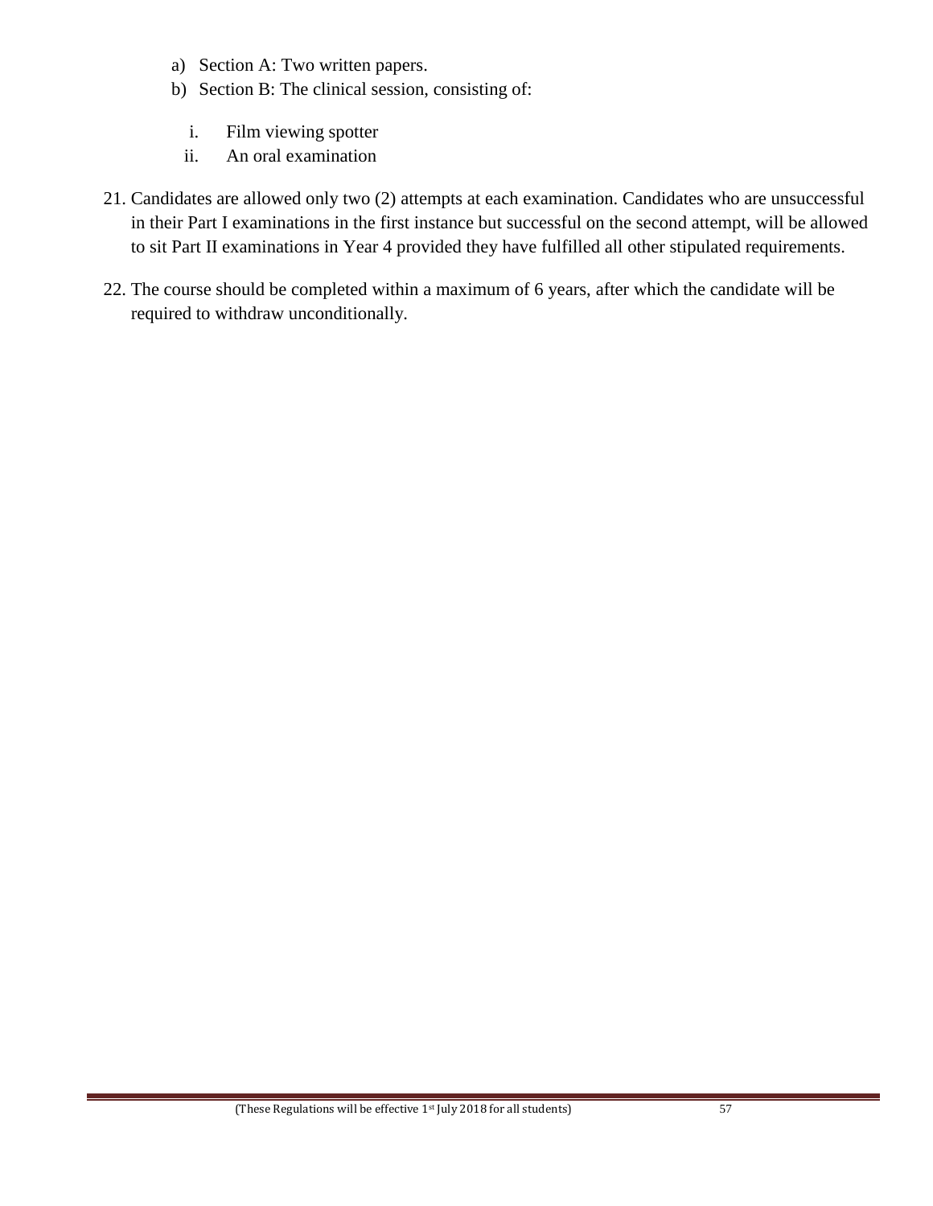a) Section A: Two written papers.
b) Section B: The clinical session, consisting of:

   i. Film viewing spotter
   ii. An oral examination

21. Candidates are allowed only two (2) attempts at each examination. Candidates who are unsuccessful in their Part I examinations in the first instance but successful on the second attempt, will be allowed to sit Part II examinations in Year 4 provided they have fulfilled all other stipulated requirements.

22. The course should be completed within a maximum of 6 years, after which the candidate will be required to withdraw unconditionally.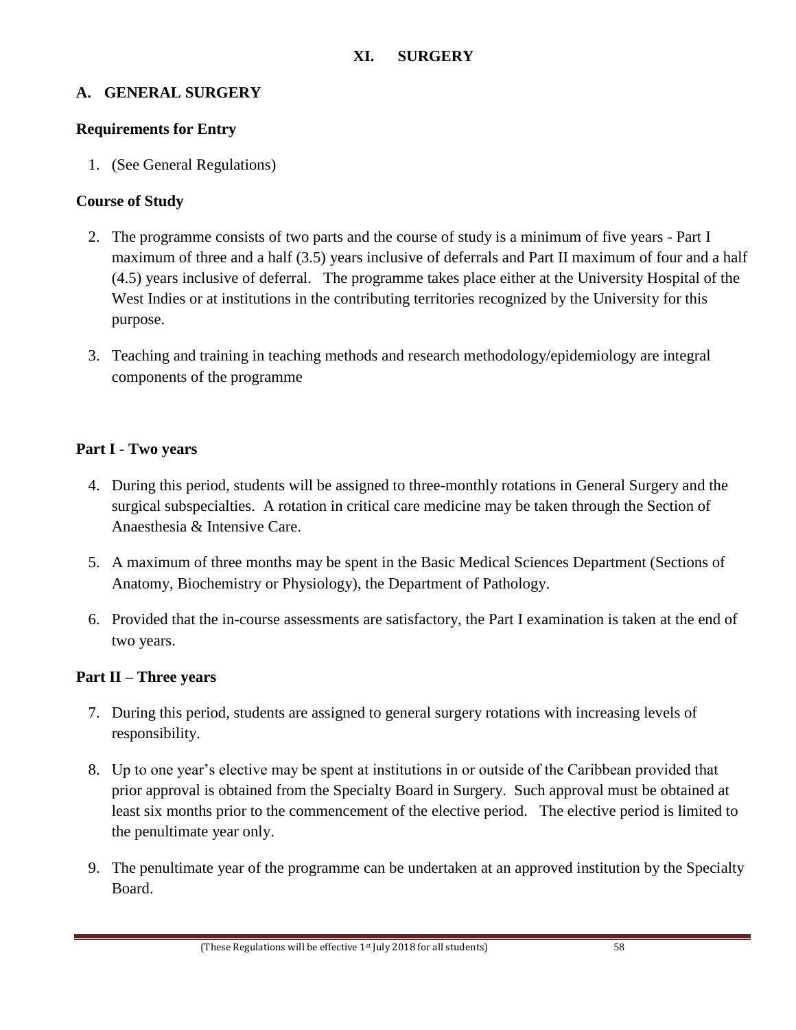# XI. SURGERY

## A. GENERAL SURGERY

### Requirements for Entry

1. (See General Regulations)

### Course of Study

2. The programme consists of two parts and the course of study is a minimum of five years - Part I maximum of three and a half (3.5) years inclusive of deferrals and Part II maximum of four and a half (4.5) years inclusive of deferral. The programme takes place either at the University Hospital of the West Indies or at institutions in the contributing territories recognized by the University for this purpose.

3. Teaching and training in teaching methods and research methodology/epidemiology are integral components of the programme

### Part I - Two years

4. During this period, students will be assigned to three-monthly rotations in General Surgery and the surgical subspecialties. A rotation in critical care medicine may be taken through the Section of Anaesthesia & Intensive Care.

5. A maximum of three months may be spent in the Basic Medical Sciences Department (Sections of Anatomy, Biochemistry or Physiology), the Department of Pathology.

6. Provided that the in-course assessments are satisfactory, the Part I examination is taken at the end of two years.

### Part II – Three years

7. During this period, students are assigned to general surgery rotations with increasing levels of responsibility.

8. Up to one year's elective may be spent at institutions in or outside of the Caribbean provided that prior approval is obtained from the Specialty Board in Surgery. Such approval must be obtained at least six months prior to the commencement of the elective period. The elective period is limited to the penultimate year only.

9. The penultimate year of the programme can be undertaken at an approved institution by the Specialty Board.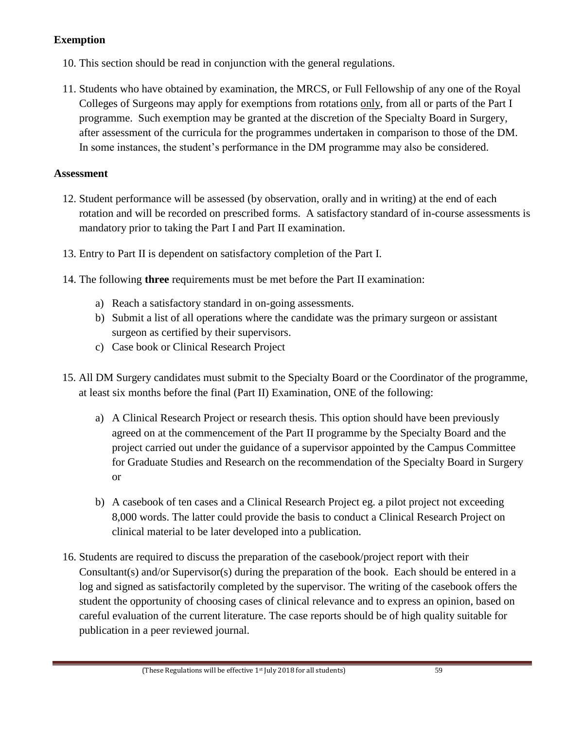### Exemption

10. This section should be read in conjunction with the general regulations.

11. Students who have obtained by examination, the MRCS, or Full Fellowship of any one of the Royal Colleges of Surgeons may apply for exemptions from rotations only, from all or parts of the Part I programme. Such exemption may be granted at the discretion of the Specialty Board in Surgery, after assessment of the curricula for the programmes undertaken in comparison to those of the DM. In some instances, the student's performance in the DM programme may also be considered.

### Assessment

12. Student performance will be assessed (by observation, orally and in writing) at the end of each rotation and will be recorded on prescribed forms. A satisfactory standard of in-course assessments is mandatory prior to taking the Part I and Part II examination.

13. Entry to Part II is dependent on satisfactory completion of the Part I.

14. The following **three** requirements must be met before the Part II examination:

    a) Reach a satisfactory standard in on-going assessments.
    b) Submit a list of all operations where the candidate was the primary surgeon or assistant surgeon as certified by their supervisors.
    c) Case book or Clinical Research Project

15. All DM Surgery candidates must submit to the Specialty Board or the Coordinator of the programme, at least six months before the final (Part II) Examination, ONE of the following:

    a) A Clinical Research Project or research thesis. This option should have been previously agreed on at the commencement of the Part II programme by the Specialty Board and the project carried out under the guidance of a supervisor appointed by the Campus Committee for Graduate Studies and Research on the recommendation of the Specialty Board in Surgery or

    b) A casebook of ten cases and a Clinical Research Project eg. a pilot project not exceeding 8,000 words. The latter could provide the basis to conduct a Clinical Research Project on clinical material to be later developed into a publication.

16. Students are required to discuss the preparation of the casebook/project report with their Consultant(s) and/or Supervisor(s) during the preparation of the book. Each should be entered in a log and signed as satisfactorily completed by the supervisor. The writing of the casebook offers the student the opportunity of choosing cases of clinical relevance and to express an opinion, based on careful evaluation of the current literature. The case reports should be of high quality suitable for publication in a peer reviewed journal.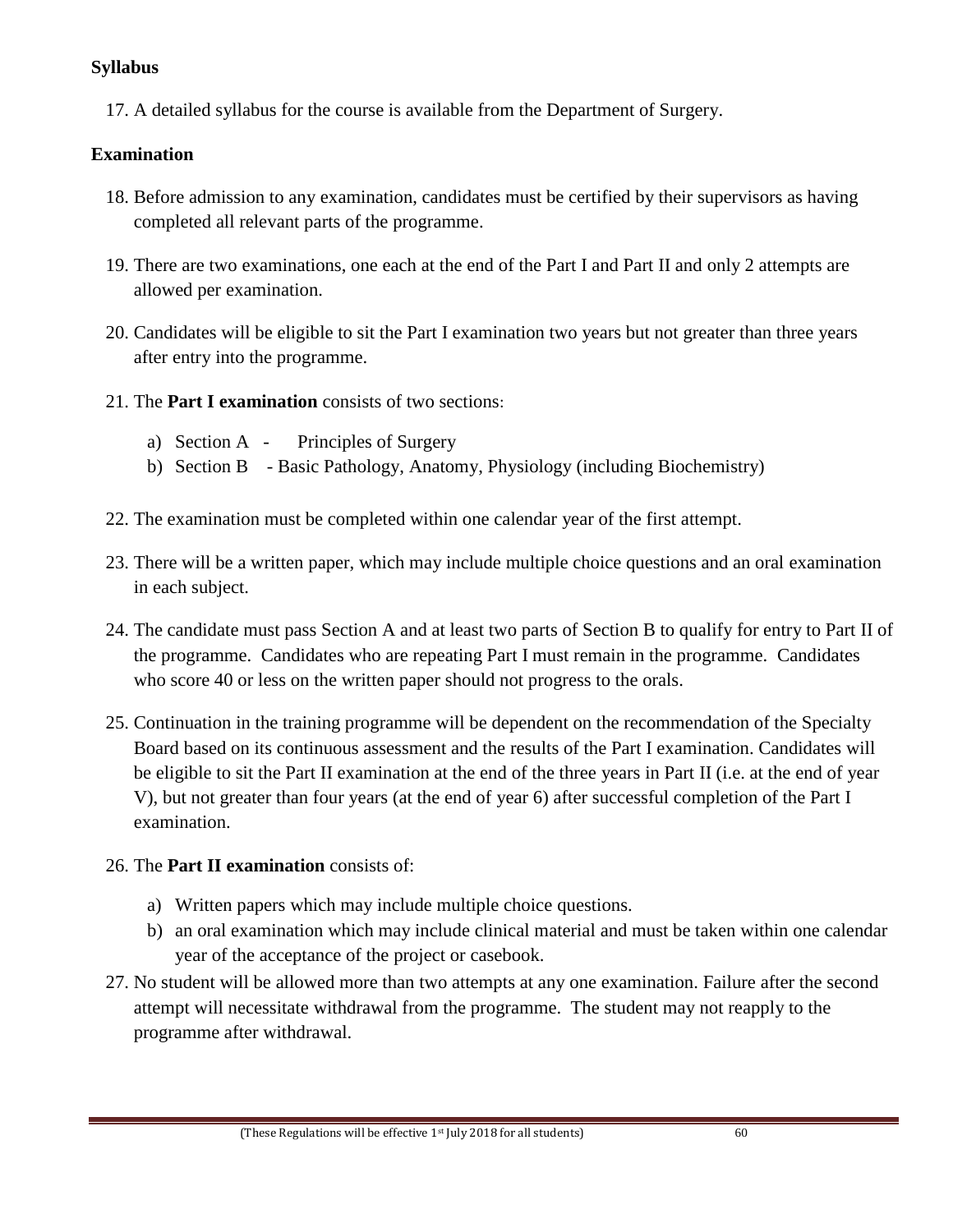**Syllabus**

17. A detailed syllabus for the course is available from the Department of Surgery.

**Examination**

18. Before admission to any examination, candidates must be certified by their supervisors as having completed all relevant parts of the programme.

19. There are two examinations, one each at the end of the Part I and Part II and only 2 attempts are allowed per examination.

20. Candidates will be eligible to sit the Part I examination two years but not greater than three years after entry into the programme.

21. The **Part I examination** consists of two sections:

    a) Section A - Principles of Surgery
    b) Section B - Basic Pathology, Anatomy, Physiology (including Biochemistry)

22. The examination must be completed within one calendar year of the first attempt.

23. There will be a written paper, which may include multiple choice questions and an oral examination in each subject.

24. The candidate must pass Section A and at least two parts of Section B to qualify for entry to Part II of the programme. Candidates who are repeating Part I must remain in the programme. Candidates who score 40 or less on the written paper should not progress to the orals.

25. Continuation in the training programme will be dependent on the recommendation of the Specialty Board based on its continuous assessment and the results of the Part I examination. Candidates will be eligible to sit the Part II examination at the end of the three years in Part II (i.e. at the end of year V), but not greater than four years (at the end of year 6) after successful completion of the Part I examination.

26. The **Part II examination** consists of:

    a) Written papers which may include multiple choice questions.
    b) an oral examination which may include clinical material and must be taken within one calendar year of the acceptance of the project or casebook.

27. No student will be allowed more than two attempts at any one examination. Failure after the second attempt will necessitate withdrawal from the programme. The student may not reapply to the programme after withdrawal.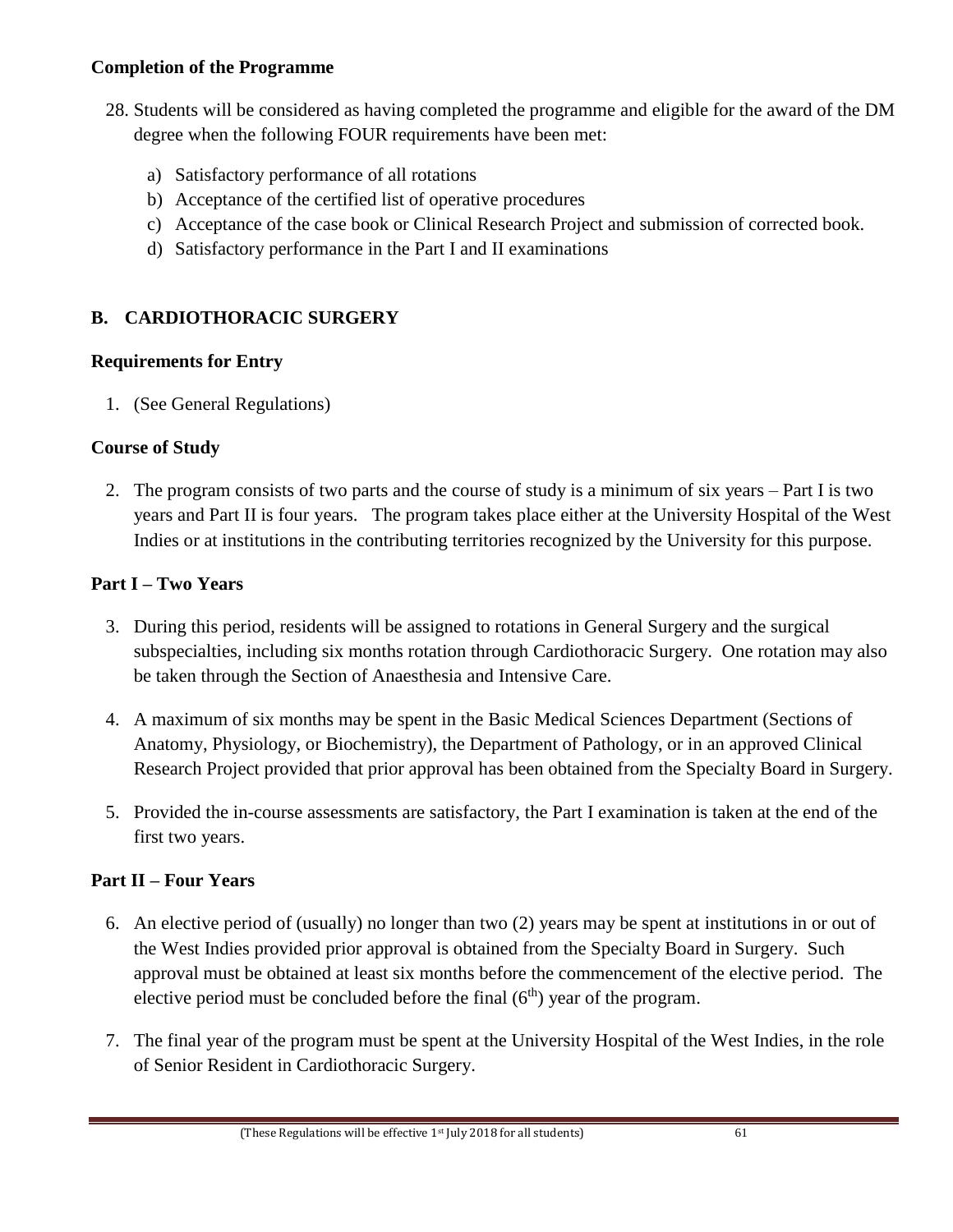### Completion of the Programme

28. Students will be considered as having completed the programme and eligible for the award of the DM degree when the following FOUR requirements have been met:

    a) Satisfactory performance of all rotations
    b) Acceptance of the certified list of operative procedures
    c) Acceptance of the case book or Clinical Research Project and submission of corrected book.
    d) Satisfactory performance in the Part I and II examinations

## B. CARDIOTHORACIC SURGERY

### Requirements for Entry

1. (See General Regulations)

### Course of Study

2. The program consists of two parts and the course of study is a minimum of six years – Part I is two years and Part II is four years. The program takes place either at the University Hospital of the West Indies or at institutions in the contributing territories recognized by the University for this purpose.

### Part I – Two Years

3. During this period, residents will be assigned to rotations in General Surgery and the surgical subspecialties, including six months rotation through Cardiothoracic Surgery. One rotation may also be taken through the Section of Anaesthesia and Intensive Care.

4. A maximum of six months may be spent in the Basic Medical Sciences Department (Sections of Anatomy, Physiology, or Biochemistry), the Department of Pathology, or in an approved Clinical Research Project provided that prior approval has been obtained from the Specialty Board in Surgery.

5. Provided the in-course assessments are satisfactory, the Part I examination is taken at the end of the first two years.

### Part II – Four Years

6. An elective period of (usually) no longer than two (2) years may be spent at institutions in or out of the West Indies provided prior approval is obtained from the Specialty Board in Surgery. Such approval must be obtained at least six months before the commencement of the elective period. The elective period must be concluded before the final (6th) year of the program.

7. The final year of the program must be spent at the University Hospital of the West Indies, in the role of Senior Resident in Cardiothoracic Surgery.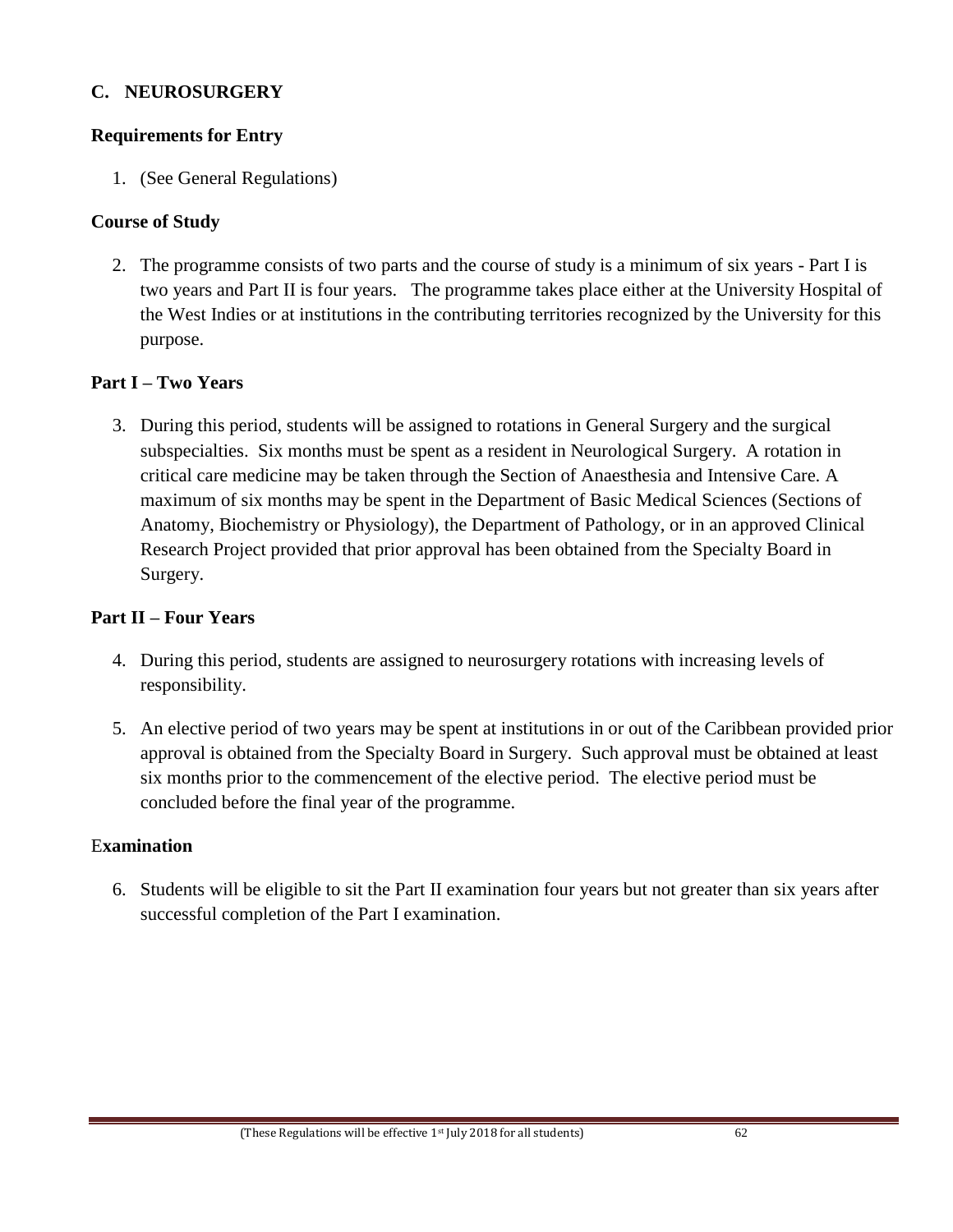## C. NEUROSURGERY

### Requirements for Entry

1. (See General Regulations)

### Course of Study

2. The programme consists of two parts and the course of study is a minimum of six years - Part I is two years and Part II is four years. The programme takes place either at the University Hospital of the West Indies or at institutions in the contributing territories recognized by the University for this purpose.

### Part I – Two Years

3. During this period, students will be assigned to rotations in General Surgery and the surgical subspecialties. Six months must be spent as a resident in Neurological Surgery. A rotation in critical care medicine may be taken through the Section of Anaesthesia and Intensive Care. A maximum of six months may be spent in the Department of Basic Medical Sciences (Sections of Anatomy, Biochemistry or Physiology), the Department of Pathology, or in an approved Clinical Research Project provided that prior approval has been obtained from the Specialty Board in Surgery.

### Part II – Four Years

4. During this period, students are assigned to neurosurgery rotations with increasing levels of responsibility.

5. An elective period of two years may be spent at institutions in or out of the Caribbean provided prior approval is obtained from the Specialty Board in Surgery. Such approval must be obtained at least six months prior to the commencement of the elective period. The elective period must be concluded before the final year of the programme.

### Examination

6. Students will be eligible to sit the Part II examination four years but not greater than six years after successful completion of the Part I examination.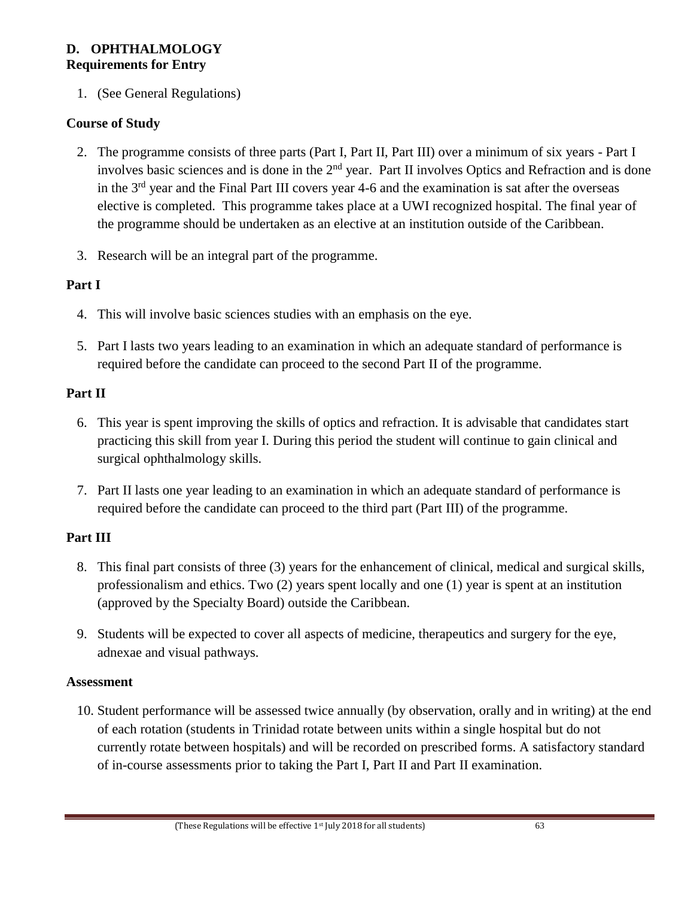## D. OPHTHALMOLOGY

### Requirements for Entry

1. (See General Regulations)

### Course of Study

2. The programme consists of three parts (Part I, Part II, Part III) over a minimum of six years - Part I involves basic sciences and is done in the 2nd year. Part II involves Optics and Refraction and is done in the 3rd year and the Final Part III covers year 4-6 and the examination is sat after the overseas elective is completed. This programme takes place at a UWI recognized hospital. The final year of the programme should be undertaken as an elective at an institution outside of the Caribbean.

3. Research will be an integral part of the programme.

### Part I

4. This will involve basic sciences studies with an emphasis on the eye.

5. Part I lasts two years leading to an examination in which an adequate standard of performance is required before the candidate can proceed to the second Part II of the programme.

### Part II

6. This year is spent improving the skills of optics and refraction. It is advisable that candidates start practicing this skill from year I. During this period the student will continue to gain clinical and surgical ophthalmology skills.

7. Part II lasts one year leading to an examination in which an adequate standard of performance is required before the candidate can proceed to the third part (Part III) of the programme.

### Part III

8. This final part consists of three (3) years for the enhancement of clinical, medical and surgical skills, professionalism and ethics. Two (2) years spent locally and one (1) year is spent at an institution (approved by the Specialty Board) outside the Caribbean.

9. Students will be expected to cover all aspects of medicine, therapeutics and surgery for the eye, adnexae and visual pathways.

### Assessment

10. Student performance will be assessed twice annually (by observation, orally and in writing) at the end of each rotation (students in Trinidad rotate between units within a single hospital but do not currently rotate between hospitals) and will be recorded on prescribed forms. A satisfactory standard of in-course assessments prior to taking the Part I, Part II and Part II examination.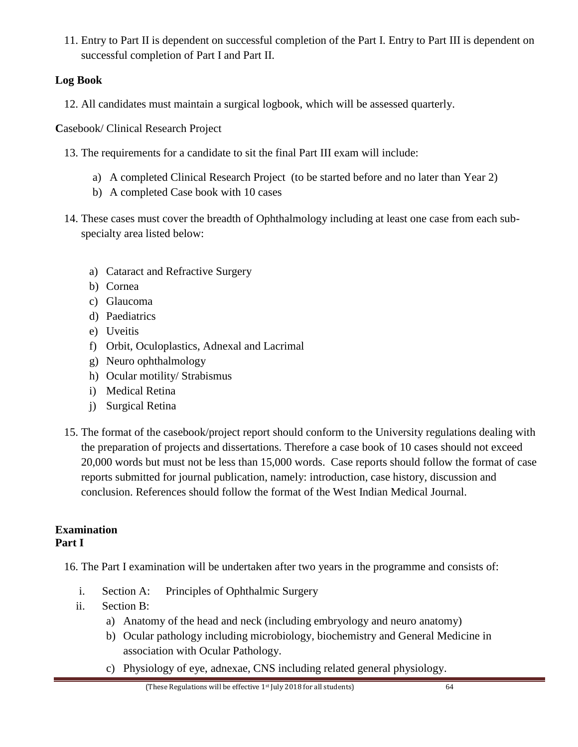11. Entry to Part II is dependent on successful completion of the Part I. Entry to Part III is dependent on successful completion of Part I and Part II.

**Log Book**

12. All candidates must maintain a surgical logbook, which will be assessed quarterly.

**C**asebook/ Clinical Research Project

13. The requirements for a candidate to sit the final Part III exam will include:

    a) A completed Clinical Research Project (to be started before and no later than Year 2)
    b) A completed Case book with 10 cases

14. These cases must cover the breadth of Ophthalmology including at least one case from each sub-specialty area listed below:

    a) Cataract and Refractive Surgery
    b) Cornea
    c) Glaucoma
    d) Paediatrics
    e) Uveitis
    f) Orbit, Oculoplastics, Adnexal and Lacrimal
    g) Neuro ophthalmology
    h) Ocular motility/ Strabismus
    i) Medical Retina
    j) Surgical Retina

15. The format of the casebook/project report should conform to the University regulations dealing with the preparation of projects and dissertations. Therefore a case book of 10 cases should not exceed 20,000 words but must not be less than 15,000 words. Case reports should follow the format of case reports submitted for journal publication, namely: introduction, case history, discussion and conclusion. References should follow the format of the West Indian Medical Journal.

**Examination**
**Part I**

16. The Part I examination will be undertaken after two years in the programme and consists of:

    i. Section A: Principles of Ophthalmic Surgery
    ii. Section B:
        a) Anatomy of the head and neck (including embryology and neuro anatomy)
        b) Ocular pathology including microbiology, biochemistry and General Medicine in association with Ocular Pathology.
        c) Physiology of eye, adnexae, CNS including related general physiology.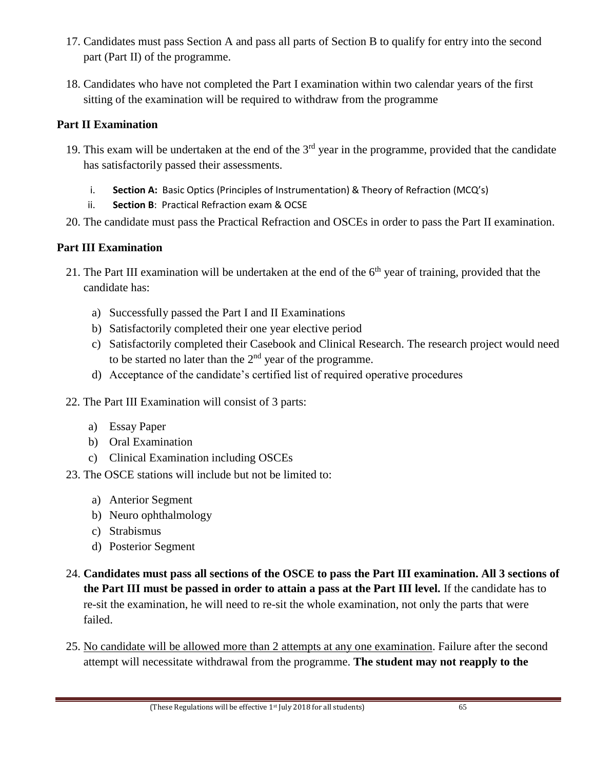17. Candidates must pass Section A and pass all parts of Section B to qualify for entry into the second part (Part II) of the programme.

18. Candidates who have not completed the Part I examination within two calendar years of the first sitting of the examination will be required to withdraw from the programme

### Part II Examination

19. This exam will be undertaken at the end of the 3rd year in the programme, provided that the candidate has satisfactorily passed their assessments.

    i. **Section A:** Basic Optics (Principles of Instrumentation) & Theory of Refraction (MCQ's)
    ii. **Section B**: Practical Refraction exam & OCSE

20. The candidate must pass the Practical Refraction and OSCEs in order to pass the Part II examination.

### Part III Examination

21. The Part III examination will be undertaken at the end of the 6th year of training, provided that the candidate has:

    a) Successfully passed the Part I and II Examinations
    b) Satisfactorily completed their one year elective period
    c) Satisfactorily completed their Casebook and Clinical Research. The research project would need to be started no later than the 2nd year of the programme.
    d) Acceptance of the candidate's certified list of required operative procedures

22. The Part III Examination will consist of 3 parts:

    a) Essay Paper
    b) Oral Examination
    c) Clinical Examination including OSCEs

23. The OSCE stations will include but not be limited to:

    a) Anterior Segment
    b) Neuro ophthalmology
    c) Strabismus
    d) Posterior Segment

24. **Candidates must pass all sections of the OSCE to pass the Part III examination. All 3 sections of the Part III must be passed in order to attain a pass at the Part III level.** If the candidate has to re-sit the examination, he will need to re-sit the whole examination, not only the parts that were failed.

25. <u>No candidate will be allowed more than 2 attempts at any one examination</u>. Failure after the second attempt will necessitate withdrawal from the programme. **The student may not reapply to the**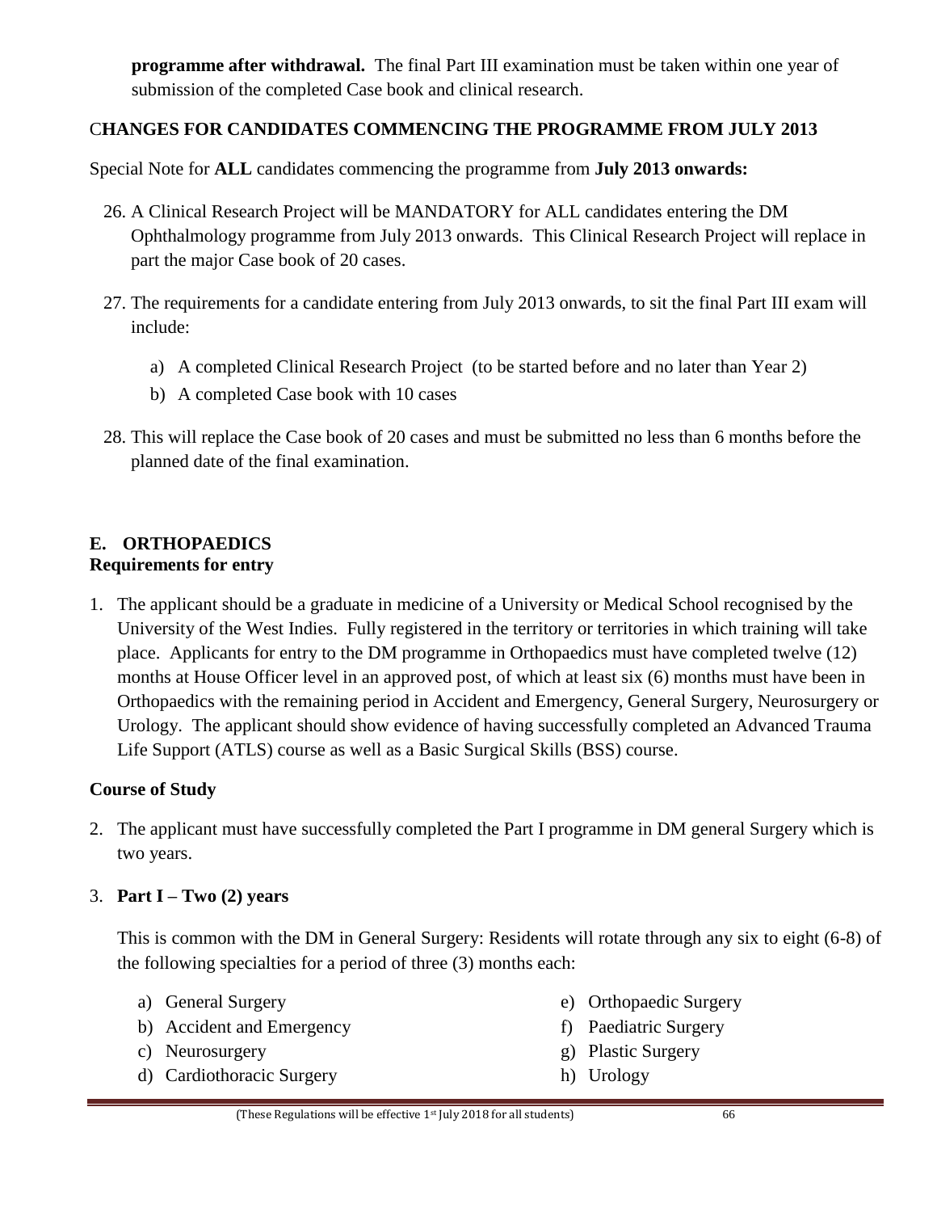**programme after withdrawal.** The final Part III examination must be taken within one year of submission of the completed Case book and clinical research.

## CHANGES FOR CANDIDATES COMMENCING THE PROGRAMME FROM JULY 2013

Special Note for **ALL** candidates commencing the programme from **July 2013 onwards:**

26. A Clinical Research Project will be MANDATORY for ALL candidates entering the DM Ophthalmology programme from July 2013 onwards. This Clinical Research Project will replace in part the major Case book of 20 cases.

27. The requirements for a candidate entering from July 2013 onwards, to sit the final Part III exam will include:

    a) A completed Clinical Research Project (to be started before and no later than Year 2)
    b) A completed Case book with 10 cases

28. This will replace the Case book of 20 cases and must be submitted no less than 6 months before the planned date of the final examination.

## E. ORTHOPAEDICS

### Requirements for entry

1. The applicant should be a graduate in medicine of a University or Medical School recognised by the University of the West Indies. Fully registered in the territory or territories in which training will take place. Applicants for entry to the DM programme in Orthopaedics must have completed twelve (12) months at House Officer level in an approved post, of which at least six (6) months must have been in Orthopaedics with the remaining period in Accident and Emergency, General Surgery, Neurosurgery or Urology. The applicant should show evidence of having successfully completed an Advanced Trauma Life Support (ATLS) course as well as a Basic Surgical Skills (BSS) course.

### Course of Study

2. The applicant must have successfully completed the Part I programme in DM general Surgery which is two years.

3. **Part I – Two (2) years**

   This is common with the DM in General Surgery: Residents will rotate through any six to eight (6-8) of the following specialties for a period of three (3) months each:

   a) General Surgery
   b) Accident and Emergency
   c) Neurosurgery
   d) Cardiothoracic Surgery
   e) Orthopaedic Surgery
   f) Paediatric Surgery
   g) Plastic Surgery
   h) Urology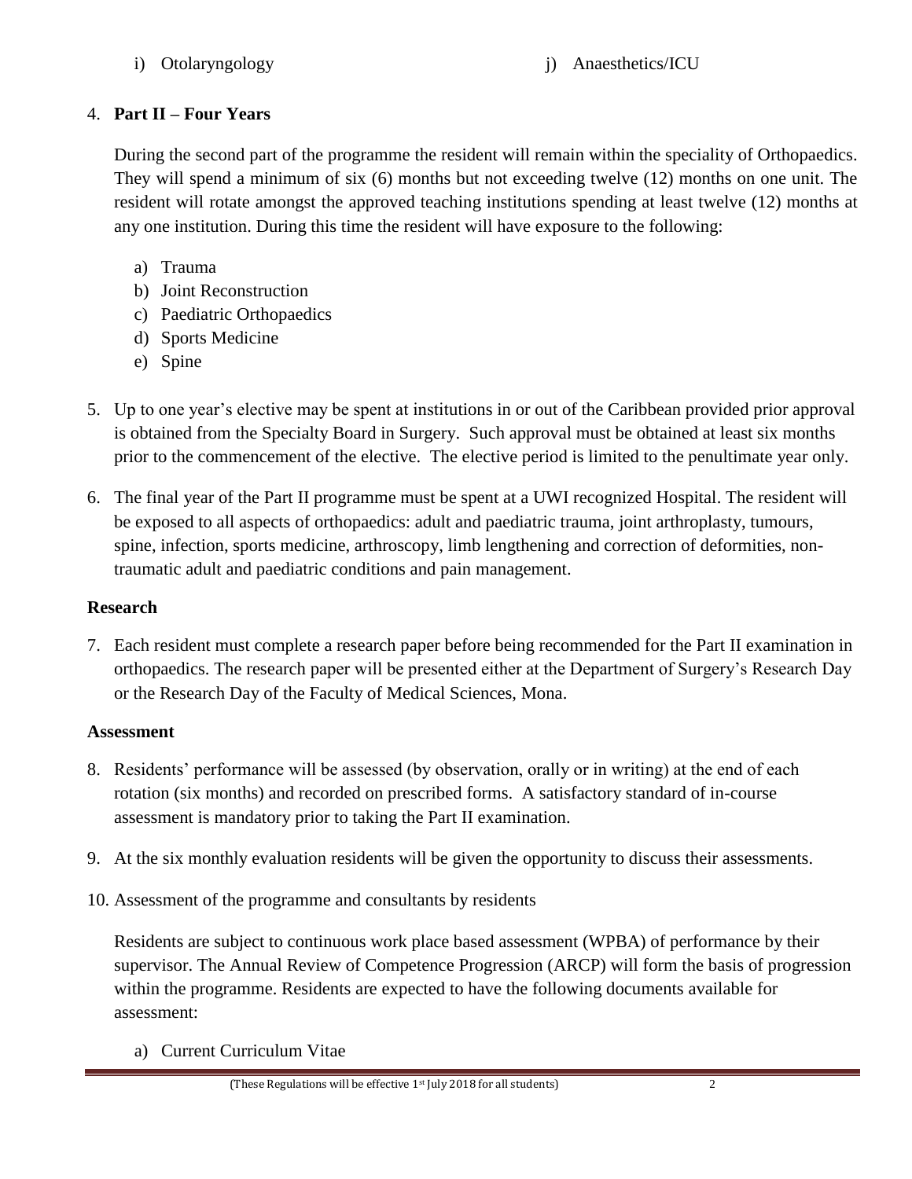i) Otolaryngology

j) Anaesthetics/ICU

4. **Part II – Four Years**

   During the second part of the programme the resident will remain within the speciality of Orthopaedics. They will spend a minimum of six (6) months but not exceeding twelve (12) months on one unit. The resident will rotate amongst the approved teaching institutions spending at least twelve (12) months at any one institution. During this time the resident will have exposure to the following:

   a) Trauma
   b) Joint Reconstruction
   c) Paediatric Orthopaedics
   d) Sports Medicine
   e) Spine

5. Up to one year's elective may be spent at institutions in or out of the Caribbean provided prior approval is obtained from the Specialty Board in Surgery. Such approval must be obtained at least six months prior to the commencement of the elective. The elective period is limited to the penultimate year only.

6. The final year of the Part II programme must be spent at a UWI recognized Hospital. The resident will be exposed to all aspects of orthopaedics: adult and paediatric trauma, joint arthroplasty, tumours, spine, infection, sports medicine, arthroscopy, limb lengthening and correction of deformities, non-traumatic adult and paediatric conditions and pain management.

**Research**

7. Each resident must complete a research paper before being recommended for the Part II examination in orthopaedics. The research paper will be presented either at the Department of Surgery's Research Day or the Research Day of the Faculty of Medical Sciences, Mona.

**Assessment**

8. Residents' performance will be assessed (by observation, orally or in writing) at the end of each rotation (six months) and recorded on prescribed forms. A satisfactory standard of in-course assessment is mandatory prior to taking the Part II examination.

9. At the six monthly evaluation residents will be given the opportunity to discuss their assessments.

10. Assessment of the programme and consultants by residents

    Residents are subject to continuous work place based assessment (WPBA) of performance by their supervisor. The Annual Review of Competence Progression (ARCP) will form the basis of progression within the programme. Residents are expected to have the following documents available for assessment:

    a) Current Curriculum Vitae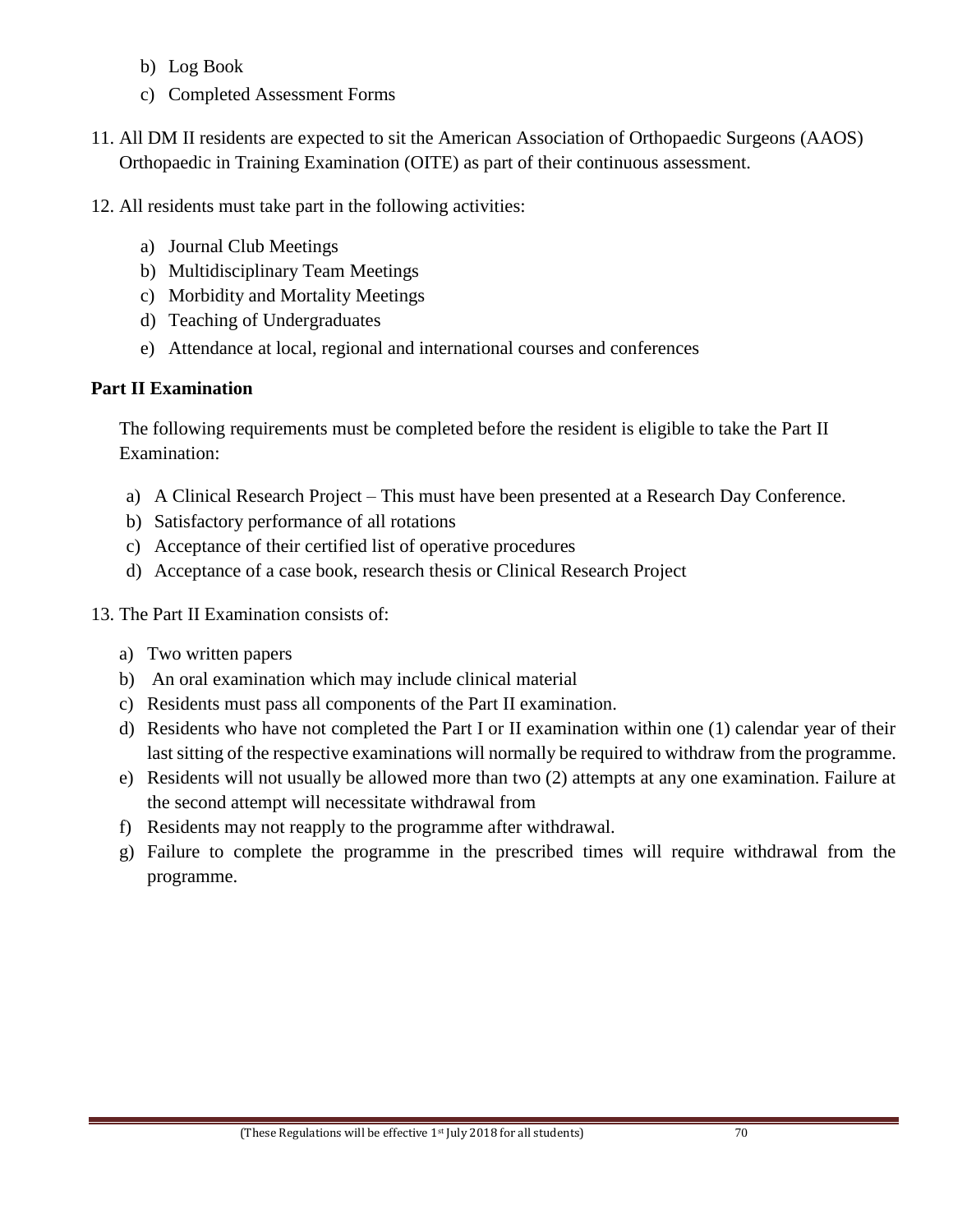b) Log Book
c) Completed Assessment Forms

11. All DM II residents are expected to sit the American Association of Orthopaedic Surgeons (AAOS) Orthopaedic in Training Examination (OITE) as part of their continuous assessment.

12. All residents must take part in the following activities:

    a) Journal Club Meetings
    b) Multidisciplinary Team Meetings
    c) Morbidity and Mortality Meetings
    d) Teaching of Undergraduates
    e) Attendance at local, regional and international courses and conferences

**Part II Examination**

The following requirements must be completed before the resident is eligible to take the Part II Examination:

a) A Clinical Research Project – This must have been presented at a Research Day Conference.
b) Satisfactory performance of all rotations
c) Acceptance of their certified list of operative procedures
d) Acceptance of a case book, research thesis or Clinical Research Project

13. The Part II Examination consists of:

    a) Two written papers
    b) An oral examination which may include clinical material
    c) Residents must pass all components of the Part II examination.
    d) Residents who have not completed the Part I or II examination within one (1) calendar year of their last sitting of the respective examinations will normally be required to withdraw from the programme.
    e) Residents will not usually be allowed more than two (2) attempts at any one examination. Failure at the second attempt will necessitate withdrawal from
    f) Residents may not reapply to the programme after withdrawal.
    g) Failure to complete the programme in the prescribed times will require withdrawal from the programme.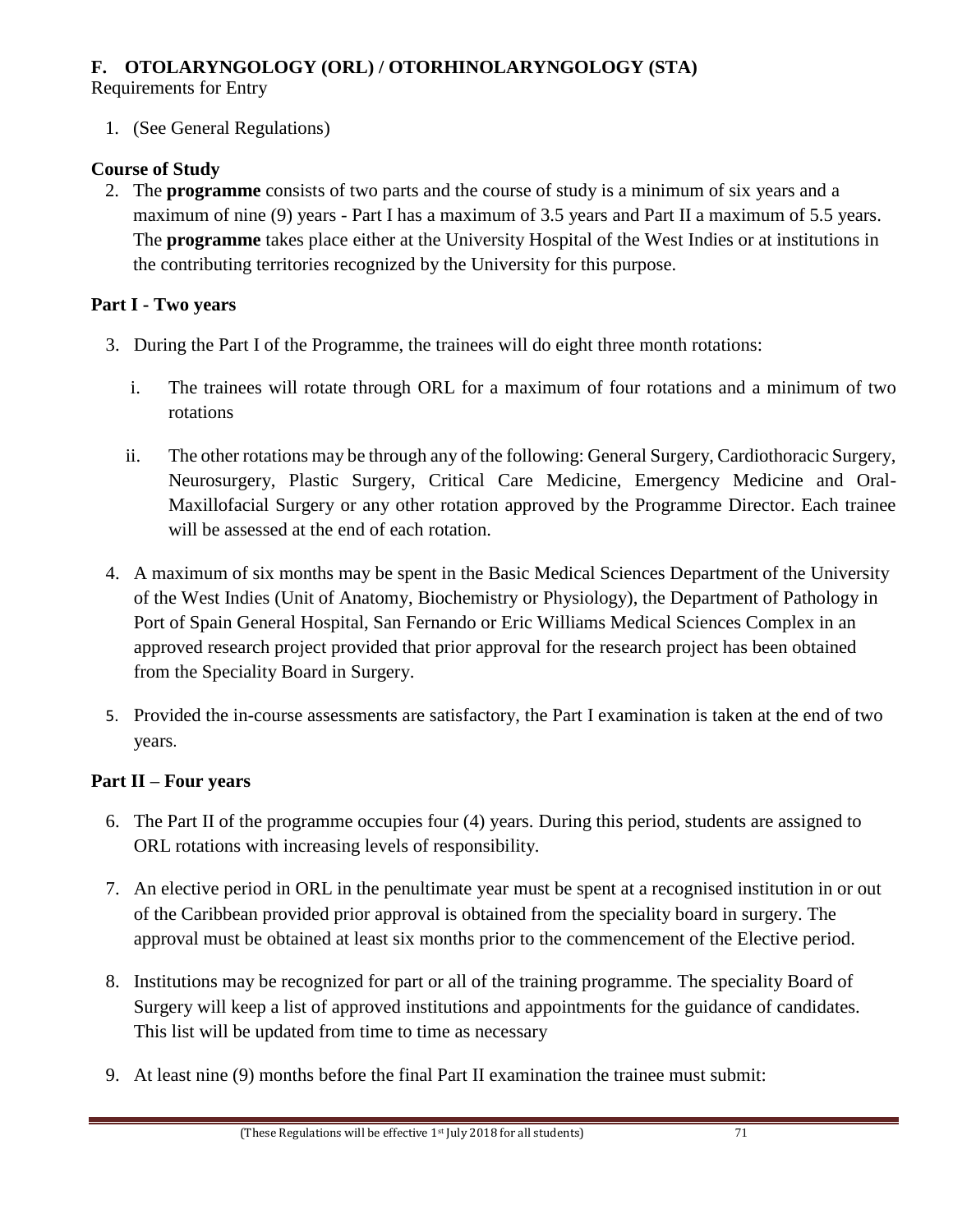## F. OTOLARYNGOLOGY (ORL) / OTORHINOLARYNGOLOGY (STA)

Requirements for Entry

1. (See General Regulations)

### Course of Study

2. The **programme** consists of two parts and the course of study is a minimum of six years and a maximum of nine (9) years - Part I has a maximum of 3.5 years and Part II a maximum of 5.5 years. The **programme** takes place either at the University Hospital of the West Indies or at institutions in the contributing territories recognized by the University for this purpose.

### Part I - Two years

3. During the Part I of the Programme, the trainees will do eight three month rotations:

   i. The trainees will rotate through ORL for a maximum of four rotations and a minimum of two rotations

   ii. The other rotations may be through any of the following: General Surgery, Cardiothoracic Surgery, Neurosurgery, Plastic Surgery, Critical Care Medicine, Emergency Medicine and Oral-Maxillofacial Surgery or any other rotation approved by the Programme Director. Each trainee will be assessed at the end of each rotation.

4. A maximum of six months may be spent in the Basic Medical Sciences Department of the University of the West Indies (Unit of Anatomy, Biochemistry or Physiology), the Department of Pathology in Port of Spain General Hospital, San Fernando or Eric Williams Medical Sciences Complex in an approved research project provided that prior approval for the research project has been obtained from the Speciality Board in Surgery.

5. Provided the in-course assessments are satisfactory, the Part I examination is taken at the end of two years.

### Part II – Four years

6. The Part II of the programme occupies four (4) years. During this period, students are assigned to ORL rotations with increasing levels of responsibility.

7. An elective period in ORL in the penultimate year must be spent at a recognised institution in or out of the Caribbean provided prior approval is obtained from the speciality board in surgery. The approval must be obtained at least six months prior to the commencement of the Elective period.

8. Institutions may be recognized for part or all of the training programme. The speciality Board of Surgery will keep a list of approved institutions and appointments for the guidance of candidates. This list will be updated from time to time as necessary

9. At least nine (9) months before the final Part II examination the trainee must submit: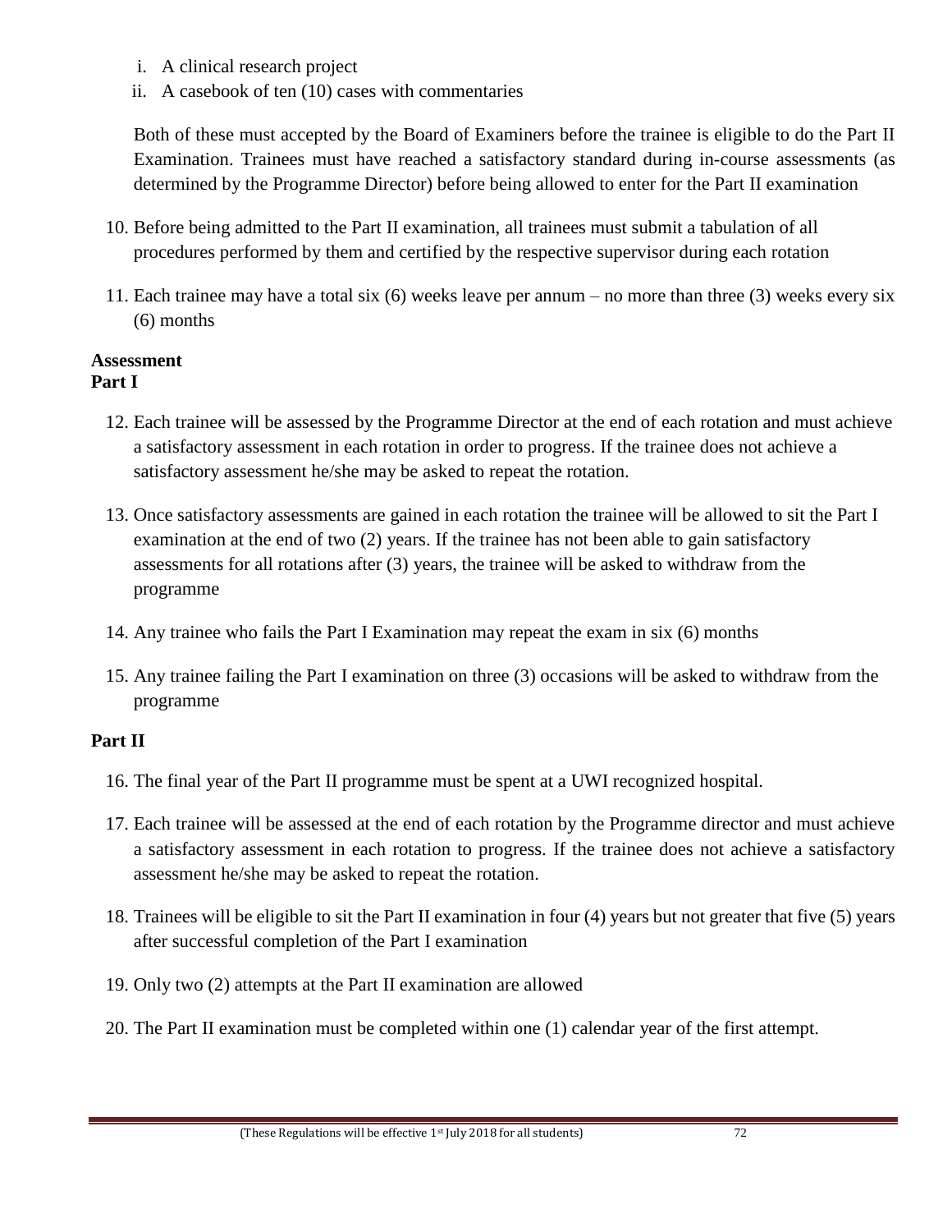i. A clinical research project
ii. A casebook of ten (10) cases with commentaries

Both of these must accepted by the Board of Examiners before the trainee is eligible to do the Part II Examination. Trainees must have reached a satisfactory standard during in-course assessments (as determined by the Programme Director) before being allowed to enter for the Part II examination

10. Before being admitted to the Part II examination, all trainees must submit a tabulation of all procedures performed by them and certified by the respective supervisor during each rotation

11. Each trainee may have a total six (6) weeks leave per annum – no more than three (3) weeks every six (6) months

**Assessment**
**Part I**

12. Each trainee will be assessed by the Programme Director at the end of each rotation and must achieve a satisfactory assessment in each rotation in order to progress. If the trainee does not achieve a satisfactory assessment he/she may be asked to repeat the rotation.

13. Once satisfactory assessments are gained in each rotation the trainee will be allowed to sit the Part I examination at the end of two (2) years. If the trainee has not been able to gain satisfactory assessments for all rotations after (3) years, the trainee will be asked to withdraw from the programme

14. Any trainee who fails the Part I Examination may repeat the exam in six (6) months

15. Any trainee failing the Part I examination on three (3) occasions will be asked to withdraw from the programme

**Part II**

16. The final year of the Part II programme must be spent at a UWI recognized hospital.

17. Each trainee will be assessed at the end of each rotation by the Programme director and must achieve a satisfactory assessment in each rotation to progress. If the trainee does not achieve a satisfactory assessment he/she may be asked to repeat the rotation.

18. Trainees will be eligible to sit the Part II examination in four (4) years but not greater that five (5) years after successful completion of the Part I examination

19. Only two (2) attempts at the Part II examination are allowed

20. The Part II examination must be completed within one (1) calendar year of the first attempt.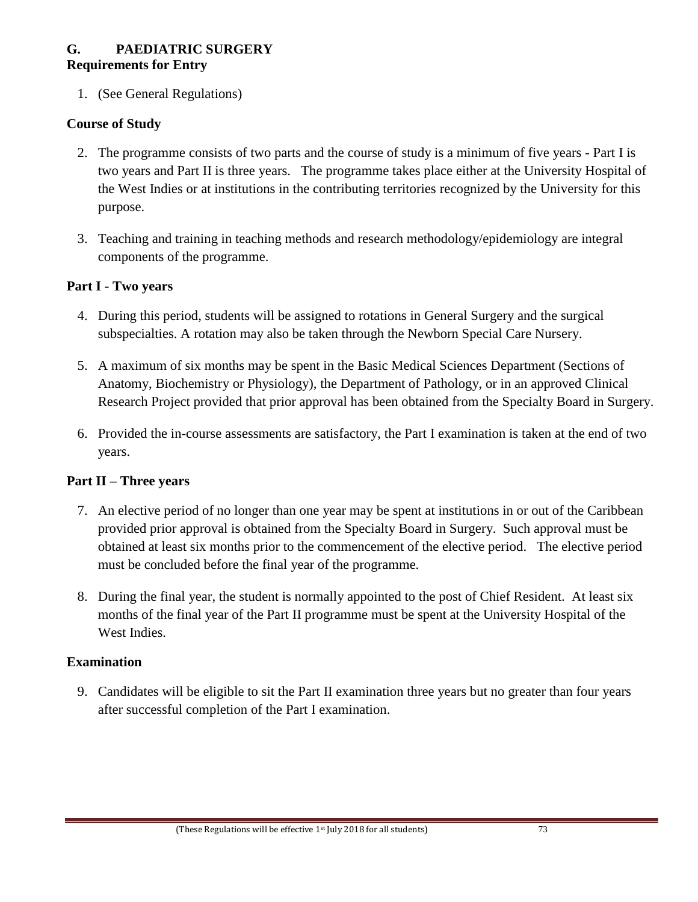## G. PAEDIATRIC SURGERY

**Requirements for Entry**

1. (See General Regulations)

**Course of Study**

2. The programme consists of two parts and the course of study is a minimum of five years - Part I is two years and Part II is three years. The programme takes place either at the University Hospital of the West Indies or at institutions in the contributing territories recognized by the University for this purpose.

3. Teaching and training in teaching methods and research methodology/epidemiology are integral components of the programme.

**Part I - Two years**

4. During this period, students will be assigned to rotations in General Surgery and the surgical subspecialties. A rotation may also be taken through the Newborn Special Care Nursery.

5. A maximum of six months may be spent in the Basic Medical Sciences Department (Sections of Anatomy, Biochemistry or Physiology), the Department of Pathology, or in an approved Clinical Research Project provided that prior approval has been obtained from the Specialty Board in Surgery.

6. Provided the in-course assessments are satisfactory, the Part I examination is taken at the end of two years.

**Part II – Three years**

7. An elective period of no longer than one year may be spent at institutions in or out of the Caribbean provided prior approval is obtained from the Specialty Board in Surgery. Such approval must be obtained at least six months prior to the commencement of the elective period. The elective period must be concluded before the final year of the programme.

8. During the final year, the student is normally appointed to the post of Chief Resident. At least six months of the final year of the Part II programme must be spent at the University Hospital of the West Indies.

**Examination**

9. Candidates will be eligible to sit the Part II examination three years but no greater than four years after successful completion of the Part I examination.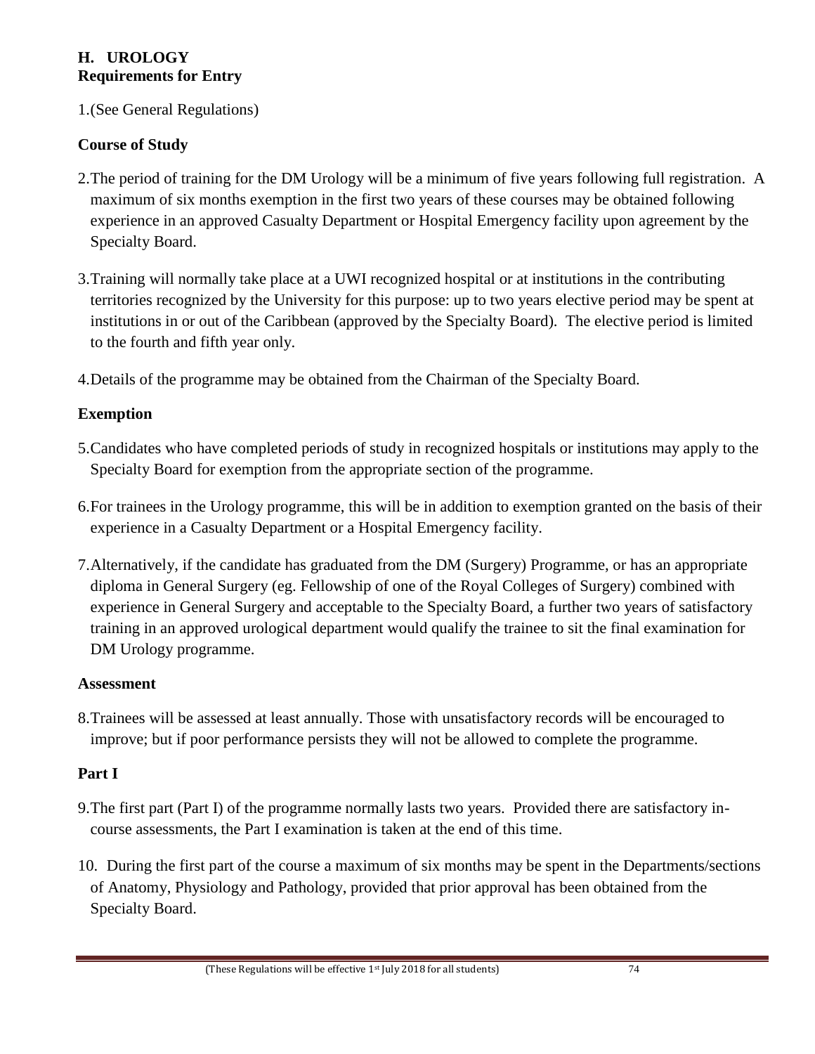## H. UROLOGY

**Requirements for Entry**

1.(See General Regulations)

### Course of Study

2.The period of training for the DM Urology will be a minimum of five years following full registration. A maximum of six months exemption in the first two years of these courses may be obtained following experience in an approved Casualty Department or Hospital Emergency facility upon agreement by the Specialty Board.

3.Training will normally take place at a UWI recognized hospital or at institutions in the contributing territories recognized by the University for this purpose: up to two years elective period may be spent at institutions in or out of the Caribbean (approved by the Specialty Board). The elective period is limited to the fourth and fifth year only.

4.Details of the programme may be obtained from the Chairman of the Specialty Board.

### Exemption

5.Candidates who have completed periods of study in recognized hospitals or institutions may apply to the Specialty Board for exemption from the appropriate section of the programme.

6.For trainees in the Urology programme, this will be in addition to exemption granted on the basis of their experience in a Casualty Department or a Hospital Emergency facility.

7.Alternatively, if the candidate has graduated from the DM (Surgery) Programme, or has an appropriate diploma in General Surgery (eg. Fellowship of one of the Royal Colleges of Surgery) combined with experience in General Surgery and acceptable to the Specialty Board, a further two years of satisfactory training in an approved urological department would qualify the trainee to sit the final examination for DM Urology programme.

**Assessment**

8.Trainees will be assessed at least annually. Those with unsatisfactory records will be encouraged to improve; but if poor performance persists they will not be allowed to complete the programme.

### Part I

9.The first part (Part I) of the programme normally lasts two years. Provided there are satisfactory in-course assessments, the Part I examination is taken at the end of this time.

10. During the first part of the course a maximum of six months may be spent in the Departments/sections of Anatomy, Physiology and Pathology, provided that prior approval has been obtained from the Specialty Board.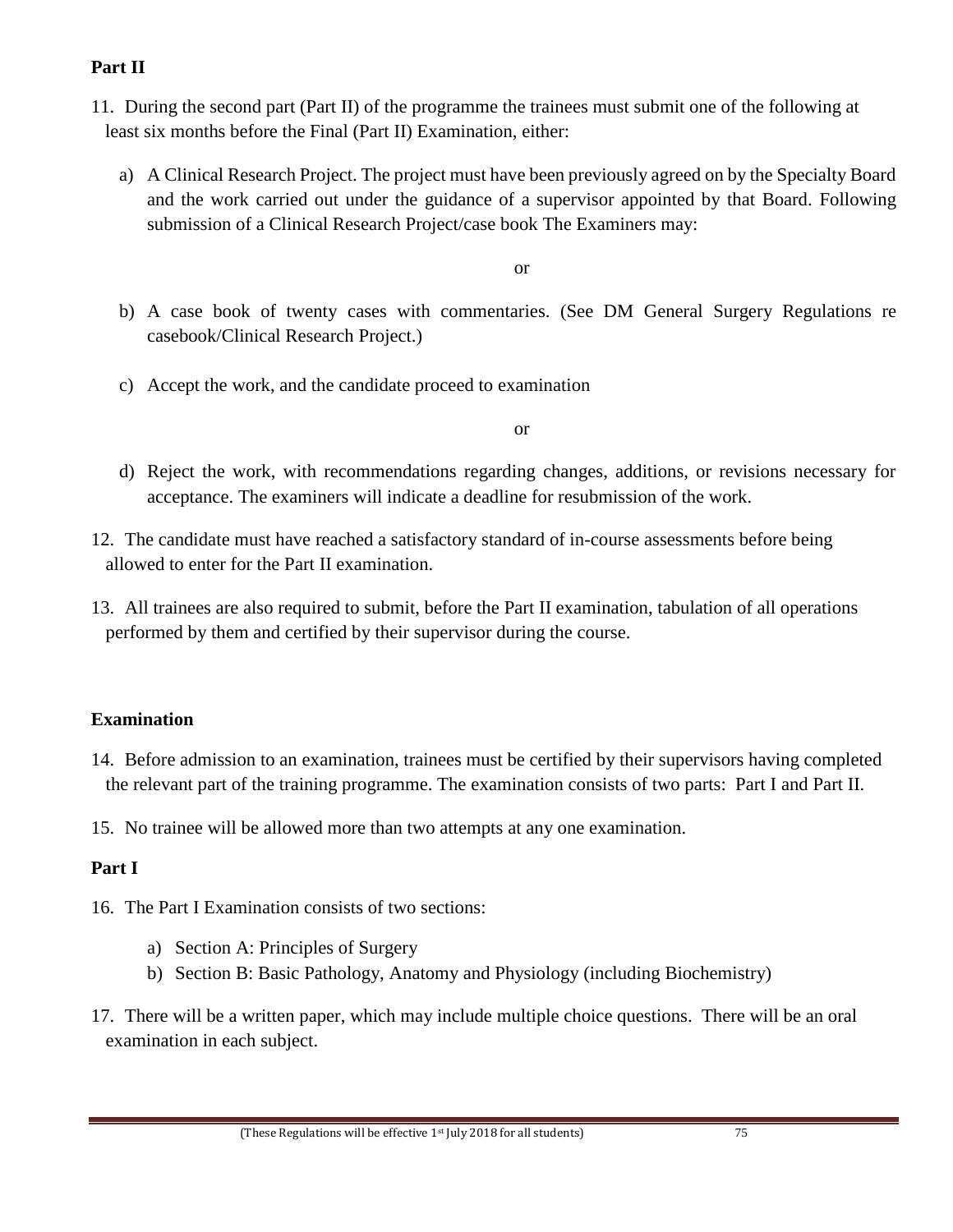**Part II**

11. During the second part (Part II) of the programme the trainees must submit one of the following at least six months before the Final (Part II) Examination, either:

    a) A Clinical Research Project. The project must have been previously agreed on by the Specialty Board and the work carried out under the guidance of a supervisor appointed by that Board. Following submission of a Clinical Research Project/case book The Examiners may:

    or

    b) A case book of twenty cases with commentaries. (See DM General Surgery Regulations re casebook/Clinical Research Project.)

    c) Accept the work, and the candidate proceed to examination

    or

    d) Reject the work, with recommendations regarding changes, additions, or revisions necessary for acceptance. The examiners will indicate a deadline for resubmission of the work.

12. The candidate must have reached a satisfactory standard of in-course assessments before being allowed to enter for the Part II examination.

13. All trainees are also required to submit, before the Part II examination, tabulation of all operations performed by them and certified by their supervisor during the course.

**Examination**

14. Before admission to an examination, trainees must be certified by their supervisors having completed the relevant part of the training programme. The examination consists of two parts: Part I and Part II.

15. No trainee will be allowed more than two attempts at any one examination.

**Part I**

16. The Part I Examination consists of two sections:

    a) Section A: Principles of Surgery
    b) Section B: Basic Pathology, Anatomy and Physiology (including Biochemistry)

17. There will be a written paper, which may include multiple choice questions. There will be an oral examination in each subject.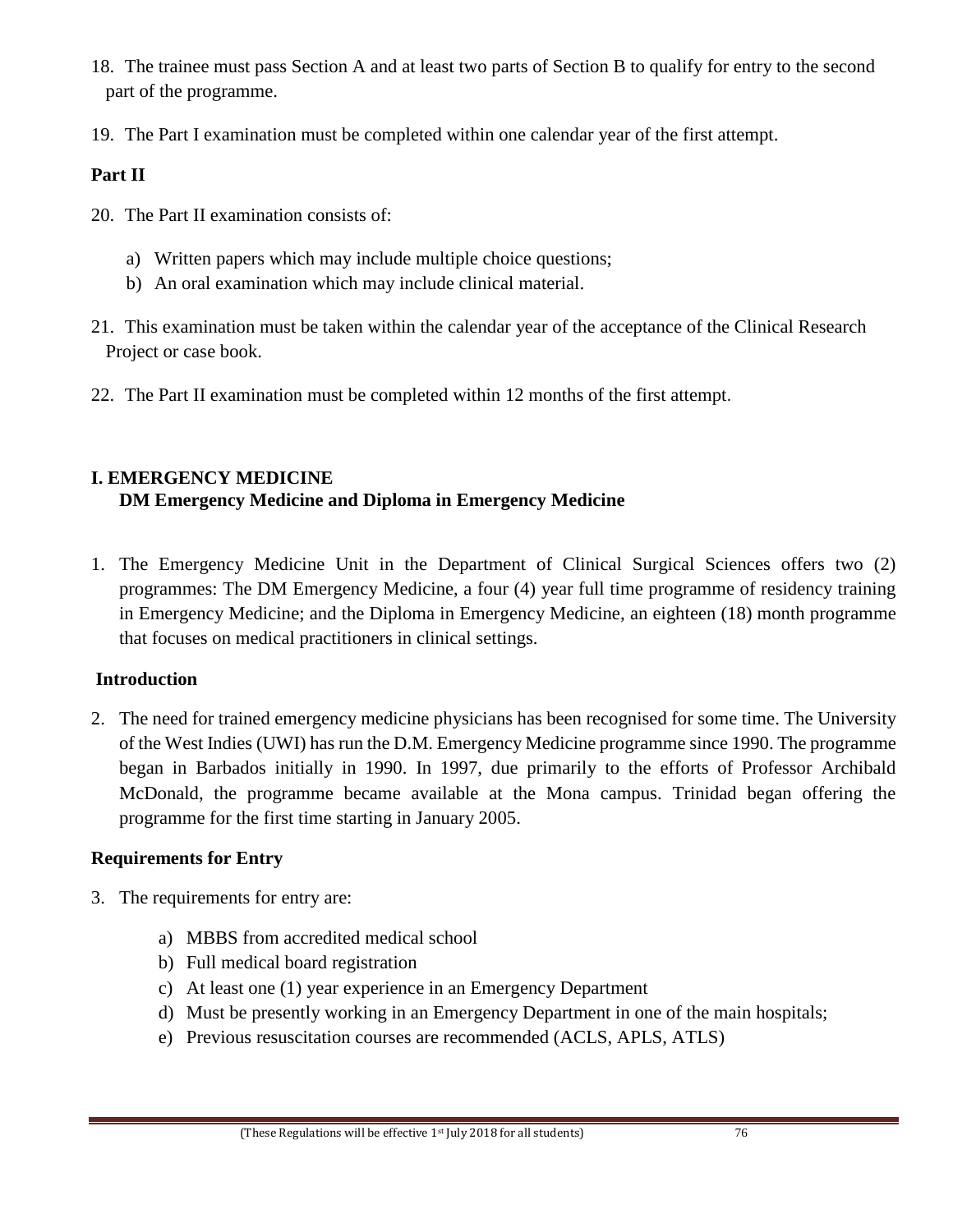18. The trainee must pass Section A and at least two parts of Section B to qualify for entry to the second part of the programme.

19. The Part I examination must be completed within one calendar year of the first attempt.

**Part II**

20. The Part II examination consists of:

    a) Written papers which may include multiple choice questions;
    b) An oral examination which may include clinical material.

21. This examination must be taken within the calendar year of the acceptance of the Clinical Research Project or case book.

22. The Part II examination must be completed within 12 months of the first attempt.

## I. EMERGENCY MEDICINE
### DM Emergency Medicine and Diploma in Emergency Medicine

1. The Emergency Medicine Unit in the Department of Clinical Surgical Sciences offers two (2) programmes: The DM Emergency Medicine, a four (4) year full time programme of residency training in Emergency Medicine; and the Diploma in Emergency Medicine, an eighteen (18) month programme that focuses on medical practitioners in clinical settings.

**Introduction**

2. The need for trained emergency medicine physicians has been recognised for some time. The University of the West Indies (UWI) has run the D.M. Emergency Medicine programme since 1990. The programme began in Barbados initially in 1990. In 1997, due primarily to the efforts of Professor Archibald McDonald, the programme became available at the Mona campus. Trinidad began offering the programme for the first time starting in January 2005.

**Requirements for Entry**

3. The requirements for entry are:

    a) MBBS from accredited medical school
    b) Full medical board registration
    c) At least one (1) year experience in an Emergency Department
    d) Must be presently working in an Emergency Department in one of the main hospitals;
    e) Previous resuscitation courses are recommended (ACLS, APLS, ATLS)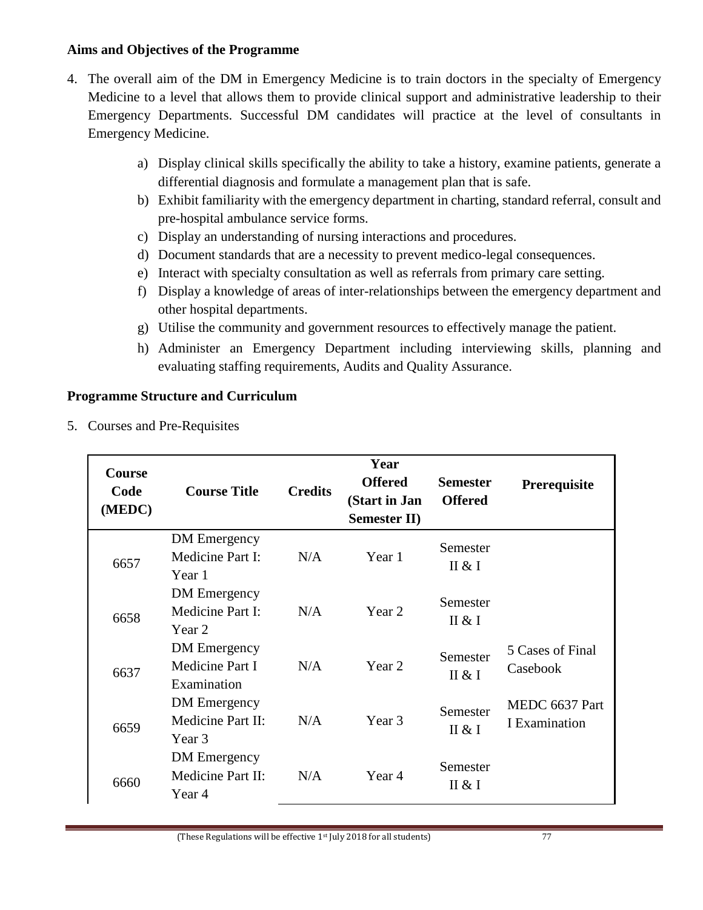**Aims and Objectives of the Programme**

4. The overall aim of the DM in Emergency Medicine is to train doctors in the specialty of Emergency Medicine to a level that allows them to provide clinical support and administrative leadership to their Emergency Departments. Successful DM candidates will practice at the level of consultants in Emergency Medicine.

    a) Display clinical skills specifically the ability to take a history, examine patients, generate a differential diagnosis and formulate a management plan that is safe.
    b) Exhibit familiarity with the emergency department in charting, standard referral, consult and pre-hospital ambulance service forms.
    c) Display an understanding of nursing interactions and procedures.
    d) Document standards that are a necessity to prevent medico-legal consequences.
    e) Interact with specialty consultation as well as referrals from primary care setting.
    f) Display a knowledge of areas of inter-relationships between the emergency department and other hospital departments.
    g) Utilise the community and government resources to effectively manage the patient.
    h) Administer an Emergency Department including interviewing skills, planning and evaluating staffing requirements, Audits and Quality Assurance.

**Programme Structure and Curriculum**

5. Courses and Pre-Requisites

| Course Code (MEDC) | Course Title | Credits | Year Offered (Start in Jan Semester II) | Semester Offered | Prerequisite |
|---|---|---|---|---|---|
| 6657 | DM Emergency Medicine Part I: Year 1 | N/A | Year 1 | Semester II & I | |
| 6658 | DM Emergency Medicine Part I: Year 2 | N/A | Year 2 | Semester II & I | |
| 6637 | DM Emergency Medicine Part I Examination | N/A | Year 2 | Semester II & I | 5 Cases of Final Casebook |
| 6659 | DM Emergency Medicine Part II: Year 3 | N/A | Year 3 | Semester II & I | MEDC 6637 Part I Examination |
| 6660 | DM Emergency Medicine Part II: Year 4 | N/A | Year 4 | Semester II & I | |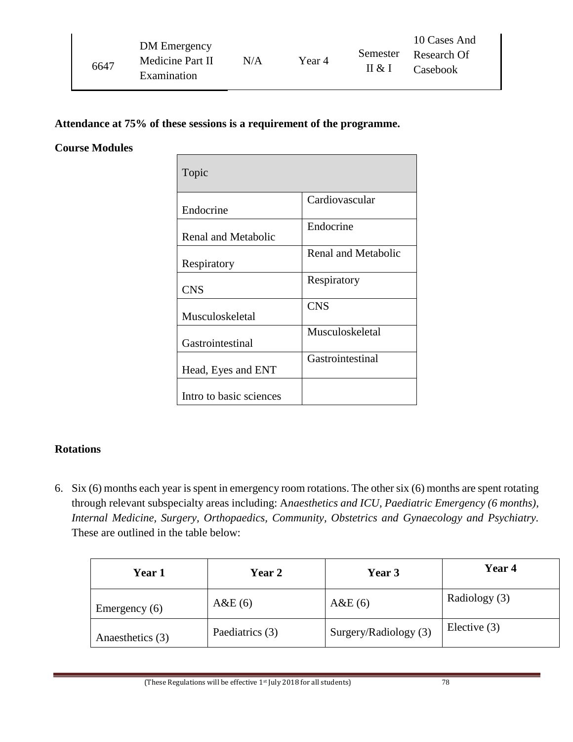| 6647 | DM Emergency Medicine Part II Examination | N/A | Year 4 | Semester II & I | 10 Cases And Research Of Casebook |
|---|---|---|---|---|---|

**Attendance at 75% of these sessions is a requirement of the programme.**

**Course Modules**

| Topic | |
|---|---|
| Endocrine | Cardiovascular |
| Renal and Metabolic | Endocrine |
| Respiratory | Renal and Metabolic |
| CNS | Respiratory |
| Musculoskeletal | CNS |
| Gastrointestinal | Musculoskeletal |
| Head, Eyes and ENT | Gastrointestinal |
| Intro to basic sciences | |

**Rotations**

6. Six (6) months each year is spent in emergency room rotations. The other six (6) months are spent rotating through relevant subspecialty areas including: A*naesthetics and ICU, Paediatric Emergency (6 months), Internal Medicine, Surgery, Orthopaedics, Community, Obstetrics and Gynaecology and Psychiatry.* These are outlined in the table below:

| Year 1 | Year 2 | Year 3 | Year 4 |
|---|---|---|---|
| Emergency (6) | A&E (6) | A&E (6) | Radiology (3) |
| Anaesthetics (3) | Paediatrics (3) | Surgery/Radiology (3) | Elective (3) |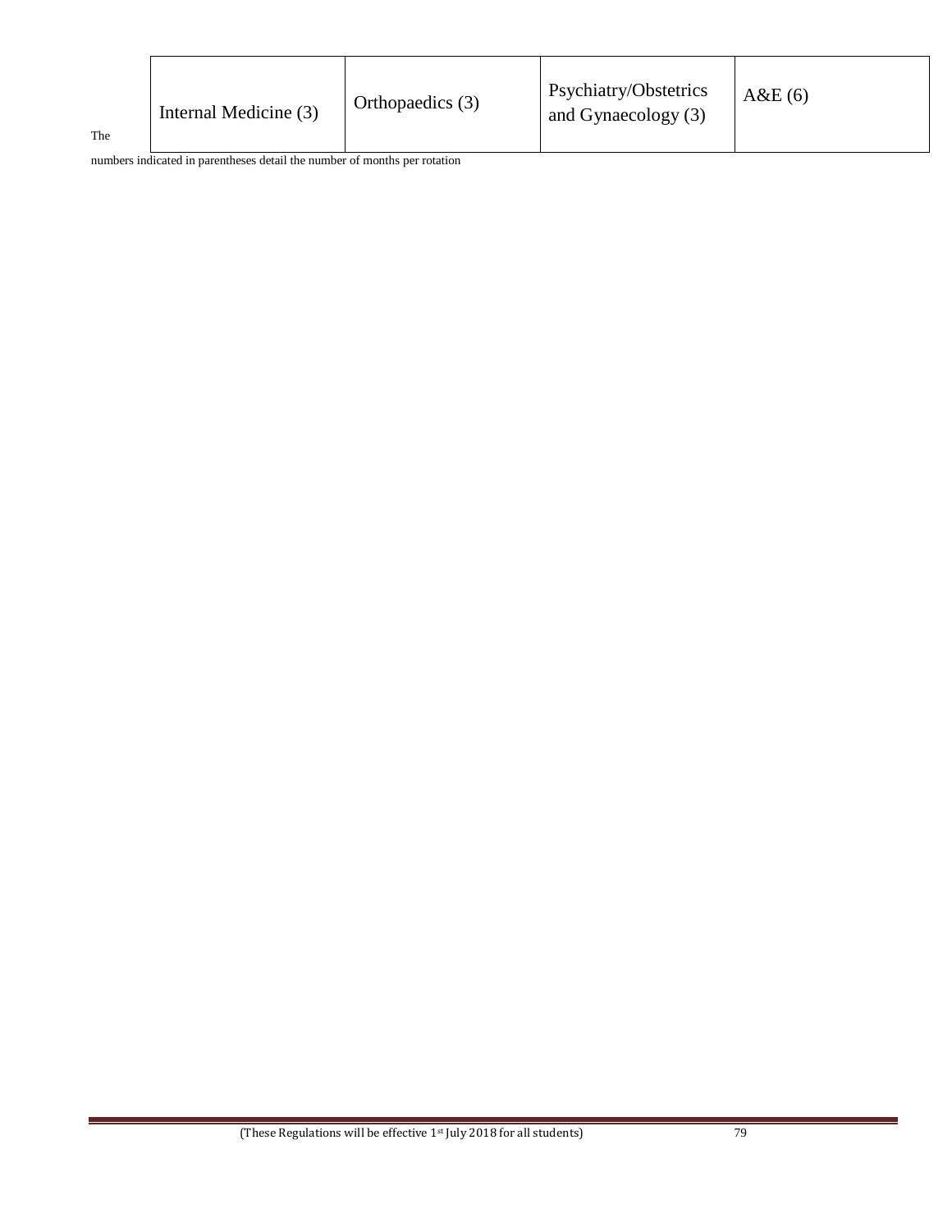| Internal Medicine (3) | Orthopaedics (3) | Psychiatry/Obstetrics and Gynaecology (3) | A&E (6) |
|---|---|---|---|

The numbers indicated in parentheses detail the number of months per rotation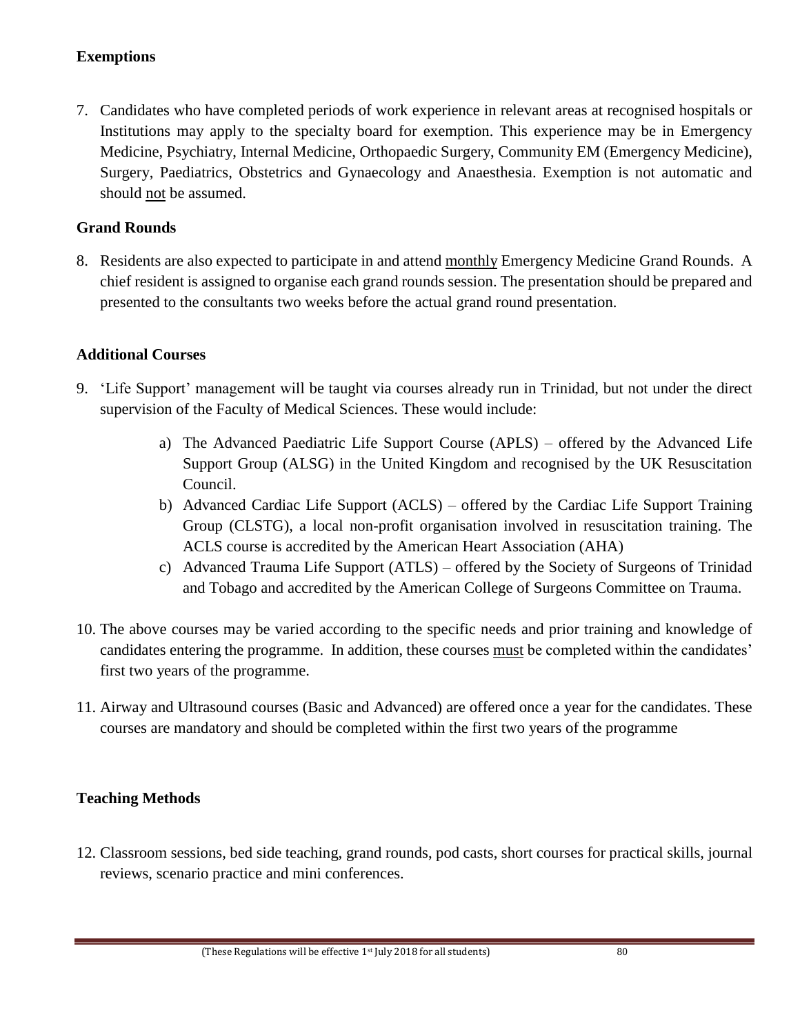### Exemptions

7. Candidates who have completed periods of work experience in relevant areas at recognised hospitals or Institutions may apply to the specialty board for exemption. This experience may be in Emergency Medicine, Psychiatry, Internal Medicine, Orthopaedic Surgery, Community EM (Emergency Medicine), Surgery, Paediatrics, Obstetrics and Gynaecology and Anaesthesia. Exemption is not automatic and should not be assumed.

### Grand Rounds

8. Residents are also expected to participate in and attend monthly Emergency Medicine Grand Rounds. A chief resident is assigned to organise each grand rounds session. The presentation should be prepared and presented to the consultants two weeks before the actual grand round presentation.

### Additional Courses

9. 'Life Support' management will be taught via courses already run in Trinidad, but not under the direct supervision of the Faculty of Medical Sciences. These would include:

   a) The Advanced Paediatric Life Support Course (APLS) – offered by the Advanced Life Support Group (ALSG) in the United Kingdom and recognised by the UK Resuscitation Council.
   b) Advanced Cardiac Life Support (ACLS) – offered by the Cardiac Life Support Training Group (CLSTG), a local non-profit organisation involved in resuscitation training. The ACLS course is accredited by the American Heart Association (AHA)
   c) Advanced Trauma Life Support (ATLS) – offered by the Society of Surgeons of Trinidad and Tobago and accredited by the American College of Surgeons Committee on Trauma.

10. The above courses may be varied according to the specific needs and prior training and knowledge of candidates entering the programme. In addition, these courses must be completed within the candidates' first two years of the programme.

11. Airway and Ultrasound courses (Basic and Advanced) are offered once a year for the candidates. These courses are mandatory and should be completed within the first two years of the programme

### Teaching Methods

12. Classroom sessions, bed side teaching, grand rounds, pod casts, short courses for practical skills, journal reviews, scenario practice and mini conferences.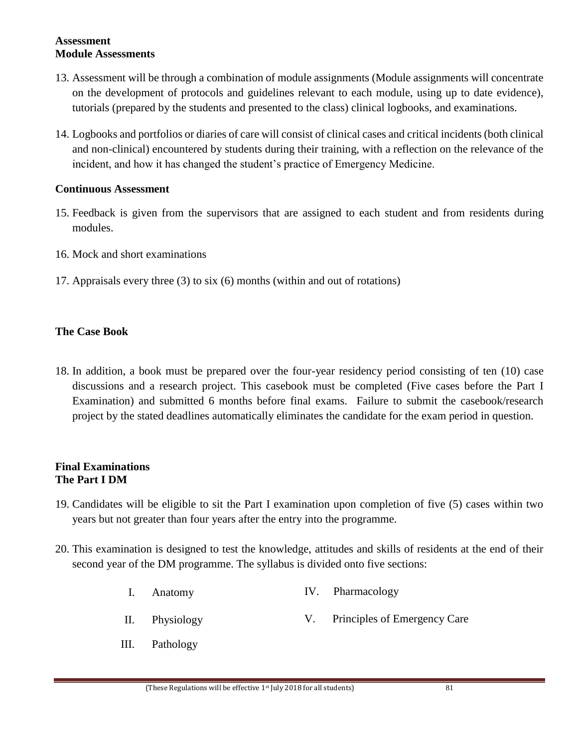**Assessment**
**Module Assessments**

13. Assessment will be through a combination of module assignments (Module assignments will concentrate on the development of protocols and guidelines relevant to each module, using up to date evidence), tutorials (prepared by the students and presented to the class) clinical logbooks, and examinations.

14. Logbooks and portfolios or diaries of care will consist of clinical cases and critical incidents (both clinical and non-clinical) encountered by students during their training, with a reflection on the relevance of the incident, and how it has changed the student's practice of Emergency Medicine.

**Continuous Assessment**

15. Feedback is given from the supervisors that are assigned to each student and from residents during modules.

16. Mock and short examinations

17. Appraisals every three (3) to six (6) months (within and out of rotations)

**The Case Book**

18. In addition, a book must be prepared over the four-year residency period consisting of ten (10) case discussions and a research project. This casebook must be completed (Five cases before the Part I Examination) and submitted 6 months before final exams. Failure to submit the casebook/research project by the stated deadlines automatically eliminates the candidate for the exam period in question.

**Final Examinations**
**The Part I DM**

19. Candidates will be eligible to sit the Part I examination upon completion of five (5) cases within two years but not greater than four years after the entry into the programme.

20. This examination is designed to test the knowledge, attitudes and skills of residents at the end of their second year of the DM programme. The syllabus is divided onto five sections:

    I. Anatomy
    II. Physiology
    III. Pathology
    IV. Pharmacology
    V. Principles of Emergency Care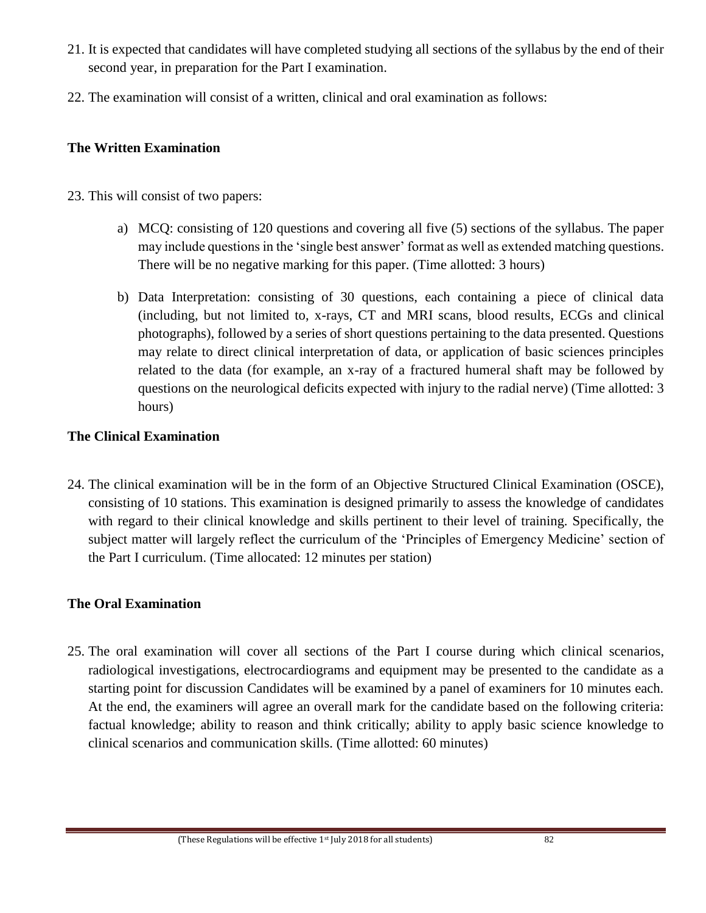21. It is expected that candidates will have completed studying all sections of the syllabus by the end of their second year, in preparation for the Part I examination.

22. The examination will consist of a written, clinical and oral examination as follows:

### The Written Examination

23. This will consist of two papers:

   a) MCQ: consisting of 120 questions and covering all five (5) sections of the syllabus. The paper may include questions in the 'single best answer' format as well as extended matching questions. There will be no negative marking for this paper. (Time allotted: 3 hours)

   b) Data Interpretation: consisting of 30 questions, each containing a piece of clinical data (including, but not limited to, x-rays, CT and MRI scans, blood results, ECGs and clinical photographs), followed by a series of short questions pertaining to the data presented. Questions may relate to direct clinical interpretation of data, or application of basic sciences principles related to the data (for example, an x-ray of a fractured humeral shaft may be followed by questions on the neurological deficits expected with injury to the radial nerve) (Time allotted: 3 hours)

### The Clinical Examination

24. The clinical examination will be in the form of an Objective Structured Clinical Examination (OSCE), consisting of 10 stations. This examination is designed primarily to assess the knowledge of candidates with regard to their clinical knowledge and skills pertinent to their level of training. Specifically, the subject matter will largely reflect the curriculum of the 'Principles of Emergency Medicine' section of the Part I curriculum. (Time allocated: 12 minutes per station)

### The Oral Examination

25. The oral examination will cover all sections of the Part I course during which clinical scenarios, radiological investigations, electrocardiograms and equipment may be presented to the candidate as a starting point for discussion Candidates will be examined by a panel of examiners for 10 minutes each. At the end, the examiners will agree an overall mark for the candidate based on the following criteria: factual knowledge; ability to reason and think critically; ability to apply basic science knowledge to clinical scenarios and communication skills. (Time allotted: 60 minutes)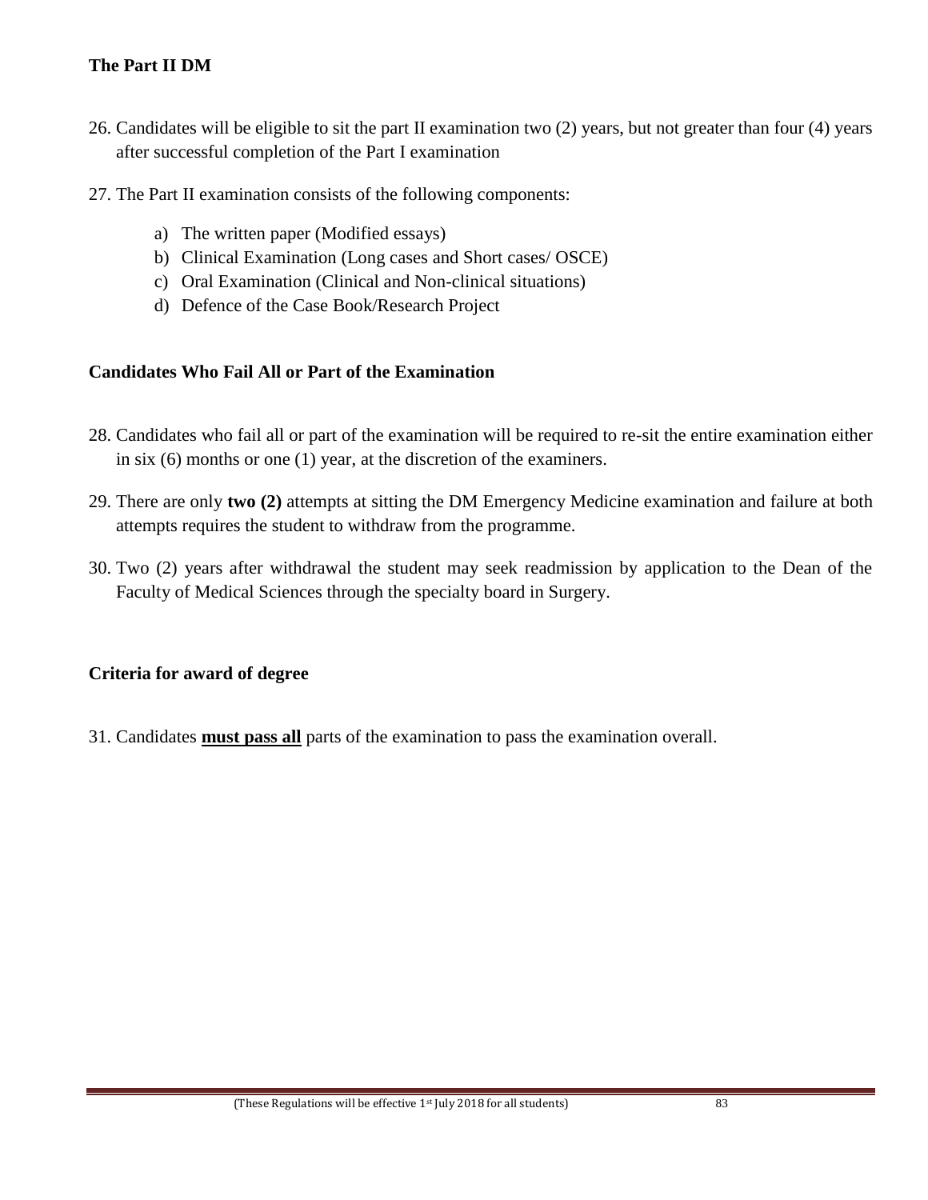### The Part II DM

26. Candidates will be eligible to sit the part II examination two (2) years, but not greater than four (4) years after successful completion of the Part I examination

27. The Part II examination consists of the following components:

    a) The written paper (Modified essays)
    b) Clinical Examination (Long cases and Short cases/ OSCE)
    c) Oral Examination (Clinical and Non-clinical situations)
    d) Defence of the Case Book/Research Project

### Candidates Who Fail All or Part of the Examination

28. Candidates who fail all or part of the examination will be required to re-sit the entire examination either in six (6) months or one (1) year, at the discretion of the examiners.

29. There are only **two (2)** attempts at sitting the DM Emergency Medicine examination and failure at both attempts requires the student to withdraw from the programme.

30. Two (2) years after withdrawal the student may seek readmission by application to the Dean of the Faculty of Medical Sciences through the specialty board in Surgery.

### Criteria for award of degree

31. Candidates **<u>must pass all</u>** parts of the examination to pass the examination overall.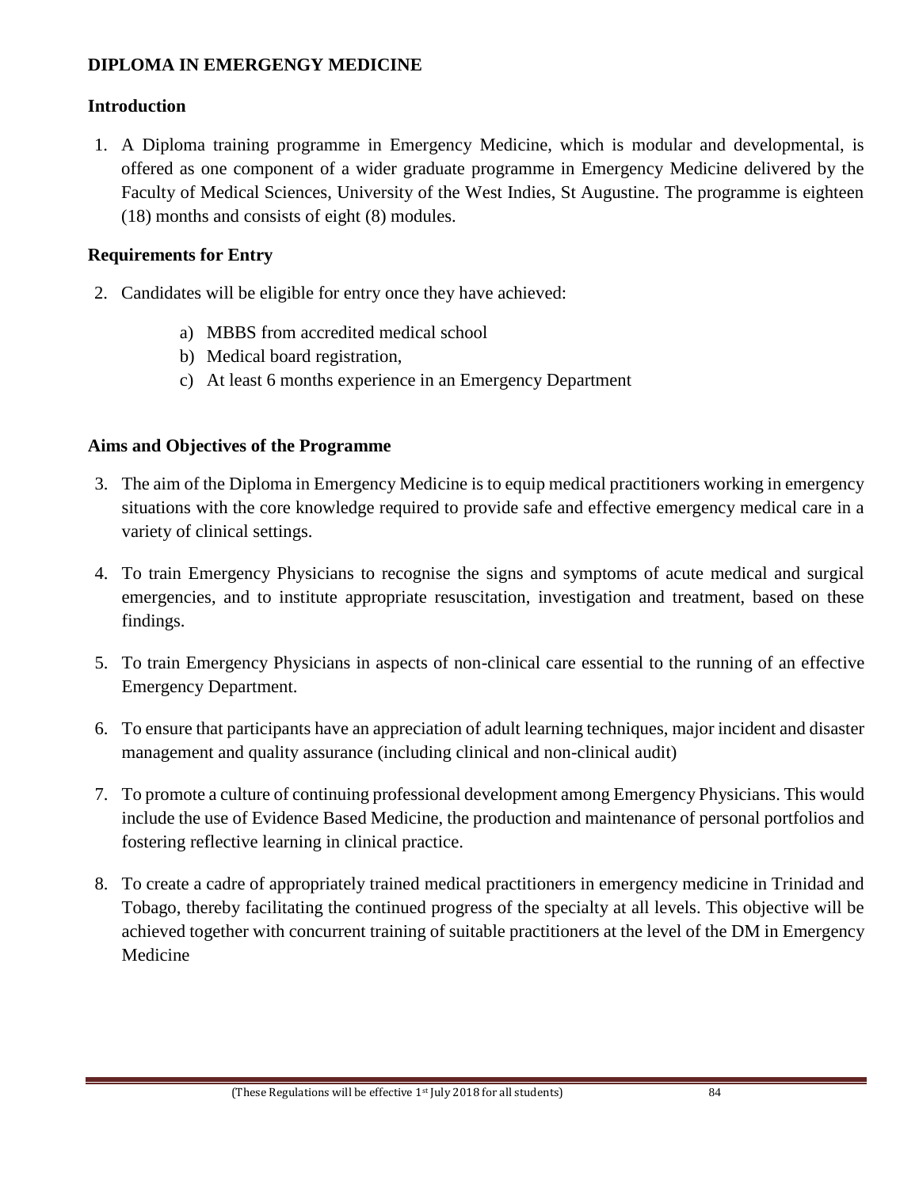## DIPLOMA IN EMERGENGY MEDICINE

### Introduction

1. A Diploma training programme in Emergency Medicine, which is modular and developmental, is offered as one component of a wider graduate programme in Emergency Medicine delivered by the Faculty of Medical Sciences, University of the West Indies, St Augustine. The programme is eighteen (18) months and consists of eight (8) modules.

### Requirements for Entry

2. Candidates will be eligible for entry once they have achieved:

    a) MBBS from accredited medical school
    b) Medical board registration,
    c) At least 6 months experience in an Emergency Department

### Aims and Objectives of the Programme

3. The aim of the Diploma in Emergency Medicine is to equip medical practitioners working in emergency situations with the core knowledge required to provide safe and effective emergency medical care in a variety of clinical settings.

4. To train Emergency Physicians to recognise the signs and symptoms of acute medical and surgical emergencies, and to institute appropriate resuscitation, investigation and treatment, based on these findings.

5. To train Emergency Physicians in aspects of non-clinical care essential to the running of an effective Emergency Department.

6. To ensure that participants have an appreciation of adult learning techniques, major incident and disaster management and quality assurance (including clinical and non-clinical audit)

7. To promote a culture of continuing professional development among Emergency Physicians. This would include the use of Evidence Based Medicine, the production and maintenance of personal portfolios and fostering reflective learning in clinical practice.

8. To create a cadre of appropriately trained medical practitioners in emergency medicine in Trinidad and Tobago, thereby facilitating the continued progress of the specialty at all levels. This objective will be achieved together with concurrent training of suitable practitioners at the level of the DM in Emergency Medicine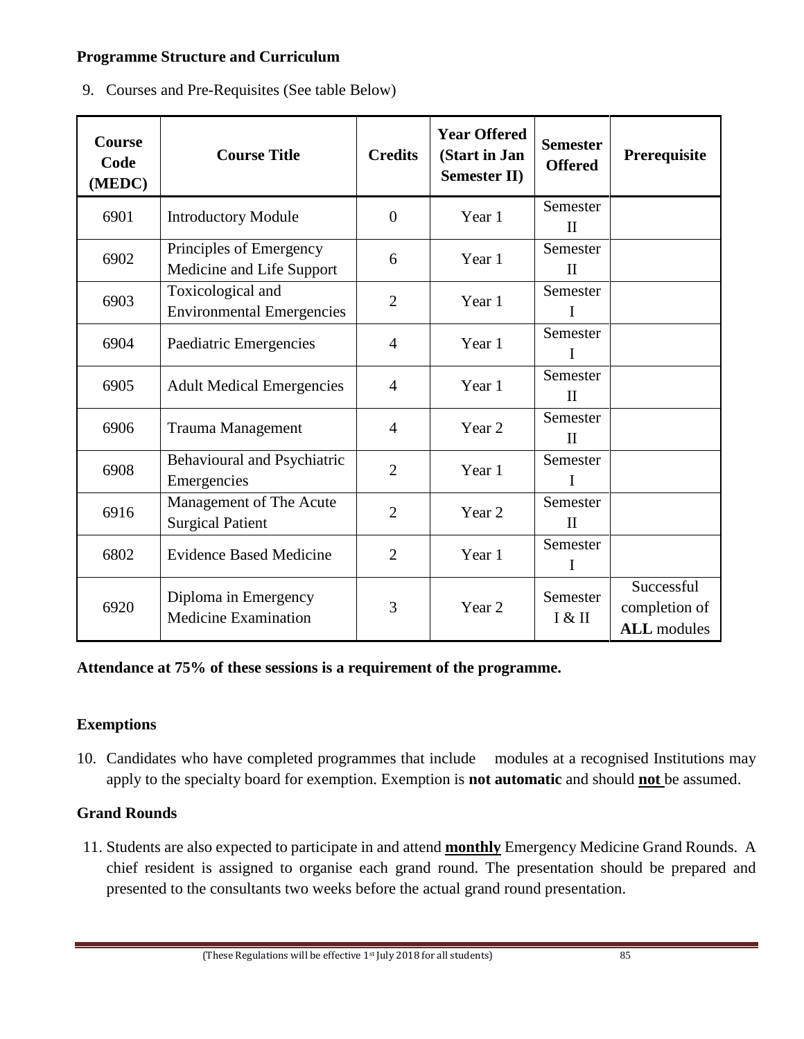**Programme Structure and Curriculum**

9. Courses and Pre-Requisites (See table Below)

| Course Code (MEDC) | Course Title | Credits | Year Offered (Start in Jan Semester II) | Semester Offered | Prerequisite |
|---|---|---|---|---|---|
| 6901 | Introductory Module | 0 | Year 1 | Semester II | |
| 6902 | Principles of Emergency Medicine and Life Support | 6 | Year 1 | Semester II | |
| 6903 | Toxicological and Environmental Emergencies | 2 | Year 1 | Semester I | |
| 6904 | Paediatric Emergencies | 4 | Year 1 | Semester I | |
| 6905 | Adult Medical Emergencies | 4 | Year 1 | Semester II | |
| 6906 | Trauma Management | 4 | Year 2 | Semester II | |
| 6908 | Behavioural and Psychiatric Emergencies | 2 | Year 1 | Semester I | |
| 6916 | Management of The Acute Surgical Patient | 2 | Year 2 | Semester II | |
| 6802 | Evidence Based Medicine | 2 | Year 1 | Semester I | |
| 6920 | Diploma in Emergency Medicine Examination | 3 | Year 2 | Semester I & II | Successful completion of **ALL** modules |

**Attendance at 75% of these sessions is a requirement of the programme.**

**Exemptions**

10. Candidates who have completed programmes that include modules at a recognised Institutions may apply to the specialty board for exemption. Exemption is **not automatic** and should **not** be assumed.

**Grand Rounds**

11. Students are also expected to participate in and attend **monthly** Emergency Medicine Grand Rounds. A chief resident is assigned to organise each grand round. The presentation should be prepared and presented to the consultants two weeks before the actual grand round presentation.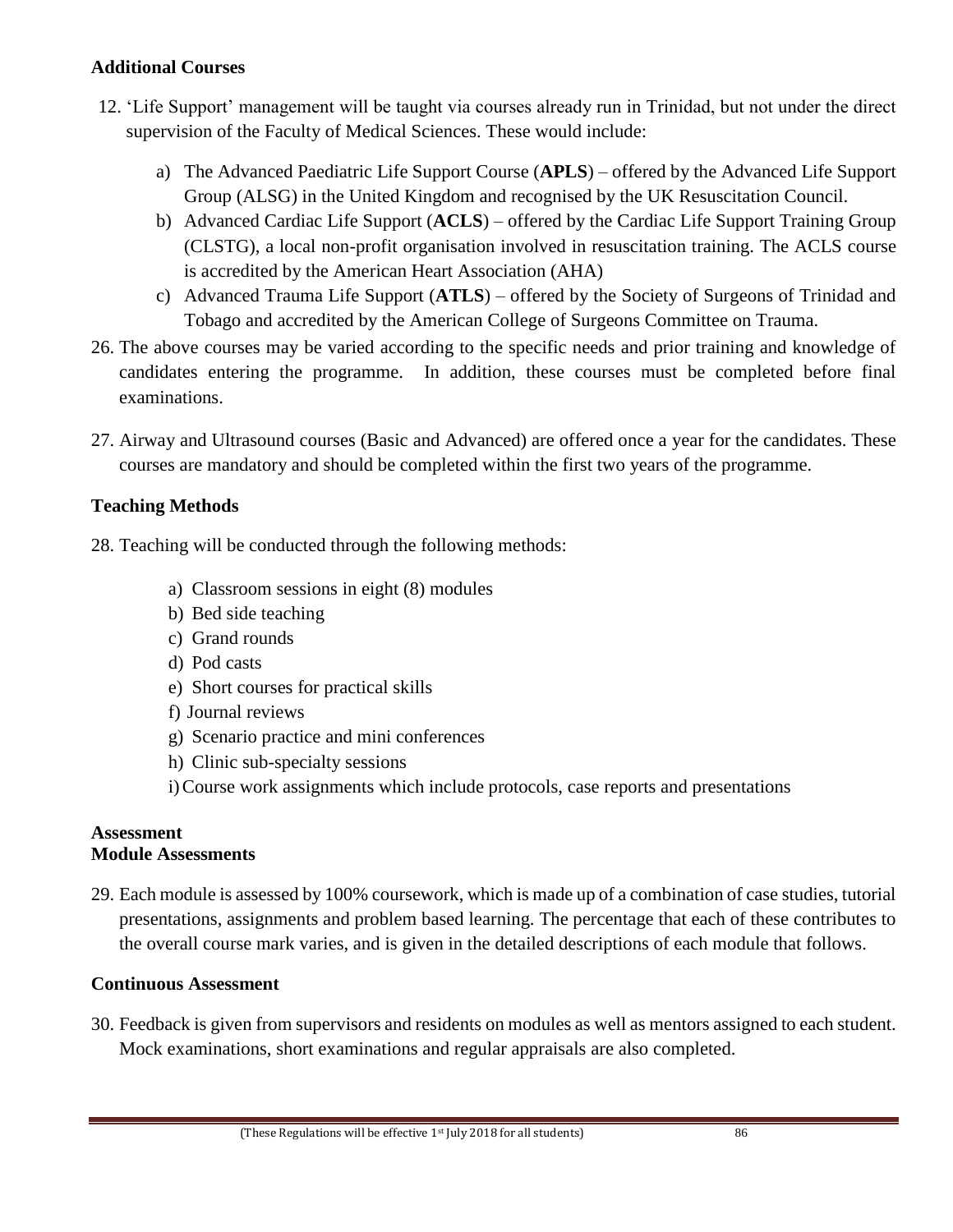### Additional Courses

12. 'Life Support' management will be taught via courses already run in Trinidad, but not under the direct supervision of the Faculty of Medical Sciences. These would include:

    a) The Advanced Paediatric Life Support Course (**APLS**) – offered by the Advanced Life Support Group (ALSG) in the United Kingdom and recognised by the UK Resuscitation Council.
    
    b) Advanced Cardiac Life Support (**ACLS**) – offered by the Cardiac Life Support Training Group (CLSTG), a local non-profit organisation involved in resuscitation training. The ACLS course is accredited by the American Heart Association (AHA)
    
    c) Advanced Trauma Life Support (**ATLS**) – offered by the Society of Surgeons of Trinidad and Tobago and accredited by the American College of Surgeons Committee on Trauma.

26. The above courses may be varied according to the specific needs and prior training and knowledge of candidates entering the programme. In addition, these courses must be completed before final examinations.

27. Airway and Ultrasound courses (Basic and Advanced) are offered once a year for the candidates. These courses are mandatory and should be completed within the first two years of the programme.

### Teaching Methods

28. Teaching will be conducted through the following methods:

    a) Classroom sessions in eight (8) modules
    
    b) Bed side teaching
    
    c) Grand rounds
    
    d) Pod casts
    
    e) Short courses for practical skills
    
    f) Journal reviews
    
    g) Scenario practice and mini conferences
    
    h) Clinic sub-specialty sessions
    
    i) Course work assignments which include protocols, case reports and presentations

### Assessment

### Module Assessments

29. Each module is assessed by 100% coursework, which is made up of a combination of case studies, tutorial presentations, assignments and problem based learning. The percentage that each of these contributes to the overall course mark varies, and is given in the detailed descriptions of each module that follows.

### Continuous Assessment

30. Feedback is given from supervisors and residents on modules as well as mentors assigned to each student. Mock examinations, short examinations and regular appraisals are also completed.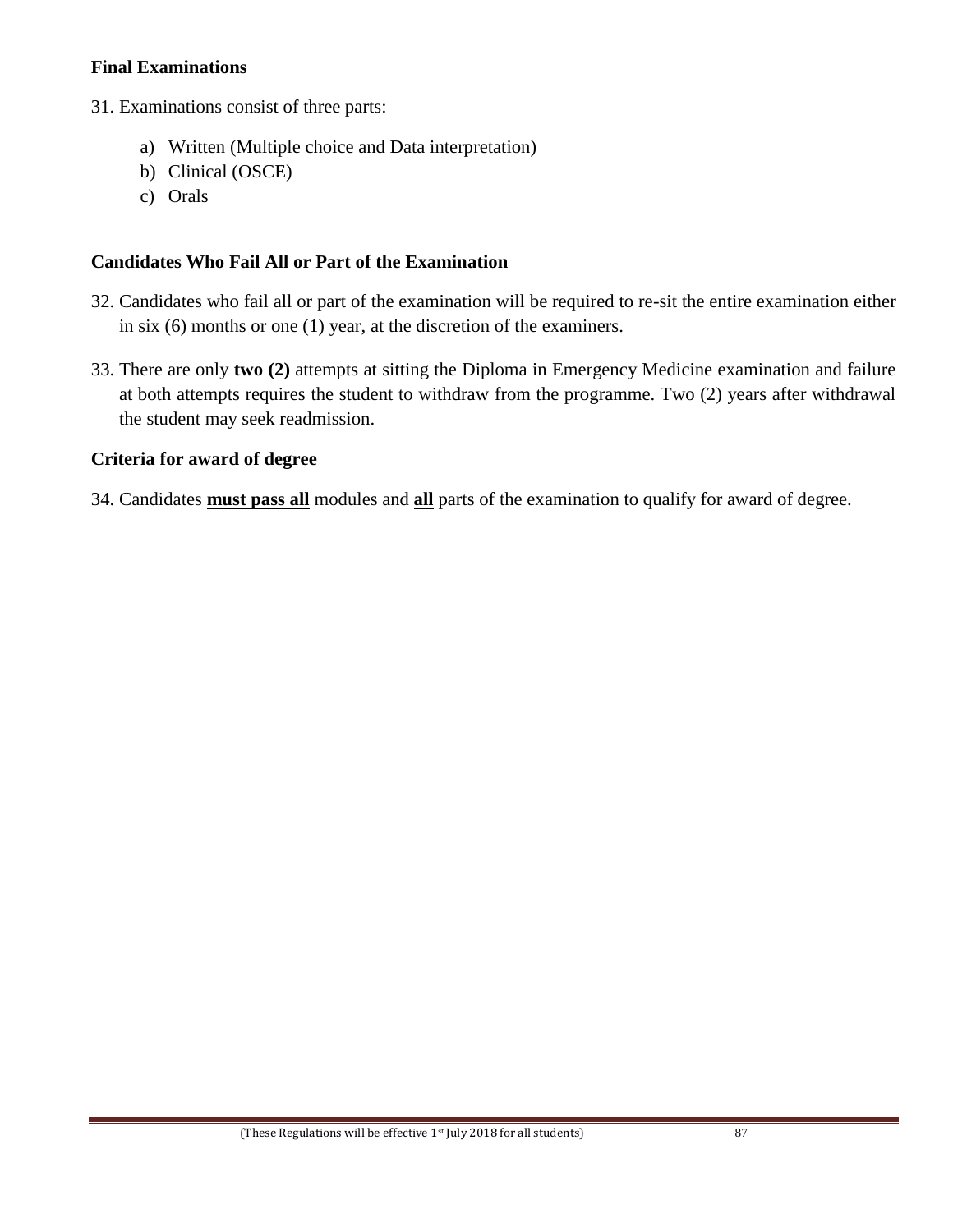### Final Examinations

31. Examinations consist of three parts:

    a) Written (Multiple choice and Data interpretation)
    b) Clinical (OSCE)
    c) Orals

### Candidates Who Fail All or Part of the Examination

32. Candidates who fail all or part of the examination will be required to re-sit the entire examination either in six (6) months or one (1) year, at the discretion of the examiners.

33. There are only **two (2)** attempts at sitting the Diploma in Emergency Medicine examination and failure at both attempts requires the student to withdraw from the programme. Two (2) years after withdrawal the student may seek readmission.

### Criteria for award of degree

34. Candidates **must pass all** modules and **all** parts of the examination to qualify for award of degree.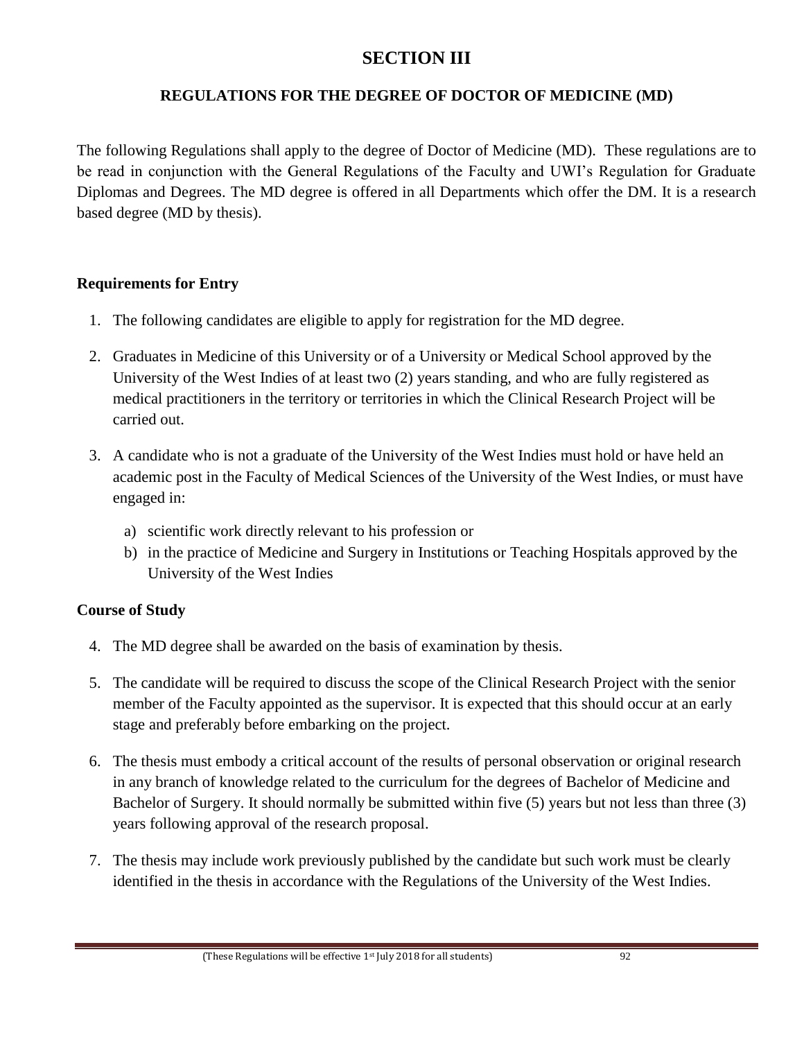# SECTION III

## REGULATIONS FOR THE DEGREE OF DOCTOR OF MEDICINE (MD)

The following Regulations shall apply to the degree of Doctor of Medicine (MD). These regulations are to be read in conjunction with the General Regulations of the Faculty and UWI's Regulation for Graduate Diplomas and Degrees. The MD degree is offered in all Departments which offer the DM. It is a research based degree (MD by thesis).

### Requirements for Entry

1. The following candidates are eligible to apply for registration for the MD degree.

2. Graduates in Medicine of this University or of a University or Medical School approved by the University of the West Indies of at least two (2) years standing, and who are fully registered as medical practitioners in the territory or territories in which the Clinical Research Project will be carried out.

3. A candidate who is not a graduate of the University of the West Indies must hold or have held an academic post in the Faculty of Medical Sciences of the University of the West Indies, or must have engaged in:

   a) scientific work directly relevant to his profession or
   b) in the practice of Medicine and Surgery in Institutions or Teaching Hospitals approved by the University of the West Indies

### Course of Study

4. The MD degree shall be awarded on the basis of examination by thesis.

5. The candidate will be required to discuss the scope of the Clinical Research Project with the senior member of the Faculty appointed as the supervisor. It is expected that this should occur at an early stage and preferably before embarking on the project.

6. The thesis must embody a critical account of the results of personal observation or original research in any branch of knowledge related to the curriculum for the degrees of Bachelor of Medicine and Bachelor of Surgery. It should normally be submitted within five (5) years but not less than three (3) years following approval of the research proposal.

7. The thesis may include work previously published by the candidate but such work must be clearly identified in the thesis in accordance with the Regulations of the University of the West Indies.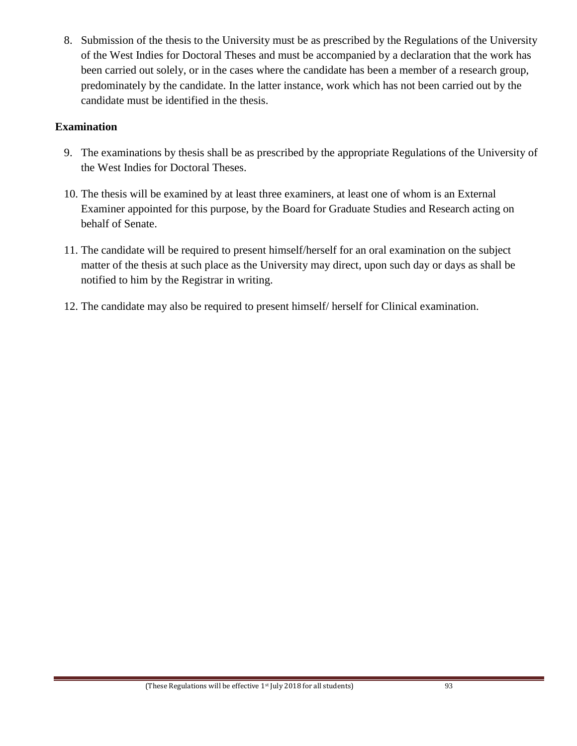8. Submission of the thesis to the University must be as prescribed by the Regulations of the University of the West Indies for Doctoral Theses and must be accompanied by a declaration that the work has been carried out solely, or in the cases where the candidate has been a member of a research group, predominately by the candidate. In the latter instance, work which has not been carried out by the candidate must be identified in the thesis.

**Examination**

9. The examinations by thesis shall be as prescribed by the appropriate Regulations of the University of the West Indies for Doctoral Theses.
10. The thesis will be examined by at least three examiners, at least one of whom is an External Examiner appointed for this purpose, by the Board for Graduate Studies and Research acting on behalf of Senate.
11. The candidate will be required to present himself/herself for an oral examination on the subject matter of the thesis at such place as the University may direct, upon such day or days as shall be notified to him by the Registrar in writing.
12. The candidate may also be required to present himself/ herself for Clinical examination.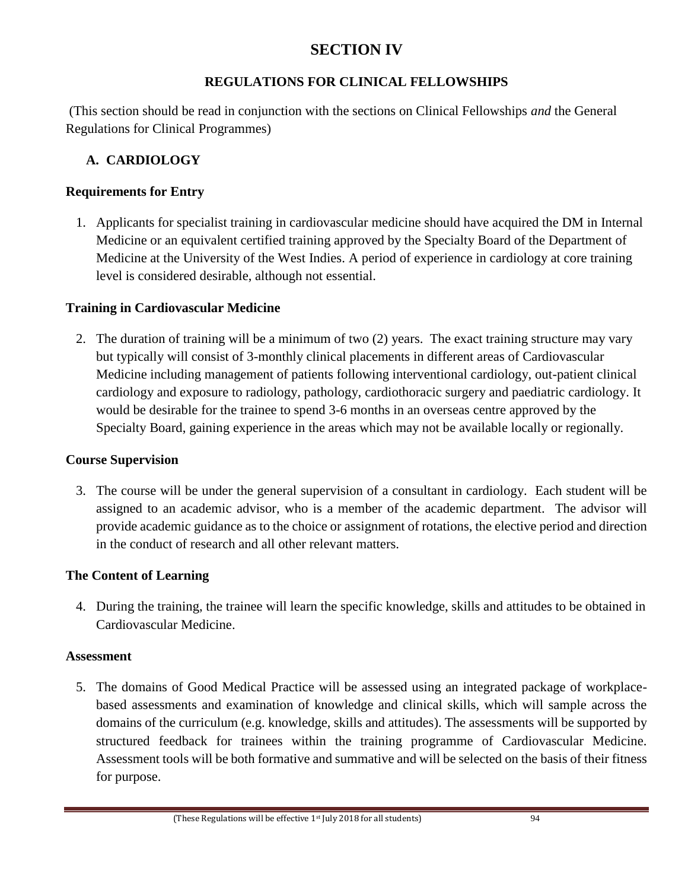# SECTION IV

## REGULATIONS FOR CLINICAL FELLOWSHIPS

(This section should be read in conjunction with the sections on Clinical Fellowships *and* the General Regulations for Clinical Programmes)

### A. CARDIOLOGY

**Requirements for Entry**

1. Applicants for specialist training in cardiovascular medicine should have acquired the DM in Internal Medicine or an equivalent certified training approved by the Specialty Board of the Department of Medicine at the University of the West Indies. A period of experience in cardiology at core training level is considered desirable, although not essential.

**Training in Cardiovascular Medicine**

2. The duration of training will be a minimum of two (2) years. The exact training structure may vary but typically will consist of 3-monthly clinical placements in different areas of Cardiovascular Medicine including management of patients following interventional cardiology, out-patient clinical cardiology and exposure to radiology, pathology, cardiothoracic surgery and paediatric cardiology. It would be desirable for the trainee to spend 3-6 months in an overseas centre approved by the Specialty Board, gaining experience in the areas which may not be available locally or regionally.

**Course Supervision**

3. The course will be under the general supervision of a consultant in cardiology. Each student will be assigned to an academic advisor, who is a member of the academic department. The advisor will provide academic guidance as to the choice or assignment of rotations, the elective period and direction in the conduct of research and all other relevant matters.

**The Content of Learning**

4. During the training, the trainee will learn the specific knowledge, skills and attitudes to be obtained in Cardiovascular Medicine.

**Assessment**

5. The domains of Good Medical Practice will be assessed using an integrated package of workplace-based assessments and examination of knowledge and clinical skills, which will sample across the domains of the curriculum (e.g. knowledge, skills and attitudes). The assessments will be supported by structured feedback for trainees within the training programme of Cardiovascular Medicine. Assessment tools will be both formative and summative and will be selected on the basis of their fitness for purpose.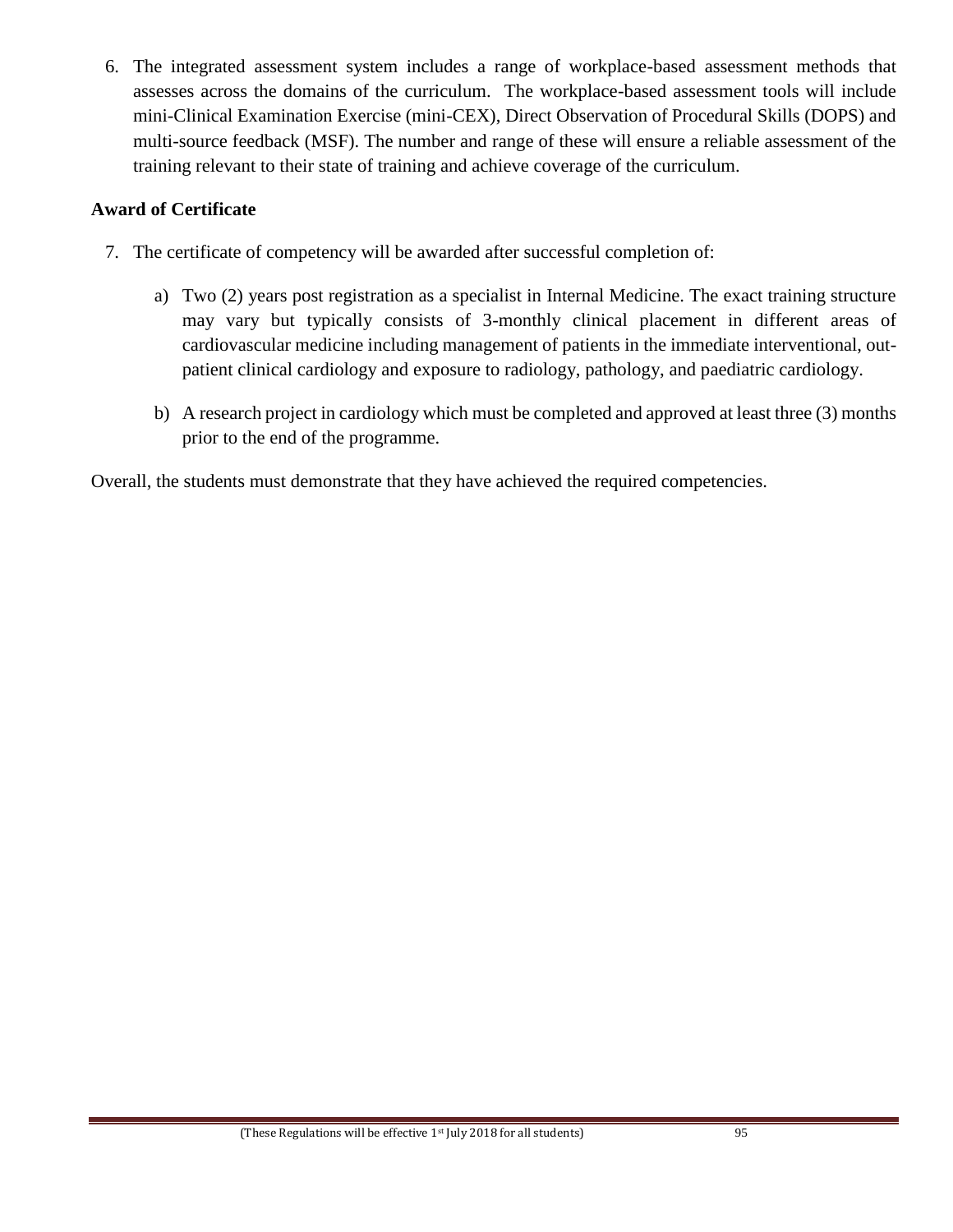6. The integrated assessment system includes a range of workplace-based assessment methods that assesses across the domains of the curriculum. The workplace-based assessment tools will include mini-Clinical Examination Exercise (mini-CEX), Direct Observation of Procedural Skills (DOPS) and multi-source feedback (MSF). The number and range of these will ensure a reliable assessment of the training relevant to their state of training and achieve coverage of the curriculum.

**Award of Certificate**

7. The certificate of competency will be awarded after successful completion of:

   a) Two (2) years post registration as a specialist in Internal Medicine. The exact training structure may vary but typically consists of 3-monthly clinical placement in different areas of cardiovascular medicine including management of patients in the immediate interventional, out-patient clinical cardiology and exposure to radiology, pathology, and paediatric cardiology.

   b) A research project in cardiology which must be completed and approved at least three (3) months prior to the end of the programme.

Overall, the students must demonstrate that they have achieved the required competencies.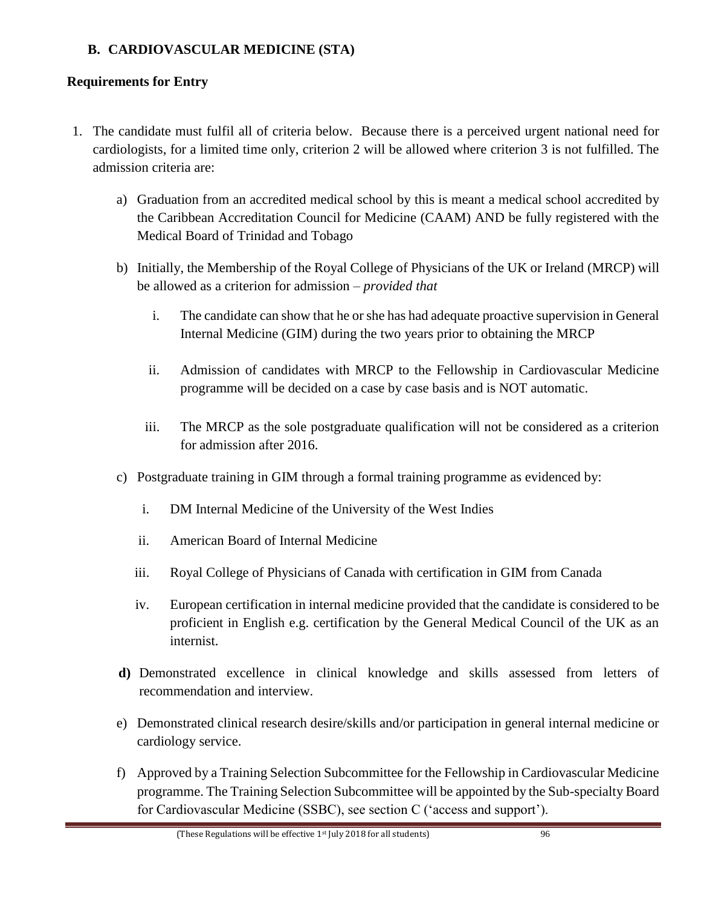## B. CARDIOVASCULAR MEDICINE (STA)

### Requirements for Entry

1. The candidate must fulfil all of criteria below. Because there is a perceived urgent national need for cardiologists, for a limited time only, criterion 2 will be allowed where criterion 3 is not fulfilled. The admission criteria are:

   a) Graduation from an accredited medical school by this is meant a medical school accredited by the Caribbean Accreditation Council for Medicine (CAAM) AND be fully registered with the Medical Board of Trinidad and Tobago

   b) Initially, the Membership of the Royal College of Physicians of the UK or Ireland (MRCP) will be allowed as a criterion for admission – *provided that*

      i. The candidate can show that he or she has had adequate proactive supervision in General Internal Medicine (GIM) during the two years prior to obtaining the MRCP

      ii. Admission of candidates with MRCP to the Fellowship in Cardiovascular Medicine programme will be decided on a case by case basis and is NOT automatic.

      iii. The MRCP as the sole postgraduate qualification will not be considered as a criterion for admission after 2016.

   c) Postgraduate training in GIM through a formal training programme as evidenced by:

      i. DM Internal Medicine of the University of the West Indies

      ii. American Board of Internal Medicine

      iii. Royal College of Physicians of Canada with certification in GIM from Canada

      iv. European certification in internal medicine provided that the candidate is considered to be proficient in English e.g. certification by the General Medical Council of the UK as an internist.

   **d)** Demonstrated excellence in clinical knowledge and skills assessed from letters of recommendation and interview.

   e) Demonstrated clinical research desire/skills and/or participation in general internal medicine or cardiology service.

   f) Approved by a Training Selection Subcommittee for the Fellowship in Cardiovascular Medicine programme. The Training Selection Subcommittee will be appointed by the Sub-specialty Board for Cardiovascular Medicine (SSBC), see section C ('access and support').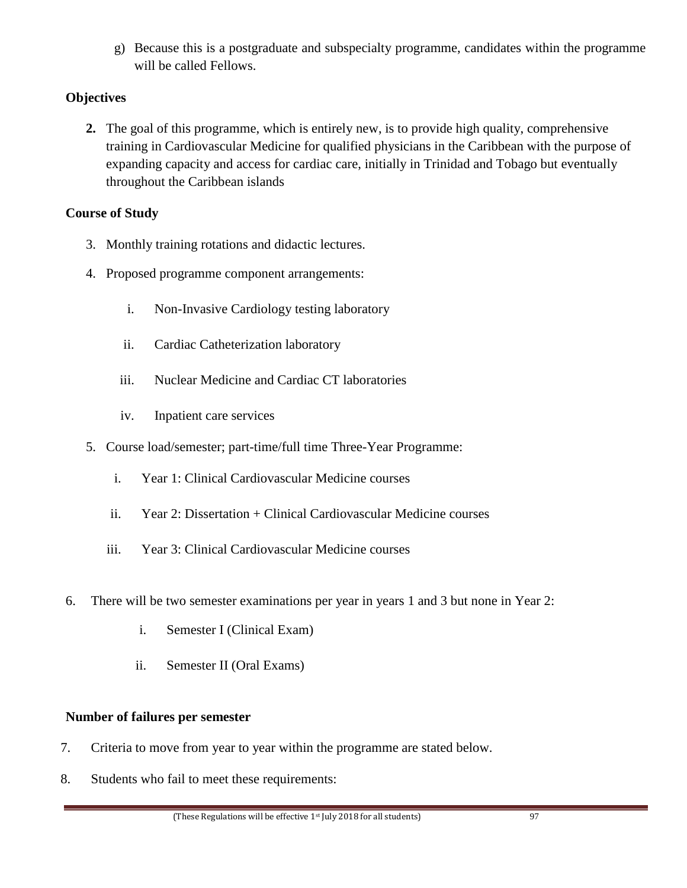g) Because this is a postgraduate and subspecialty programme, candidates within the programme will be called Fellows.

**Objectives**

**2.** The goal of this programme, which is entirely new, is to provide high quality, comprehensive training in Cardiovascular Medicine for qualified physicians in the Caribbean with the purpose of expanding capacity and access for cardiac care, initially in Trinidad and Tobago but eventually throughout the Caribbean islands

**Course of Study**

3. Monthly training rotations and didactic lectures.

4. Proposed programme component arrangements:

    i. Non-Invasive Cardiology testing laboratory

    ii. Cardiac Catheterization laboratory

    iii. Nuclear Medicine and Cardiac CT laboratories

    iv. Inpatient care services

5. Course load/semester; part-time/full time Three-Year Programme:

    i. Year 1: Clinical Cardiovascular Medicine courses

    ii. Year 2: Dissertation + Clinical Cardiovascular Medicine courses

    iii. Year 3: Clinical Cardiovascular Medicine courses

6. There will be two semester examinations per year in years 1 and 3 but none in Year 2:

    i. Semester I (Clinical Exam)

    ii. Semester II (Oral Exams)

**Number of failures per semester**

7. Criteria to move from year to year within the programme are stated below.

8. Students who fail to meet these requirements: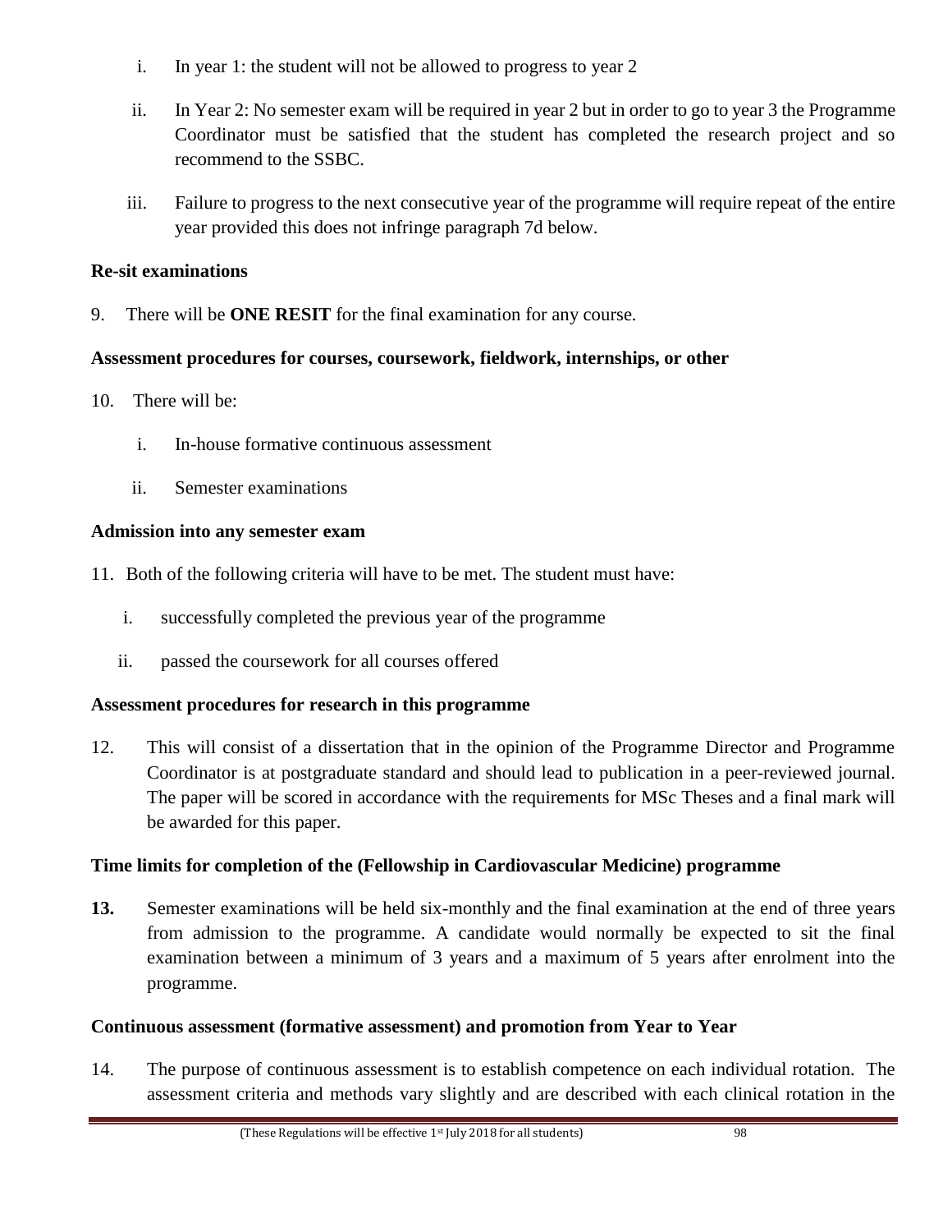i. In year 1: the student will not be allowed to progress to year 2

ii. In Year 2: No semester exam will be required in year 2 but in order to go to year 3 the Programme Coordinator must be satisfied that the student has completed the research project and so recommend to the SSBC.

iii. Failure to progress to the next consecutive year of the programme will require repeat of the entire year provided this does not infringe paragraph 7d below.

**Re-sit examinations**

9. There will be **ONE RESIT** for the final examination for any course.

**Assessment procedures for courses, coursework, fieldwork, internships, or other**

10. There will be:

i. In-house formative continuous assessment

ii. Semester examinations

**Admission into any semester exam**

11. Both of the following criteria will have to be met. The student must have:

i. successfully completed the previous year of the programme

ii. passed the coursework for all courses offered

**Assessment procedures for research in this programme**

12. This will consist of a dissertation that in the opinion of the Programme Director and Programme Coordinator is at postgraduate standard and should lead to publication in a peer-reviewed journal. The paper will be scored in accordance with the requirements for MSc Theses and a final mark will be awarded for this paper.

**Time limits for completion of the (Fellowship in Cardiovascular Medicine) programme**

**13.** Semester examinations will be held six-monthly and the final examination at the end of three years from admission to the programme. A candidate would normally be expected to sit the final examination between a minimum of 3 years and a maximum of 5 years after enrolment into the programme.

**Continuous assessment (formative assessment) and promotion from Year to Year**

14. The purpose of continuous assessment is to establish competence on each individual rotation. The assessment criteria and methods vary slightly and are described with each clinical rotation in the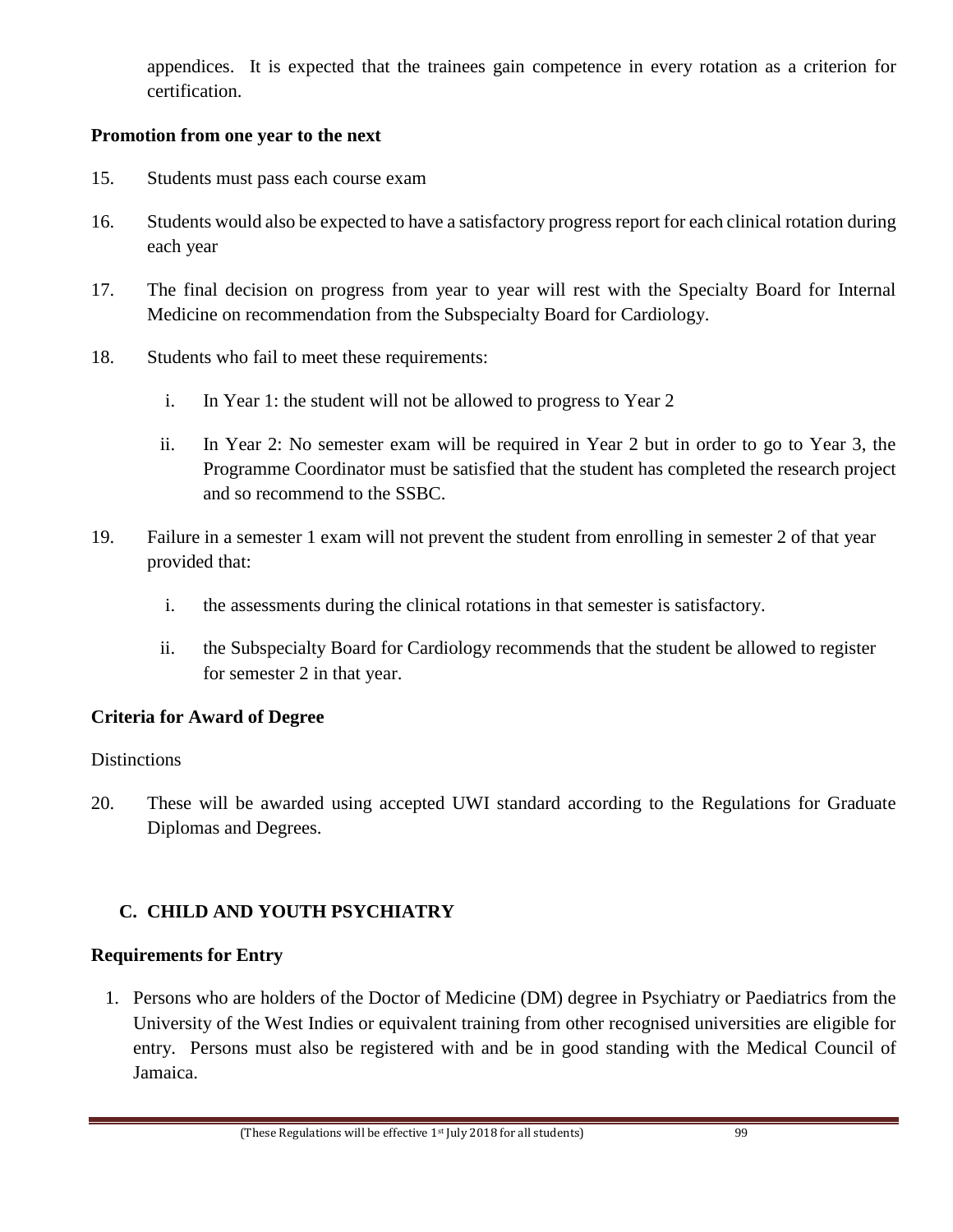appendices. It is expected that the trainees gain competence in every rotation as a criterion for certification.

**Promotion from one year to the next**

15. Students must pass each course exam

16. Students would also be expected to have a satisfactory progress report for each clinical rotation during each year

17. The final decision on progress from year to year will rest with the Specialty Board for Internal Medicine on recommendation from the Subspecialty Board for Cardiology.

18. Students who fail to meet these requirements:

    i. In Year 1: the student will not be allowed to progress to Year 2

    ii. In Year 2: No semester exam will be required in Year 2 but in order to go to Year 3, the Programme Coordinator must be satisfied that the student has completed the research project and so recommend to the SSBC.

19. Failure in a semester 1 exam will not prevent the student from enrolling in semester 2 of that year provided that:

    i. the assessments during the clinical rotations in that semester is satisfactory.

    ii. the Subspecialty Board for Cardiology recommends that the student be allowed to register for semester 2 in that year.

**Criteria for Award of Degree**

Distinctions

20. These will be awarded using accepted UWI standard according to the Regulations for Graduate Diplomas and Degrees.

## C. CHILD AND YOUTH PSYCHIATRY

**Requirements for Entry**

1. Persons who are holders of the Doctor of Medicine (DM) degree in Psychiatry or Paediatrics from the University of the West Indies or equivalent training from other recognised universities are eligible for entry. Persons must also be registered with and be in good standing with the Medical Council of Jamaica.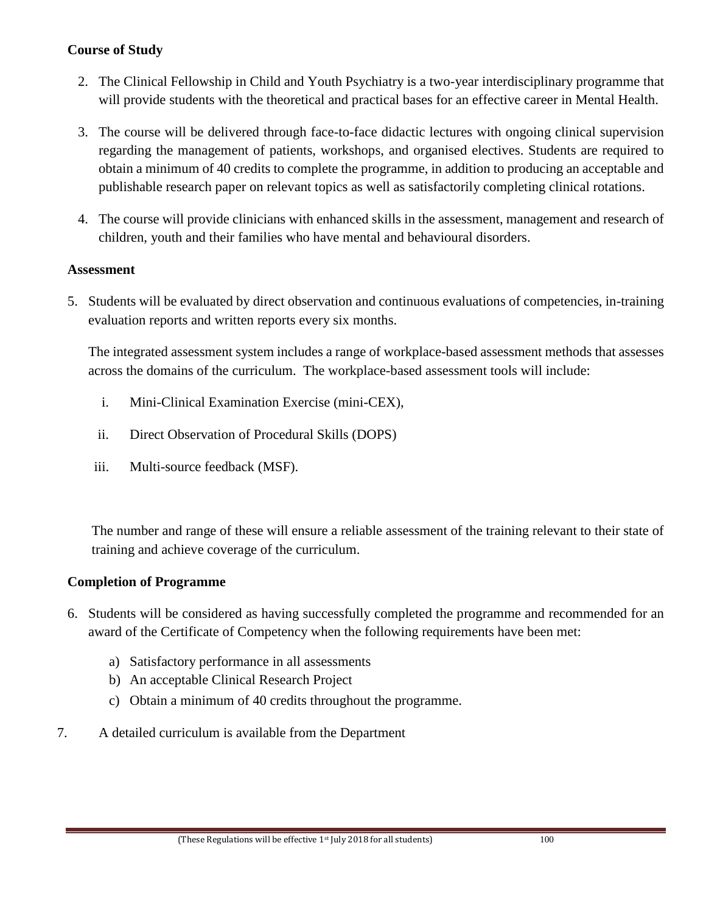**Course of Study**

2. The Clinical Fellowship in Child and Youth Psychiatry is a two-year interdisciplinary programme that will provide students with the theoretical and practical bases for an effective career in Mental Health.

3. The course will be delivered through face-to-face didactic lectures with ongoing clinical supervision regarding the management of patients, workshops, and organised electives. Students are required to obtain a minimum of 40 credits to complete the programme, in addition to producing an acceptable and publishable research paper on relevant topics as well as satisfactorily completing clinical rotations.

4. The course will provide clinicians with enhanced skills in the assessment, management and research of children, youth and their families who have mental and behavioural disorders.

**Assessment**

5. Students will be evaluated by direct observation and continuous evaluations of competencies, in-training evaluation reports and written reports every six months.

   The integrated assessment system includes a range of workplace-based assessment methods that assesses across the domains of the curriculum. The workplace-based assessment tools will include:

   i. Mini-Clinical Examination Exercise (mini-CEX),

   ii. Direct Observation of Procedural Skills (DOPS)

   iii. Multi-source feedback (MSF).

   The number and range of these will ensure a reliable assessment of the training relevant to their state of training and achieve coverage of the curriculum.

**Completion of Programme**

6. Students will be considered as having successfully completed the programme and recommended for an award of the Certificate of Competency when the following requirements have been met:

   a) Satisfactory performance in all assessments
   b) An acceptable Clinical Research Project
   c) Obtain a minimum of 40 credits throughout the programme.

7. A detailed curriculum is available from the Department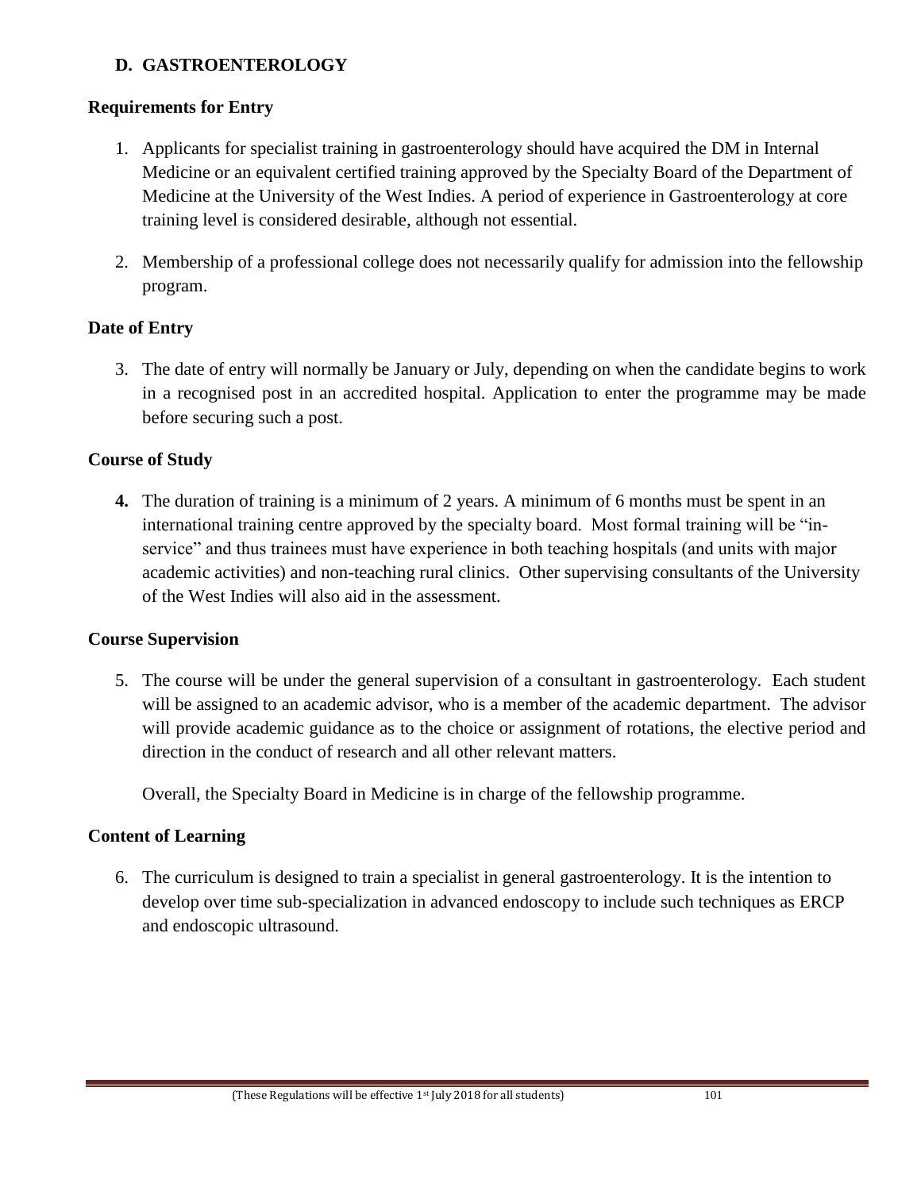## D. GASTROENTEROLOGY

### Requirements for Entry

1. Applicants for specialist training in gastroenterology should have acquired the DM in Internal Medicine or an equivalent certified training approved by the Specialty Board of the Department of Medicine at the University of the West Indies. A period of experience in Gastroenterology at core training level is considered desirable, although not essential.

2. Membership of a professional college does not necessarily qualify for admission into the fellowship program.

### Date of Entry

3. The date of entry will normally be January or July, depending on when the candidate begins to work in a recognised post in an accredited hospital. Application to enter the programme may be made before securing such a post.

### Course of Study

4. The duration of training is a minimum of 2 years. A minimum of 6 months must be spent in an international training centre approved by the specialty board. Most formal training will be "in-service" and thus trainees must have experience in both teaching hospitals (and units with major academic activities) and non-teaching rural clinics. Other supervising consultants of the University of the West Indies will also aid in the assessment.

### Course Supervision

5. The course will be under the general supervision of a consultant in gastroenterology. Each student will be assigned to an academic advisor, who is a member of the academic department. The advisor will provide academic guidance as to the choice or assignment of rotations, the elective period and direction in the conduct of research and all other relevant matters.

   Overall, the Specialty Board in Medicine is in charge of the fellowship programme.

### Content of Learning

6. The curriculum is designed to train a specialist in general gastroenterology. It is the intention to develop over time sub-specialization in advanced endoscopy to include such techniques as ERCP and endoscopic ultrasound.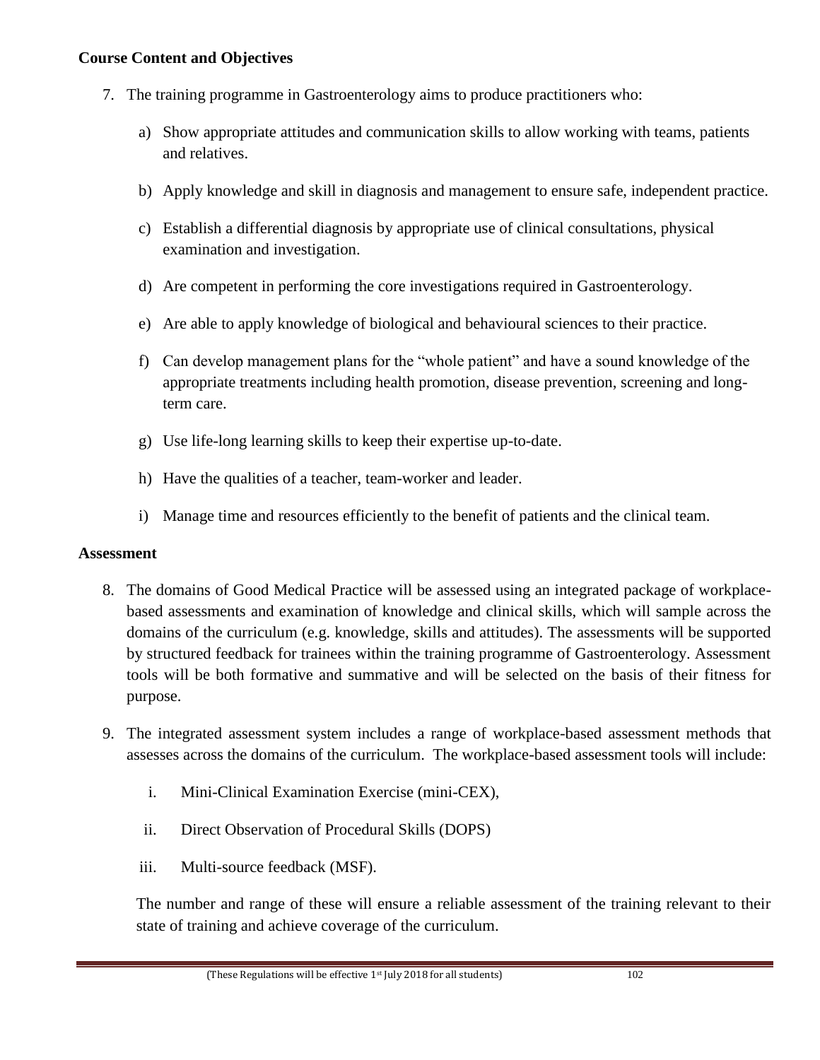**Course Content and Objectives**

7. The training programme in Gastroenterology aims to produce practitioners who:

    a) Show appropriate attitudes and communication skills to allow working with teams, patients and relatives.

    b) Apply knowledge and skill in diagnosis and management to ensure safe, independent practice.

    c) Establish a differential diagnosis by appropriate use of clinical consultations, physical examination and investigation.

    d) Are competent in performing the core investigations required in Gastroenterology.

    e) Are able to apply knowledge of biological and behavioural sciences to their practice.

    f) Can develop management plans for the "whole patient" and have a sound knowledge of the appropriate treatments including health promotion, disease prevention, screening and long-term care.

    g) Use life-long learning skills to keep their expertise up-to-date.

    h) Have the qualities of a teacher, team-worker and leader.

    i) Manage time and resources efficiently to the benefit of patients and the clinical team.

**Assessment**

8. The domains of Good Medical Practice will be assessed using an integrated package of workplace-based assessments and examination of knowledge and clinical skills, which will sample across the domains of the curriculum (e.g. knowledge, skills and attitudes). The assessments will be supported by structured feedback for trainees within the training programme of Gastroenterology. Assessment tools will be both formative and summative and will be selected on the basis of their fitness for purpose.

9. The integrated assessment system includes a range of workplace-based assessment methods that assesses across the domains of the curriculum. The workplace-based assessment tools will include:

    i. Mini-Clinical Examination Exercise (mini-CEX),

    ii. Direct Observation of Procedural Skills (DOPS)

    iii. Multi-source feedback (MSF).

    The number and range of these will ensure a reliable assessment of the training relevant to their state of training and achieve coverage of the curriculum.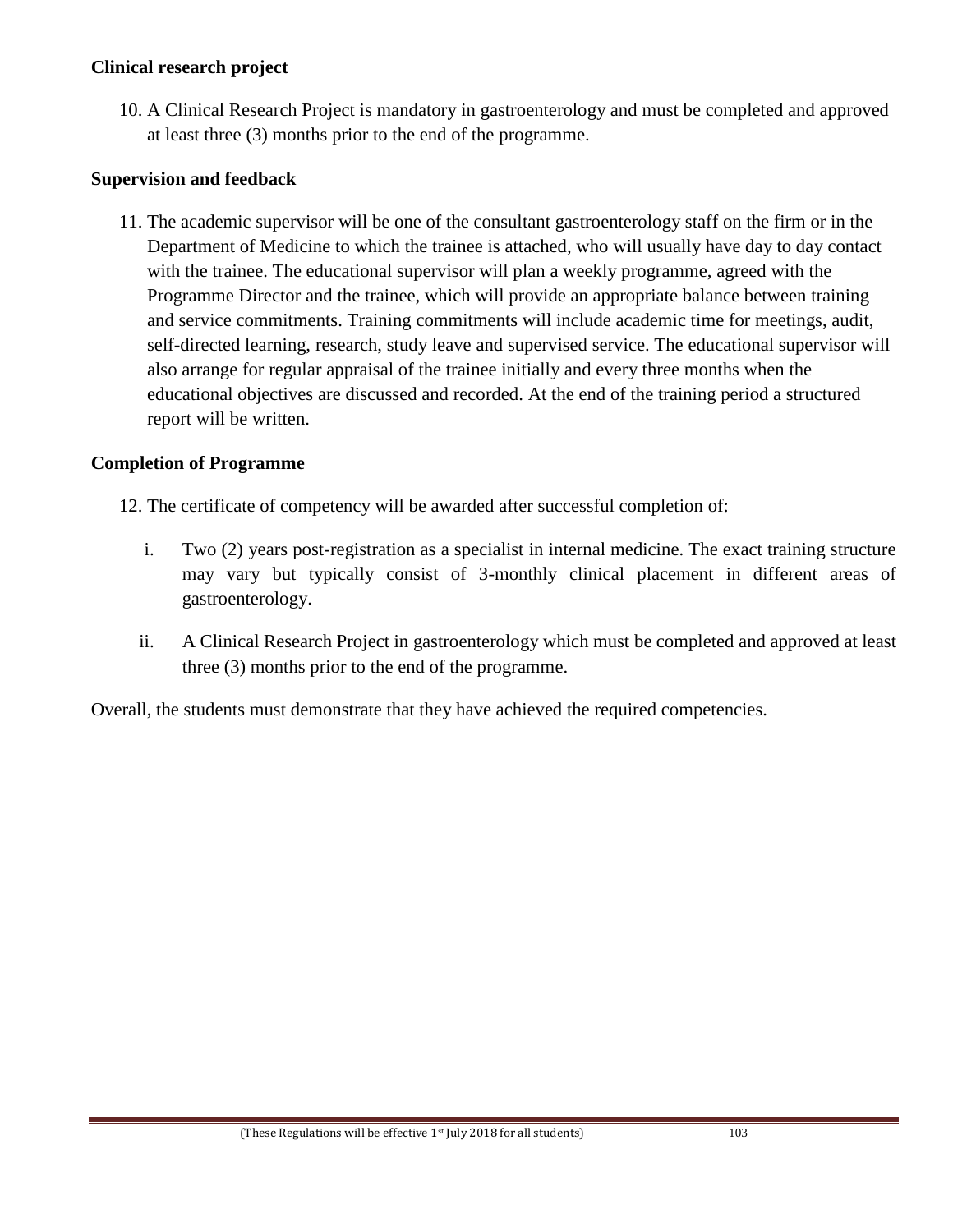**Clinical research project**

10. A Clinical Research Project is mandatory in gastroenterology and must be completed and approved at least three (3) months prior to the end of the programme.

**Supervision and feedback**

11. The academic supervisor will be one of the consultant gastroenterology staff on the firm or in the Department of Medicine to which the trainee is attached, who will usually have day to day contact with the trainee. The educational supervisor will plan a weekly programme, agreed with the Programme Director and the trainee, which will provide an appropriate balance between training and service commitments. Training commitments will include academic time for meetings, audit, self-directed learning, research, study leave and supervised service. The educational supervisor will also arrange for regular appraisal of the trainee initially and every three months when the educational objectives are discussed and recorded. At the end of the training period a structured report will be written.

**Completion of Programme**

12. The certificate of competency will be awarded after successful completion of:

    i. Two (2) years post-registration as a specialist in internal medicine. The exact training structure may vary but typically consist of 3-monthly clinical placement in different areas of gastroenterology.

    ii. A Clinical Research Project in gastroenterology which must be completed and approved at least three (3) months prior to the end of the programme.

Overall, the students must demonstrate that they have achieved the required competencies.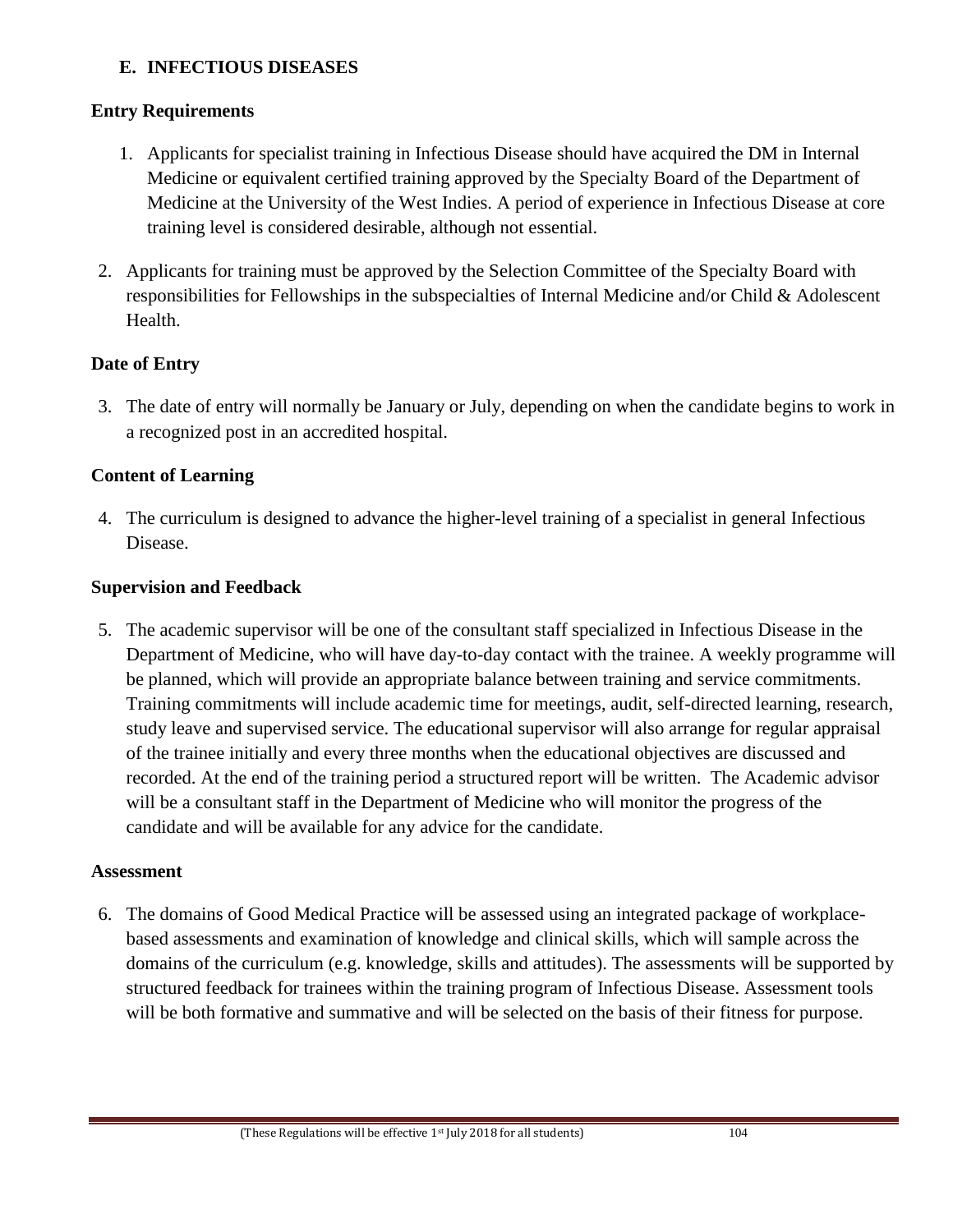## E. INFECTIOUS DISEASES

### Entry Requirements

1. Applicants for specialist training in Infectious Disease should have acquired the DM in Internal Medicine or equivalent certified training approved by the Specialty Board of the Department of Medicine at the University of the West Indies. A period of experience in Infectious Disease at core training level is considered desirable, although not essential.

2. Applicants for training must be approved by the Selection Committee of the Specialty Board with responsibilities for Fellowships in the subspecialties of Internal Medicine and/or Child & Adolescent Health.

### Date of Entry

3. The date of entry will normally be January or July, depending on when the candidate begins to work in a recognized post in an accredited hospital.

### Content of Learning

4. The curriculum is designed to advance the higher-level training of a specialist in general Infectious Disease.

### Supervision and Feedback

5. The academic supervisor will be one of the consultant staff specialized in Infectious Disease in the Department of Medicine, who will have day-to-day contact with the trainee. A weekly programme will be planned, which will provide an appropriate balance between training and service commitments. Training commitments will include academic time for meetings, audit, self-directed learning, research, study leave and supervised service. The educational supervisor will also arrange for regular appraisal of the trainee initially and every three months when the educational objectives are discussed and recorded. At the end of the training period a structured report will be written. The Academic advisor will be a consultant staff in the Department of Medicine who will monitor the progress of the candidate and will be available for any advice for the candidate.

### Assessment

6. The domains of Good Medical Practice will be assessed using an integrated package of workplace-based assessments and examination of knowledge and clinical skills, which will sample across the domains of the curriculum (e.g. knowledge, skills and attitudes). The assessments will be supported by structured feedback for trainees within the training program of Infectious Disease. Assessment tools will be both formative and summative and will be selected on the basis of their fitness for purpose.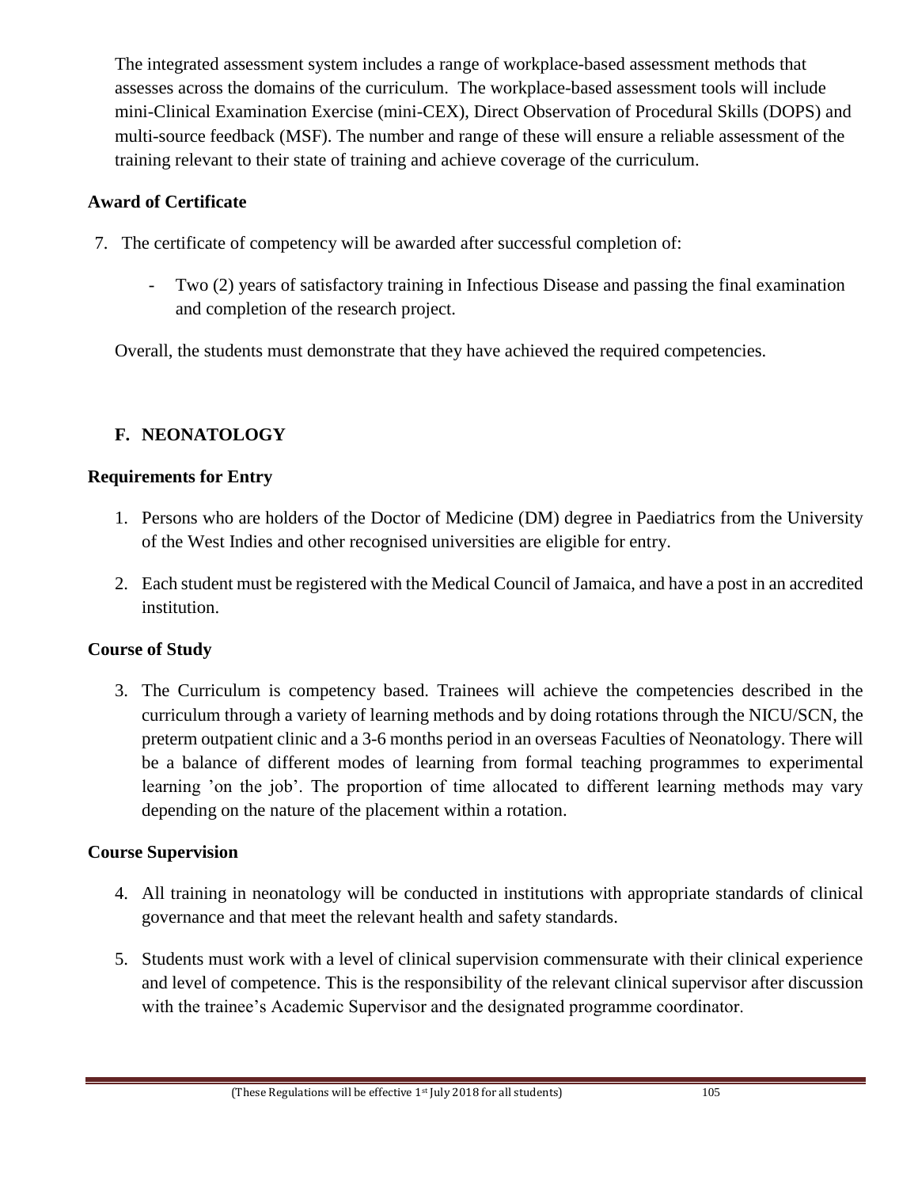The integrated assessment system includes a range of workplace-based assessment methods that assesses across the domains of the curriculum. The workplace-based assessment tools will include mini-Clinical Examination Exercise (mini-CEX), Direct Observation of Procedural Skills (DOPS) and multi-source feedback (MSF). The number and range of these will ensure a reliable assessment of the training relevant to their state of training and achieve coverage of the curriculum.

**Award of Certificate**

7. The certificate of competency will be awarded after successful completion of:

   - Two (2) years of satisfactory training in Infectious Disease and passing the final examination and completion of the research project.

Overall, the students must demonstrate that they have achieved the required competencies.

## F. NEONATOLOGY

**Requirements for Entry**

1. Persons who are holders of the Doctor of Medicine (DM) degree in Paediatrics from the University of the West Indies and other recognised universities are eligible for entry.

2. Each student must be registered with the Medical Council of Jamaica, and have a post in an accredited institution.

**Course of Study**

3. The Curriculum is competency based. Trainees will achieve the competencies described in the curriculum through a variety of learning methods and by doing rotations through the NICU/SCN, the preterm outpatient clinic and a 3-6 months period in an overseas Faculties of Neonatology. There will be a balance of different modes of learning from formal teaching programmes to experimental learning 'on the job'. The proportion of time allocated to different learning methods may vary depending on the nature of the placement within a rotation.

**Course Supervision**

4. All training in neonatology will be conducted in institutions with appropriate standards of clinical governance and that meet the relevant health and safety standards.

5. Students must work with a level of clinical supervision commensurate with their clinical experience and level of competence. This is the responsibility of the relevant clinical supervisor after discussion with the trainee's Academic Supervisor and the designated programme coordinator.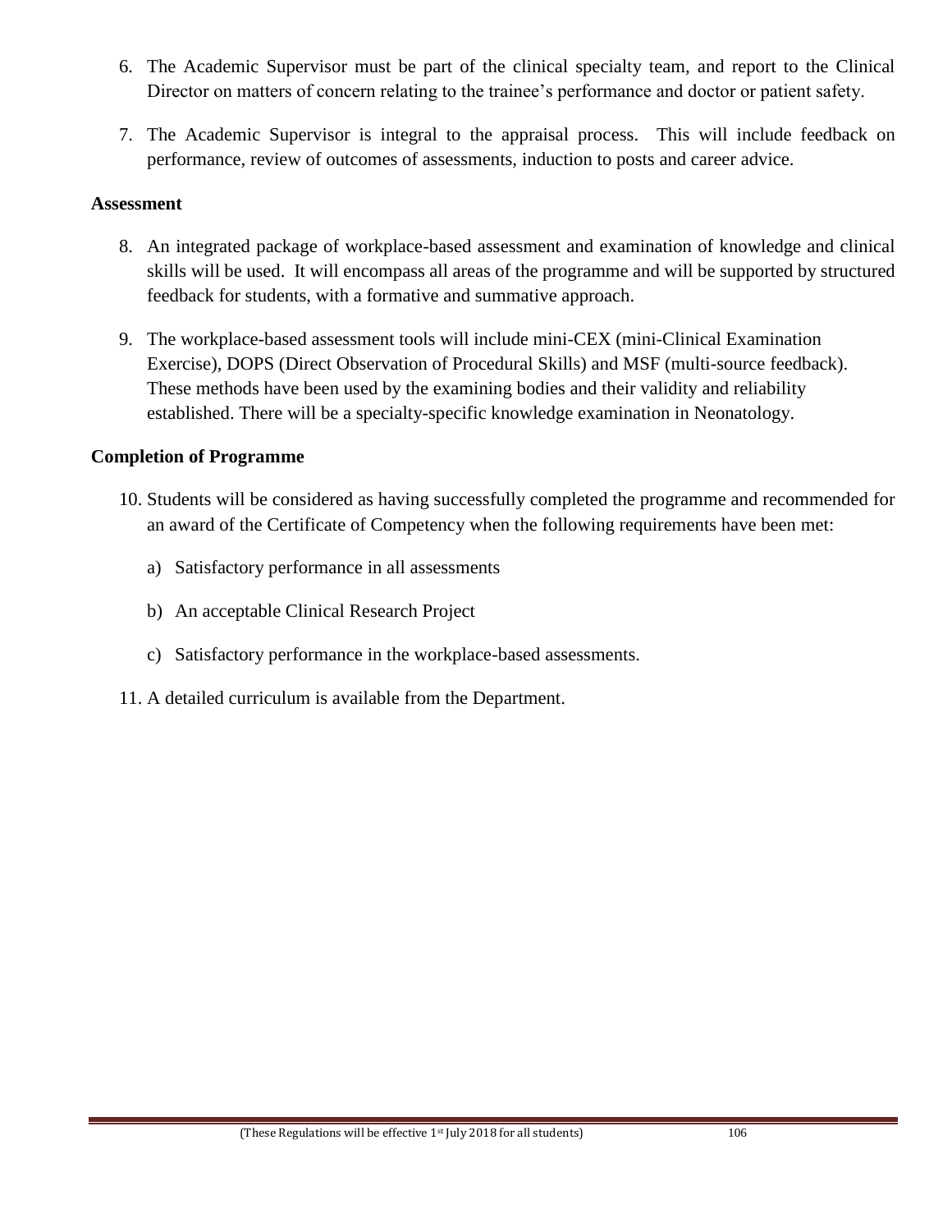6. The Academic Supervisor must be part of the clinical specialty team, and report to the Clinical Director on matters of concern relating to the trainee's performance and doctor or patient safety.

7. The Academic Supervisor is integral to the appraisal process. This will include feedback on performance, review of outcomes of assessments, induction to posts and career advice.

**Assessment**

8. An integrated package of workplace-based assessment and examination of knowledge and clinical skills will be used. It will encompass all areas of the programme and will be supported by structured feedback for students, with a formative and summative approach.

9. The workplace-based assessment tools will include mini-CEX (mini-Clinical Examination Exercise), DOPS (Direct Observation of Procedural Skills) and MSF (multi-source feedback). These methods have been used by the examining bodies and their validity and reliability established. There will be a specialty-specific knowledge examination in Neonatology.

**Completion of Programme**

10. Students will be considered as having successfully completed the programme and recommended for an award of the Certificate of Competency when the following requirements have been met:

    a) Satisfactory performance in all assessments

    b) An acceptable Clinical Research Project

    c) Satisfactory performance in the workplace-based assessments.

11. A detailed curriculum is available from the Department.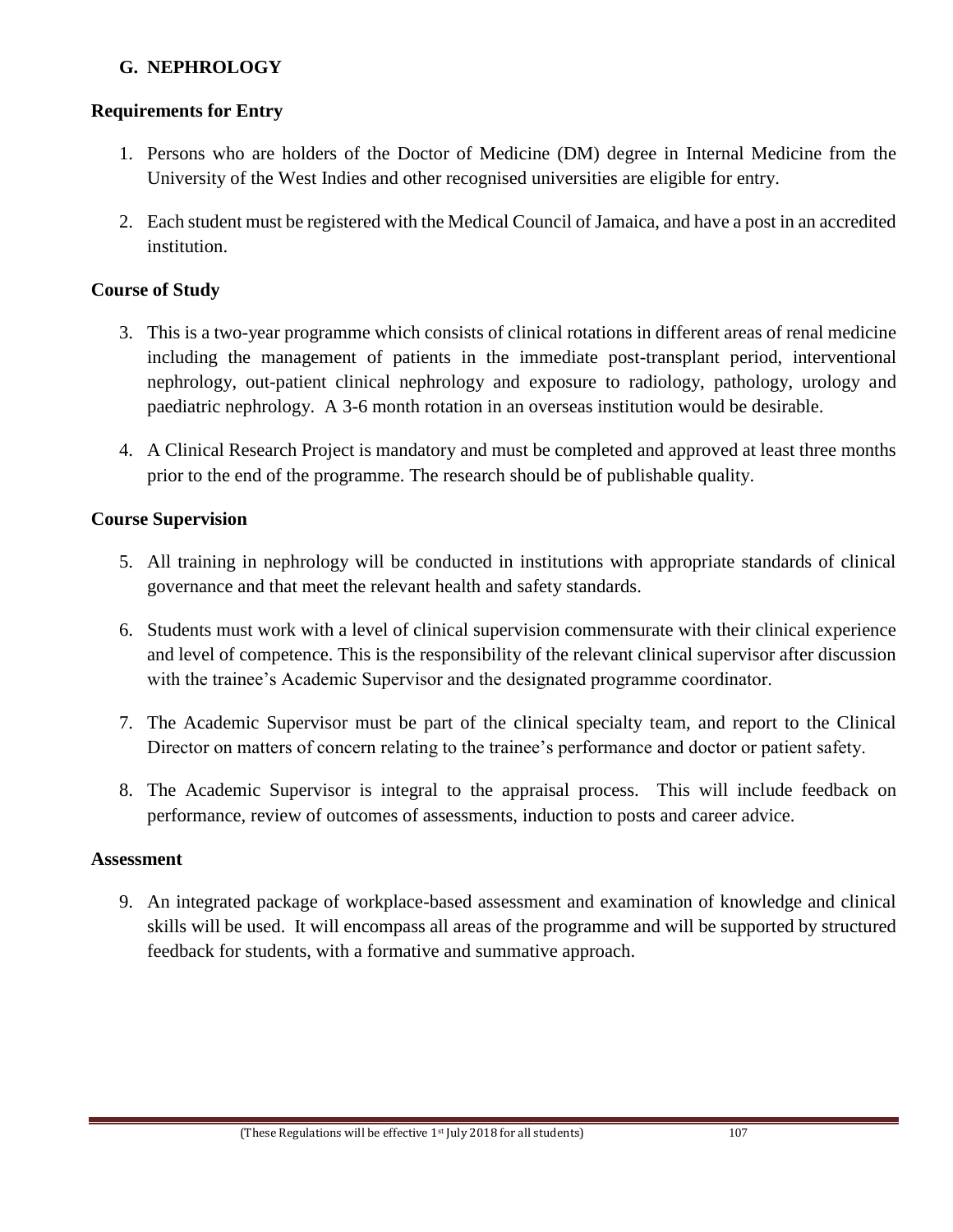## G. NEPHROLOGY

### Requirements for Entry

1. Persons who are holders of the Doctor of Medicine (DM) degree in Internal Medicine from the University of the West Indies and other recognised universities are eligible for entry.

2. Each student must be registered with the Medical Council of Jamaica, and have a post in an accredited institution.

### Course of Study

3. This is a two-year programme which consists of clinical rotations in different areas of renal medicine including the management of patients in the immediate post-transplant period, interventional nephrology, out-patient clinical nephrology and exposure to radiology, pathology, urology and paediatric nephrology. A 3-6 month rotation in an overseas institution would be desirable.

4. A Clinical Research Project is mandatory and must be completed and approved at least three months prior to the end of the programme. The research should be of publishable quality.

### Course Supervision

5. All training in nephrology will be conducted in institutions with appropriate standards of clinical governance and that meet the relevant health and safety standards.

6. Students must work with a level of clinical supervision commensurate with their clinical experience and level of competence. This is the responsibility of the relevant clinical supervisor after discussion with the trainee's Academic Supervisor and the designated programme coordinator.

7. The Academic Supervisor must be part of the clinical specialty team, and report to the Clinical Director on matters of concern relating to the trainee's performance and doctor or patient safety.

8. The Academic Supervisor is integral to the appraisal process. This will include feedback on performance, review of outcomes of assessments, induction to posts and career advice.

### Assessment

9. An integrated package of workplace-based assessment and examination of knowledge and clinical skills will be used. It will encompass all areas of the programme and will be supported by structured feedback for students, with a formative and summative approach.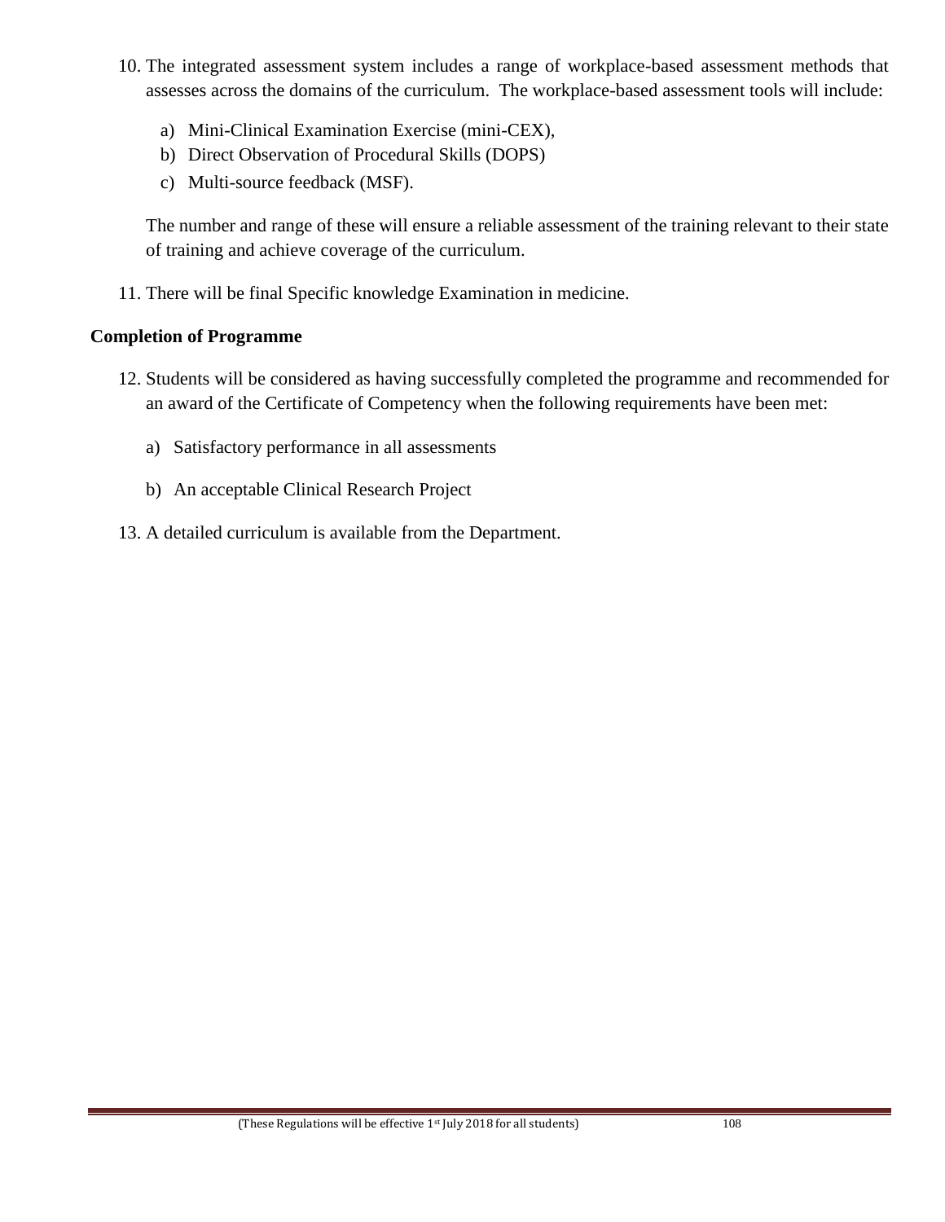10. The integrated assessment system includes a range of workplace-based assessment methods that assesses across the domains of the curriculum. The workplace-based assessment tools will include:

    a) Mini-Clinical Examination Exercise (mini-CEX),
    b) Direct Observation of Procedural Skills (DOPS)
    c) Multi-source feedback (MSF).

    The number and range of these will ensure a reliable assessment of the training relevant to their state of training and achieve coverage of the curriculum.

11. There will be final Specific knowledge Examination in medicine.

**Completion of Programme**

12. Students will be considered as having successfully completed the programme and recommended for an award of the Certificate of Competency when the following requirements have been met:

    a) Satisfactory performance in all assessments

    b) An acceptable Clinical Research Project

13. A detailed curriculum is available from the Department.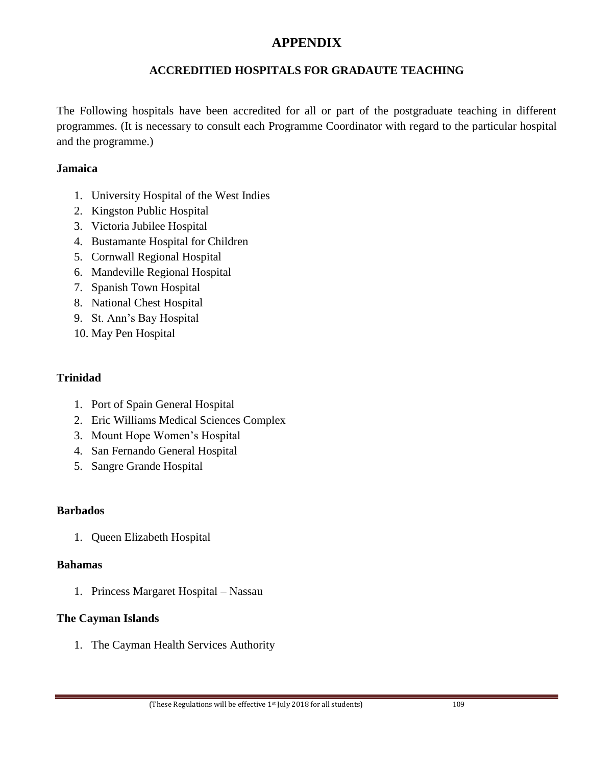# APPENDIX

## ACCREDITIED HOSPITALS FOR GRADAUTE TEACHING

The Following hospitals have been accredited for all or part of the postgraduate teaching in different programmes. (It is necessary to consult each Programme Coordinator with regard to the particular hospital and the programme.)

**Jamaica**

1. University Hospital of the West Indies
2. Kingston Public Hospital
3. Victoria Jubilee Hospital
4. Bustamante Hospital for Children
5. Cornwall Regional Hospital
6. Mandeville Regional Hospital
7. Spanish Town Hospital
8. National Chest Hospital
9. St. Ann's Bay Hospital
10. May Pen Hospital

**Trinidad**

1. Port of Spain General Hospital
2. Eric Williams Medical Sciences Complex
3. Mount Hope Women's Hospital
4. San Fernando General Hospital
5. Sangre Grande Hospital

**Barbados**

1. Queen Elizabeth Hospital

**Bahamas**

1. Princess Margaret Hospital – Nassau

**The Cayman Islands**

1. The Cayman Health Services Authority